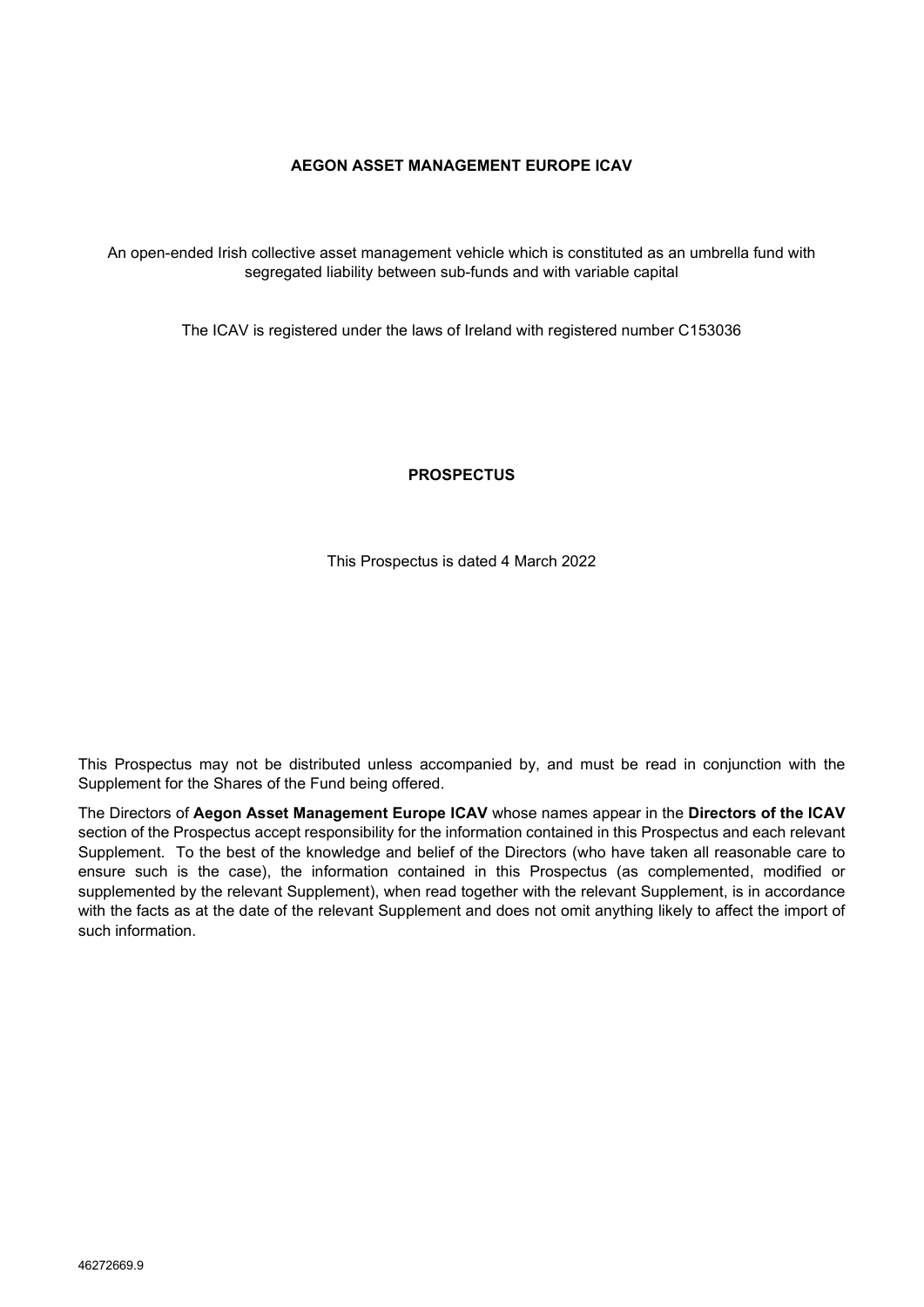# AEGON ASSET MANAGEMENT EUROPE ICAV

An open-ended Irish collective asset management vehicle which is constituted as an umbrella fund with segregated liability between sub-funds and with variable capital

The ICAV is registered under the laws of Ireland with registered number C153036

## PROSPECTUS

This Prospectus is dated 4 March 2022

This Prospectus may not be distributed unless accompanied by, and must be read in conjunction with the Supplement for the Shares of the Fund being offered.

The Directors of **Aegon Asset Management Europe ICAV** whose names appear in the **Directors of the ICAV** section of the Prospectus accept responsibility for the information contained in this Prospectus and each relevant Supplement. To the best of the knowledge and belief of the Directors (who have taken all reasonable care to ensure such is the case), the information contained in this Prospectus (as complemented, modified or supplemented by the relevant Supplement), when read together with the relevant Supplement, is in accordance with the facts as at the date of the relevant Supplement and does not omit anything likely to affect the import of such information.

46272669.9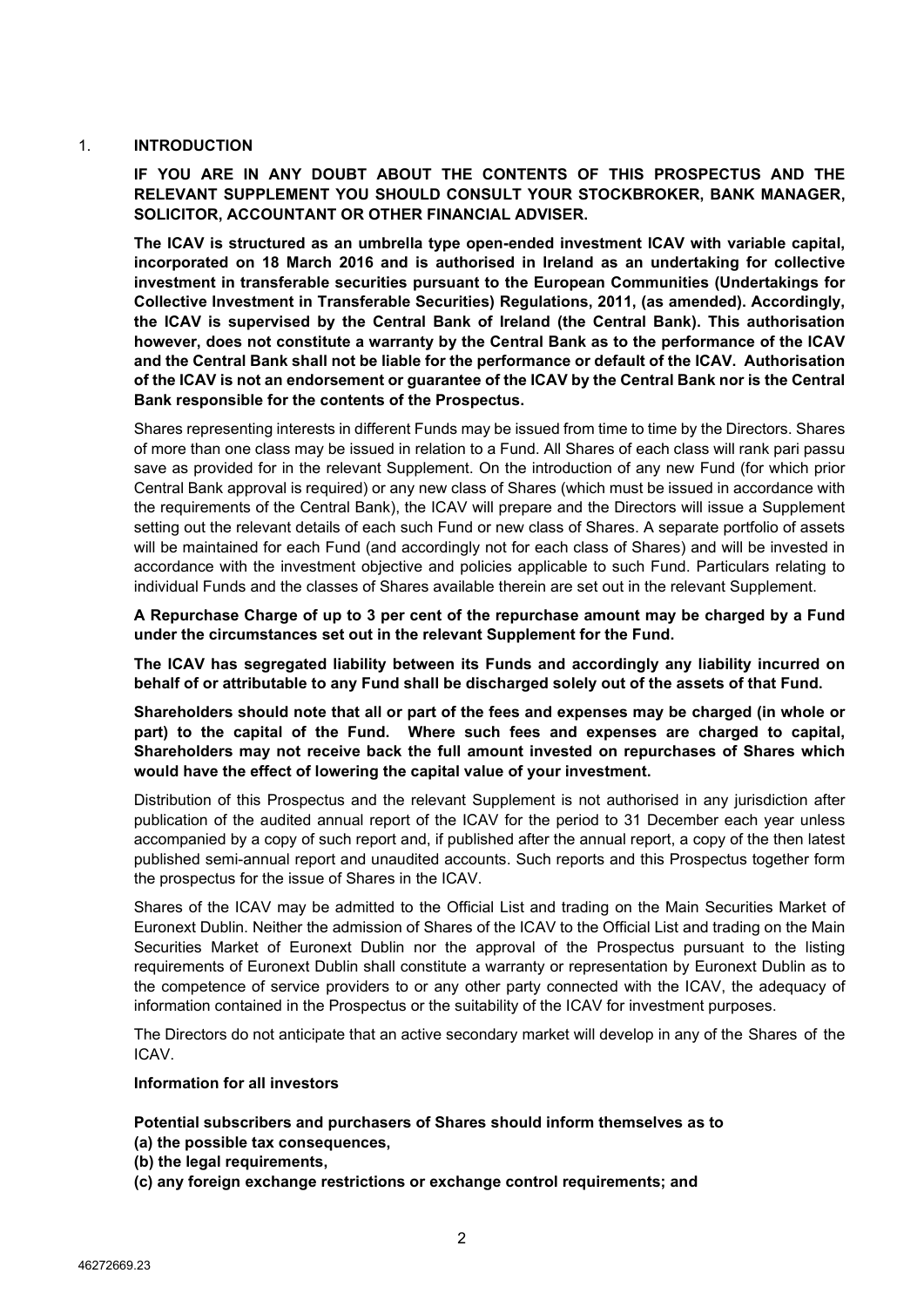## 1. INTRODUCTION

**IF YOU ARE IN ANY DOUBT ABOUT THE CONTENTS OF THIS PROSPECTUS AND THE RELEVANT SUPPLEMENT YOU SHOULD CONSULT YOUR STOCKBROKER, BANK MANAGER, SOLICITOR, ACCOUNTANT OR OTHER FINANCIAL ADVISER.**

**The ICAV is structured as an umbrella type open-ended investment ICAV with variable capital, incorporated on 18 March 2016 and is authorised in Ireland as an undertaking for collective investment in transferable securities pursuant to the European Communities (Undertakings for Collective Investment in Transferable Securities) Regulations, 2011, (as amended). Accordingly, the ICAV is supervised by the Central Bank of Ireland (the Central Bank). This authorisation however, does not constitute a warranty by the Central Bank as to the performance of the ICAV and the Central Bank shall not be liable for the performance or default of the ICAV. Authorisation of the ICAV is not an endorsement or guarantee of the ICAV by the Central Bank nor is the Central Bank responsible for the contents of the Prospectus.**

Shares representing interests in different Funds may be issued from time to time by the Directors. Shares of more than one class may be issued in relation to a Fund. All Shares of each class will rank pari passu save as provided for in the relevant Supplement. On the introduction of any new Fund (for which prior Central Bank approval is required) or any new class of Shares (which must be issued in accordance with the requirements of the Central Bank), the ICAV will prepare and the Directors will issue a Supplement setting out the relevant details of each such Fund or new class of Shares. A separate portfolio of assets will be maintained for each Fund (and accordingly not for each class of Shares) and will be invested in accordance with the investment objective and policies applicable to such Fund. Particulars relating to individual Funds and the classes of Shares available therein are set out in the relevant Supplement.

**A Repurchase Charge of up to 3 per cent of the repurchase amount may be charged by a Fund under the circumstances set out in the relevant Supplement for the Fund.**

**The ICAV has segregated liability between its Funds and accordingly any liability incurred on behalf of or attributable to any Fund shall be discharged solely out of the assets of that Fund.**

**Shareholders should note that all or part of the fees and expenses may be charged (in whole or part) to the capital of the Fund. Where such fees and expenses are charged to capital, Shareholders may not receive back the full amount invested on repurchases of Shares which would have the effect of lowering the capital value of your investment.**

Distribution of this Prospectus and the relevant Supplement is not authorised in any jurisdiction after publication of the audited annual report of the ICAV for the period to 31 December each year unless accompanied by a copy of such report and, if published after the annual report, a copy of the then latest published semi-annual report and unaudited accounts. Such reports and this Prospectus together form the prospectus for the issue of Shares in the ICAV.

Shares of the ICAV may be admitted to the Official List and trading on the Main Securities Market of Euronext Dublin. Neither the admission of Shares of the ICAV to the Official List and trading on the Main Securities Market of Euronext Dublin nor the approval of the Prospectus pursuant to the listing requirements of Euronext Dublin shall constitute a warranty or representation by Euronext Dublin as to the competence of service providers to or any other party connected with the ICAV, the adequacy of information contained in the Prospectus or the suitability of the ICAV for investment purposes.

The Directors do not anticipate that an active secondary market will develop in any of the Shares of the ICAV.

**Information for all investors**

**Potential subscribers and purchasers of Shares should inform themselves as to**
**(a) the possible tax consequences,**
**(b) the legal requirements,**
**(c) any foreign exchange restrictions or exchange control requirements; and**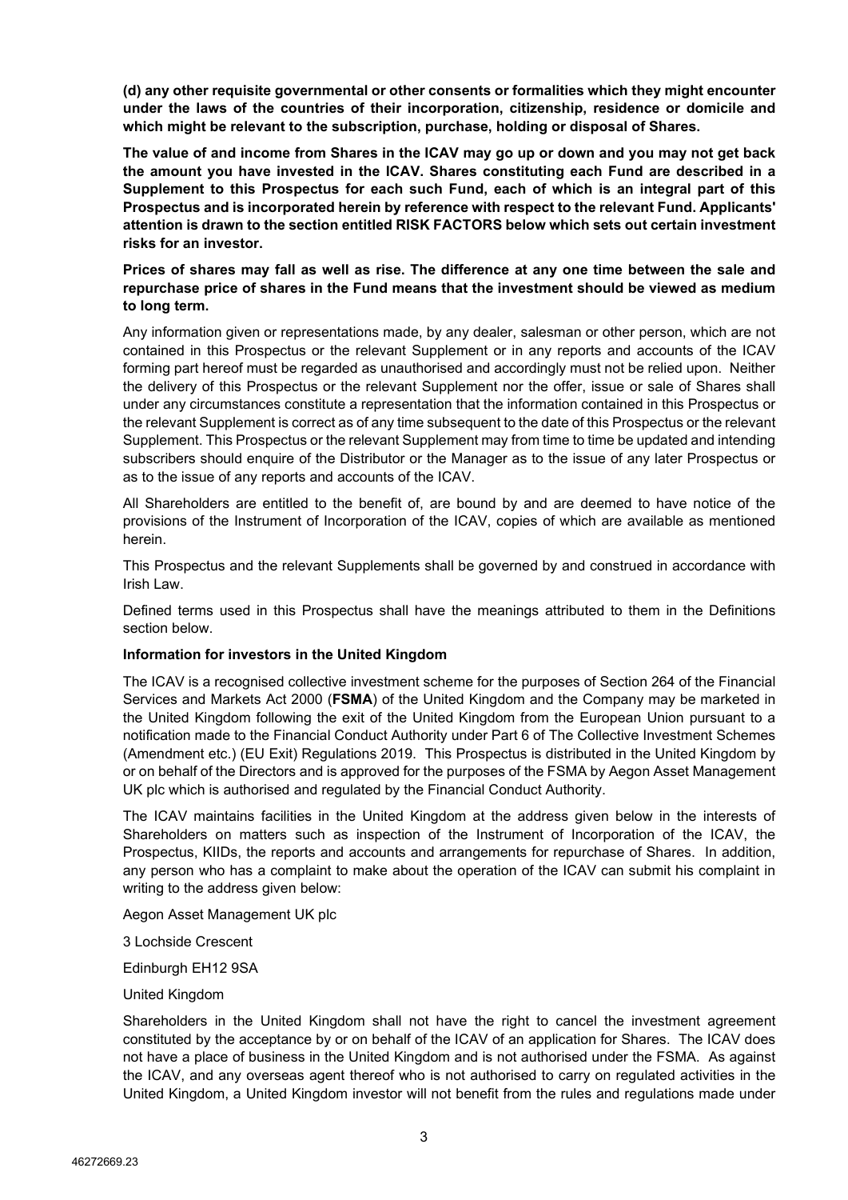**(d) any other requisite governmental or other consents or formalities which they might encounter under the laws of the countries of their incorporation, citizenship, residence or domicile and which might be relevant to the subscription, purchase, holding or disposal of Shares.**

**The value of and income from Shares in the ICAV may go up or down and you may not get back the amount you have invested in the ICAV. Shares constituting each Fund are described in a Supplement to this Prospectus for each such Fund, each of which is an integral part of this Prospectus and is incorporated herein by reference with respect to the relevant Fund. Applicants' attention is drawn to the section entitled RISK FACTORS below which sets out certain investment risks for an investor.**

**Prices of shares may fall as well as rise. The difference at any one time between the sale and repurchase price of shares in the Fund means that the investment should be viewed as medium to long term.**

Any information given or representations made, by any dealer, salesman or other person, which are not contained in this Prospectus or the relevant Supplement or in any reports and accounts of the ICAV forming part hereof must be regarded as unauthorised and accordingly must not be relied upon. Neither the delivery of this Prospectus or the relevant Supplement nor the offer, issue or sale of Shares shall under any circumstances constitute a representation that the information contained in this Prospectus or the relevant Supplement is correct as of any time subsequent to the date of this Prospectus or the relevant Supplement. This Prospectus or the relevant Supplement may from time to time be updated and intending subscribers should enquire of the Distributor or the Manager as to the issue of any later Prospectus or as to the issue of any reports and accounts of the ICAV.

All Shareholders are entitled to the benefit of, are bound by and are deemed to have notice of the provisions of the Instrument of Incorporation of the ICAV, copies of which are available as mentioned herein.

This Prospectus and the relevant Supplements shall be governed by and construed in accordance with Irish Law.

Defined terms used in this Prospectus shall have the meanings attributed to them in the Definitions section below.

**Information for investors in the United Kingdom**

The ICAV is a recognised collective investment scheme for the purposes of Section 264 of the Financial Services and Markets Act 2000 (**FSMA**) of the United Kingdom and the Company may be marketed in the United Kingdom following the exit of the United Kingdom from the European Union pursuant to a notification made to the Financial Conduct Authority under Part 6 of The Collective Investment Schemes (Amendment etc.) (EU Exit) Regulations 2019. This Prospectus is distributed in the United Kingdom by or on behalf of the Directors and is approved for the purposes of the FSMA by Aegon Asset Management UK plc which is authorised and regulated by the Financial Conduct Authority.

The ICAV maintains facilities in the United Kingdom at the address given below in the interests of Shareholders on matters such as inspection of the Instrument of Incorporation of the ICAV, the Prospectus, KIIDs, the reports and accounts and arrangements for repurchase of Shares. In addition, any person who has a complaint to make about the operation of the ICAV can submit his complaint in writing to the address given below:

Aegon Asset Management UK plc

3 Lochside Crescent

Edinburgh EH12 9SA

United Kingdom

Shareholders in the United Kingdom shall not have the right to cancel the investment agreement constituted by the acceptance by or on behalf of the ICAV of an application for Shares. The ICAV does not have a place of business in the United Kingdom and is not authorised under the FSMA. As against the ICAV, and any overseas agent thereof who is not authorised to carry on regulated activities in the United Kingdom, a United Kingdom investor will not benefit from the rules and regulations made under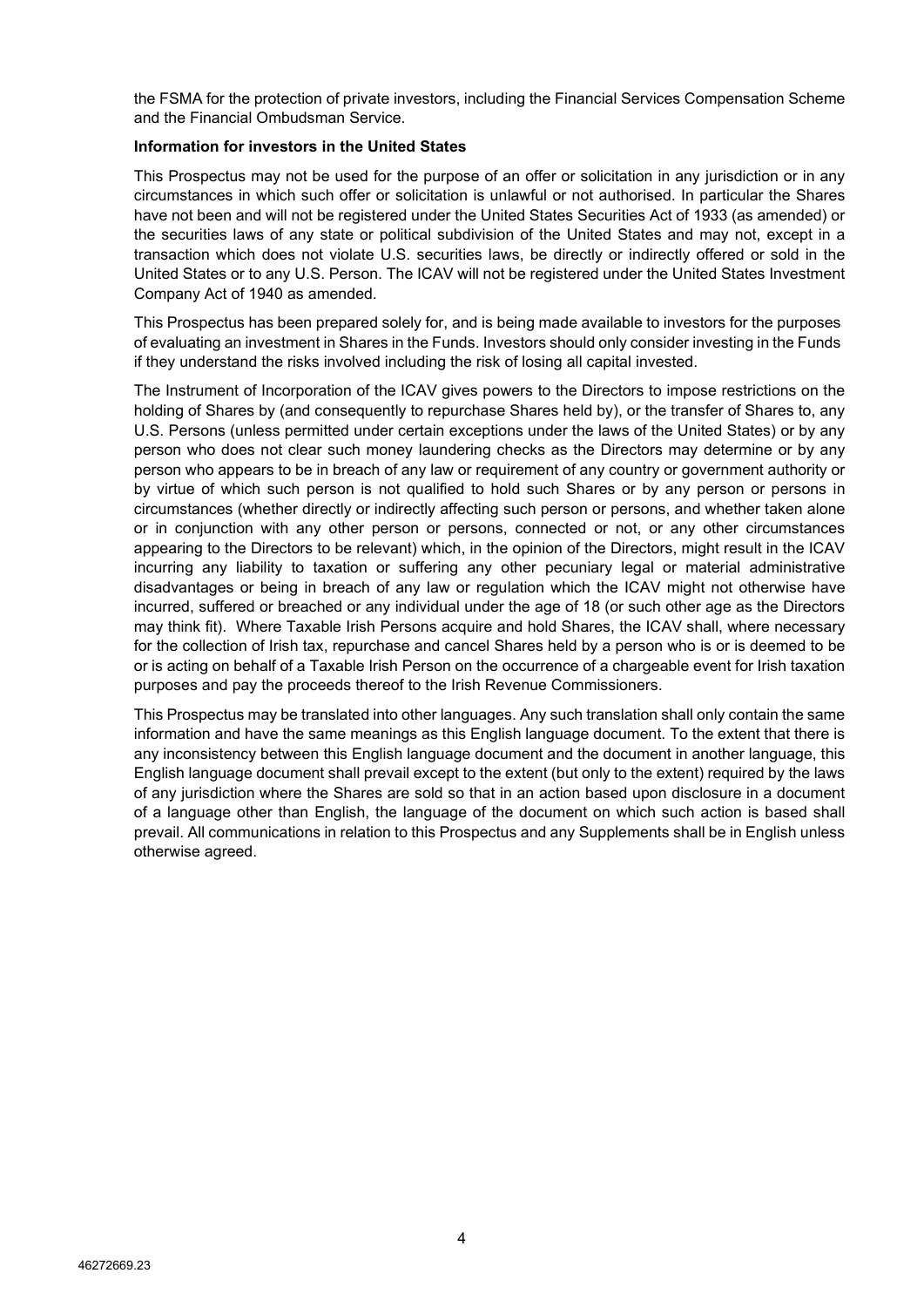the FSMA for the protection of private investors, including the Financial Services Compensation Scheme and the Financial Ombudsman Service.

**Information for investors in the United States**

This Prospectus may not be used for the purpose of an offer or solicitation in any jurisdiction or in any circumstances in which such offer or solicitation is unlawful or not authorised. In particular the Shares have not been and will not be registered under the United States Securities Act of 1933 (as amended) or the securities laws of any state or political subdivision of the United States and may not, except in a transaction which does not violate U.S. securities laws, be directly or indirectly offered or sold in the United States or to any U.S. Person. The ICAV will not be registered under the United States Investment Company Act of 1940 as amended.

This Prospectus has been prepared solely for, and is being made available to investors for the purposes of evaluating an investment in Shares in the Funds. Investors should only consider investing in the Funds if they understand the risks involved including the risk of losing all capital invested.

The Instrument of Incorporation of the ICAV gives powers to the Directors to impose restrictions on the holding of Shares by (and consequently to repurchase Shares held by), or the transfer of Shares to, any U.S. Persons (unless permitted under certain exceptions under the laws of the United States) or by any person who does not clear such money laundering checks as the Directors may determine or by any person who appears to be in breach of any law or requirement of any country or government authority or by virtue of which such person is not qualified to hold such Shares or by any person or persons in circumstances (whether directly or indirectly affecting such person or persons, and whether taken alone or in conjunction with any other person or persons, connected or not, or any other circumstances appearing to the Directors to be relevant) which, in the opinion of the Directors, might result in the ICAV incurring any liability to taxation or suffering any other pecuniary legal or material administrative disadvantages or being in breach of any law or regulation which the ICAV might not otherwise have incurred, suffered or breached or any individual under the age of 18 (or such other age as the Directors may think fit). Where Taxable Irish Persons acquire and hold Shares, the ICAV shall, where necessary for the collection of Irish tax, repurchase and cancel Shares held by a person who is or is deemed to be or is acting on behalf of a Taxable Irish Person on the occurrence of a chargeable event for Irish taxation purposes and pay the proceeds thereof to the Irish Revenue Commissioners.

This Prospectus may be translated into other languages. Any such translation shall only contain the same information and have the same meanings as this English language document. To the extent that there is any inconsistency between this English language document and the document in another language, this English language document shall prevail except to the extent (but only to the extent) required by the laws of any jurisdiction where the Shares are sold so that in an action based upon disclosure in a document of a language other than English, the language of the document on which such action is based shall prevail. All communications in relation to this Prospectus and any Supplements shall be in English unless otherwise agreed.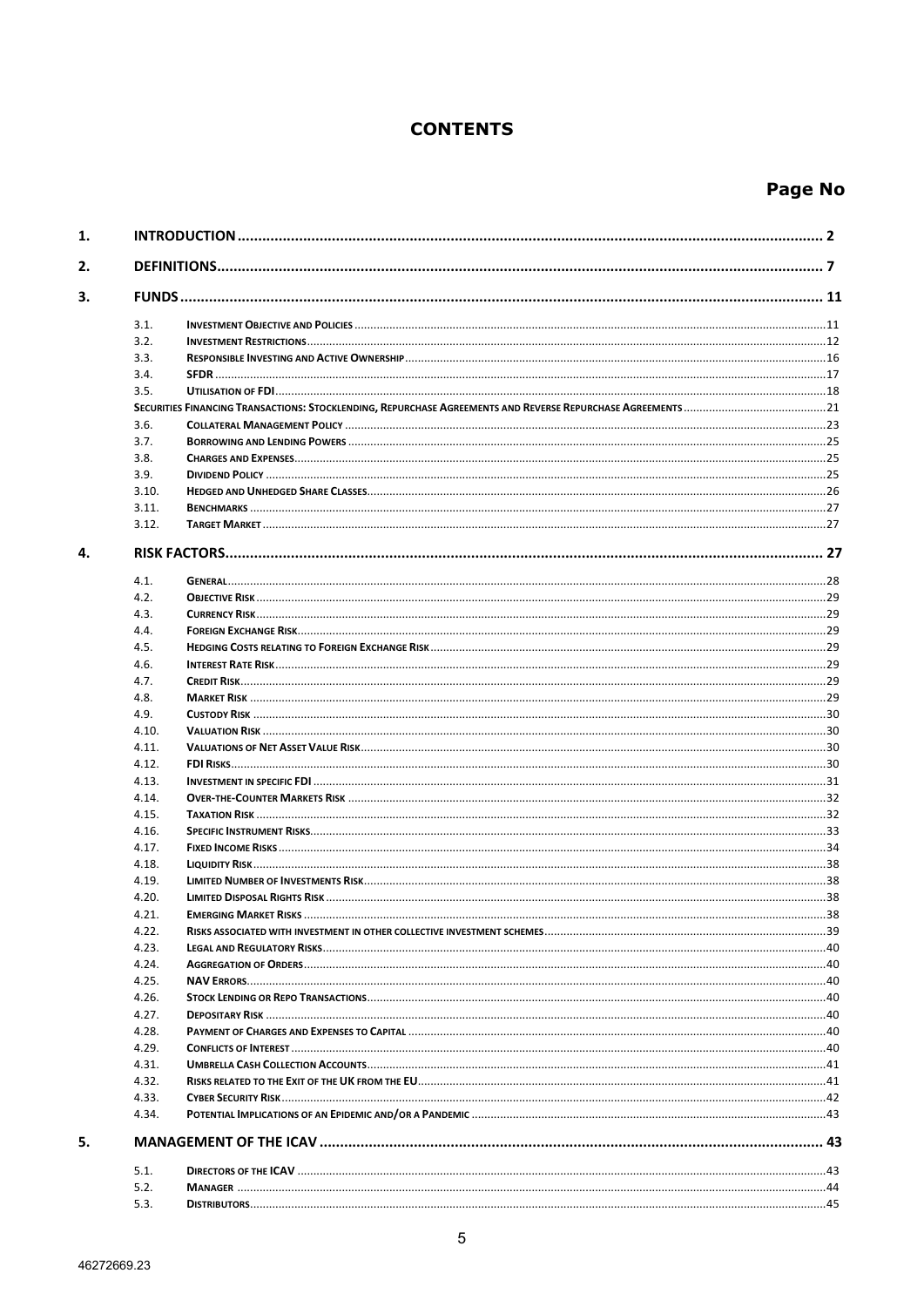# CONTENTS

**Page No**

| | | | |
|---|---|---|---|
| **1.** | **INTRODUCTION** | | **2** |
| **2.** | **DEFINITIONS** | | **7** |
| **3.** | **FUNDS** | | **11** |
| | 3.1. | **Investment Objective and Policies** | 11 |
| | 3.2. | **Investment Restrictions** | 12 |
| | 3.3. | **Responsible Investing and Active Ownership** | 16 |
| | 3.4. | **SFDR** | 17 |
| | 3.5. | **Utilisation of FDI** | 18 |
| | | **Securities Financing Transactions: Stocklending, Repurchase Agreements and Reverse Repurchase Agreements** | 21 |
| | 3.6. | **Collateral Management Policy** | 23 |
| | 3.7. | **Borrowing and Lending Powers** | 25 |
| | 3.8. | **Charges and Expenses** | 25 |
| | 3.9. | **Dividend Policy** | 25 |
| | 3.10. | **Hedged and Unhedged Share Classes** | 26 |
| | 3.11. | **Benchmarks** | 27 |
| | 3.12. | **Target Market** | 27 |
| **4.** | **RISK FACTORS** | | **27** |
| | 4.1. | **General** | 28 |
| | 4.2. | **Objective Risk** | 29 |
| | 4.3. | **Currency Risk** | 29 |
| | 4.4. | **Foreign Exchange Risk** | 29 |
| | 4.5. | **Hedging Costs relating to Foreign Exchange Risk** | 29 |
| | 4.6. | **Interest Rate Risk** | 29 |
| | 4.7. | **Credit Risk** | 29 |
| | 4.8. | **Market Risk** | 29 |
| | 4.9. | **Custody Risk** | 30 |
| | 4.10. | **Valuation Risk** | 30 |
| | 4.11. | **Valuations of Net Asset Value Risk** | 30 |
| | 4.12. | **FDI Risks** | 30 |
| | 4.13. | **Investment in specific FDI** | 31 |
| | 4.14. | **Over-the-Counter Markets Risk** | 32 |
| | 4.15. | **Taxation Risk** | 32 |
| | 4.16. | **Specific Instrument Risks** | 33 |
| | 4.17. | **Fixed Income Risks** | 34 |
| | 4.18. | **Liquidity Risk** | 38 |
| | 4.19. | **Limited Number of Investments Risk** | 38 |
| | 4.20. | **Limited Disposal Rights Risk** | 38 |
| | 4.21. | **Emerging Market Risks** | 38 |
| | 4.22. | **Risks associated with investment in other collective investment schemes** | 39 |
| | 4.23. | **Legal and Regulatory Risks** | 40 |
| | 4.24. | **Aggregation of Orders** | 40 |
| | 4.25. | **NAV Errors** | 40 |
| | 4.26. | **Stock Lending or Repo Transactions** | 40 |
| | 4.27. | **Depositary Risk** | 40 |
| | 4.28. | **Payment of Charges and Expenses to Capital** | 40 |
| | 4.29. | **Conflicts of Interest** | 40 |
| | 4.31. | **Umbrella Cash Collection Accounts** | 41 |
| | 4.32. | **Risks related to the Exit of the UK from the EU** | 41 |
| | 4.33. | **Cyber Security Risk** | 42 |
| | 4.34. | **Potential Implications of an Epidemic and/or a Pandemic** | 43 |
| **5.** | **MANAGEMENT OF THE ICAV** | | **43** |
| | 5.1. | **Directors of the ICAV** | 43 |
| | 5.2. | **Manager** | 44 |
| | 5.3. | **Distributors** | 45 |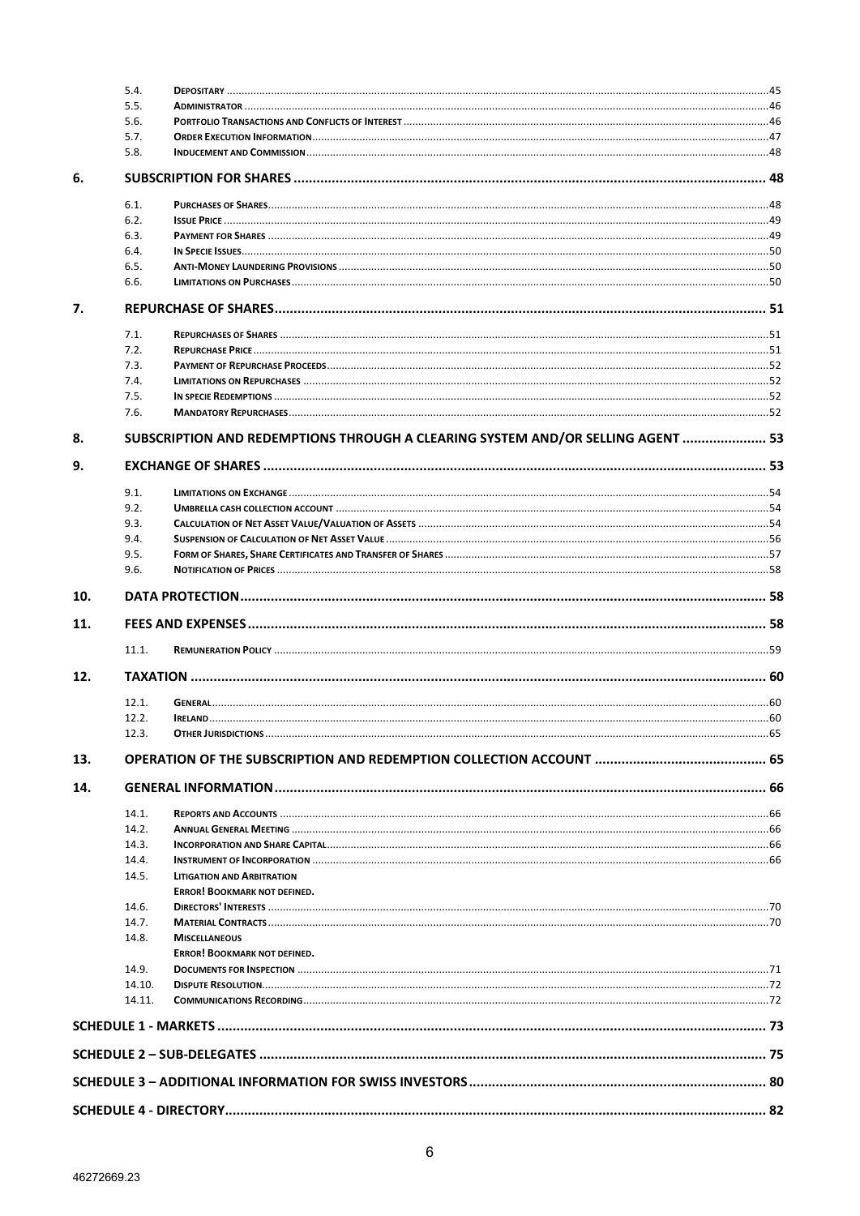| | | |
|---|---|---|
| 5.4. | **Depositary** | 45 |
| 5.5. | **Administrator** | 46 |
| 5.6. | **Portfolio Transactions and Conflicts of Interest** | 46 |
| 5.7. | **Order Execution Information** | 47 |
| 5.8. | **Inducement and Commission** | 48 |

**6. SUBSCRIPTION FOR SHARES .......... 48**

| | | |
|---|---|---|
| 6.1. | **Purchases of Shares** | 48 |
| 6.2. | **Issue Price** | 49 |
| 6.3. | **Payment for Shares** | 49 |
| 6.4. | **In Specie Issues** | 50 |
| 6.5. | **Anti-Money Laundering Provisions** | 50 |
| 6.6. | **Limitations on Purchases** | 50 |

**7. REPURCHASE OF SHARES .......... 51**

| | | |
|---|---|---|
| 7.1. | **Repurchases of Shares** | 51 |
| 7.2. | **Repurchase Price** | 51 |
| 7.3. | **Payment of Repurchase Proceeds** | 52 |
| 7.4. | **Limitations on Repurchases** | 52 |
| 7.5. | **In specie Redemptions** | 52 |
| 7.6. | **Mandatory Repurchases** | 52 |

**8. SUBSCRIPTION AND REDEMPTIONS THROUGH A CLEARING SYSTEM AND/OR SELLING AGENT .......... 53**

**9. EXCHANGE OF SHARES .......... 53**

| | | |
|---|---|---|
| 9.1. | **Limitations on Exchange** | 54 |
| 9.2. | **Umbrella cash collection account** | 54 |
| 9.3. | **Calculation of Net Asset Value/Valuation of Assets** | 54 |
| 9.4. | **Suspension of Calculation of Net Asset Value** | 56 |
| 9.5. | **Form of Shares, Share Certificates and Transfer of Shares** | 57 |
| 9.6. | **Notification of Prices** | 58 |

**10. DATA PROTECTION .......... 58**

**11. FEES AND EXPENSES .......... 58**

| | | |
|---|---|---|
| 11.1. | **Remuneration Policy** | 59 |

**12. TAXATION .......... 60**

| | | |
|---|---|---|
| 12.1. | **General** | 60 |
| 12.2. | **Ireland** | 60 |
| 12.3. | **Other Jurisdictions** | 65 |

**13. OPERATION OF THE SUBSCRIPTION AND REDEMPTION COLLECTION ACCOUNT .......... 65**

**14. GENERAL INFORMATION .......... 66**

| | | |
|---|---|---|
| 14.1. | **Reports and Accounts** | 66 |
| 14.2. | **Annual General Meeting** | 66 |
| 14.3. | **Incorporation and Share Capital** | 66 |
| 14.4. | **Instrument of Incorporation** | 66 |
| 14.5. | **Litigation and Arbitration** **Error! Bookmark not defined.** | |
| 14.6. | **Directors' Interests** | 70 |
| 14.7. | **Material Contracts** | 70 |
| 14.8. | **Miscellaneous** **Error! Bookmark not defined.** | |
| 14.9. | **Documents for Inspection** | 71 |
| 14.10. | **Dispute Resolution** | 72 |
| 14.11. | **Communications Recording** | 72 |

**SCHEDULE 1 - MARKETS .......... 73**

**SCHEDULE 2 – SUB-DELEGATES .......... 75**

**SCHEDULE 3 – ADDITIONAL INFORMATION FOR SWISS INVESTORS .......... 80**

**SCHEDULE 4 - DIRECTORY .......... 82**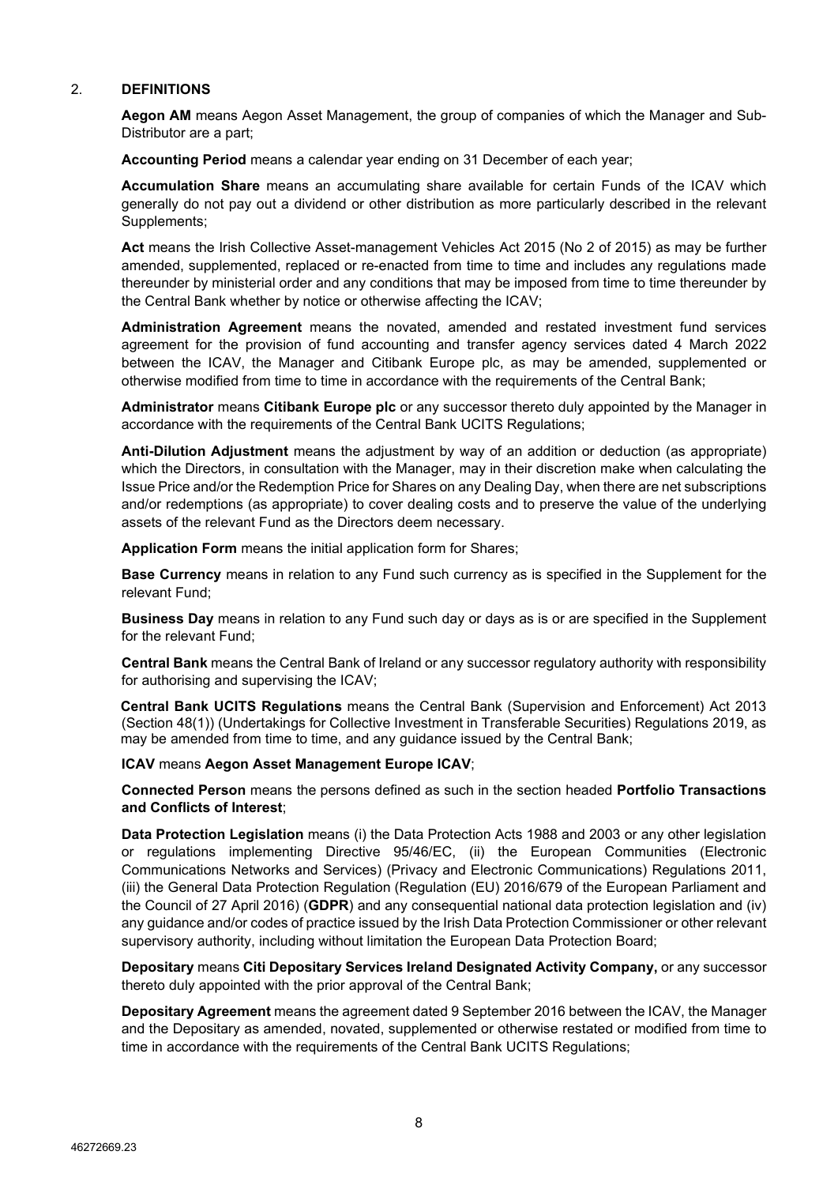## 2. DEFINITIONS

**Aegon AM** means Aegon Asset Management, the group of companies of which the Manager and Sub-Distributor are a part;

**Accounting Period** means a calendar year ending on 31 December of each year;

**Accumulation Share** means an accumulating share available for certain Funds of the ICAV which generally do not pay out a dividend or other distribution as more particularly described in the relevant Supplements;

**Act** means the Irish Collective Asset-management Vehicles Act 2015 (No 2 of 2015) as may be further amended, supplemented, replaced or re-enacted from time to time and includes any regulations made thereunder by ministerial order and any conditions that may be imposed from time to time thereunder by the Central Bank whether by notice or otherwise affecting the ICAV;

**Administration Agreement** means the novated, amended and restated investment fund services agreement for the provision of fund accounting and transfer agency services dated 4 March 2022 between the ICAV, the Manager and Citibank Europe plc, as may be amended, supplemented or otherwise modified from time to time in accordance with the requirements of the Central Bank;

**Administrator** means **Citibank Europe plc** or any successor thereto duly appointed by the Manager in accordance with the requirements of the Central Bank UCITS Regulations;

**Anti-Dilution Adjustment** means the adjustment by way of an addition or deduction (as appropriate) which the Directors, in consultation with the Manager, may in their discretion make when calculating the Issue Price and/or the Redemption Price for Shares on any Dealing Day, when there are net subscriptions and/or redemptions (as appropriate) to cover dealing costs and to preserve the value of the underlying assets of the relevant Fund as the Directors deem necessary.

**Application Form** means the initial application form for Shares;

**Base Currency** means in relation to any Fund such currency as is specified in the Supplement for the relevant Fund;

**Business Day** means in relation to any Fund such day or days as is or are specified in the Supplement for the relevant Fund;

**Central Bank** means the Central Bank of Ireland or any successor regulatory authority with responsibility for authorising and supervising the ICAV;

**Central Bank UCITS Regulations** means the Central Bank (Supervision and Enforcement) Act 2013 (Section 48(1)) (Undertakings for Collective Investment in Transferable Securities) Regulations 2019, as may be amended from time to time, and any guidance issued by the Central Bank;

**ICAV** means **Aegon Asset Management Europe ICAV**;

**Connected Person** means the persons defined as such in the section headed **Portfolio Transactions and Conflicts of Interest**;

**Data Protection Legislation** means (i) the Data Protection Acts 1988 and 2003 or any other legislation or regulations implementing Directive 95/46/EC, (ii) the European Communities (Electronic Communications Networks and Services) (Privacy and Electronic Communications) Regulations 2011, (iii) the General Data Protection Regulation (Regulation (EU) 2016/679 of the European Parliament and the Council of 27 April 2016) (**GDPR**) and any consequential national data protection legislation and (iv) any guidance and/or codes of practice issued by the Irish Data Protection Commissioner or other relevant supervisory authority, including without limitation the European Data Protection Board;

**Depositary** means **Citi Depositary Services Ireland Designated Activity Company,** or any successor thereto duly appointed with the prior approval of the Central Bank;

**Depositary Agreement** means the agreement dated 9 September 2016 between the ICAV, the Manager and the Depositary as amended, novated, supplemented or otherwise restated or modified from time to time in accordance with the requirements of the Central Bank UCITS Regulations;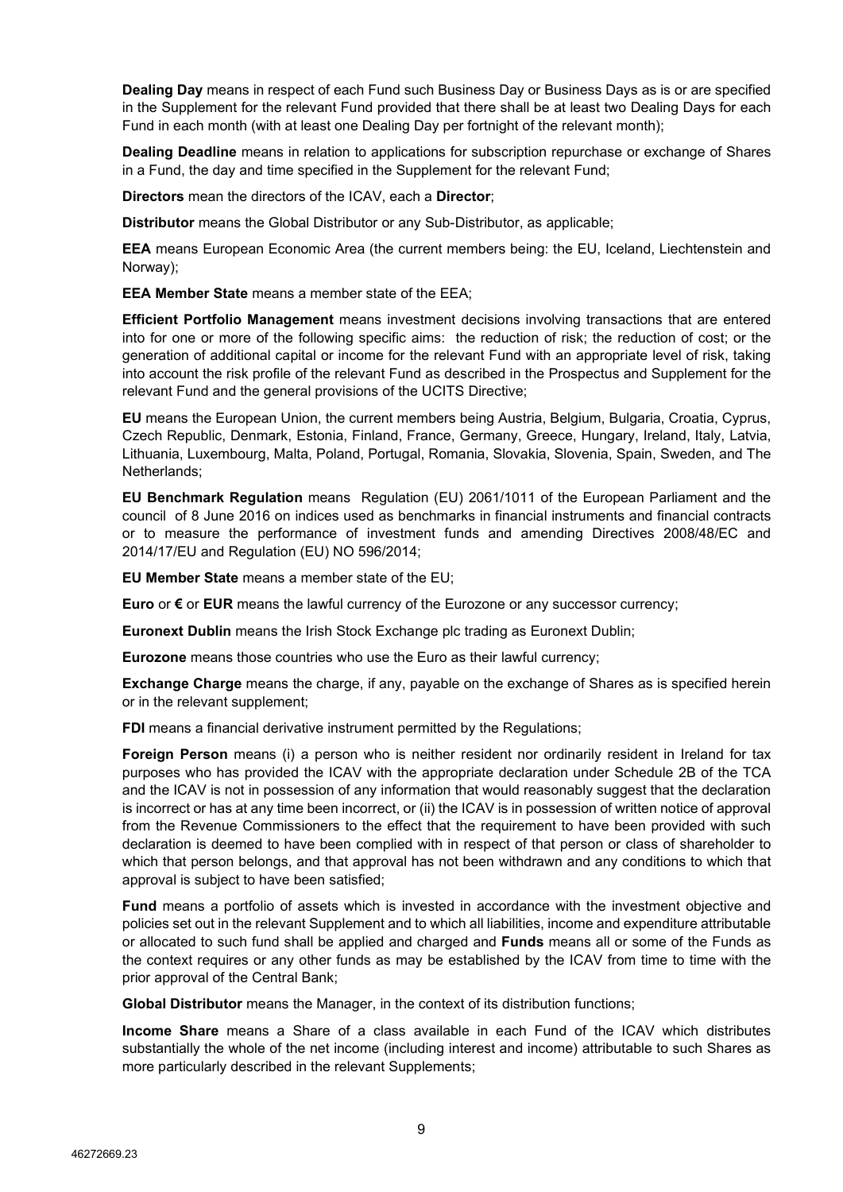**Dealing Day** means in respect of each Fund such Business Day or Business Days as is or are specified in the Supplement for the relevant Fund provided that there shall be at least two Dealing Days for each Fund in each month (with at least one Dealing Day per fortnight of the relevant month);

**Dealing Deadline** means in relation to applications for subscription repurchase or exchange of Shares in a Fund, the day and time specified in the Supplement for the relevant Fund;

**Directors** mean the directors of the ICAV, each a **Director**;

**Distributor** means the Global Distributor or any Sub-Distributor, as applicable;

**EEA** means European Economic Area (the current members being: the EU, Iceland, Liechtenstein and Norway);

**EEA Member State** means a member state of the EEA;

**Efficient Portfolio Management** means investment decisions involving transactions that are entered into for one or more of the following specific aims: the reduction of risk; the reduction of cost; or the generation of additional capital or income for the relevant Fund with an appropriate level of risk, taking into account the risk profile of the relevant Fund as described in the Prospectus and Supplement for the relevant Fund and the general provisions of the UCITS Directive;

**EU** means the European Union, the current members being Austria, Belgium, Bulgaria, Croatia, Cyprus, Czech Republic, Denmark, Estonia, Finland, France, Germany, Greece, Hungary, Ireland, Italy, Latvia, Lithuania, Luxembourg, Malta, Poland, Portugal, Romania, Slovakia, Slovenia, Spain, Sweden, and The Netherlands;

**EU Benchmark Regulation** means Regulation (EU) 2061/1011 of the European Parliament and the council of 8 June 2016 on indices used as benchmarks in financial instruments and financial contracts or to measure the performance of investment funds and amending Directives 2008/48/EC and 2014/17/EU and Regulation (EU) NO 596/2014;

**EU Member State** means a member state of the EU;

**Euro** or **€** or **EUR** means the lawful currency of the Eurozone or any successor currency;

**Euronext Dublin** means the Irish Stock Exchange plc trading as Euronext Dublin;

**Eurozone** means those countries who use the Euro as their lawful currency;

**Exchange Charge** means the charge, if any, payable on the exchange of Shares as is specified herein or in the relevant supplement;

**FDI** means a financial derivative instrument permitted by the Regulations;

**Foreign Person** means (i) a person who is neither resident nor ordinarily resident in Ireland for tax purposes who has provided the ICAV with the appropriate declaration under Schedule 2B of the TCA and the ICAV is not in possession of any information that would reasonably suggest that the declaration is incorrect or has at any time been incorrect, or (ii) the ICAV is in possession of written notice of approval from the Revenue Commissioners to the effect that the requirement to have been provided with such declaration is deemed to have been complied with in respect of that person or class of shareholder to which that person belongs, and that approval has not been withdrawn and any conditions to which that approval is subject to have been satisfied;

**Fund** means a portfolio of assets which is invested in accordance with the investment objective and policies set out in the relevant Supplement and to which all liabilities, income and expenditure attributable or allocated to such fund shall be applied and charged and **Funds** means all or some of the Funds as the context requires or any other funds as may be established by the ICAV from time to time with the prior approval of the Central Bank;

**Global Distributor** means the Manager, in the context of its distribution functions;

**Income Share** means a Share of a class available in each Fund of the ICAV which distributes substantially the whole of the net income (including interest and income) attributable to such Shares as more particularly described in the relevant Supplements;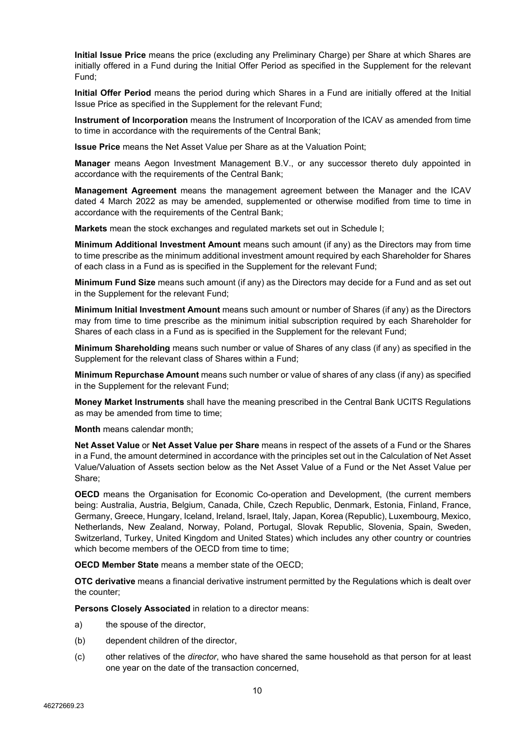**Initial Issue Price** means the price (excluding any Preliminary Charge) per Share at which Shares are initially offered in a Fund during the Initial Offer Period as specified in the Supplement for the relevant Fund;

**Initial Offer Period** means the period during which Shares in a Fund are initially offered at the Initial Issue Price as specified in the Supplement for the relevant Fund;

**Instrument of Incorporation** means the Instrument of Incorporation of the ICAV as amended from time to time in accordance with the requirements of the Central Bank;

**Issue Price** means the Net Asset Value per Share as at the Valuation Point;

**Manager** means Aegon Investment Management B.V., or any successor thereto duly appointed in accordance with the requirements of the Central Bank;

**Management Agreement** means the management agreement between the Manager and the ICAV dated 4 March 2022 as may be amended, supplemented or otherwise modified from time to time in accordance with the requirements of the Central Bank;

**Markets** mean the stock exchanges and regulated markets set out in Schedule I;

**Minimum Additional Investment Amount** means such amount (if any) as the Directors may from time to time prescribe as the minimum additional investment amount required by each Shareholder for Shares of each class in a Fund as is specified in the Supplement for the relevant Fund;

**Minimum Fund Size** means such amount (if any) as the Directors may decide for a Fund and as set out in the Supplement for the relevant Fund;

**Minimum Initial Investment Amount** means such amount or number of Shares (if any) as the Directors may from time to time prescribe as the minimum initial subscription required by each Shareholder for Shares of each class in a Fund as is specified in the Supplement for the relevant Fund;

**Minimum Shareholding** means such number or value of Shares of any class (if any) as specified in the Supplement for the relevant class of Shares within a Fund;

**Minimum Repurchase Amount** means such number or value of shares of any class (if any) as specified in the Supplement for the relevant Fund;

**Money Market Instruments** shall have the meaning prescribed in the Central Bank UCITS Regulations as may be amended from time to time;

**Month** means calendar month;

**Net Asset Value** or **Net Asset Value per Share** means in respect of the assets of a Fund or the Shares in a Fund, the amount determined in accordance with the principles set out in the Calculation of Net Asset Value/Valuation of Assets section below as the Net Asset Value of a Fund or the Net Asset Value per Share;

**OECD** means the Organisation for Economic Co-operation and Development, (the current members being: Australia, Austria, Belgium, Canada, Chile, Czech Republic, Denmark, Estonia, Finland, France, Germany, Greece, Hungary, Iceland, Ireland, Israel, Italy, Japan, Korea (Republic), Luxembourg, Mexico, Netherlands, New Zealand, Norway, Poland, Portugal, Slovak Republic, Slovenia, Spain, Sweden, Switzerland, Turkey, United Kingdom and United States) which includes any other country or countries which become members of the OECD from time to time;

**OECD Member State** means a member state of the OECD;

**OTC derivative** means a financial derivative instrument permitted by the Regulations which is dealt over the counter;

**Persons Closely Associated** in relation to a director means:

a) the spouse of the director,

(b) dependent children of the director,

(c) other relatives of the *director*, who have shared the same household as that person for at least one year on the date of the transaction concerned,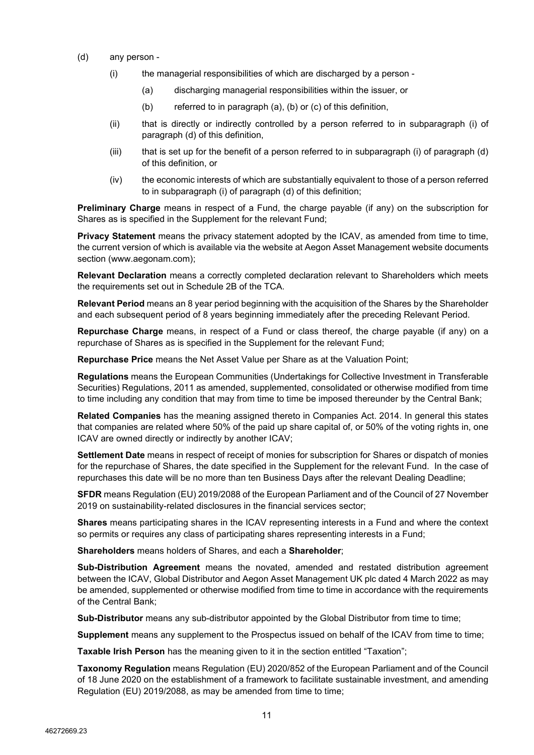(d) any person -

  (i) the managerial responsibilities of which are discharged by a person -

    (a) discharging managerial responsibilities within the issuer, or

    (b) referred to in paragraph (a), (b) or (c) of this definition,

  (ii) that is directly or indirectly controlled by a person referred to in subparagraph (i) of paragraph (d) of this definition,

  (iii) that is set up for the benefit of a person referred to in subparagraph (i) of paragraph (d) of this definition, or

  (iv) the economic interests of which are substantially equivalent to those of a person referred to in subparagraph (i) of paragraph (d) of this definition;

**Preliminary Charge** means in respect of a Fund, the charge payable (if any) on the subscription for Shares as is specified in the Supplement for the relevant Fund;

**Privacy Statement** means the privacy statement adopted by the ICAV, as amended from time to time, the current version of which is available via the website at Aegon Asset Management website documents section (www.aegonam.com);

**Relevant Declaration** means a correctly completed declaration relevant to Shareholders which meets the requirements set out in Schedule 2B of the TCA.

**Relevant Period** means an 8 year period beginning with the acquisition of the Shares by the Shareholder and each subsequent period of 8 years beginning immediately after the preceding Relevant Period.

**Repurchase Charge** means, in respect of a Fund or class thereof, the charge payable (if any) on a repurchase of Shares as is specified in the Supplement for the relevant Fund;

**Repurchase Price** means the Net Asset Value per Share as at the Valuation Point;

**Regulations** means the European Communities (Undertakings for Collective Investment in Transferable Securities) Regulations, 2011 as amended, supplemented, consolidated or otherwise modified from time to time including any condition that may from time to time be imposed thereunder by the Central Bank;

**Related Companies** has the meaning assigned thereto in Companies Act. 2014. In general this states that companies are related where 50% of the paid up share capital of, or 50% of the voting rights in, one ICAV are owned directly or indirectly by another ICAV;

**Settlement Date** means in respect of receipt of monies for subscription for Shares or dispatch of monies for the repurchase of Shares, the date specified in the Supplement for the relevant Fund. In the case of repurchases this date will be no more than ten Business Days after the relevant Dealing Deadline;

**SFDR** means Regulation (EU) 2019/2088 of the European Parliament and of the Council of 27 November 2019 on sustainability-related disclosures in the financial services sector;

**Shares** means participating shares in the ICAV representing interests in a Fund and where the context so permits or requires any class of participating shares representing interests in a Fund;

**Shareholders** means holders of Shares, and each a **Shareholder**;

**Sub-Distribution Agreement** means the novated, amended and restated distribution agreement between the ICAV, Global Distributor and Aegon Asset Management UK plc dated 4 March 2022 as may be amended, supplemented or otherwise modified from time to time in accordance with the requirements of the Central Bank;

**Sub-Distributor** means any sub-distributor appointed by the Global Distributor from time to time;

**Supplement** means any supplement to the Prospectus issued on behalf of the ICAV from time to time;

**Taxable Irish Person** has the meaning given to it in the section entitled "Taxation";

**Taxonomy Regulation** means Regulation (EU) 2020/852 of the European Parliament and of the Council of 18 June 2020 on the establishment of a framework to facilitate sustainable investment, and amending Regulation (EU) 2019/2088, as may be amended from time to time;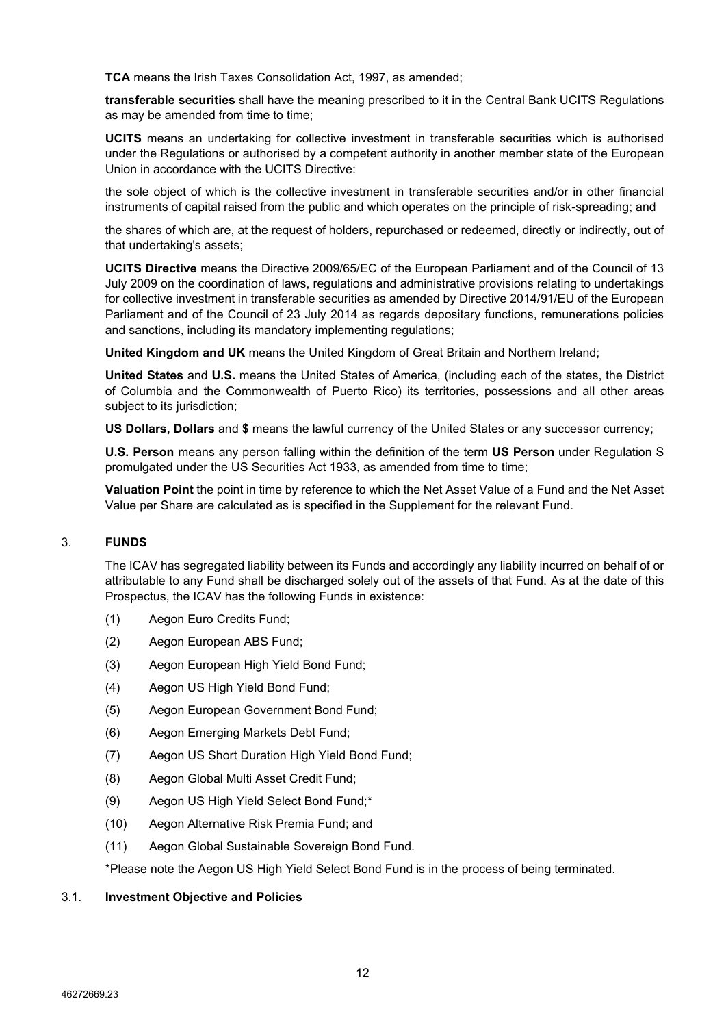**TCA** means the Irish Taxes Consolidation Act, 1997, as amended;

**transferable securities** shall have the meaning prescribed to it in the Central Bank UCITS Regulations as may be amended from time to time;

**UCITS** means an undertaking for collective investment in transferable securities which is authorised under the Regulations or authorised by a competent authority in another member state of the European Union in accordance with the UCITS Directive:

the sole object of which is the collective investment in transferable securities and/or in other financial instruments of capital raised from the public and which operates on the principle of risk-spreading; and

the shares of which are, at the request of holders, repurchased or redeemed, directly or indirectly, out of that undertaking's assets;

**UCITS Directive** means the Directive 2009/65/EC of the European Parliament and of the Council of 13 July 2009 on the coordination of laws, regulations and administrative provisions relating to undertakings for collective investment in transferable securities as amended by Directive 2014/91/EU of the European Parliament and of the Council of 23 July 2014 as regards depositary functions, remunerations policies and sanctions, including its mandatory implementing regulations;

**United Kingdom and UK** means the United Kingdom of Great Britain and Northern Ireland;

**United States** and **U.S.** means the United States of America, (including each of the states, the District of Columbia and the Commonwealth of Puerto Rico) its territories, possessions and all other areas subject to its jurisdiction;

**US Dollars, Dollars** and **$** means the lawful currency of the United States or any successor currency;

**U.S. Person** means any person falling within the definition of the term **US Person** under Regulation S promulgated under the US Securities Act 1933, as amended from time to time;

**Valuation Point** the point in time by reference to which the Net Asset Value of a Fund and the Net Asset Value per Share are calculated as is specified in the Supplement for the relevant Fund.

## 3. FUNDS

The ICAV has segregated liability between its Funds and accordingly any liability incurred on behalf of or attributable to any Fund shall be discharged solely out of the assets of that Fund. As at the date of this Prospectus, the ICAV has the following Funds in existence:

(1) Aegon Euro Credits Fund;

(2) Aegon European ABS Fund;

(3) Aegon European High Yield Bond Fund;

(4) Aegon US High Yield Bond Fund;

(5) Aegon European Government Bond Fund;

(6) Aegon Emerging Markets Debt Fund;

(7) Aegon US Short Duration High Yield Bond Fund;

(8) Aegon Global Multi Asset Credit Fund;

(9) Aegon US High Yield Select Bond Fund;*

(10) Aegon Alternative Risk Premia Fund; and

(11) Aegon Global Sustainable Sovereign Bond Fund.

*Please note the Aegon US High Yield Select Bond Fund is in the process of being terminated.

### 3.1. Investment Objective and Policies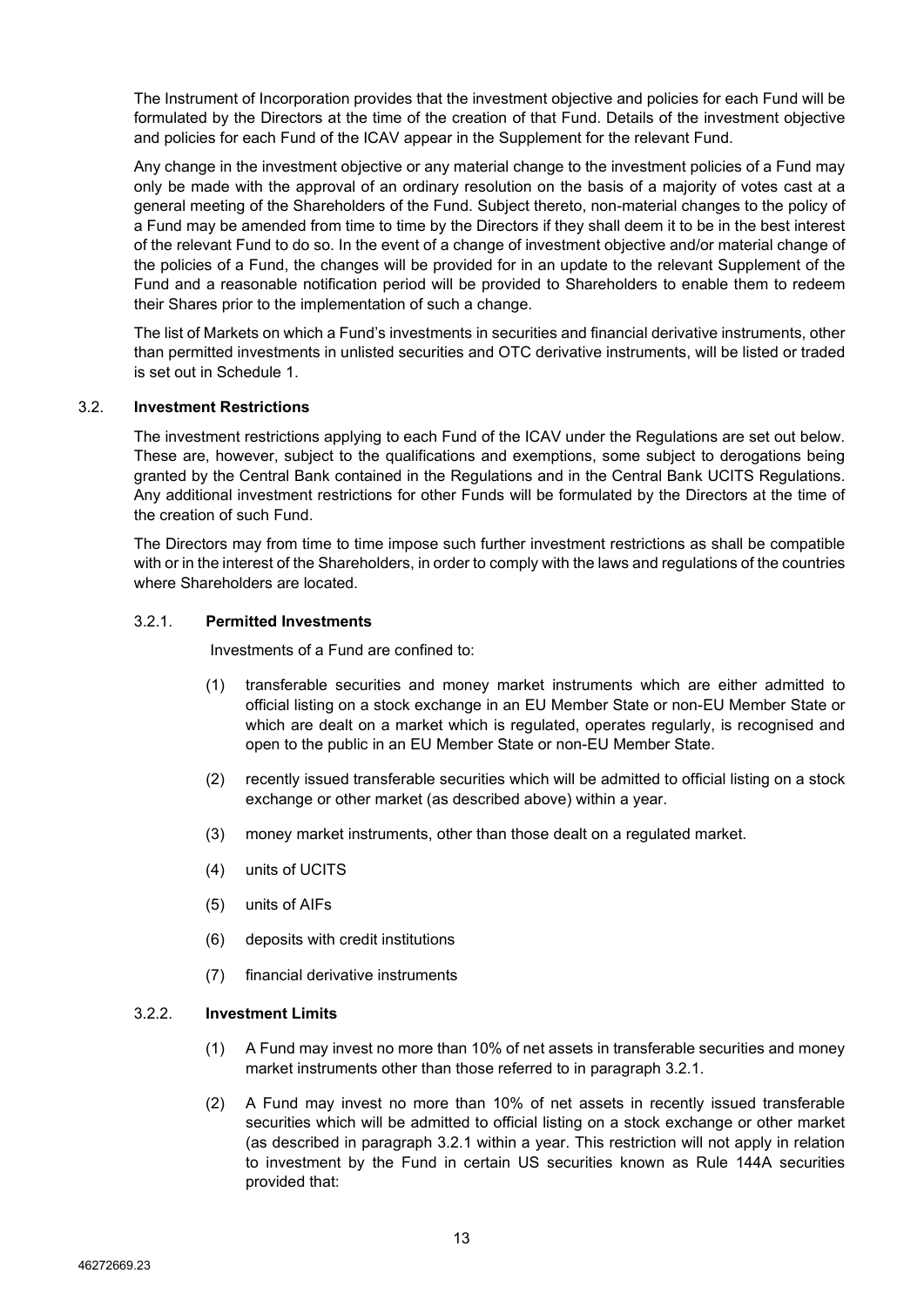The Instrument of Incorporation provides that the investment objective and policies for each Fund will be formulated by the Directors at the time of the creation of that Fund. Details of the investment objective and policies for each Fund of the ICAV appear in the Supplement for the relevant Fund.

Any change in the investment objective or any material change to the investment policies of a Fund may only be made with the approval of an ordinary resolution on the basis of a majority of votes cast at a general meeting of the Shareholders of the Fund. Subject thereto, non-material changes to the policy of a Fund may be amended from time to time by the Directors if they shall deem it to be in the best interest of the relevant Fund to do so. In the event of a change of investment objective and/or material change of the policies of a Fund, the changes will be provided for in an update to the relevant Supplement of the Fund and a reasonable notification period will be provided to Shareholders to enable them to redeem their Shares prior to the implementation of such a change.

The list of Markets on which a Fund's investments in securities and financial derivative instruments, other than permitted investments in unlisted securities and OTC derivative instruments, will be listed or traded is set out in Schedule 1.

### 3.2. Investment Restrictions

The investment restrictions applying to each Fund of the ICAV under the Regulations are set out below. These are, however, subject to the qualifications and exemptions, some subject to derogations being granted by the Central Bank contained in the Regulations and in the Central Bank UCITS Regulations. Any additional investment restrictions for other Funds will be formulated by the Directors at the time of the creation of such Fund.

The Directors may from time to time impose such further investment restrictions as shall be compatible with or in the interest of the Shareholders, in order to comply with the laws and regulations of the countries where Shareholders are located.

#### 3.2.1. Permitted Investments

Investments of a Fund are confined to:

(1) transferable securities and money market instruments which are either admitted to official listing on a stock exchange in an EU Member State or non-EU Member State or which are dealt on a market which is regulated, operates regularly, is recognised and open to the public in an EU Member State or non-EU Member State.

(2) recently issued transferable securities which will be admitted to official listing on a stock exchange or other market (as described above) within a year.

(3) money market instruments, other than those dealt on a regulated market.

(4) units of UCITS

(5) units of AIFs

(6) deposits with credit institutions

(7) financial derivative instruments

#### 3.2.2. Investment Limits

(1) A Fund may invest no more than 10% of net assets in transferable securities and money market instruments other than those referred to in paragraph 3.2.1.

(2) A Fund may invest no more than 10% of net assets in recently issued transferable securities which will be admitted to official listing on a stock exchange or other market (as described in paragraph 3.2.1 within a year. This restriction will not apply in relation to investment by the Fund in certain US securities known as Rule 144A securities provided that: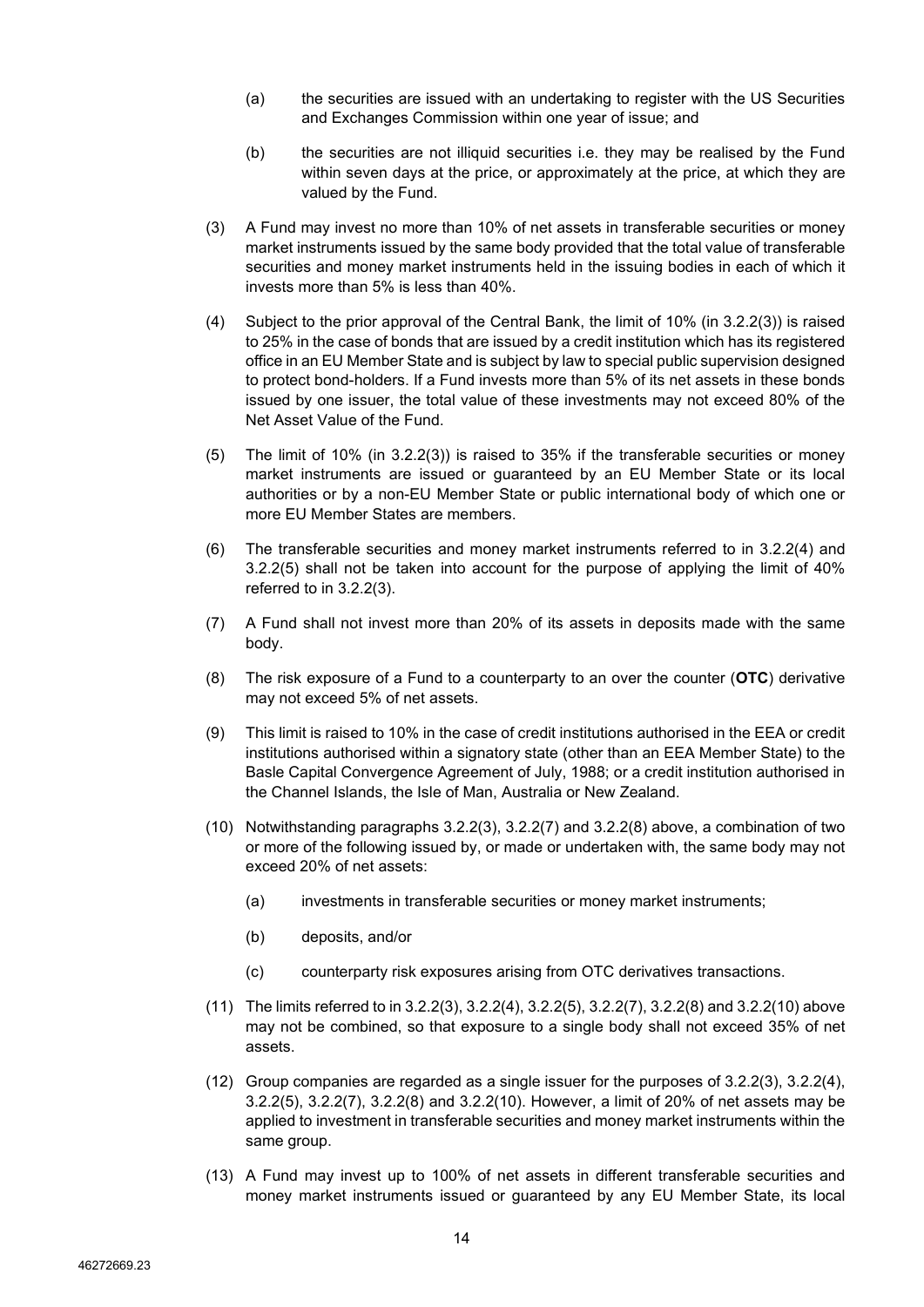(a) the securities are issued with an undertaking to register with the US Securities and Exchanges Commission within one year of issue; and

(b) the securities are not illiquid securities i.e. they may be realised by the Fund within seven days at the price, or approximately at the price, at which they are valued by the Fund.

(3) A Fund may invest no more than 10% of net assets in transferable securities or money market instruments issued by the same body provided that the total value of transferable securities and money market instruments held in the issuing bodies in each of which it invests more than 5% is less than 40%.

(4) Subject to the prior approval of the Central Bank, the limit of 10% (in 3.2.2(3)) is raised to 25% in the case of bonds that are issued by a credit institution which has its registered office in an EU Member State and is subject by law to special public supervision designed to protect bond-holders. If a Fund invests more than 5% of its net assets in these bonds issued by one issuer, the total value of these investments may not exceed 80% of the Net Asset Value of the Fund.

(5) The limit of 10% (in 3.2.2(3)) is raised to 35% if the transferable securities or money market instruments are issued or guaranteed by an EU Member State or its local authorities or by a non-EU Member State or public international body of which one or more EU Member States are members.

(6) The transferable securities and money market instruments referred to in 3.2.2(4) and 3.2.2(5) shall not be taken into account for the purpose of applying the limit of 40% referred to in 3.2.2(3).

(7) A Fund shall not invest more than 20% of its assets in deposits made with the same body.

(8) The risk exposure of a Fund to a counterparty to an over the counter (**OTC**) derivative may not exceed 5% of net assets.

(9) This limit is raised to 10% in the case of credit institutions authorised in the EEA or credit institutions authorised within a signatory state (other than an EEA Member State) to the Basle Capital Convergence Agreement of July, 1988; or a credit institution authorised in the Channel Islands, the Isle of Man, Australia or New Zealand.

(10) Notwithstanding paragraphs 3.2.2(3), 3.2.2(7) and 3.2.2(8) above, a combination of two or more of the following issued by, or made or undertaken with, the same body may not exceed 20% of net assets:

(a) investments in transferable securities or money market instruments;

(b) deposits, and/or

(c) counterparty risk exposures arising from OTC derivatives transactions.

(11) The limits referred to in 3.2.2(3), 3.2.2(4), 3.2.2(5), 3.2.2(7), 3.2.2(8) and 3.2.2(10) above may not be combined, so that exposure to a single body shall not exceed 35% of net assets.

(12) Group companies are regarded as a single issuer for the purposes of 3.2.2(3), 3.2.2(4), 3.2.2(5), 3.2.2(7), 3.2.2(8) and 3.2.2(10). However, a limit of 20% of net assets may be applied to investment in transferable securities and money market instruments within the same group.

(13) A Fund may invest up to 100% of net assets in different transferable securities and money market instruments issued or guaranteed by any EU Member State, its local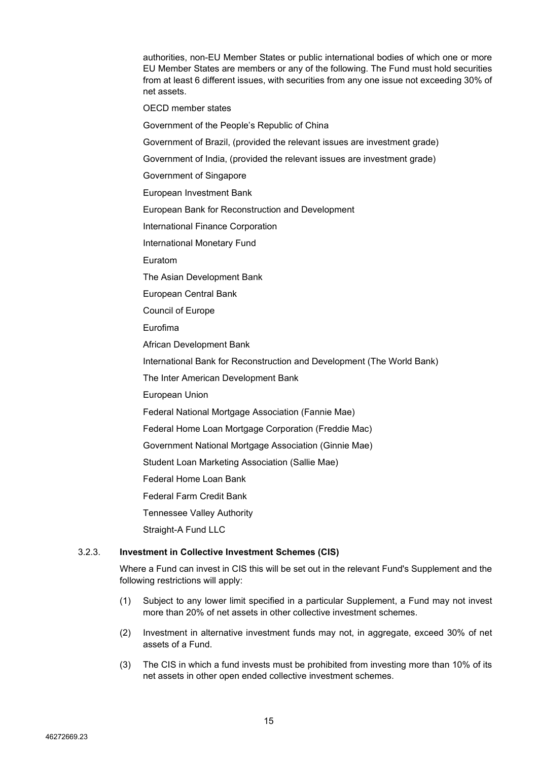authorities, non-EU Member States or public international bodies of which one or more EU Member States are members or any of the following. The Fund must hold securities from at least 6 different issues, with securities from any one issue not exceeding 30% of net assets.

OECD member states

Government of the People's Republic of China

Government of Brazil, (provided the relevant issues are investment grade)

Government of India, (provided the relevant issues are investment grade)

Government of Singapore

European Investment Bank

European Bank for Reconstruction and Development

International Finance Corporation

International Monetary Fund

Euratom

The Asian Development Bank

European Central Bank

Council of Europe

Eurofima

African Development Bank

International Bank for Reconstruction and Development (The World Bank)

The Inter American Development Bank

European Union

Federal National Mortgage Association (Fannie Mae)

Federal Home Loan Mortgage Corporation (Freddie Mac)

Government National Mortgage Association (Ginnie Mae)

Student Loan Marketing Association (Sallie Mae)

Federal Home Loan Bank

Federal Farm Credit Bank

Tennessee Valley Authority

Straight-A Fund LLC

### 3.2.3. Investment in Collective Investment Schemes (CIS)

Where a Fund can invest in CIS this will be set out in the relevant Fund's Supplement and the following restrictions will apply:

(1) Subject to any lower limit specified in a particular Supplement, a Fund may not invest more than 20% of net assets in other collective investment schemes.

(2) Investment in alternative investment funds may not, in aggregate, exceed 30% of net assets of a Fund.

(3) The CIS in which a fund invests must be prohibited from investing more than 10% of its net assets in other open ended collective investment schemes.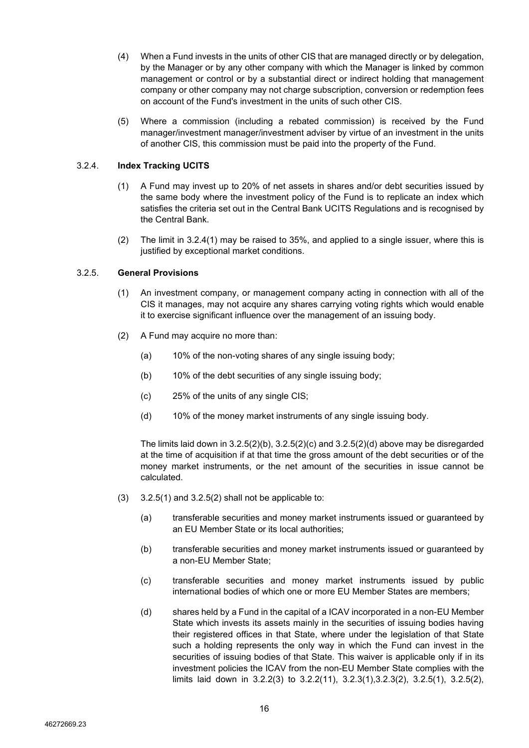(4) When a Fund invests in the units of other CIS that are managed directly or by delegation, by the Manager or by any other company with which the Manager is linked by common management or control or by a substantial direct or indirect holding that management company or other company may not charge subscription, conversion or redemption fees on account of the Fund's investment in the units of such other CIS.

(5) Where a commission (including a rebated commission) is received by the Fund manager/investment manager/investment adviser by virtue of an investment in the units of another CIS, this commission must be paid into the property of the Fund.

### 3.2.4. **Index Tracking UCITS**

(1) A Fund may invest up to 20% of net assets in shares and/or debt securities issued by the same body where the investment policy of the Fund is to replicate an index which satisfies the criteria set out in the Central Bank UCITS Regulations and is recognised by the Central Bank.

(2) The limit in 3.2.4(1) may be raised to 35%, and applied to a single issuer, where this is justified by exceptional market conditions.

### 3.2.5. **General Provisions**

(1) An investment company, or management company acting in connection with all of the CIS it manages, may not acquire any shares carrying voting rights which would enable it to exercise significant influence over the management of an issuing body.

(2) A Fund may acquire no more than:

(a) 10% of the non-voting shares of any single issuing body;

(b) 10% of the debt securities of any single issuing body;

(c) 25% of the units of any single CIS;

(d) 10% of the money market instruments of any single issuing body.

The limits laid down in 3.2.5(2)(b), 3.2.5(2)(c) and 3.2.5(2)(d) above may be disregarded at the time of acquisition if at that time the gross amount of the debt securities or of the money market instruments, or the net amount of the securities in issue cannot be calculated.

(3) 3.2.5(1) and 3.2.5(2) shall not be applicable to:

(a) transferable securities and money market instruments issued or guaranteed by an EU Member State or its local authorities;

(b) transferable securities and money market instruments issued or guaranteed by a non-EU Member State;

(c) transferable securities and money market instruments issued by public international bodies of which one or more EU Member States are members;

(d) shares held by a Fund in the capital of a ICAV incorporated in a non-EU Member State which invests its assets mainly in the securities of issuing bodies having their registered offices in that State, where under the legislation of that State such a holding represents the only way in which the Fund can invest in the securities of issuing bodies of that State. This waiver is applicable only if in its investment policies the ICAV from the non-EU Member State complies with the limits laid down in 3.2.2(3) to 3.2.2(11), 3.2.3(1),3.2.3(2), 3.2.5(1), 3.2.5(2),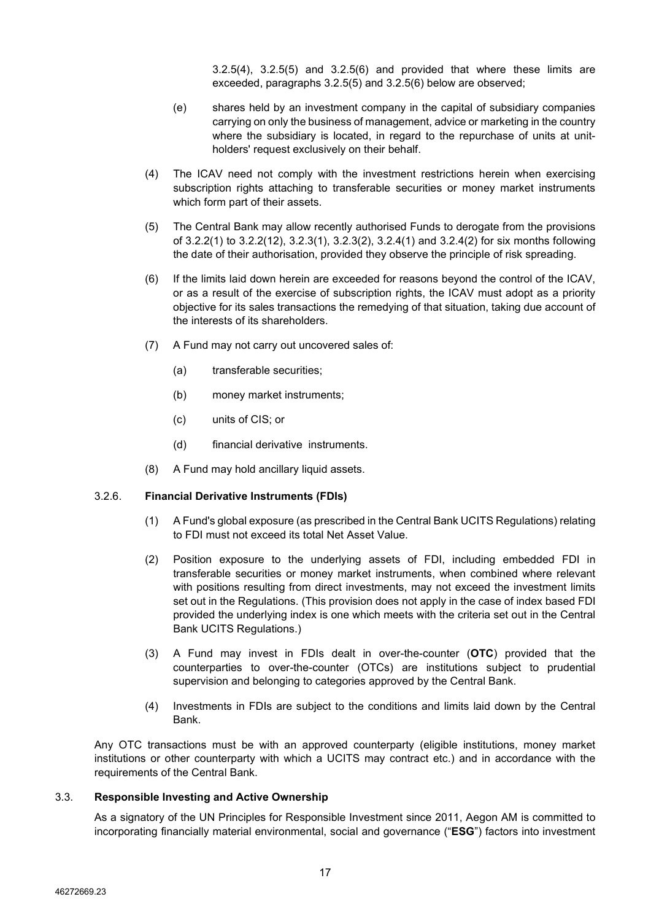3.2.5(4), 3.2.5(5) and 3.2.5(6) and provided that where these limits are exceeded, paragraphs 3.2.5(5) and 3.2.5(6) below are observed;

(e) shares held by an investment company in the capital of subsidiary companies carrying on only the business of management, advice or marketing in the country where the subsidiary is located, in regard to the repurchase of units at unit-holders' request exclusively on their behalf.

(4) The ICAV need not comply with the investment restrictions herein when exercising subscription rights attaching to transferable securities or money market instruments which form part of their assets.

(5) The Central Bank may allow recently authorised Funds to derogate from the provisions of 3.2.2(1) to 3.2.2(12), 3.2.3(1), 3.2.3(2), 3.2.4(1) and 3.2.4(2) for six months following the date of their authorisation, provided they observe the principle of risk spreading.

(6) If the limits laid down herein are exceeded for reasons beyond the control of the ICAV, or as a result of the exercise of subscription rights, the ICAV must adopt as a priority objective for its sales transactions the remedying of that situation, taking due account of the interests of its shareholders.

(7) A Fund may not carry out uncovered sales of:

(a) transferable securities;

(b) money market instruments;

(c) units of CIS; or

(d) financial derivative instruments.

(8) A Fund may hold ancillary liquid assets.

### 3.2.6. Financial Derivative Instruments (FDIs)

(1) A Fund's global exposure (as prescribed in the Central Bank UCITS Regulations) relating to FDI must not exceed its total Net Asset Value.

(2) Position exposure to the underlying assets of FDI, including embedded FDI in transferable securities or money market instruments, when combined where relevant with positions resulting from direct investments, may not exceed the investment limits set out in the Regulations. (This provision does not apply in the case of index based FDI provided the underlying index is one which meets with the criteria set out in the Central Bank UCITS Regulations.)

(3) A Fund may invest in FDIs dealt in over-the-counter (**OTC**) provided that the counterparties to over-the-counter (OTCs) are institutions subject to prudential supervision and belonging to categories approved by the Central Bank.

(4) Investments in FDIs are subject to the conditions and limits laid down by the Central Bank.

Any OTC transactions must be with an approved counterparty (eligible institutions, money market institutions or other counterparty with which a UCITS may contract etc.) and in accordance with the requirements of the Central Bank.

## 3.3. Responsible Investing and Active Ownership

As a signatory of the UN Principles for Responsible Investment since 2011, Aegon AM is committed to incorporating financially material environmental, social and governance ("**ESG**") factors into investment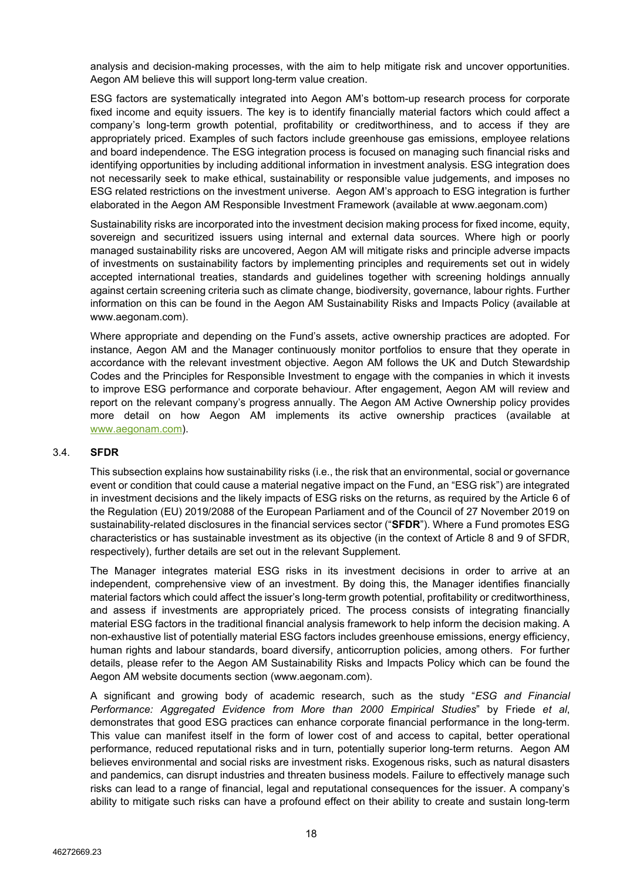analysis and decision-making processes, with the aim to help mitigate risk and uncover opportunities. Aegon AM believe this will support long-term value creation.

ESG factors are systematically integrated into Aegon AM's bottom-up research process for corporate fixed income and equity issuers. The key is to identify financially material factors which could affect a company's long-term growth potential, profitability or creditworthiness, and to access if they are appropriately priced. Examples of such factors include greenhouse gas emissions, employee relations and board independence. The ESG integration process is focused on managing such financial risks and identifying opportunities by including additional information in investment analysis. ESG integration does not necessarily seek to make ethical, sustainability or responsible value judgements, and imposes no ESG related restrictions on the investment universe. Aegon AM's approach to ESG integration is further elaborated in the Aegon AM Responsible Investment Framework (available at www.aegonam.com)

Sustainability risks are incorporated into the investment decision making process for fixed income, equity, sovereign and securitized issuers using internal and external data sources. Where high or poorly managed sustainability risks are uncovered, Aegon AM will mitigate risks and principle adverse impacts of investments on sustainability factors by implementing principles and requirements set out in widely accepted international treaties, standards and guidelines together with screening holdings annually against certain screening criteria such as climate change, biodiversity, governance, labour rights. Further information on this can be found in the Aegon AM Sustainability Risks and Impacts Policy (available at www.aegonam.com).

Where appropriate and depending on the Fund's assets, active ownership practices are adopted. For instance, Aegon AM and the Manager continuously monitor portfolios to ensure that they operate in accordance with the relevant investment objective. Aegon AM follows the UK and Dutch Stewardship Codes and the Principles for Responsible Investment to engage with the companies in which it invests to improve ESG performance and corporate behaviour. After engagement, Aegon AM will review and report on the relevant company's progress annually. The Aegon AM Active Ownership policy provides more detail on how Aegon AM implements its active ownership practices (available at www.aegonam.com).

### 3.4. SFDR

This subsection explains how sustainability risks (i.e., the risk that an environmental, social or governance event or condition that could cause a material negative impact on the Fund, an "ESG risk") are integrated in investment decisions and the likely impacts of ESG risks on the returns, as required by the Article 6 of the Regulation (EU) 2019/2088 of the European Parliament and of the Council of 27 November 2019 on sustainability-related disclosures in the financial services sector ("**SFDR**"). Where a Fund promotes ESG characteristics or has sustainable investment as its objective (in the context of Article 8 and 9 of SFDR, respectively), further details are set out in the relevant Supplement.

The Manager integrates material ESG risks in its investment decisions in order to arrive at an independent, comprehensive view of an investment. By doing this, the Manager identifies financially material factors which could affect the issuer's long-term growth potential, profitability or creditworthiness, and assess if investments are appropriately priced. The process consists of integrating financially material ESG factors in the traditional financial analysis framework to help inform the decision making. A non-exhaustive list of potentially material ESG factors includes greenhouse emissions, energy efficiency, human rights and labour standards, board diversify, anticorruption policies, among others. For further details, please refer to the Aegon AM Sustainability Risks and Impacts Policy which can be found the Aegon AM website documents section (www.aegonam.com).

A significant and growing body of academic research, such as the study "*ESG and Financial Performance: Aggregated Evidence from More than 2000 Empirical Studies*" by Friede *et al*, demonstrates that good ESG practices can enhance corporate financial performance in the long-term. This value can manifest itself in the form of lower cost of and access to capital, better operational performance, reduced reputational risks and in turn, potentially superior long-term returns. Aegon AM believes environmental and social risks are investment risks. Exogenous risks, such as natural disasters and pandemics, can disrupt industries and threaten business models. Failure to effectively manage such risks can lead to a range of financial, legal and reputational consequences for the issuer. A company's ability to mitigate such risks can have a profound effect on their ability to create and sustain long-term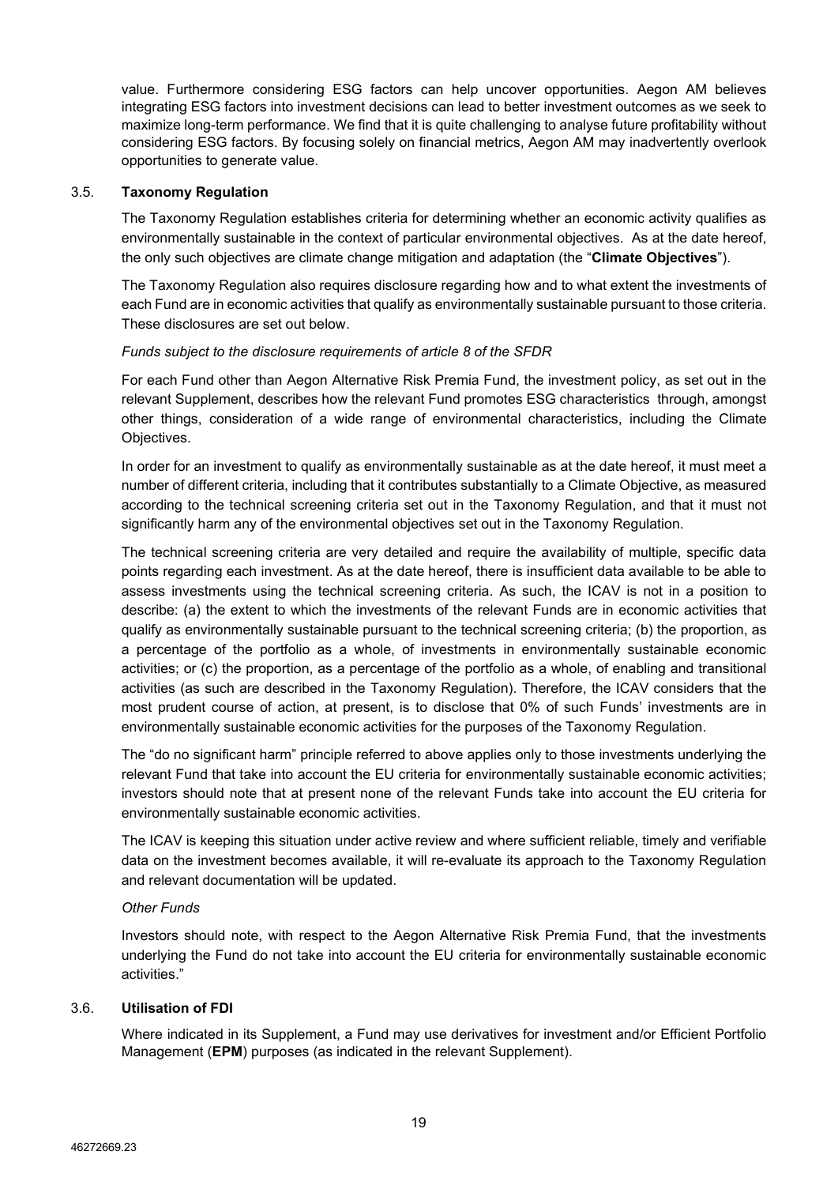value. Furthermore considering ESG factors can help uncover opportunities. Aegon AM believes integrating ESG factors into investment decisions can lead to better investment outcomes as we seek to maximize long-term performance. We find that it is quite challenging to analyse future profitability without considering ESG factors. By focusing solely on financial metrics, Aegon AM may inadvertently overlook opportunities to generate value.

## 3.5. Taxonomy Regulation

The Taxonomy Regulation establishes criteria for determining whether an economic activity qualifies as environmentally sustainable in the context of particular environmental objectives. As at the date hereof, the only such objectives are climate change mitigation and adaptation (the "**Climate Objectives**").

The Taxonomy Regulation also requires disclosure regarding how and to what extent the investments of each Fund are in economic activities that qualify as environmentally sustainable pursuant to those criteria. These disclosures are set out below.

*Funds subject to the disclosure requirements of article 8 of the SFDR*

For each Fund other than Aegon Alternative Risk Premia Fund, the investment policy, as set out in the relevant Supplement, describes how the relevant Fund promotes ESG characteristics through, amongst other things, consideration of a wide range of environmental characteristics, including the Climate Objectives.

In order for an investment to qualify as environmentally sustainable as at the date hereof, it must meet a number of different criteria, including that it contributes substantially to a Climate Objective, as measured according to the technical screening criteria set out in the Taxonomy Regulation, and that it must not significantly harm any of the environmental objectives set out in the Taxonomy Regulation.

The technical screening criteria are very detailed and require the availability of multiple, specific data points regarding each investment. As at the date hereof, there is insufficient data available to be able to assess investments using the technical screening criteria. As such, the ICAV is not in a position to describe: (a) the extent to which the investments of the relevant Funds are in economic activities that qualify as environmentally sustainable pursuant to the technical screening criteria; (b) the proportion, as a percentage of the portfolio as a whole, of investments in environmentally sustainable economic activities; or (c) the proportion, as a percentage of the portfolio as a whole, of enabling and transitional activities (as such are described in the Taxonomy Regulation). Therefore, the ICAV considers that the most prudent course of action, at present, is to disclose that 0% of such Funds' investments are in environmentally sustainable economic activities for the purposes of the Taxonomy Regulation.

The "do no significant harm" principle referred to above applies only to those investments underlying the relevant Fund that take into account the EU criteria for environmentally sustainable economic activities; investors should note that at present none of the relevant Funds take into account the EU criteria for environmentally sustainable economic activities.

The ICAV is keeping this situation under active review and where sufficient reliable, timely and verifiable data on the investment becomes available, it will re-evaluate its approach to the Taxonomy Regulation and relevant documentation will be updated.

*Other Funds*

Investors should note, with respect to the Aegon Alternative Risk Premia Fund, that the investments underlying the Fund do not take into account the EU criteria for environmentally sustainable economic activities."

## 3.6. Utilisation of FDI

Where indicated in its Supplement, a Fund may use derivatives for investment and/or Efficient Portfolio Management (**EPM**) purposes (as indicated in the relevant Supplement).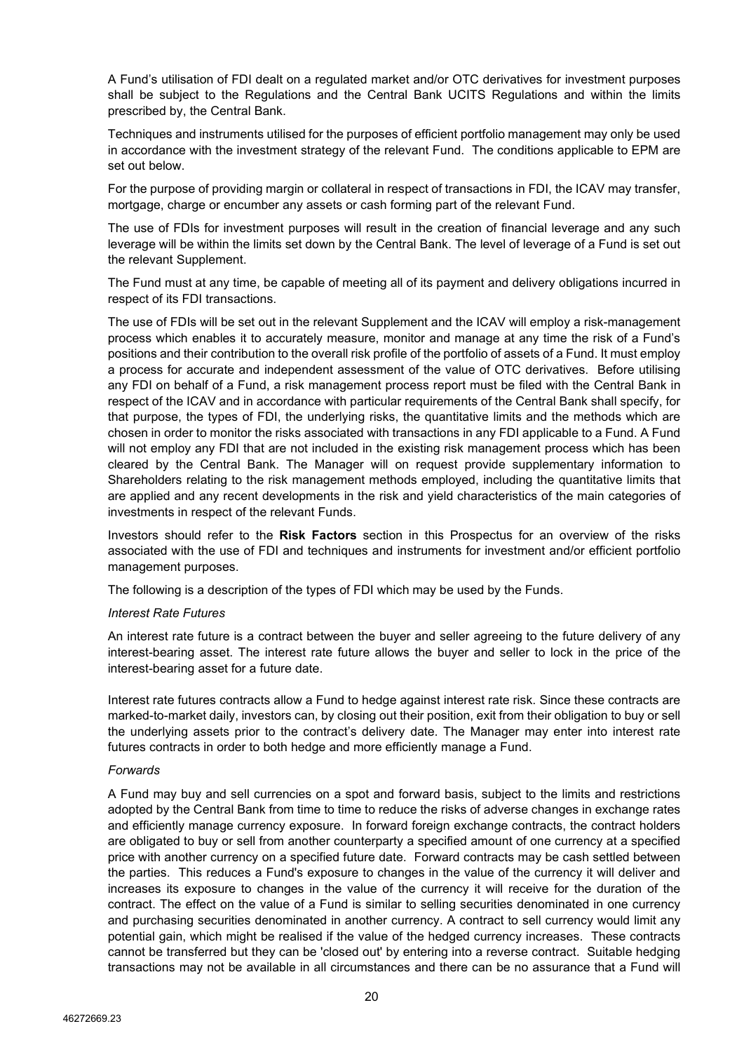A Fund's utilisation of FDI dealt on a regulated market and/or OTC derivatives for investment purposes shall be subject to the Regulations and the Central Bank UCITS Regulations and within the limits prescribed by, the Central Bank.

Techniques and instruments utilised for the purposes of efficient portfolio management may only be used in accordance with the investment strategy of the relevant Fund. The conditions applicable to EPM are set out below.

For the purpose of providing margin or collateral in respect of transactions in FDI, the ICAV may transfer, mortgage, charge or encumber any assets or cash forming part of the relevant Fund.

The use of FDIs for investment purposes will result in the creation of financial leverage and any such leverage will be within the limits set down by the Central Bank. The level of leverage of a Fund is set out the relevant Supplement.

The Fund must at any time, be capable of meeting all of its payment and delivery obligations incurred in respect of its FDI transactions.

The use of FDIs will be set out in the relevant Supplement and the ICAV will employ a risk-management process which enables it to accurately measure, monitor and manage at any time the risk of a Fund's positions and their contribution to the overall risk profile of the portfolio of assets of a Fund. It must employ a process for accurate and independent assessment of the value of OTC derivatives. Before utilising any FDI on behalf of a Fund, a risk management process report must be filed with the Central Bank in respect of the ICAV and in accordance with particular requirements of the Central Bank shall specify, for that purpose, the types of FDI, the underlying risks, the quantitative limits and the methods which are chosen in order to monitor the risks associated with transactions in any FDI applicable to a Fund. A Fund will not employ any FDI that are not included in the existing risk management process which has been cleared by the Central Bank. The Manager will on request provide supplementary information to Shareholders relating to the risk management methods employed, including the quantitative limits that are applied and any recent developments in the risk and yield characteristics of the main categories of investments in respect of the relevant Funds.

Investors should refer to the **Risk Factors** section in this Prospectus for an overview of the risks associated with the use of FDI and techniques and instruments for investment and/or efficient portfolio management purposes.

The following is a description of the types of FDI which may be used by the Funds.

*Interest Rate Futures*

An interest rate future is a contract between the buyer and seller agreeing to the future delivery of any interest-bearing asset. The interest rate future allows the buyer and seller to lock in the price of the interest-bearing asset for a future date.

Interest rate futures contracts allow a Fund to hedge against interest rate risk. Since these contracts are marked-to-market daily, investors can, by closing out their position, exit from their obligation to buy or sell the underlying assets prior to the contract's delivery date. The Manager may enter into interest rate futures contracts in order to both hedge and more efficiently manage a Fund.

*Forwards*

A Fund may buy and sell currencies on a spot and forward basis, subject to the limits and restrictions adopted by the Central Bank from time to time to reduce the risks of adverse changes in exchange rates and efficiently manage currency exposure. In forward foreign exchange contracts, the contract holders are obligated to buy or sell from another counterparty a specified amount of one currency at a specified price with another currency on a specified future date. Forward contracts may be cash settled between the parties. This reduces a Fund's exposure to changes in the value of the currency it will deliver and increases its exposure to changes in the value of the currency it will receive for the duration of the contract. The effect on the value of a Fund is similar to selling securities denominated in one currency and purchasing securities denominated in another currency. A contract to sell currency would limit any potential gain, which might be realised if the value of the hedged currency increases. These contracts cannot be transferred but they can be 'closed out' by entering into a reverse contract. Suitable hedging transactions may not be available in all circumstances and there can be no assurance that a Fund will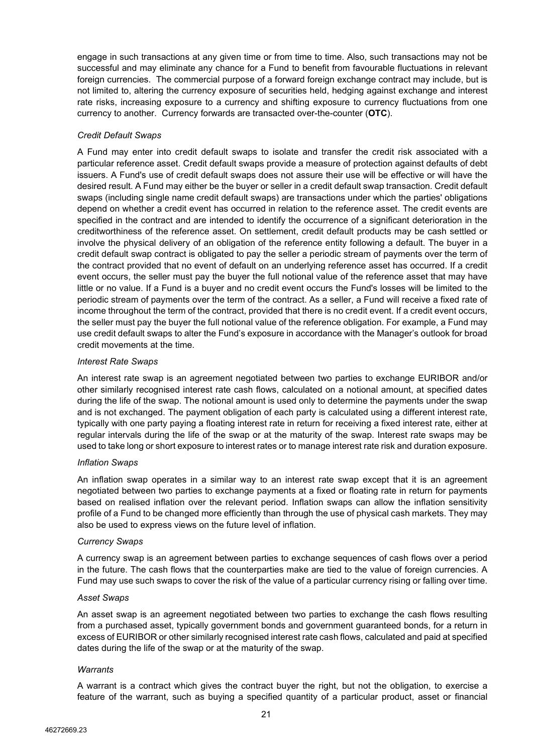engage in such transactions at any given time or from time to time. Also, such transactions may not be successful and may eliminate any chance for a Fund to benefit from favourable fluctuations in relevant foreign currencies. The commercial purpose of a forward foreign exchange contract may include, but is not limited to, altering the currency exposure of securities held, hedging against exchange and interest rate risks, increasing exposure to a currency and shifting exposure to currency fluctuations from one currency to another. Currency forwards are transacted over-the-counter (**OTC**).

*Credit Default Swaps*

A Fund may enter into credit default swaps to isolate and transfer the credit risk associated with a particular reference asset. Credit default swaps provide a measure of protection against defaults of debt issuers. A Fund's use of credit default swaps does not assure their use will be effective or will have the desired result. A Fund may either be the buyer or seller in a credit default swap transaction. Credit default swaps (including single name credit default swaps) are transactions under which the parties' obligations depend on whether a credit event has occurred in relation to the reference asset. The credit events are specified in the contract and are intended to identify the occurrence of a significant deterioration in the creditworthiness of the reference asset. On settlement, credit default products may be cash settled or involve the physical delivery of an obligation of the reference entity following a default. The buyer in a credit default swap contract is obligated to pay the seller a periodic stream of payments over the term of the contract provided that no event of default on an underlying reference asset has occurred. If a credit event occurs, the seller must pay the buyer the full notional value of the reference asset that may have little or no value. If a Fund is a buyer and no credit event occurs the Fund's losses will be limited to the periodic stream of payments over the term of the contract. As a seller, a Fund will receive a fixed rate of income throughout the term of the contract, provided that there is no credit event. If a credit event occurs, the seller must pay the buyer the full notional value of the reference obligation. For example, a Fund may use credit default swaps to alter the Fund's exposure in accordance with the Manager's outlook for broad credit movements at the time.

*Interest Rate Swaps*

An interest rate swap is an agreement negotiated between two parties to exchange EURIBOR and/or other similarly recognised interest rate cash flows, calculated on a notional amount, at specified dates during the life of the swap. The notional amount is used only to determine the payments under the swap and is not exchanged. The payment obligation of each party is calculated using a different interest rate, typically with one party paying a floating interest rate in return for receiving a fixed interest rate, either at regular intervals during the life of the swap or at the maturity of the swap. Interest rate swaps may be used to take long or short exposure to interest rates or to manage interest rate risk and duration exposure.

*Inflation Swaps*

An inflation swap operates in a similar way to an interest rate swap except that it is an agreement negotiated between two parties to exchange payments at a fixed or floating rate in return for payments based on realised inflation over the relevant period. Inflation swaps can allow the inflation sensitivity profile of a Fund to be changed more efficiently than through the use of physical cash markets. They may also be used to express views on the future level of inflation.

*Currency Swaps*

A currency swap is an agreement between parties to exchange sequences of cash flows over a period in the future. The cash flows that the counterparties make are tied to the value of foreign currencies. A Fund may use such swaps to cover the risk of the value of a particular currency rising or falling over time.

*Asset Swaps*

An asset swap is an agreement negotiated between two parties to exchange the cash flows resulting from a purchased asset, typically government bonds and government guaranteed bonds, for a return in excess of EURIBOR or other similarly recognised interest rate cash flows, calculated and paid at specified dates during the life of the swap or at the maturity of the swap.

*Warrants*

A warrant is a contract which gives the contract buyer the right, but not the obligation, to exercise a feature of the warrant, such as buying a specified quantity of a particular product, asset or financial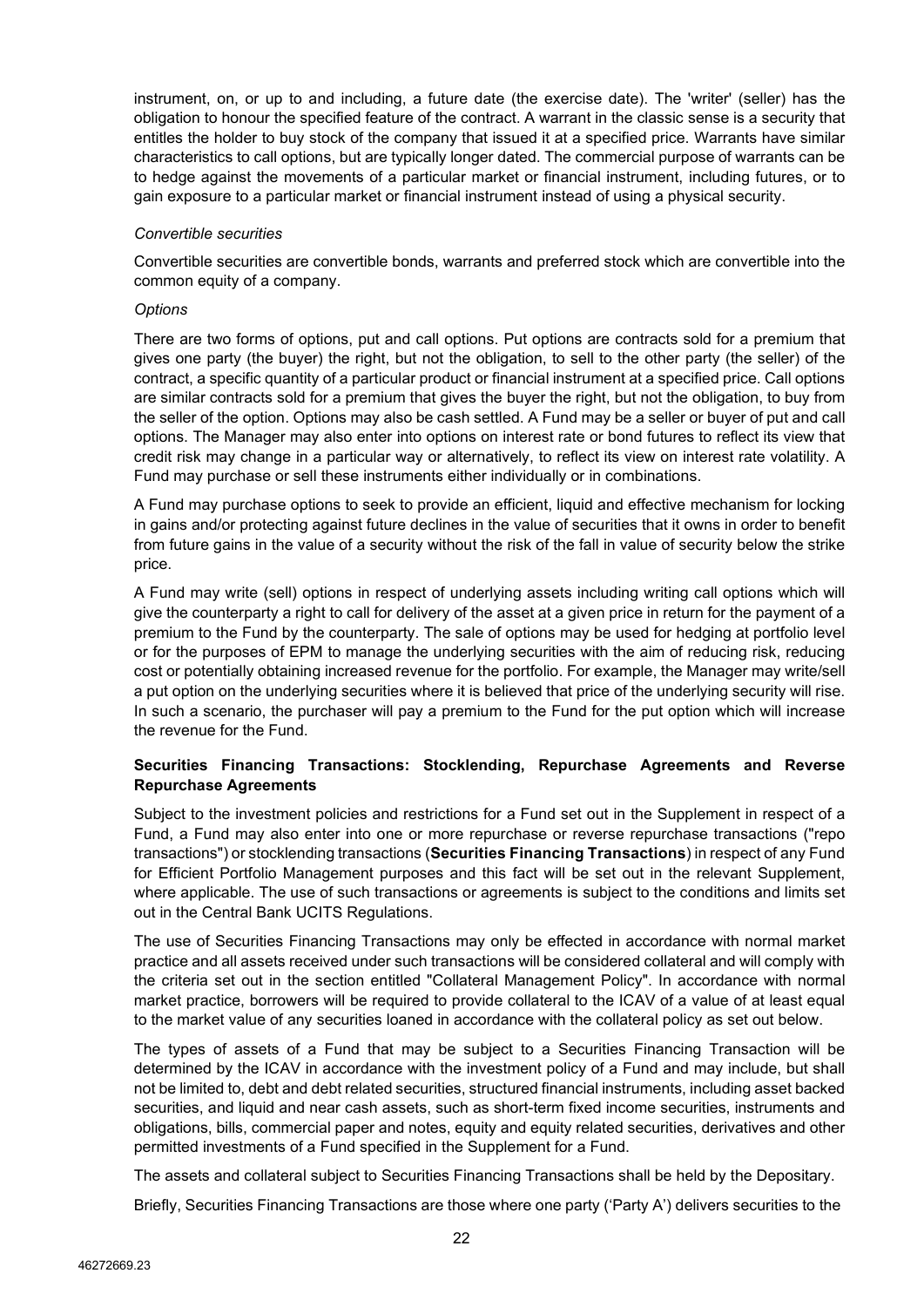instrument, on, or up to and including, a future date (the exercise date). The 'writer' (seller) has the obligation to honour the specified feature of the contract. A warrant in the classic sense is a security that entitles the holder to buy stock of the company that issued it at a specified price. Warrants have similar characteristics to call options, but are typically longer dated. The commercial purpose of warrants can be to hedge against the movements of a particular market or financial instrument, including futures, or to gain exposure to a particular market or financial instrument instead of using a physical security.

*Convertible securities*

Convertible securities are convertible bonds, warrants and preferred stock which are convertible into the common equity of a company.

*Options*

There are two forms of options, put and call options. Put options are contracts sold for a premium that gives one party (the buyer) the right, but not the obligation, to sell to the other party (the seller) of the contract, a specific quantity of a particular product or financial instrument at a specified price. Call options are similar contracts sold for a premium that gives the buyer the right, but not the obligation, to buy from the seller of the option. Options may also be cash settled. A Fund may be a seller or buyer of put and call options. The Manager may also enter into options on interest rate or bond futures to reflect its view that credit risk may change in a particular way or alternatively, to reflect its view on interest rate volatility. A Fund may purchase or sell these instruments either individually or in combinations.

A Fund may purchase options to seek to provide an efficient, liquid and effective mechanism for locking in gains and/or protecting against future declines in the value of securities that it owns in order to benefit from future gains in the value of a security without the risk of the fall in value of security below the strike price.

A Fund may write (sell) options in respect of underlying assets including writing call options which will give the counterparty a right to call for delivery of the asset at a given price in return for the payment of a premium to the Fund by the counterparty. The sale of options may be used for hedging at portfolio level or for the purposes of EPM to manage the underlying securities with the aim of reducing risk, reducing cost or potentially obtaining increased revenue for the portfolio. For example, the Manager may write/sell a put option on the underlying securities where it is believed that price of the underlying security will rise. In such a scenario, the purchaser will pay a premium to the Fund for the put option which will increase the revenue for the Fund.

**Securities Financing Transactions: Stocklending, Repurchase Agreements and Reverse Repurchase Agreements**

Subject to the investment policies and restrictions for a Fund set out in the Supplement in respect of a Fund, a Fund may also enter into one or more repurchase or reverse repurchase transactions ("repo transactions") or stocklending transactions (**Securities Financing Transactions**) in respect of any Fund for Efficient Portfolio Management purposes and this fact will be set out in the relevant Supplement, where applicable. The use of such transactions or agreements is subject to the conditions and limits set out in the Central Bank UCITS Regulations.

The use of Securities Financing Transactions may only be effected in accordance with normal market practice and all assets received under such transactions will be considered collateral and will comply with the criteria set out in the section entitled "Collateral Management Policy". In accordance with normal market practice, borrowers will be required to provide collateral to the ICAV of a value of at least equal to the market value of any securities loaned in accordance with the collateral policy as set out below.

The types of assets of a Fund that may be subject to a Securities Financing Transaction will be determined by the ICAV in accordance with the investment policy of a Fund and may include, but shall not be limited to, debt and debt related securities, structured financial instruments, including asset backed securities, and liquid and near cash assets, such as short-term fixed income securities, instruments and obligations, bills, commercial paper and notes, equity and equity related securities, derivatives and other permitted investments of a Fund specified in the Supplement for a Fund.

The assets and collateral subject to Securities Financing Transactions shall be held by the Depositary.

Briefly, Securities Financing Transactions are those where one party ('Party A') delivers securities to the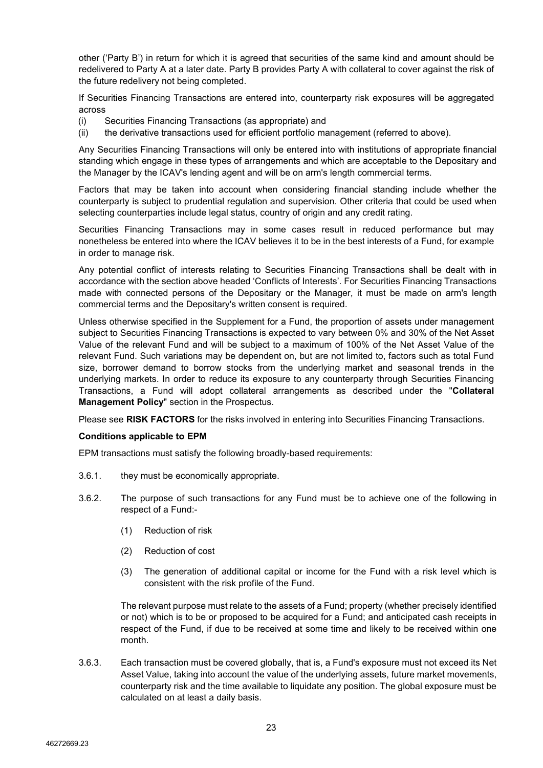other ('Party B') in return for which it is agreed that securities of the same kind and amount should be redelivered to Party A at a later date. Party B provides Party A with collateral to cover against the risk of the future redelivery not being completed.

If Securities Financing Transactions are entered into, counterparty risk exposures will be aggregated across

(i) Securities Financing Transactions (as appropriate) and
(ii) the derivative transactions used for efficient portfolio management (referred to above).

Any Securities Financing Transactions will only be entered into with institutions of appropriate financial standing which engage in these types of arrangements and which are acceptable to the Depositary and the Manager by the ICAV's lending agent and will be on arm's length commercial terms.

Factors that may be taken into account when considering financial standing include whether the counterparty is subject to prudential regulation and supervision. Other criteria that could be used when selecting counterparties include legal status, country of origin and any credit rating.

Securities Financing Transactions may in some cases result in reduced performance but may nonetheless be entered into where the ICAV believes it to be in the best interests of a Fund, for example in order to manage risk.

Any potential conflict of interests relating to Securities Financing Transactions shall be dealt with in accordance with the section above headed 'Conflicts of Interests'. For Securities Financing Transactions made with connected persons of the Depositary or the Manager, it must be made on arm's length commercial terms and the Depositary's written consent is required.

Unless otherwise specified in the Supplement for a Fund, the proportion of assets under management subject to Securities Financing Transactions is expected to vary between 0% and 30% of the Net Asset Value of the relevant Fund and will be subject to a maximum of 100% of the Net Asset Value of the relevant Fund. Such variations may be dependent on, but are not limited to, factors such as total Fund size, borrower demand to borrow stocks from the underlying market and seasonal trends in the underlying markets. In order to reduce its exposure to any counterparty through Securities Financing Transactions, a Fund will adopt collateral arrangements as described under the "**Collateral Management Policy**" section in the Prospectus.

Please see **RISK FACTORS** for the risks involved in entering into Securities Financing Transactions.

**Conditions applicable to EPM**

EPM transactions must satisfy the following broadly-based requirements:

3.6.1. they must be economically appropriate.

3.6.2. The purpose of such transactions for any Fund must be to achieve one of the following in respect of a Fund:-

(1) Reduction of risk

(2) Reduction of cost

(3) The generation of additional capital or income for the Fund with a risk level which is consistent with the risk profile of the Fund.

The relevant purpose must relate to the assets of a Fund; property (whether precisely identified or not) which is to be or proposed to be acquired for a Fund; and anticipated cash receipts in respect of the Fund, if due to be received at some time and likely to be received within one month.

3.6.3. Each transaction must be covered globally, that is, a Fund's exposure must not exceed its Net Asset Value, taking into account the value of the underlying assets, future market movements, counterparty risk and the time available to liquidate any position. The global exposure must be calculated on at least a daily basis.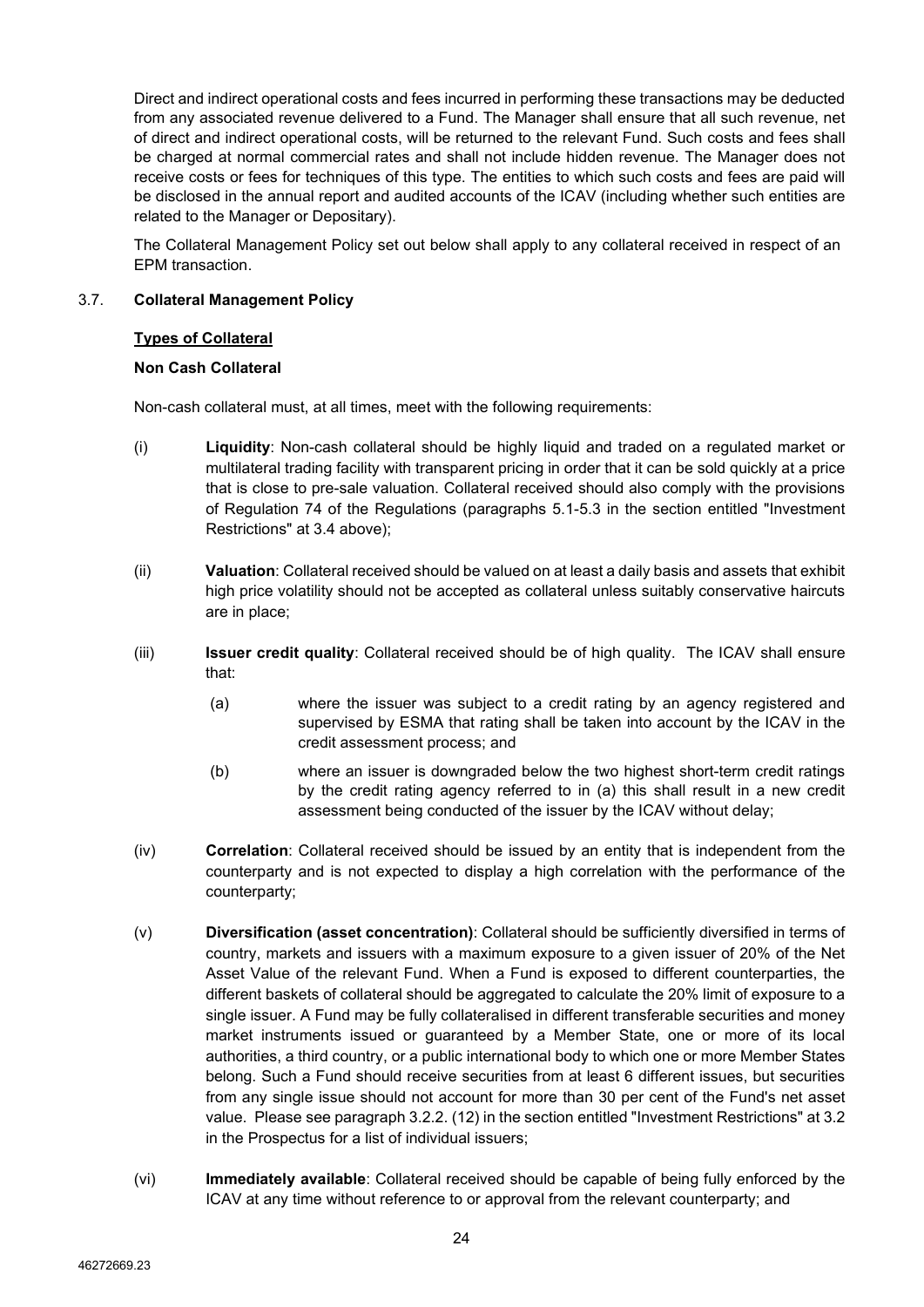Direct and indirect operational costs and fees incurred in performing these transactions may be deducted from any associated revenue delivered to a Fund. The Manager shall ensure that all such revenue, net of direct and indirect operational costs, will be returned to the relevant Fund. Such costs and fees shall be charged at normal commercial rates and shall not include hidden revenue. The Manager does not receive costs or fees for techniques of this type. The entities to which such costs and fees are paid will be disclosed in the annual report and audited accounts of the ICAV (including whether such entities are related to the Manager or Depositary).

The Collateral Management Policy set out below shall apply to any collateral received in respect of an EPM transaction.

### 3.7. Collateral Management Policy

**Types of Collateral**

**Non Cash Collateral**

Non-cash collateral must, at all times, meet with the following requirements:

(i) **Liquidity**: Non-cash collateral should be highly liquid and traded on a regulated market or multilateral trading facility with transparent pricing in order that it can be sold quickly at a price that is close to pre-sale valuation. Collateral received should also comply with the provisions of Regulation 74 of the Regulations (paragraphs 5.1-5.3 in the section entitled "Investment Restrictions" at 3.4 above);

(ii) **Valuation**: Collateral received should be valued on at least a daily basis and assets that exhibit high price volatility should not be accepted as collateral unless suitably conservative haircuts are in place;

(iii) **Issuer credit quality**: Collateral received should be of high quality. The ICAV shall ensure that:

(a) where the issuer was subject to a credit rating by an agency registered and supervised by ESMA that rating shall be taken into account by the ICAV in the credit assessment process; and

(b) where an issuer is downgraded below the two highest short-term credit ratings by the credit rating agency referred to in (a) this shall result in a new credit assessment being conducted of the issuer by the ICAV without delay;

(iv) **Correlation**: Collateral received should be issued by an entity that is independent from the counterparty and is not expected to display a high correlation with the performance of the counterparty;

(v) **Diversification (asset concentration)**: Collateral should be sufficiently diversified in terms of country, markets and issuers with a maximum exposure to a given issuer of 20% of the Net Asset Value of the relevant Fund. When a Fund is exposed to different counterparties, the different baskets of collateral should be aggregated to calculate the 20% limit of exposure to a single issuer. A Fund may be fully collateralised in different transferable securities and money market instruments issued or guaranteed by a Member State, one or more of its local authorities, a third country, or a public international body to which one or more Member States belong. Such a Fund should receive securities from at least 6 different issues, but securities from any single issue should not account for more than 30 per cent of the Fund's net asset value. Please see paragraph 3.2.2. (12) in the section entitled "Investment Restrictions" at 3.2 in the Prospectus for a list of individual issuers;

(vi) **Immediately available**: Collateral received should be capable of being fully enforced by the ICAV at any time without reference to or approval from the relevant counterparty; and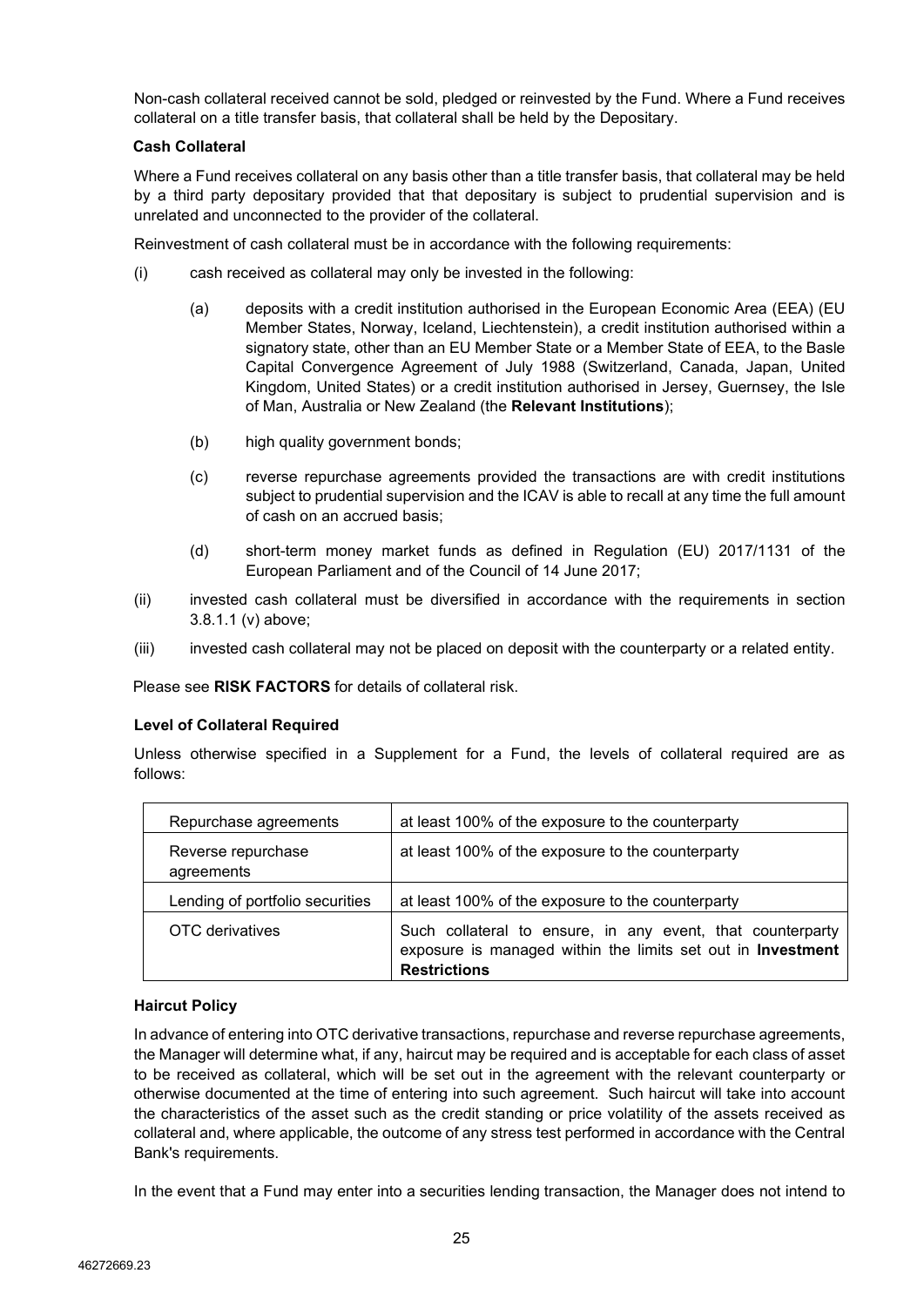Non-cash collateral received cannot be sold, pledged or reinvested by the Fund. Where a Fund receives collateral on a title transfer basis, that collateral shall be held by the Depositary.

**Cash Collateral**

Where a Fund receives collateral on any basis other than a title transfer basis, that collateral may be held by a third party depositary provided that that depositary is subject to prudential supervision and is unrelated and unconnected to the provider of the collateral.

Reinvestment of cash collateral must be in accordance with the following requirements:

(i) cash received as collateral may only be invested in the following:

  (a) deposits with a credit institution authorised in the European Economic Area (EEA) (EU Member States, Norway, Iceland, Liechtenstein), a credit institution authorised within a signatory state, other than an EU Member State or a Member State of EEA, to the Basle Capital Convergence Agreement of July 1988 (Switzerland, Canada, Japan, United Kingdom, United States) or a credit institution authorised in Jersey, Guernsey, the Isle of Man, Australia or New Zealand (the **Relevant Institutions**);

  (b) high quality government bonds;

  (c) reverse repurchase agreements provided the transactions are with credit institutions subject to prudential supervision and the ICAV is able to recall at any time the full amount of cash on an accrued basis;

  (d) short-term money market funds as defined in Regulation (EU) 2017/1131 of the European Parliament and of the Council of 14 June 2017;

(ii) invested cash collateral must be diversified in accordance with the requirements in section 3.8.1.1 (v) above;

(iii) invested cash collateral may not be placed on deposit with the counterparty or a related entity.

Please see **RISK FACTORS** for details of collateral risk.

**Level of Collateral Required**

Unless otherwise specified in a Supplement for a Fund, the levels of collateral required are as follows:

| | |
|---|---|
| Repurchase agreements | at least 100% of the exposure to the counterparty |
| Reverse repurchase agreements | at least 100% of the exposure to the counterparty |
| Lending of portfolio securities | at least 100% of the exposure to the counterparty |
| OTC derivatives | Such collateral to ensure, in any event, that counterparty exposure is managed within the limits set out in **Investment Restrictions** |

**Haircut Policy**

In advance of entering into OTC derivative transactions, repurchase and reverse repurchase agreements, the Manager will determine what, if any, haircut may be required and is acceptable for each class of asset to be received as collateral, which will be set out in the agreement with the relevant counterparty or otherwise documented at the time of entering into such agreement. Such haircut will take into account the characteristics of the asset such as the credit standing or price volatility of the assets received as collateral and, where applicable, the outcome of any stress test performed in accordance with the Central Bank's requirements.

In the event that a Fund may enter into a securities lending transaction, the Manager does not intend to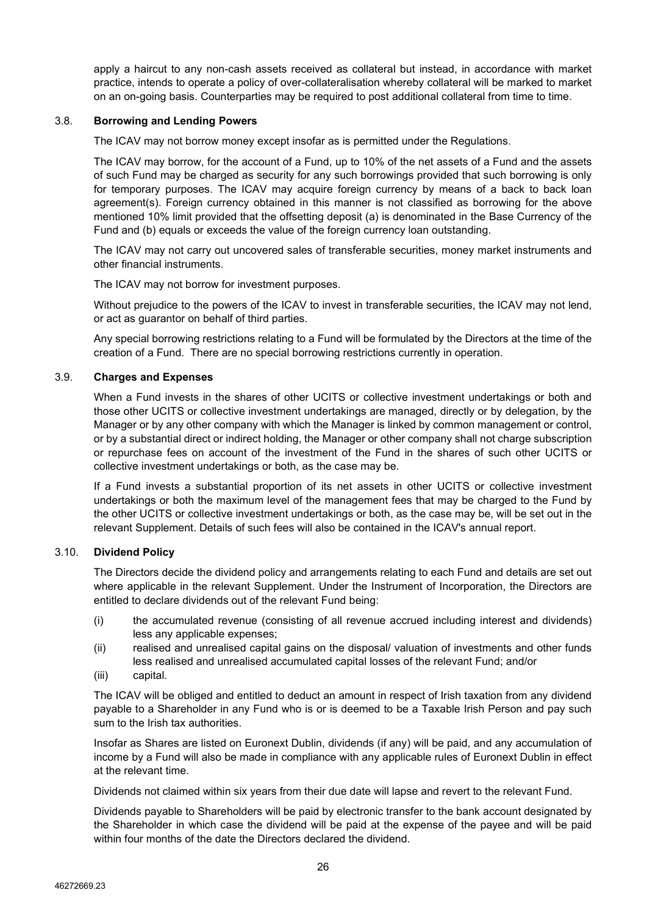apply a haircut to any non-cash assets received as collateral but instead, in accordance with market practice, intends to operate a policy of over-collateralisation whereby collateral will be marked to market on an on-going basis. Counterparties may be required to post additional collateral from time to time.

### 3.8. Borrowing and Lending Powers

The ICAV may not borrow money except insofar as is permitted under the Regulations.

The ICAV may borrow, for the account of a Fund, up to 10% of the net assets of a Fund and the assets of such Fund may be charged as security for any such borrowings provided that such borrowing is only for temporary purposes. The ICAV may acquire foreign currency by means of a back to back loan agreement(s). Foreign currency obtained in this manner is not classified as borrowing for the above mentioned 10% limit provided that the offsetting deposit (a) is denominated in the Base Currency of the Fund and (b) equals or exceeds the value of the foreign currency loan outstanding.

The ICAV may not carry out uncovered sales of transferable securities, money market instruments and other financial instruments.

The ICAV may not borrow for investment purposes.

Without prejudice to the powers of the ICAV to invest in transferable securities, the ICAV may not lend, or act as guarantor on behalf of third parties.

Any special borrowing restrictions relating to a Fund will be formulated by the Directors at the time of the creation of a Fund. There are no special borrowing restrictions currently in operation.

### 3.9. Charges and Expenses

When a Fund invests in the shares of other UCITS or collective investment undertakings or both and those other UCITS or collective investment undertakings are managed, directly or by delegation, by the Manager or by any other company with which the Manager is linked by common management or control, or by a substantial direct or indirect holding, the Manager or other company shall not charge subscription or repurchase fees on account of the investment of the Fund in the shares of such other UCITS or collective investment undertakings or both, as the case may be.

If a Fund invests a substantial proportion of its net assets in other UCITS or collective investment undertakings or both the maximum level of the management fees that may be charged to the Fund by the other UCITS or collective investment undertakings or both, as the case may be, will be set out in the relevant Supplement. Details of such fees will also be contained in the ICAV's annual report.

### 3.10. Dividend Policy

The Directors decide the dividend policy and arrangements relating to each Fund and details are set out where applicable in the relevant Supplement. Under the Instrument of Incorporation, the Directors are entitled to declare dividends out of the relevant Fund being:

(i) the accumulated revenue (consisting of all revenue accrued including interest and dividends) less any applicable expenses;

(ii) realised and unrealised capital gains on the disposal/ valuation of investments and other funds less realised and unrealised accumulated capital losses of the relevant Fund; and/or

(iii) capital.

The ICAV will be obliged and entitled to deduct an amount in respect of Irish taxation from any dividend payable to a Shareholder in any Fund who is or is deemed to be a Taxable Irish Person and pay such sum to the Irish tax authorities.

Insofar as Shares are listed on Euronext Dublin, dividends (if any) will be paid, and any accumulation of income by a Fund will also be made in compliance with any applicable rules of Euronext Dublin in effect at the relevant time.

Dividends not claimed within six years from their due date will lapse and revert to the relevant Fund.

Dividends payable to Shareholders will be paid by electronic transfer to the bank account designated by the Shareholder in which case the dividend will be paid at the expense of the payee and will be paid within four months of the date the Directors declared the dividend.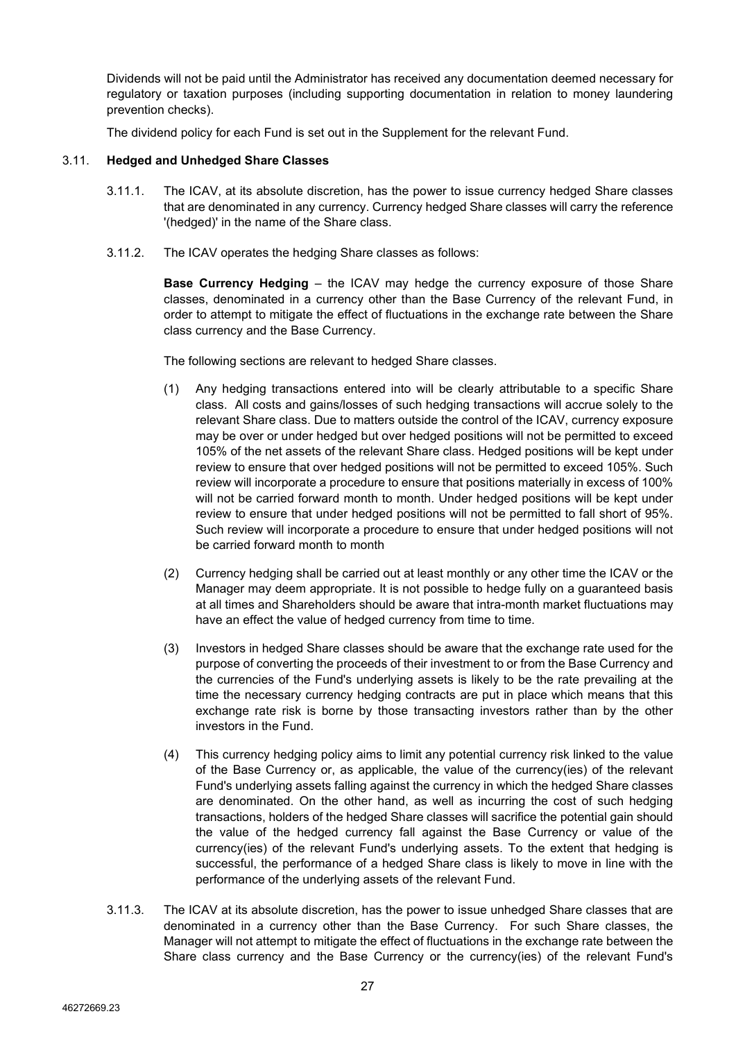Dividends will not be paid until the Administrator has received any documentation deemed necessary for regulatory or taxation purposes (including supporting documentation in relation to money laundering prevention checks).

The dividend policy for each Fund is set out in the Supplement for the relevant Fund.

### 3.11. Hedged and Unhedged Share Classes

3.11.1. The ICAV, at its absolute discretion, has the power to issue currency hedged Share classes that are denominated in any currency. Currency hedged Share classes will carry the reference '(hedged)' in the name of the Share class.

3.11.2. The ICAV operates the hedging Share classes as follows:

**Base Currency Hedging** – the ICAV may hedge the currency exposure of those Share classes, denominated in a currency other than the Base Currency of the relevant Fund, in order to attempt to mitigate the effect of fluctuations in the exchange rate between the Share class currency and the Base Currency.

The following sections are relevant to hedged Share classes.

(1) Any hedging transactions entered into will be clearly attributable to a specific Share class. All costs and gains/losses of such hedging transactions will accrue solely to the relevant Share class. Due to matters outside the control of the ICAV, currency exposure may be over or under hedged but over hedged positions will not be permitted to exceed 105% of the net assets of the relevant Share class. Hedged positions will be kept under review to ensure that over hedged positions will not be permitted to exceed 105%. Such review will incorporate a procedure to ensure that positions materially in excess of 100% will not be carried forward month to month. Under hedged positions will be kept under review to ensure that under hedged positions will not be permitted to fall short of 95%. Such review will incorporate a procedure to ensure that under hedged positions will not be carried forward month to month

(2) Currency hedging shall be carried out at least monthly or any other time the ICAV or the Manager may deem appropriate. It is not possible to hedge fully on a guaranteed basis at all times and Shareholders should be aware that intra-month market fluctuations may have an effect the value of hedged currency from time to time.

(3) Investors in hedged Share classes should be aware that the exchange rate used for the purpose of converting the proceeds of their investment to or from the Base Currency and the currencies of the Fund's underlying assets is likely to be the rate prevailing at the time the necessary currency hedging contracts are put in place which means that this exchange rate risk is borne by those transacting investors rather than by the other investors in the Fund.

(4) This currency hedging policy aims to limit any potential currency risk linked to the value of the Base Currency or, as applicable, the value of the currency(ies) of the relevant Fund's underlying assets falling against the currency in which the hedged Share classes are denominated. On the other hand, as well as incurring the cost of such hedging transactions, holders of the hedged Share classes will sacrifice the potential gain should the value of the hedged currency fall against the Base Currency or value of the currency(ies) of the relevant Fund's underlying assets. To the extent that hedging is successful, the performance of a hedged Share class is likely to move in line with the performance of the underlying assets of the relevant Fund.

3.11.3. The ICAV at its absolute discretion, has the power to issue unhedged Share classes that are denominated in a currency other than the Base Currency. For such Share classes, the Manager will not attempt to mitigate the effect of fluctuations in the exchange rate between the Share class currency and the Base Currency or the currency(ies) of the relevant Fund's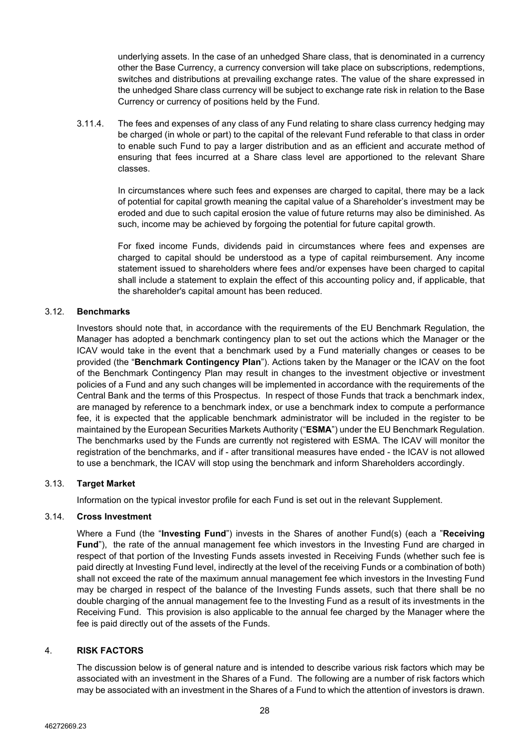underlying assets. In the case of an unhedged Share class, that is denominated in a currency other the Base Currency, a currency conversion will take place on subscriptions, redemptions, switches and distributions at prevailing exchange rates. The value of the share expressed in the unhedged Share class currency will be subject to exchange rate risk in relation to the Base Currency or currency of positions held by the Fund.

3.11.4. The fees and expenses of any class of any Fund relating to share class currency hedging may be charged (in whole or part) to the capital of the relevant Fund referable to that class in order to enable such Fund to pay a larger distribution and as an efficient and accurate method of ensuring that fees incurred at a Share class level are apportioned to the relevant Share classes.

In circumstances where such fees and expenses are charged to capital, there may be a lack of potential for capital growth meaning the capital value of a Shareholder's investment may be eroded and due to such capital erosion the value of future returns may also be diminished. As such, income may be achieved by forgoing the potential for future capital growth.

For fixed income Funds, dividends paid in circumstances where fees and expenses are charged to capital should be understood as a type of capital reimbursement. Any income statement issued to shareholders where fees and/or expenses have been charged to capital shall include a statement to explain the effect of this accounting policy and, if applicable, that the shareholder's capital amount has been reduced.

### 3.12. Benchmarks

Investors should note that, in accordance with the requirements of the EU Benchmark Regulation, the Manager has adopted a benchmark contingency plan to set out the actions which the Manager or the ICAV would take in the event that a benchmark used by a Fund materially changes or ceases to be provided (the "**Benchmark Contingency Plan**"). Actions taken by the Manager or the ICAV on the foot of the Benchmark Contingency Plan may result in changes to the investment objective or investment policies of a Fund and any such changes will be implemented in accordance with the requirements of the Central Bank and the terms of this Prospectus. In respect of those Funds that track a benchmark index, are managed by reference to a benchmark index, or use a benchmark index to compute a performance fee, it is expected that the applicable benchmark administrator will be included in the register to be maintained by the European Securities Markets Authority ("**ESMA**") under the EU Benchmark Regulation. The benchmarks used by the Funds are currently not registered with ESMA. The ICAV will monitor the registration of the benchmarks, and if - after transitional measures have ended - the ICAV is not allowed to use a benchmark, the ICAV will stop using the benchmark and inform Shareholders accordingly.

### 3.13. Target Market

Information on the typical investor profile for each Fund is set out in the relevant Supplement.

### 3.14. Cross Investment

Where a Fund (the "**Investing Fund**") invests in the Shares of another Fund(s) (each a "**Receiving Fund**"), the rate of the annual management fee which investors in the Investing Fund are charged in respect of that portion of the Investing Funds assets invested in Receiving Funds (whether such fee is paid directly at Investing Fund level, indirectly at the level of the receiving Funds or a combination of both) shall not exceed the rate of the maximum annual management fee which investors in the Investing Fund may be charged in respect of the balance of the Investing Funds assets, such that there shall be no double charging of the annual management fee to the Investing Fund as a result of its investments in the Receiving Fund. This provision is also applicable to the annual fee charged by the Manager where the fee is paid directly out of the assets of the Funds.

## 4. RISK FACTORS

The discussion below is of general nature and is intended to describe various risk factors which may be associated with an investment in the Shares of a Fund. The following are a number of risk factors which may be associated with an investment in the Shares of a Fund to which the attention of investors is drawn.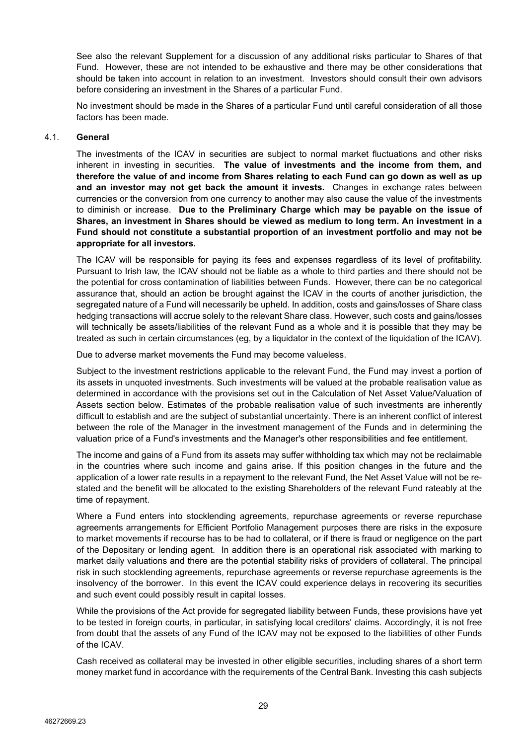See also the relevant Supplement for a discussion of any additional risks particular to Shares of that Fund. However, these are not intended to be exhaustive and there may be other considerations that should be taken into account in relation to an investment. Investors should consult their own advisors before considering an investment in the Shares of a particular Fund.

No investment should be made in the Shares of a particular Fund until careful consideration of all those factors has been made.

### 4.1. General

The investments of the ICAV in securities are subject to normal market fluctuations and other risks inherent in investing in securities. **The value of investments and the income from them, and therefore the value of and income from Shares relating to each Fund can go down as well as up and an investor may not get back the amount it invests.** Changes in exchange rates between currencies or the conversion from one currency to another may also cause the value of the investments to diminish or increase. **Due to the Preliminary Charge which may be payable on the issue of Shares, an investment in Shares should be viewed as medium to long term. An investment in a Fund should not constitute a substantial proportion of an investment portfolio and may not be appropriate for all investors.**

The ICAV will be responsible for paying its fees and expenses regardless of its level of profitability. Pursuant to Irish law, the ICAV should not be liable as a whole to third parties and there should not be the potential for cross contamination of liabilities between Funds. However, there can be no categorical assurance that, should an action be brought against the ICAV in the courts of another jurisdiction, the segregated nature of a Fund will necessarily be upheld. In addition, costs and gains/losses of Share class hedging transactions will accrue solely to the relevant Share class. However, such costs and gains/losses will technically be assets/liabilities of the relevant Fund as a whole and it is possible that they may be treated as such in certain circumstances (eg, by a liquidator in the context of the liquidation of the ICAV).

Due to adverse market movements the Fund may become valueless.

Subject to the investment restrictions applicable to the relevant Fund, the Fund may invest a portion of its assets in unquoted investments. Such investments will be valued at the probable realisation value as determined in accordance with the provisions set out in the Calculation of Net Asset Value/Valuation of Assets section below. Estimates of the probable realisation value of such investments are inherently difficult to establish and are the subject of substantial uncertainty. There is an inherent conflict of interest between the role of the Manager in the investment management of the Funds and in determining the valuation price of a Fund's investments and the Manager's other responsibilities and fee entitlement.

The income and gains of a Fund from its assets may suffer withholding tax which may not be reclaimable in the countries where such income and gains arise. If this position changes in the future and the application of a lower rate results in a repayment to the relevant Fund, the Net Asset Value will not be re-stated and the benefit will be allocated to the existing Shareholders of the relevant Fund rateably at the time of repayment.

Where a Fund enters into stocklending agreements, repurchase agreements or reverse repurchase agreements arrangements for Efficient Portfolio Management purposes there are risks in the exposure to market movements if recourse has to be had to collateral, or if there is fraud or negligence on the part of the Depositary or lending agent. In addition there is an operational risk associated with marking to market daily valuations and there are the potential stability risks of providers of collateral. The principal risk in such stocklending agreements, repurchase agreements or reverse repurchase agreements is the insolvency of the borrower. In this event the ICAV could experience delays in recovering its securities and such event could possibly result in capital losses.

While the provisions of the Act provide for segregated liability between Funds, these provisions have yet to be tested in foreign courts, in particular, in satisfying local creditors' claims. Accordingly, it is not free from doubt that the assets of any Fund of the ICAV may not be exposed to the liabilities of other Funds of the ICAV.

Cash received as collateral may be invested in other eligible securities, including shares of a short term money market fund in accordance with the requirements of the Central Bank. Investing this cash subjects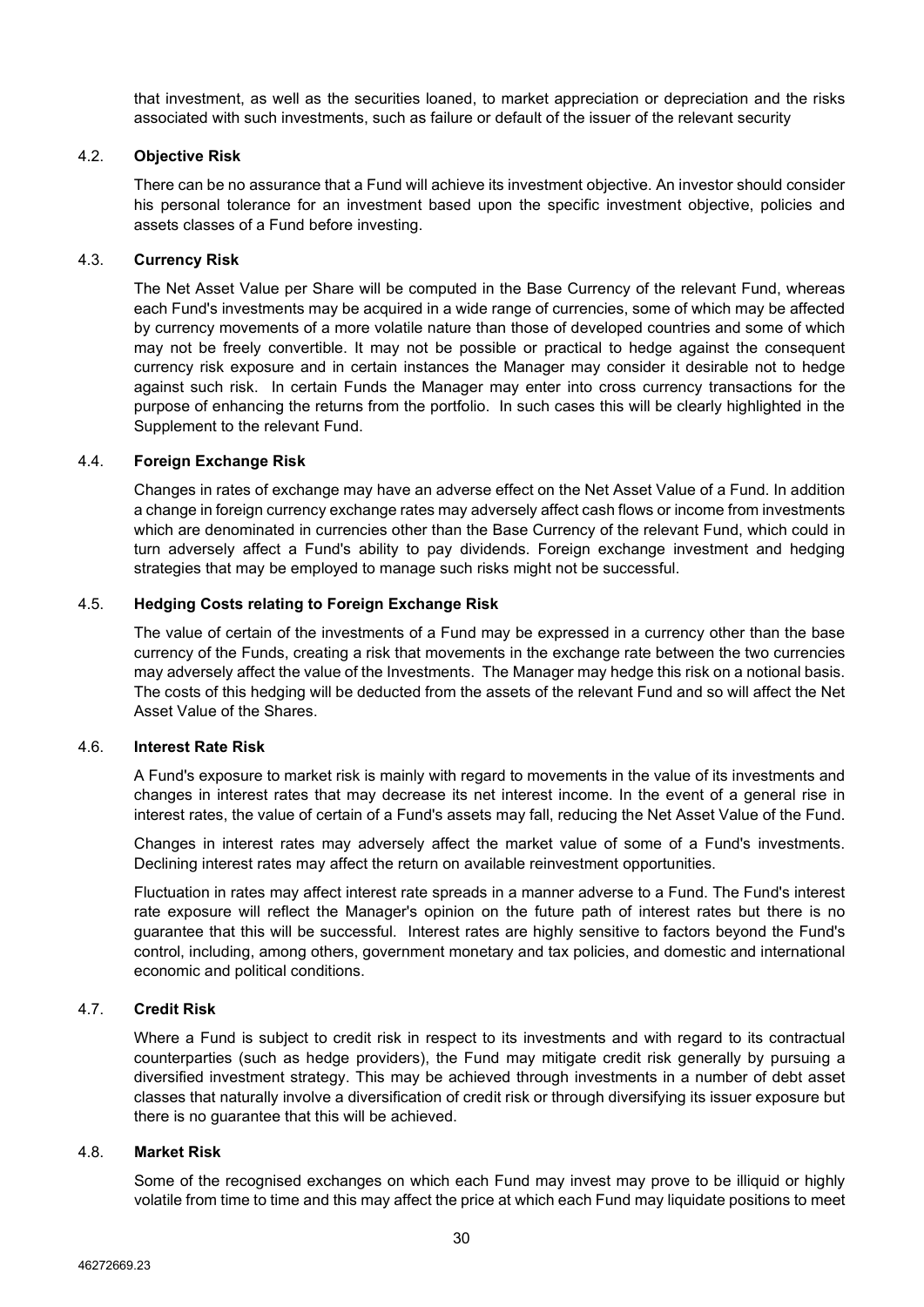that investment, as well as the securities loaned, to market appreciation or depreciation and the risks associated with such investments, such as failure or default of the issuer of the relevant security

### 4.2. Objective Risk

There can be no assurance that a Fund will achieve its investment objective. An investor should consider his personal tolerance for an investment based upon the specific investment objective, policies and assets classes of a Fund before investing.

### 4.3. Currency Risk

The Net Asset Value per Share will be computed in the Base Currency of the relevant Fund, whereas each Fund's investments may be acquired in a wide range of currencies, some of which may be affected by currency movements of a more volatile nature than those of developed countries and some of which may not be freely convertible. It may not be possible or practical to hedge against the consequent currency risk exposure and in certain instances the Manager may consider it desirable not to hedge against such risk. In certain Funds the Manager may enter into cross currency transactions for the purpose of enhancing the returns from the portfolio. In such cases this will be clearly highlighted in the Supplement to the relevant Fund.

### 4.4. Foreign Exchange Risk

Changes in rates of exchange may have an adverse effect on the Net Asset Value of a Fund. In addition a change in foreign currency exchange rates may adversely affect cash flows or income from investments which are denominated in currencies other than the Base Currency of the relevant Fund, which could in turn adversely affect a Fund's ability to pay dividends. Foreign exchange investment and hedging strategies that may be employed to manage such risks might not be successful.

### 4.5. Hedging Costs relating to Foreign Exchange Risk

The value of certain of the investments of a Fund may be expressed in a currency other than the base currency of the Funds, creating a risk that movements in the exchange rate between the two currencies may adversely affect the value of the Investments. The Manager may hedge this risk on a notional basis. The costs of this hedging will be deducted from the assets of the relevant Fund and so will affect the Net Asset Value of the Shares.

### 4.6. Interest Rate Risk

A Fund's exposure to market risk is mainly with regard to movements in the value of its investments and changes in interest rates that may decrease its net interest income. In the event of a general rise in interest rates, the value of certain of a Fund's assets may fall, reducing the Net Asset Value of the Fund.

Changes in interest rates may adversely affect the market value of some of a Fund's investments. Declining interest rates may affect the return on available reinvestment opportunities.

Fluctuation in rates may affect interest rate spreads in a manner adverse to a Fund. The Fund's interest rate exposure will reflect the Manager's opinion on the future path of interest rates but there is no guarantee that this will be successful. Interest rates are highly sensitive to factors beyond the Fund's control, including, among others, government monetary and tax policies, and domestic and international economic and political conditions.

### 4.7. Credit Risk

Where a Fund is subject to credit risk in respect to its investments and with regard to its contractual counterparties (such as hedge providers), the Fund may mitigate credit risk generally by pursuing a diversified investment strategy. This may be achieved through investments in a number of debt asset classes that naturally involve a diversification of credit risk or through diversifying its issuer exposure but there is no guarantee that this will be achieved.

### 4.8. Market Risk

Some of the recognised exchanges on which each Fund may invest may prove to be illiquid or highly volatile from time to time and this may affect the price at which each Fund may liquidate positions to meet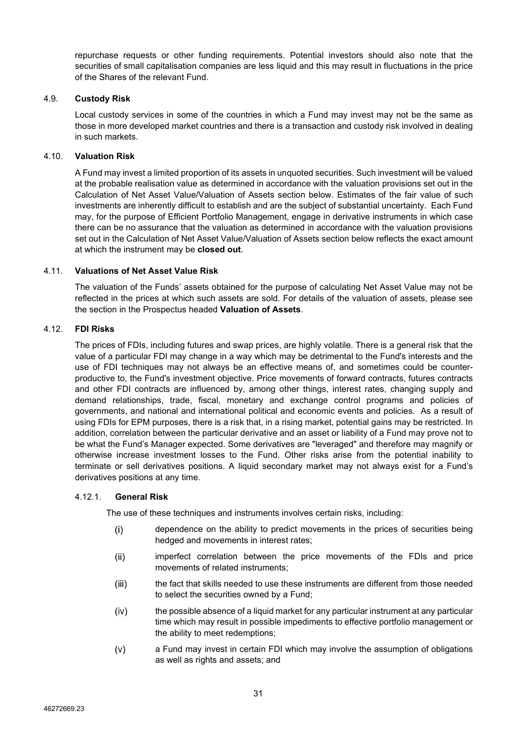repurchase requests or other funding requirements. Potential investors should also note that the securities of small capitalisation companies are less liquid and this may result in fluctuations in the price of the Shares of the relevant Fund.

### 4.9. **Custody Risk**

Local custody services in some of the countries in which a Fund may invest may not be the same as those in more developed market countries and there is a transaction and custody risk involved in dealing in such markets.

### 4.10. **Valuation Risk**

A Fund may invest a limited proportion of its assets in unquoted securities. Such investment will be valued at the probable realisation value as determined in accordance with the valuation provisions set out in the Calculation of Net Asset Value/Valuation of Assets section below. Estimates of the fair value of such investments are inherently difficult to establish and are the subject of substantial uncertainty. Each Fund may, for the purpose of Efficient Portfolio Management, engage in derivative instruments in which case there can be no assurance that the valuation as determined in accordance with the valuation provisions set out in the Calculation of Net Asset Value/Valuation of Assets section below reflects the exact amount at which the instrument may be **closed out**.

### 4.11. **Valuations of Net Asset Value Risk**

The valuation of the Funds' assets obtained for the purpose of calculating Net Asset Value may not be reflected in the prices at which such assets are sold. For details of the valuation of assets, please see the section in the Prospectus headed **Valuation of Assets**.

### 4.12. **FDI Risks**

The prices of FDIs, including futures and swap prices, are highly volatile. There is a general risk that the value of a particular FDI may change in a way which may be detrimental to the Fund's interests and the use of FDI techniques may not always be an effective means of, and sometimes could be counter-productive to, the Fund's investment objective. Price movements of forward contracts, futures contracts and other FDI contracts are influenced by, among other things, interest rates, changing supply and demand relationships, trade, fiscal, monetary and exchange control programs and policies of governments, and national and international political and economic events and policies. As a result of using FDIs for EPM purposes, there is a risk that, in a rising market, potential gains may be restricted. In addition, correlation between the particular derivative and an asset or liability of a Fund may prove not to be what the Fund's Manager expected. Some derivatives are "leveraged" and therefore may magnify or otherwise increase investment losses to the Fund. Other risks arise from the potential inability to terminate or sell derivatives positions. A liquid secondary market may not always exist for a Fund's derivatives positions at any time.

#### 4.12.1. **General Risk**

The use of these techniques and instruments involves certain risks, including:

(i) dependence on the ability to predict movements in the prices of securities being hedged and movements in interest rates;

(ii) imperfect correlation between the price movements of the FDIs and price movements of related instruments;

(iii) the fact that skills needed to use these instruments are different from those needed to select the securities owned by a Fund;

(iv) the possible absence of a liquid market for any particular instrument at any particular time which may result in possible impediments to effective portfolio management or the ability to meet redemptions;

(v) a Fund may invest in certain FDI which may involve the assumption of obligations as well as rights and assets; and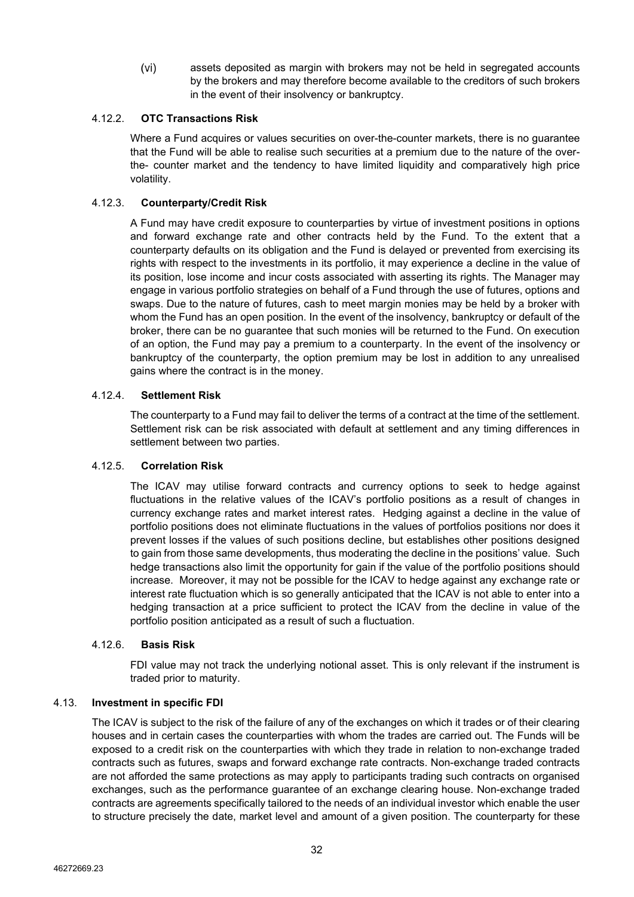(vi) assets deposited as margin with brokers may not be held in segregated accounts by the brokers and may therefore become available to the creditors of such brokers in the event of their insolvency or bankruptcy.

#### 4.12.2. OTC Transactions Risk

Where a Fund acquires or values securities on over-the-counter markets, there is no guarantee that the Fund will be able to realise such securities at a premium due to the nature of the over-the- counter market and the tendency to have limited liquidity and comparatively high price volatility.

#### 4.12.3. Counterparty/Credit Risk

A Fund may have credit exposure to counterparties by virtue of investment positions in options and forward exchange rate and other contracts held by the Fund. To the extent that a counterparty defaults on its obligation and the Fund is delayed or prevented from exercising its rights with respect to the investments in its portfolio, it may experience a decline in the value of its position, lose income and incur costs associated with asserting its rights. The Manager may engage in various portfolio strategies on behalf of a Fund through the use of futures, options and swaps. Due to the nature of futures, cash to meet margin monies may be held by a broker with whom the Fund has an open position. In the event of the insolvency, bankruptcy or default of the broker, there can be no guarantee that such monies will be returned to the Fund. On execution of an option, the Fund may pay a premium to a counterparty. In the event of the insolvency or bankruptcy of the counterparty, the option premium may be lost in addition to any unrealised gains where the contract is in the money.

#### 4.12.4. Settlement Risk

The counterparty to a Fund may fail to deliver the terms of a contract at the time of the settlement. Settlement risk can be risk associated with default at settlement and any timing differences in settlement between two parties.

#### 4.12.5. Correlation Risk

The ICAV may utilise forward contracts and currency options to seek to hedge against fluctuations in the relative values of the ICAV's portfolio positions as a result of changes in currency exchange rates and market interest rates. Hedging against a decline in the value of portfolio positions does not eliminate fluctuations in the values of portfolios positions nor does it prevent losses if the values of such positions decline, but establishes other positions designed to gain from those same developments, thus moderating the decline in the positions' value. Such hedge transactions also limit the opportunity for gain if the value of the portfolio positions should increase. Moreover, it may not be possible for the ICAV to hedge against any exchange rate or interest rate fluctuation which is so generally anticipated that the ICAV is not able to enter into a hedging transaction at a price sufficient to protect the ICAV from the decline in value of the portfolio position anticipated as a result of such a fluctuation.

#### 4.12.6. Basis Risk

FDI value may not track the underlying notional asset. This is only relevant if the instrument is traded prior to maturity.

### 4.13. Investment in specific FDI

The ICAV is subject to the risk of the failure of any of the exchanges on which it trades or of their clearing houses and in certain cases the counterparties with whom the trades are carried out. The Funds will be exposed to a credit risk on the counterparties with which they trade in relation to non-exchange traded contracts such as futures, swaps and forward exchange rate contracts. Non-exchange traded contracts are not afforded the same protections as may apply to participants trading such contracts on organised exchanges, such as the performance guarantee of an exchange clearing house. Non-exchange traded contracts are agreements specifically tailored to the needs of an individual investor which enable the user to structure precisely the date, market level and amount of a given position. The counterparty for these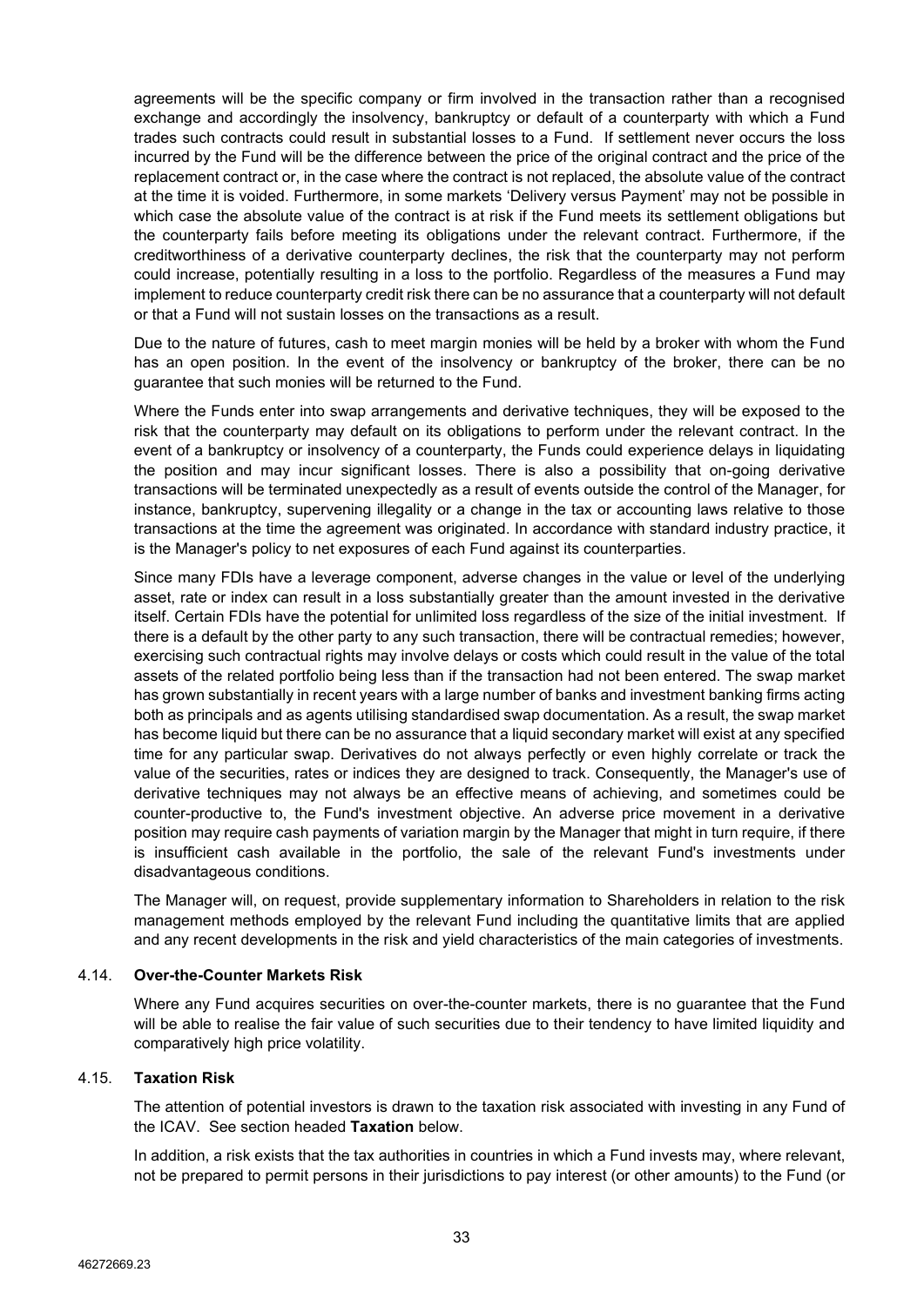agreements will be the specific company or firm involved in the transaction rather than a recognised exchange and accordingly the insolvency, bankruptcy or default of a counterparty with which a Fund trades such contracts could result in substantial losses to a Fund. If settlement never occurs the loss incurred by the Fund will be the difference between the price of the original contract and the price of the replacement contract or, in the case where the contract is not replaced, the absolute value of the contract at the time it is voided. Furthermore, in some markets 'Delivery versus Payment' may not be possible in which case the absolute value of the contract is at risk if the Fund meets its settlement obligations but the counterparty fails before meeting its obligations under the relevant contract. Furthermore, if the creditworthiness of a derivative counterparty declines, the risk that the counterparty may not perform could increase, potentially resulting in a loss to the portfolio. Regardless of the measures a Fund may implement to reduce counterparty credit risk there can be no assurance that a counterparty will not default or that a Fund will not sustain losses on the transactions as a result.

Due to the nature of futures, cash to meet margin monies will be held by a broker with whom the Fund has an open position. In the event of the insolvency or bankruptcy of the broker, there can be no guarantee that such monies will be returned to the Fund.

Where the Funds enter into swap arrangements and derivative techniques, they will be exposed to the risk that the counterparty may default on its obligations to perform under the relevant contract. In the event of a bankruptcy or insolvency of a counterparty, the Funds could experience delays in liquidating the position and may incur significant losses. There is also a possibility that on-going derivative transactions will be terminated unexpectedly as a result of events outside the control of the Manager, for instance, bankruptcy, supervening illegality or a change in the tax or accounting laws relative to those transactions at the time the agreement was originated. In accordance with standard industry practice, it is the Manager's policy to net exposures of each Fund against its counterparties.

Since many FDIs have a leverage component, adverse changes in the value or level of the underlying asset, rate or index can result in a loss substantially greater than the amount invested in the derivative itself. Certain FDIs have the potential for unlimited loss regardless of the size of the initial investment. If there is a default by the other party to any such transaction, there will be contractual remedies; however, exercising such contractual rights may involve delays or costs which could result in the value of the total assets of the related portfolio being less than if the transaction had not been entered. The swap market has grown substantially in recent years with a large number of banks and investment banking firms acting both as principals and as agents utilising standardised swap documentation. As a result, the swap market has become liquid but there can be no assurance that a liquid secondary market will exist at any specified time for any particular swap. Derivatives do not always perfectly or even highly correlate or track the value of the securities, rates or indices they are designed to track. Consequently, the Manager's use of derivative techniques may not always be an effective means of achieving, and sometimes could be counter-productive to, the Fund's investment objective. An adverse price movement in a derivative position may require cash payments of variation margin by the Manager that might in turn require, if there is insufficient cash available in the portfolio, the sale of the relevant Fund's investments under disadvantageous conditions.

The Manager will, on request, provide supplementary information to Shareholders in relation to the risk management methods employed by the relevant Fund including the quantitative limits that are applied and any recent developments in the risk and yield characteristics of the main categories of investments.

### 4.14. Over-the-Counter Markets Risk

Where any Fund acquires securities on over-the-counter markets, there is no guarantee that the Fund will be able to realise the fair value of such securities due to their tendency to have limited liquidity and comparatively high price volatility.

### 4.15. Taxation Risk

The attention of potential investors is drawn to the taxation risk associated with investing in any Fund of the ICAV. See section headed **Taxation** below.

In addition, a risk exists that the tax authorities in countries in which a Fund invests may, where relevant, not be prepared to permit persons in their jurisdictions to pay interest (or other amounts) to the Fund (or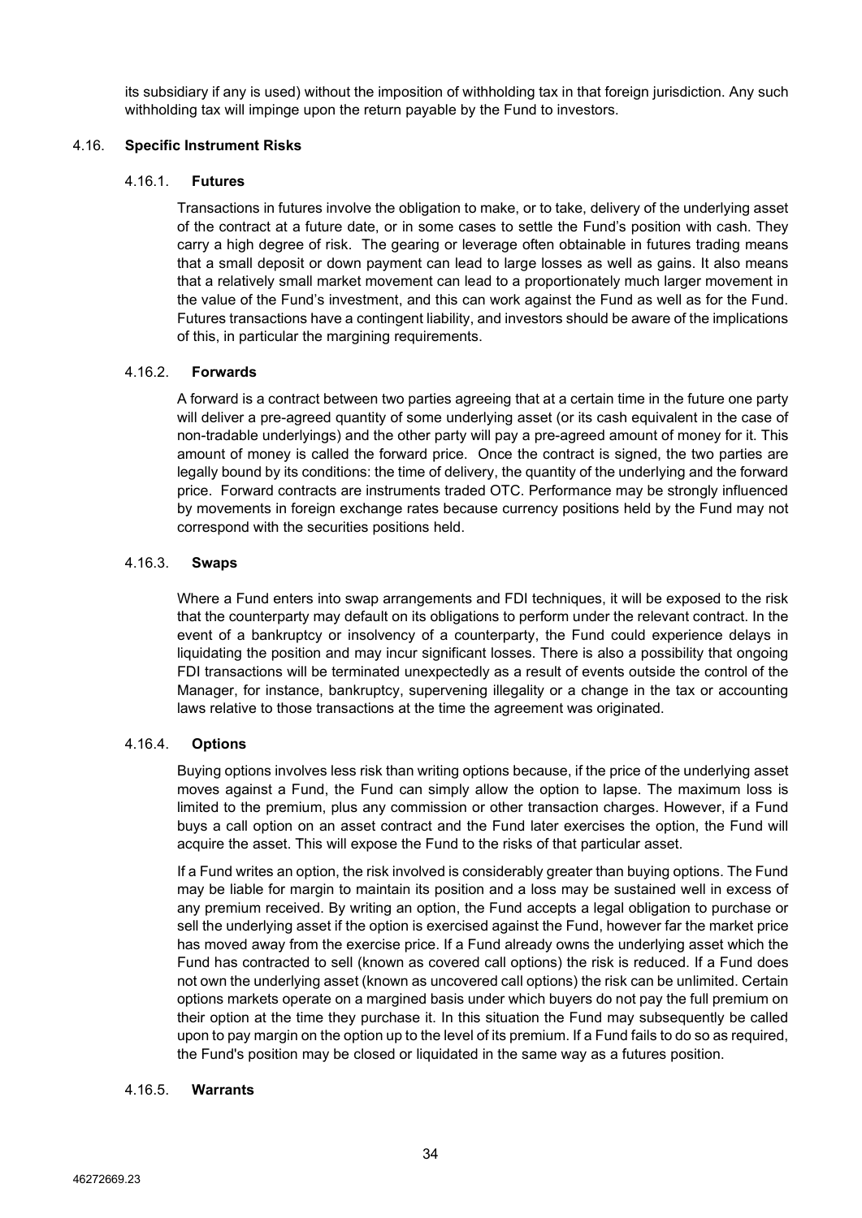its subsidiary if any is used) without the imposition of withholding tax in that foreign jurisdiction. Any such withholding tax will impinge upon the return payable by the Fund to investors.

### 4.16. Specific Instrument Risks

#### 4.16.1. Futures

Transactions in futures involve the obligation to make, or to take, delivery of the underlying asset of the contract at a future date, or in some cases to settle the Fund's position with cash. They carry a high degree of risk. The gearing or leverage often obtainable in futures trading means that a small deposit or down payment can lead to large losses as well as gains. It also means that a relatively small market movement can lead to a proportionately much larger movement in the value of the Fund's investment, and this can work against the Fund as well as for the Fund. Futures transactions have a contingent liability, and investors should be aware of the implications of this, in particular the margining requirements.

#### 4.16.2. Forwards

A forward is a contract between two parties agreeing that at a certain time in the future one party will deliver a pre-agreed quantity of some underlying asset (or its cash equivalent in the case of non-tradable underlyings) and the other party will pay a pre-agreed amount of money for it. This amount of money is called the forward price. Once the contract is signed, the two parties are legally bound by its conditions: the time of delivery, the quantity of the underlying and the forward price. Forward contracts are instruments traded OTC. Performance may be strongly influenced by movements in foreign exchange rates because currency positions held by the Fund may not correspond with the securities positions held.

#### 4.16.3. Swaps

Where a Fund enters into swap arrangements and FDI techniques, it will be exposed to the risk that the counterparty may default on its obligations to perform under the relevant contract. In the event of a bankruptcy or insolvency of a counterparty, the Fund could experience delays in liquidating the position and may incur significant losses. There is also a possibility that ongoing FDI transactions will be terminated unexpectedly as a result of events outside the control of the Manager, for instance, bankruptcy, supervening illegality or a change in the tax or accounting laws relative to those transactions at the time the agreement was originated.

#### 4.16.4. Options

Buying options involves less risk than writing options because, if the price of the underlying asset moves against a Fund, the Fund can simply allow the option to lapse. The maximum loss is limited to the premium, plus any commission or other transaction charges. However, if a Fund buys a call option on an asset contract and the Fund later exercises the option, the Fund will acquire the asset. This will expose the Fund to the risks of that particular asset.

If a Fund writes an option, the risk involved is considerably greater than buying options. The Fund may be liable for margin to maintain its position and a loss may be sustained well in excess of any premium received. By writing an option, the Fund accepts a legal obligation to purchase or sell the underlying asset if the option is exercised against the Fund, however far the market price has moved away from the exercise price. If a Fund already owns the underlying asset which the Fund has contracted to sell (known as covered call options) the risk is reduced. If a Fund does not own the underlying asset (known as uncovered call options) the risk can be unlimited. Certain options markets operate on a margined basis under which buyers do not pay the full premium on their option at the time they purchase it. In this situation the Fund may subsequently be called upon to pay margin on the option up to the level of its premium. If a Fund fails to do so as required, the Fund's position may be closed or liquidated in the same way as a futures position.

#### 4.16.5. Warrants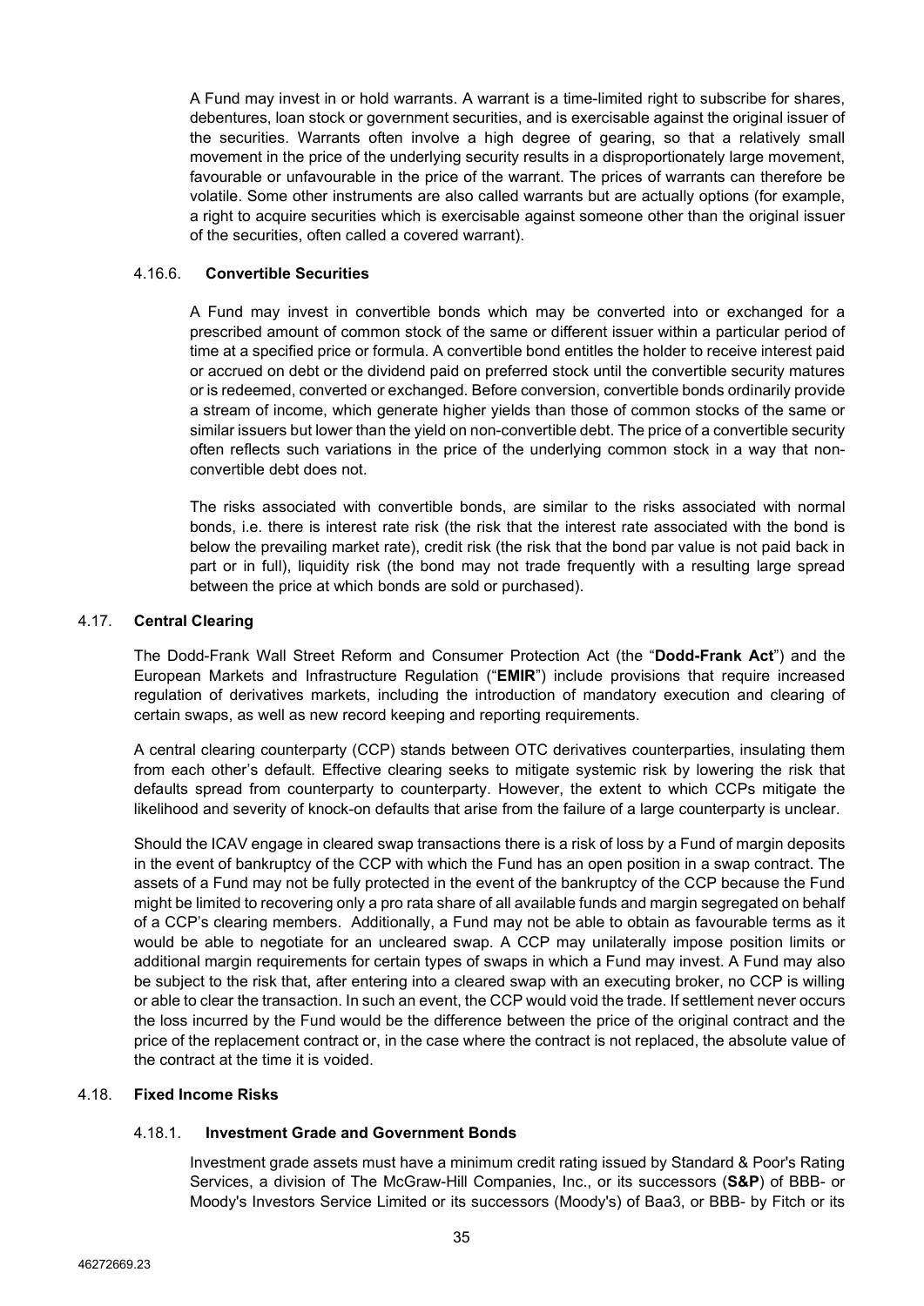A Fund may invest in or hold warrants. A warrant is a time-limited right to subscribe for shares, debentures, loan stock or government securities, and is exercisable against the original issuer of the securities. Warrants often involve a high degree of gearing, so that a relatively small movement in the price of the underlying security results in a disproportionately large movement, favourable or unfavourable in the price of the warrant. The prices of warrants can therefore be volatile. Some other instruments are also called warrants but are actually options (for example, a right to acquire securities which is exercisable against someone other than the original issuer of the securities, often called a covered warrant).

#### 4.16.6. **Convertible Securities**

A Fund may invest in convertible bonds which may be converted into or exchanged for a prescribed amount of common stock of the same or different issuer within a particular period of time at a specified price or formula. A convertible bond entitles the holder to receive interest paid or accrued on debt or the dividend paid on preferred stock until the convertible security matures or is redeemed, converted or exchanged. Before conversion, convertible bonds ordinarily provide a stream of income, which generate higher yields than those of common stocks of the same or similar issuers but lower than the yield on non-convertible debt. The price of a convertible security often reflects such variations in the price of the underlying common stock in a way that non-convertible debt does not.

The risks associated with convertible bonds, are similar to the risks associated with normal bonds, i.e. there is interest rate risk (the risk that the interest rate associated with the bond is below the prevailing market rate), credit risk (the risk that the bond par value is not paid back in part or in full), liquidity risk (the bond may not trade frequently with a resulting large spread between the price at which bonds are sold or purchased).

### 4.17. **Central Clearing**

The Dodd-Frank Wall Street Reform and Consumer Protection Act (the "**Dodd-Frank Act**") and the European Markets and Infrastructure Regulation ("**EMIR**") include provisions that require increased regulation of derivatives markets, including the introduction of mandatory execution and clearing of certain swaps, as well as new record keeping and reporting requirements.

A central clearing counterparty (CCP) stands between OTC derivatives counterparties, insulating them from each other's default. Effective clearing seeks to mitigate systemic risk by lowering the risk that defaults spread from counterparty to counterparty. However, the extent to which CCPs mitigate the likelihood and severity of knock-on defaults that arise from the failure of a large counterparty is unclear.

Should the ICAV engage in cleared swap transactions there is a risk of loss by a Fund of margin deposits in the event of bankruptcy of the CCP with which the Fund has an open position in a swap contract. The assets of a Fund may not be fully protected in the event of the bankruptcy of the CCP because the Fund might be limited to recovering only a pro rata share of all available funds and margin segregated on behalf of a CCP's clearing members. Additionally, a Fund may not be able to obtain as favourable terms as it would be able to negotiate for an uncleared swap. A CCP may unilaterally impose position limits or additional margin requirements for certain types of swaps in which a Fund may invest. A Fund may also be subject to the risk that, after entering into a cleared swap with an executing broker, no CCP is willing or able to clear the transaction. In such an event, the CCP would void the trade. If settlement never occurs the loss incurred by the Fund would be the difference between the price of the original contract and the price of the replacement contract or, in the case where the contract is not replaced, the absolute value of the contract at the time it is voided.

### 4.18. **Fixed Income Risks**

#### 4.18.1. **Investment Grade and Government Bonds**

Investment grade assets must have a minimum credit rating issued by Standard & Poor's Rating Services, a division of The McGraw-Hill Companies, Inc., or its successors (**S&P**) of BBB- or Moody's Investors Service Limited or its successors (Moody's) of Baa3, or BBB- by Fitch or its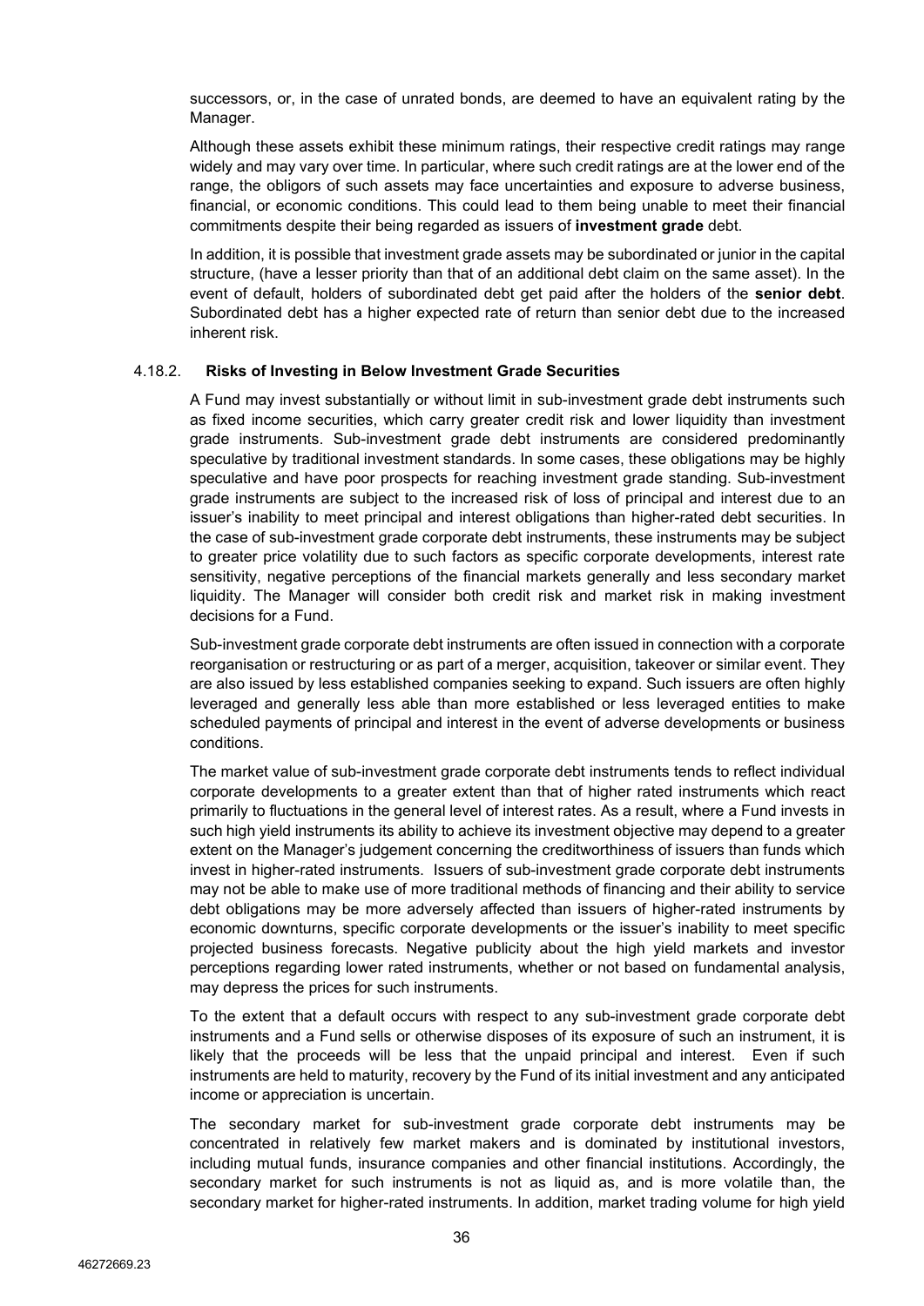successors, or, in the case of unrated bonds, are deemed to have an equivalent rating by the Manager.

Although these assets exhibit these minimum ratings, their respective credit ratings may range widely and may vary over time. In particular, where such credit ratings are at the lower end of the range, the obligors of such assets may face uncertainties and exposure to adverse business, financial, or economic conditions. This could lead to them being unable to meet their financial commitments despite their being regarded as issuers of **investment grade** debt.

In addition, it is possible that investment grade assets may be subordinated or junior in the capital structure, (have a lesser priority than that of an additional debt claim on the same asset). In the event of default, holders of subordinated debt get paid after the holders of the **senior debt**. Subordinated debt has a higher expected rate of return than senior debt due to the increased inherent risk.

#### 4.18.2. Risks of Investing in Below Investment Grade Securities

A Fund may invest substantially or without limit in sub-investment grade debt instruments such as fixed income securities, which carry greater credit risk and lower liquidity than investment grade instruments. Sub-investment grade debt instruments are considered predominantly speculative by traditional investment standards. In some cases, these obligations may be highly speculative and have poor prospects for reaching investment grade standing. Sub-investment grade instruments are subject to the increased risk of loss of principal and interest due to an issuer's inability to meet principal and interest obligations than higher-rated debt securities. In the case of sub-investment grade corporate debt instruments, these instruments may be subject to greater price volatility due to such factors as specific corporate developments, interest rate sensitivity, negative perceptions of the financial markets generally and less secondary market liquidity. The Manager will consider both credit risk and market risk in making investment decisions for a Fund.

Sub-investment grade corporate debt instruments are often issued in connection with a corporate reorganisation or restructuring or as part of a merger, acquisition, takeover or similar event. They are also issued by less established companies seeking to expand. Such issuers are often highly leveraged and generally less able than more established or less leveraged entities to make scheduled payments of principal and interest in the event of adverse developments or business conditions.

The market value of sub-investment grade corporate debt instruments tends to reflect individual corporate developments to a greater extent than that of higher rated instruments which react primarily to fluctuations in the general level of interest rates. As a result, where a Fund invests in such high yield instruments its ability to achieve its investment objective may depend to a greater extent on the Manager's judgement concerning the creditworthiness of issuers than funds which invest in higher-rated instruments. Issuers of sub-investment grade corporate debt instruments may not be able to make use of more traditional methods of financing and their ability to service debt obligations may be more adversely affected than issuers of higher-rated instruments by economic downturns, specific corporate developments or the issuer's inability to meet specific projected business forecasts. Negative publicity about the high yield markets and investor perceptions regarding lower rated instruments, whether or not based on fundamental analysis, may depress the prices for such instruments.

To the extent that a default occurs with respect to any sub-investment grade corporate debt instruments and a Fund sells or otherwise disposes of its exposure of such an instrument, it is likely that the proceeds will be less that the unpaid principal and interest. Even if such instruments are held to maturity, recovery by the Fund of its initial investment and any anticipated income or appreciation is uncertain.

The secondary market for sub-investment grade corporate debt instruments may be concentrated in relatively few market makers and is dominated by institutional investors, including mutual funds, insurance companies and other financial institutions. Accordingly, the secondary market for such instruments is not as liquid as, and is more volatile than, the secondary market for higher-rated instruments. In addition, market trading volume for high yield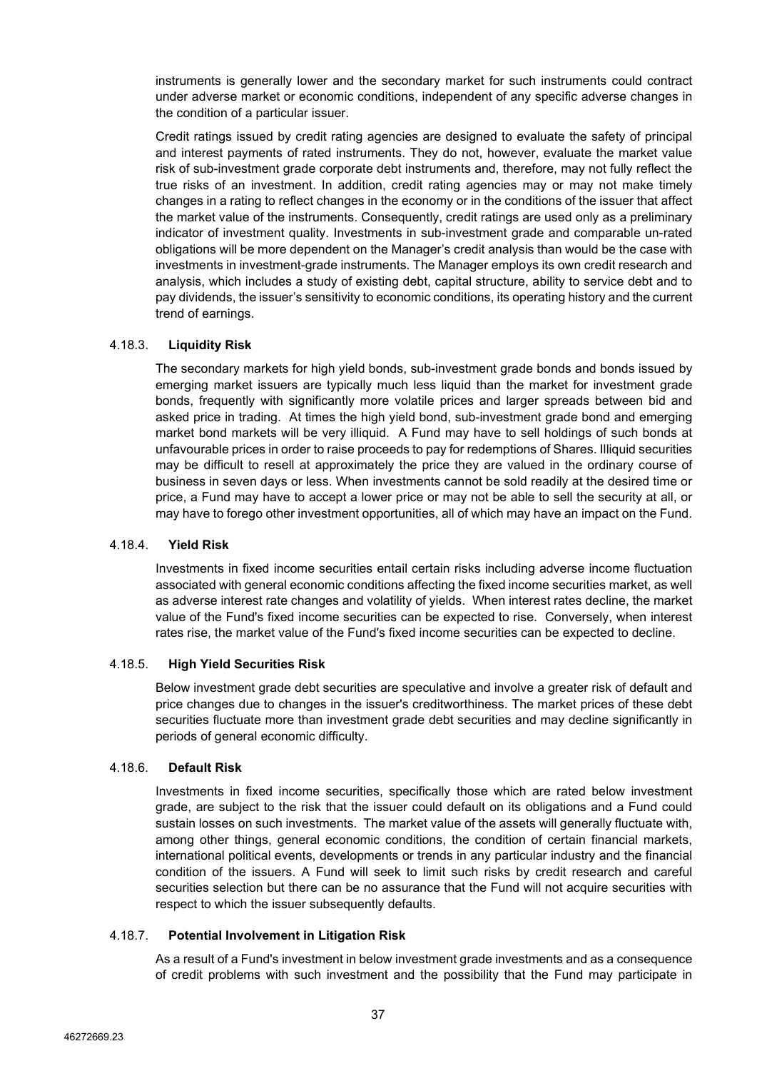instruments is generally lower and the secondary market for such instruments could contract under adverse market or economic conditions, independent of any specific adverse changes in the condition of a particular issuer.

Credit ratings issued by credit rating agencies are designed to evaluate the safety of principal and interest payments of rated instruments. They do not, however, evaluate the market value risk of sub-investment grade corporate debt instruments and, therefore, may not fully reflect the true risks of an investment. In addition, credit rating agencies may or may not make timely changes in a rating to reflect changes in the economy or in the conditions of the issuer that affect the market value of the instruments. Consequently, credit ratings are used only as a preliminary indicator of investment quality. Investments in sub-investment grade and comparable un-rated obligations will be more dependent on the Manager's credit analysis than would be the case with investments in investment-grade instruments. The Manager employs its own credit research and analysis, which includes a study of existing debt, capital structure, ability to service debt and to pay dividends, the issuer's sensitivity to economic conditions, its operating history and the current trend of earnings.

#### 4.18.3. **Liquidity Risk**

The secondary markets for high yield bonds, sub-investment grade bonds and bonds issued by emerging market issuers are typically much less liquid than the market for investment grade bonds, frequently with significantly more volatile prices and larger spreads between bid and asked price in trading. At times the high yield bond, sub-investment grade bond and emerging market bond markets will be very illiquid. A Fund may have to sell holdings of such bonds at unfavourable prices in order to raise proceeds to pay for redemptions of Shares. Illiquid securities may be difficult to resell at approximately the price they are valued in the ordinary course of business in seven days or less. When investments cannot be sold readily at the desired time or price, a Fund may have to accept a lower price or may not be able to sell the security at all, or may have to forego other investment opportunities, all of which may have an impact on the Fund.

#### 4.18.4. **Yield Risk**

Investments in fixed income securities entail certain risks including adverse income fluctuation associated with general economic conditions affecting the fixed income securities market, as well as adverse interest rate changes and volatility of yields. When interest rates decline, the market value of the Fund's fixed income securities can be expected to rise. Conversely, when interest rates rise, the market value of the Fund's fixed income securities can be expected to decline.

#### 4.18.5. **High Yield Securities Risk**

Below investment grade debt securities are speculative and involve a greater risk of default and price changes due to changes in the issuer's creditworthiness. The market prices of these debt securities fluctuate more than investment grade debt securities and may decline significantly in periods of general economic difficulty.

#### 4.18.6. **Default Risk**

Investments in fixed income securities, specifically those which are rated below investment grade, are subject to the risk that the issuer could default on its obligations and a Fund could sustain losses on such investments. The market value of the assets will generally fluctuate with, among other things, general economic conditions, the condition of certain financial markets, international political events, developments or trends in any particular industry and the financial condition of the issuers. A Fund will seek to limit such risks by credit research and careful securities selection but there can be no assurance that the Fund will not acquire securities with respect to which the issuer subsequently defaults.

#### 4.18.7. **Potential Involvement in Litigation Risk**

As a result of a Fund's investment in below investment grade investments and as a consequence of credit problems with such investment and the possibility that the Fund may participate in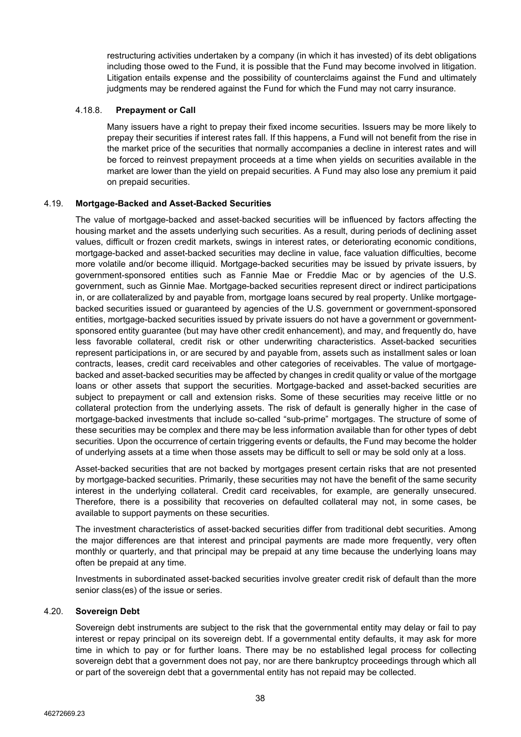restructuring activities undertaken by a company (in which it has invested) of its debt obligations including those owed to the Fund, it is possible that the Fund may become involved in litigation. Litigation entails expense and the possibility of counterclaims against the Fund and ultimately judgments may be rendered against the Fund for which the Fund may not carry insurance.

#### 4.18.8. Prepayment or Call

Many issuers have a right to prepay their fixed income securities. Issuers may be more likely to prepay their securities if interest rates fall. If this happens, a Fund will not benefit from the rise in the market price of the securities that normally accompanies a decline in interest rates and will be forced to reinvest prepayment proceeds at a time when yields on securities available in the market are lower than the yield on prepaid securities. A Fund may also lose any premium it paid on prepaid securities.

### 4.19. Mortgage-Backed and Asset-Backed Securities

The value of mortgage-backed and asset-backed securities will be influenced by factors affecting the housing market and the assets underlying such securities. As a result, during periods of declining asset values, difficult or frozen credit markets, swings in interest rates, or deteriorating economic conditions, mortgage-backed and asset-backed securities may decline in value, face valuation difficulties, become more volatile and/or become illiquid. Mortgage-backed securities may be issued by private issuers, by government-sponsored entities such as Fannie Mae or Freddie Mac or by agencies of the U.S. government, such as Ginnie Mae. Mortgage-backed securities represent direct or indirect participations in, or are collateralized by and payable from, mortgage loans secured by real property. Unlike mortgage-backed securities issued or guaranteed by agencies of the U.S. government or government-sponsored entities, mortgage-backed securities issued by private issuers do not have a government or government-sponsored entity guarantee (but may have other credit enhancement), and may, and frequently do, have less favorable collateral, credit risk or other underwriting characteristics. Asset-backed securities represent participations in, or are secured by and payable from, assets such as installment sales or loan contracts, leases, credit card receivables and other categories of receivables. The value of mortgage-backed and asset-backed securities may be affected by changes in credit quality or value of the mortgage loans or other assets that support the securities. Mortgage-backed and asset-backed securities are subject to prepayment or call and extension risks. Some of these securities may receive little or no collateral protection from the underlying assets. The risk of default is generally higher in the case of mortgage-backed investments that include so-called "sub-prime" mortgages. The structure of some of these securities may be complex and there may be less information available than for other types of debt securities. Upon the occurrence of certain triggering events or defaults, the Fund may become the holder of underlying assets at a time when those assets may be difficult to sell or may be sold only at a loss.

Asset-backed securities that are not backed by mortgages present certain risks that are not presented by mortgage-backed securities. Primarily, these securities may not have the benefit of the same security interest in the underlying collateral. Credit card receivables, for example, are generally unsecured. Therefore, there is a possibility that recoveries on defaulted collateral may not, in some cases, be available to support payments on these securities.

The investment characteristics of asset-backed securities differ from traditional debt securities. Among the major differences are that interest and principal payments are made more frequently, very often monthly or quarterly, and that principal may be prepaid at any time because the underlying loans may often be prepaid at any time.

Investments in subordinated asset-backed securities involve greater credit risk of default than the more senior class(es) of the issue or series.

### 4.20. Sovereign Debt

Sovereign debt instruments are subject to the risk that the governmental entity may delay or fail to pay interest or repay principal on its sovereign debt. If a governmental entity defaults, it may ask for more time in which to pay or for further loans. There may be no established legal process for collecting sovereign debt that a government does not pay, nor are there bankruptcy proceedings through which all or part of the sovereign debt that a governmental entity has not repaid may be collected.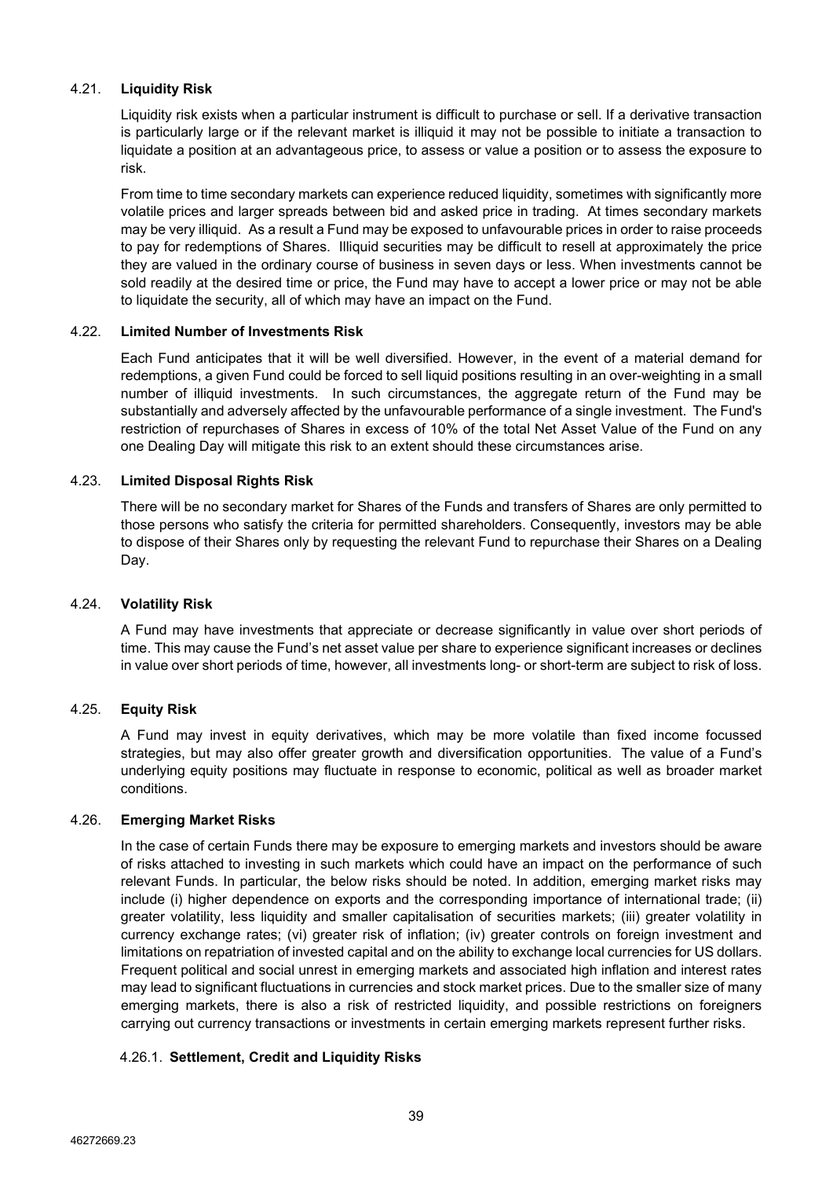### 4.21. **Liquidity Risk**

Liquidity risk exists when a particular instrument is difficult to purchase or sell. If a derivative transaction is particularly large or if the relevant market is illiquid it may not be possible to initiate a transaction to liquidate a position at an advantageous price, to assess or value a position or to assess the exposure to risk.

From time to time secondary markets can experience reduced liquidity, sometimes with significantly more volatile prices and larger spreads between bid and asked price in trading. At times secondary markets may be very illiquid. As a result a Fund may be exposed to unfavourable prices in order to raise proceeds to pay for redemptions of Shares. Illiquid securities may be difficult to resell at approximately the price they are valued in the ordinary course of business in seven days or less. When investments cannot be sold readily at the desired time or price, the Fund may have to accept a lower price or may not be able to liquidate the security, all of which may have an impact on the Fund.

### 4.22. **Limited Number of Investments Risk**

Each Fund anticipates that it will be well diversified. However, in the event of a material demand for redemptions, a given Fund could be forced to sell liquid positions resulting in an over-weighting in a small number of illiquid investments. In such circumstances, the aggregate return of the Fund may be substantially and adversely affected by the unfavourable performance of a single investment. The Fund's restriction of repurchases of Shares in excess of 10% of the total Net Asset Value of the Fund on any one Dealing Day will mitigate this risk to an extent should these circumstances arise.

### 4.23. **Limited Disposal Rights Risk**

There will be no secondary market for Shares of the Funds and transfers of Shares are only permitted to those persons who satisfy the criteria for permitted shareholders. Consequently, investors may be able to dispose of their Shares only by requesting the relevant Fund to repurchase their Shares on a Dealing Day.

### 4.24. **Volatility Risk**

A Fund may have investments that appreciate or decrease significantly in value over short periods of time. This may cause the Fund's net asset value per share to experience significant increases or declines in value over short periods of time, however, all investments long- or short-term are subject to risk of loss.

### 4.25. **Equity Risk**

A Fund may invest in equity derivatives, which may be more volatile than fixed income focussed strategies, but may also offer greater growth and diversification opportunities. The value of a Fund's underlying equity positions may fluctuate in response to economic, political as well as broader market conditions.

### 4.26. **Emerging Market Risks**

In the case of certain Funds there may be exposure to emerging markets and investors should be aware of risks attached to investing in such markets which could have an impact on the performance of such relevant Funds. In particular, the below risks should be noted. In addition, emerging market risks may include (i) higher dependence on exports and the corresponding importance of international trade; (ii) greater volatility, less liquidity and smaller capitalisation of securities markets; (iii) greater volatility in currency exchange rates; (vi) greater risk of inflation; (iv) greater controls on foreign investment and limitations on repatriation of invested capital and on the ability to exchange local currencies for US dollars. Frequent political and social unrest in emerging markets and associated high inflation and interest rates may lead to significant fluctuations in currencies and stock market prices. Due to the smaller size of many emerging markets, there is also a risk of restricted liquidity, and possible restrictions on foreigners carrying out currency transactions or investments in certain emerging markets represent further risks.

#### 4.26.1. **Settlement, Credit and Liquidity Risks**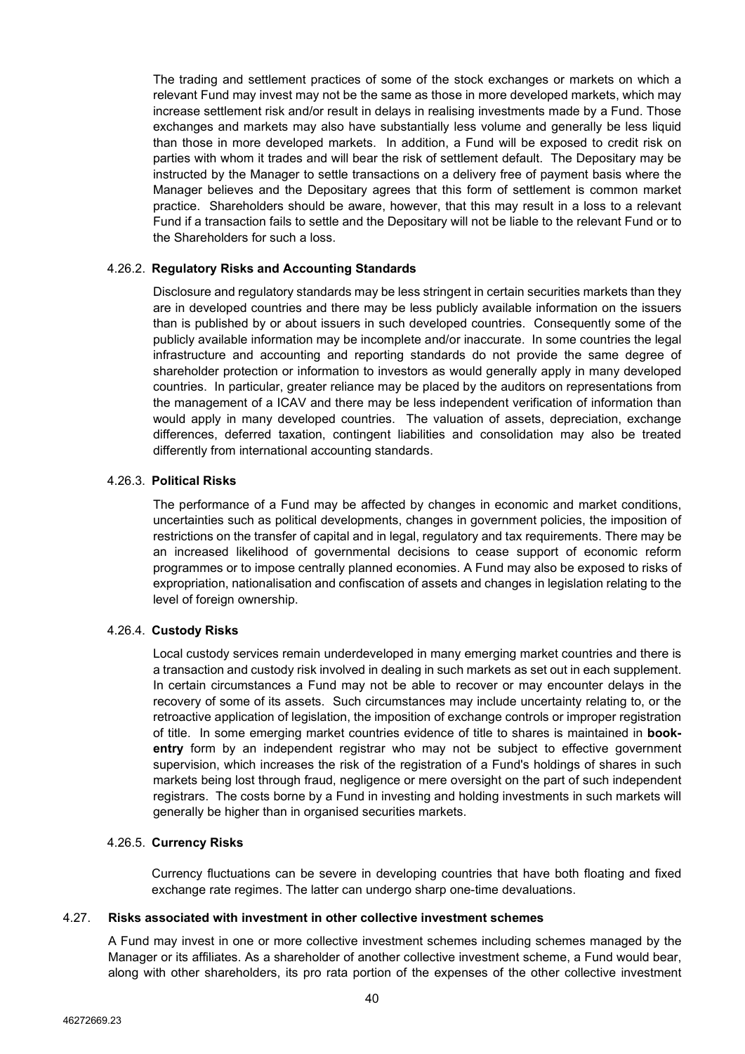The trading and settlement practices of some of the stock exchanges or markets on which a relevant Fund may invest may not be the same as those in more developed markets, which may increase settlement risk and/or result in delays in realising investments made by a Fund. Those exchanges and markets may also have substantially less volume and generally be less liquid than those in more developed markets. In addition, a Fund will be exposed to credit risk on parties with whom it trades and will bear the risk of settlement default. The Depositary may be instructed by the Manager to settle transactions on a delivery free of payment basis where the Manager believes and the Depositary agrees that this form of settlement is common market practice. Shareholders should be aware, however, that this may result in a loss to a relevant Fund if a transaction fails to settle and the Depositary will not be liable to the relevant Fund or to the Shareholders for such a loss.

#### 4.26.2. **Regulatory Risks and Accounting Standards**

Disclosure and regulatory standards may be less stringent in certain securities markets than they are in developed countries and there may be less publicly available information on the issuers than is published by or about issuers in such developed countries. Consequently some of the publicly available information may be incomplete and/or inaccurate. In some countries the legal infrastructure and accounting and reporting standards do not provide the same degree of shareholder protection or information to investors as would generally apply in many developed countries. In particular, greater reliance may be placed by the auditors on representations from the management of a ICAV and there may be less independent verification of information than would apply in many developed countries. The valuation of assets, depreciation, exchange differences, deferred taxation, contingent liabilities and consolidation may also be treated differently from international accounting standards.

#### 4.26.3. **Political Risks**

The performance of a Fund may be affected by changes in economic and market conditions, uncertainties such as political developments, changes in government policies, the imposition of restrictions on the transfer of capital and in legal, regulatory and tax requirements. There may be an increased likelihood of governmental decisions to cease support of economic reform programmes or to impose centrally planned economies. A Fund may also be exposed to risks of expropriation, nationalisation and confiscation of assets and changes in legislation relating to the level of foreign ownership.

#### 4.26.4. **Custody Risks**

Local custody services remain underdeveloped in many emerging market countries and there is a transaction and custody risk involved in dealing in such markets as set out in each supplement. In certain circumstances a Fund may not be able to recover or may encounter delays in the recovery of some of its assets. Such circumstances may include uncertainty relating to, or the retroactive application of legislation, the imposition of exchange controls or improper registration of title. In some emerging market countries evidence of title to shares is maintained in **book-entry** form by an independent registrar who may not be subject to effective government supervision, which increases the risk of the registration of a Fund's holdings of shares in such markets being lost through fraud, negligence or mere oversight on the part of such independent registrars. The costs borne by a Fund in investing and holding investments in such markets will generally be higher than in organised securities markets.

#### 4.26.5. **Currency Risks**

Currency fluctuations can be severe in developing countries that have both floating and fixed exchange rate regimes. The latter can undergo sharp one-time devaluations.

### 4.27. **Risks associated with investment in other collective investment schemes**

A Fund may invest in one or more collective investment schemes including schemes managed by the Manager or its affiliates. As a shareholder of another collective investment scheme, a Fund would bear, along with other shareholders, its pro rata portion of the expenses of the other collective investment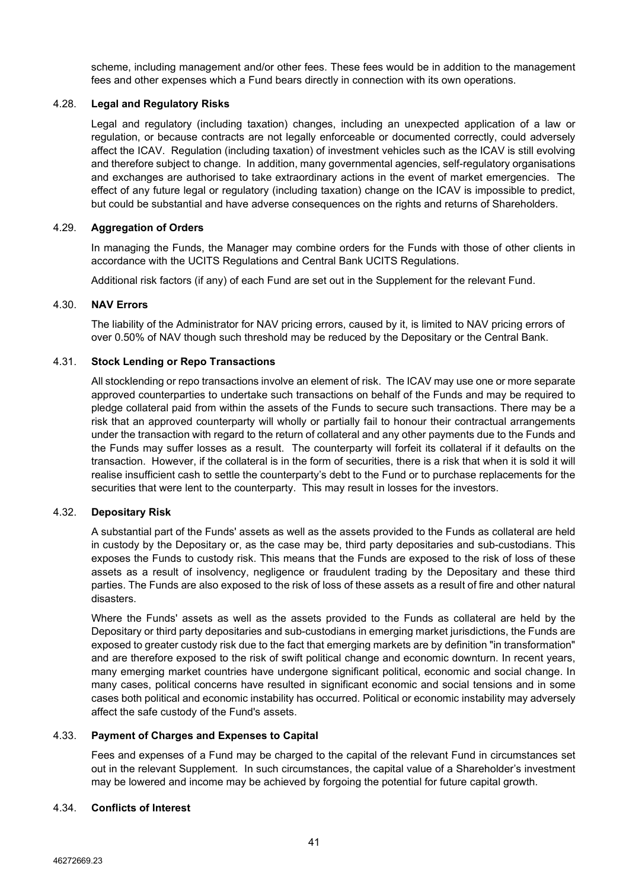scheme, including management and/or other fees. These fees would be in addition to the management fees and other expenses which a Fund bears directly in connection with its own operations.

### 4.28. Legal and Regulatory Risks

Legal and regulatory (including taxation) changes, including an unexpected application of a law or regulation, or because contracts are not legally enforceable or documented correctly, could adversely affect the ICAV. Regulation (including taxation) of investment vehicles such as the ICAV is still evolving and therefore subject to change. In addition, many governmental agencies, self-regulatory organisations and exchanges are authorised to take extraordinary actions in the event of market emergencies. The effect of any future legal or regulatory (including taxation) change on the ICAV is impossible to predict, but could be substantial and have adverse consequences on the rights and returns of Shareholders.

### 4.29. Aggregation of Orders

In managing the Funds, the Manager may combine orders for the Funds with those of other clients in accordance with the UCITS Regulations and Central Bank UCITS Regulations.

Additional risk factors (if any) of each Fund are set out in the Supplement for the relevant Fund.

### 4.30. NAV Errors

The liability of the Administrator for NAV pricing errors, caused by it, is limited to NAV pricing errors of over 0.50% of NAV though such threshold may be reduced by the Depositary or the Central Bank.

### 4.31. Stock Lending or Repo Transactions

All stocklending or repo transactions involve an element of risk. The ICAV may use one or more separate approved counterparties to undertake such transactions on behalf of the Funds and may be required to pledge collateral paid from within the assets of the Funds to secure such transactions. There may be a risk that an approved counterparty will wholly or partially fail to honour their contractual arrangements under the transaction with regard to the return of collateral and any other payments due to the Funds and the Funds may suffer losses as a result. The counterparty will forfeit its collateral if it defaults on the transaction. However, if the collateral is in the form of securities, there is a risk that when it is sold it will realise insufficient cash to settle the counterparty's debt to the Fund or to purchase replacements for the securities that were lent to the counterparty. This may result in losses for the investors.

### 4.32. Depositary Risk

A substantial part of the Funds' assets as well as the assets provided to the Funds as collateral are held in custody by the Depositary or, as the case may be, third party depositaries and sub-custodians. This exposes the Funds to custody risk. This means that the Funds are exposed to the risk of loss of these assets as a result of insolvency, negligence or fraudulent trading by the Depositary and these third parties. The Funds are also exposed to the risk of loss of these assets as a result of fire and other natural disasters.

Where the Funds' assets as well as the assets provided to the Funds as collateral are held by the Depositary or third party depositaries and sub-custodians in emerging market jurisdictions, the Funds are exposed to greater custody risk due to the fact that emerging markets are by definition "in transformation" and are therefore exposed to the risk of swift political change and economic downturn. In recent years, many emerging market countries have undergone significant political, economic and social change. In many cases, political concerns have resulted in significant economic and social tensions and in some cases both political and economic instability has occurred. Political or economic instability may adversely affect the safe custody of the Fund's assets.

### 4.33. Payment of Charges and Expenses to Capital

Fees and expenses of a Fund may be charged to the capital of the relevant Fund in circumstances set out in the relevant Supplement. In such circumstances, the capital value of a Shareholder's investment may be lowered and income may be achieved by forgoing the potential for future capital growth.

### 4.34. Conflicts of Interest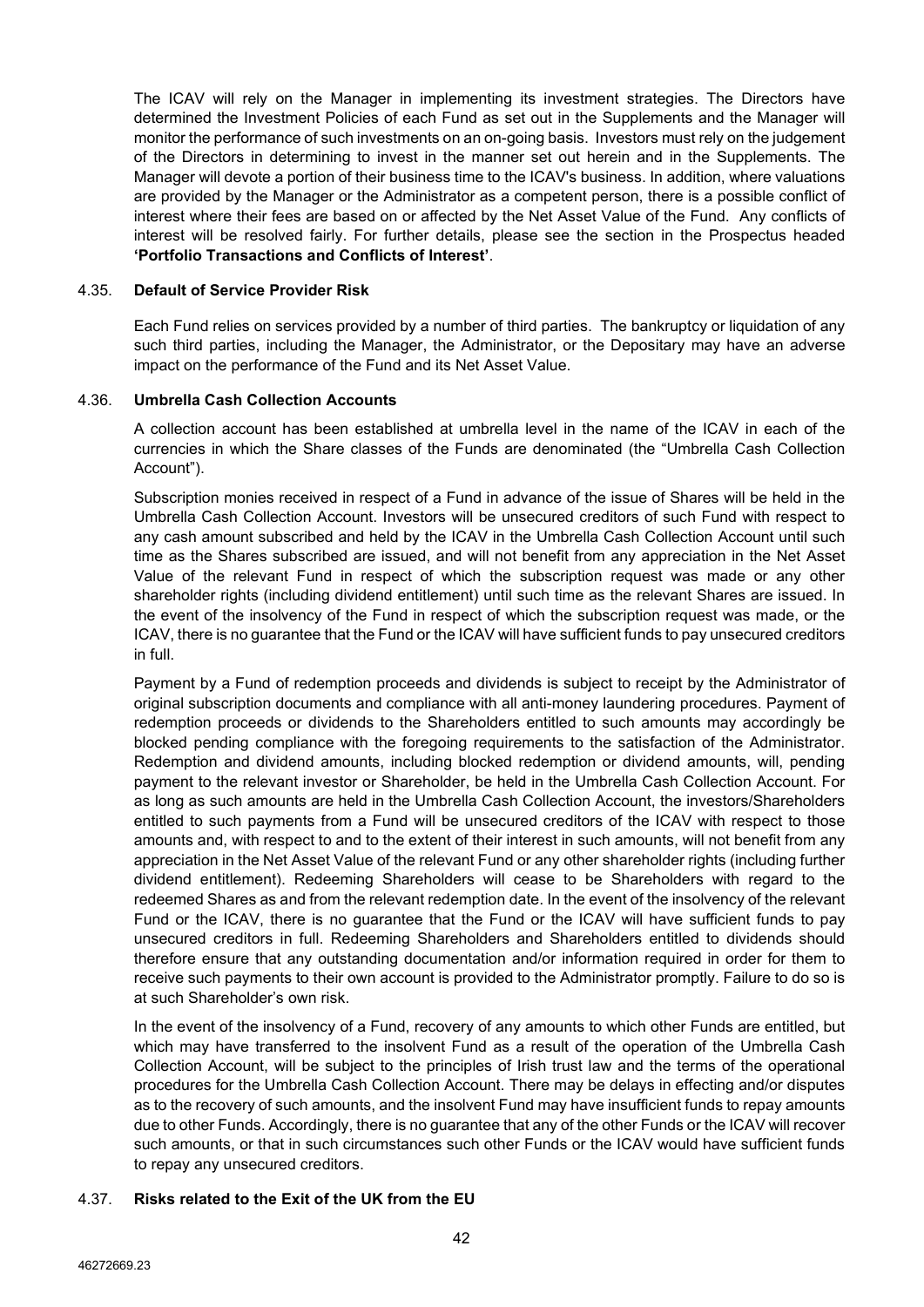The ICAV will rely on the Manager in implementing its investment strategies. The Directors have determined the Investment Policies of each Fund as set out in the Supplements and the Manager will monitor the performance of such investments on an on-going basis. Investors must rely on the judgement of the Directors in determining to invest in the manner set out herein and in the Supplements. The Manager will devote a portion of their business time to the ICAV's business. In addition, where valuations are provided by the Manager or the Administrator as a competent person, there is a possible conflict of interest where their fees are based on or affected by the Net Asset Value of the Fund. Any conflicts of interest will be resolved fairly. For further details, please see the section in the Prospectus headed **'Portfolio Transactions and Conflicts of Interest'**.

### 4.35. Default of Service Provider Risk

Each Fund relies on services provided by a number of third parties. The bankruptcy or liquidation of any such third parties, including the Manager, the Administrator, or the Depositary may have an adverse impact on the performance of the Fund and its Net Asset Value.

### 4.36. Umbrella Cash Collection Accounts

A collection account has been established at umbrella level in the name of the ICAV in each of the currencies in which the Share classes of the Funds are denominated (the "Umbrella Cash Collection Account").

Subscription monies received in respect of a Fund in advance of the issue of Shares will be held in the Umbrella Cash Collection Account. Investors will be unsecured creditors of such Fund with respect to any cash amount subscribed and held by the ICAV in the Umbrella Cash Collection Account until such time as the Shares subscribed are issued, and will not benefit from any appreciation in the Net Asset Value of the relevant Fund in respect of which the subscription request was made or any other shareholder rights (including dividend entitlement) until such time as the relevant Shares are issued. In the event of the insolvency of the Fund in respect of which the subscription request was made, or the ICAV, there is no guarantee that the Fund or the ICAV will have sufficient funds to pay unsecured creditors in full.

Payment by a Fund of redemption proceeds and dividends is subject to receipt by the Administrator of original subscription documents and compliance with all anti-money laundering procedures. Payment of redemption proceeds or dividends to the Shareholders entitled to such amounts may accordingly be blocked pending compliance with the foregoing requirements to the satisfaction of the Administrator. Redemption and dividend amounts, including blocked redemption or dividend amounts, will, pending payment to the relevant investor or Shareholder, be held in the Umbrella Cash Collection Account. For as long as such amounts are held in the Umbrella Cash Collection Account, the investors/Shareholders entitled to such payments from a Fund will be unsecured creditors of the ICAV with respect to those amounts and, with respect to and to the extent of their interest in such amounts, will not benefit from any appreciation in the Net Asset Value of the relevant Fund or any other shareholder rights (including further dividend entitlement). Redeeming Shareholders will cease to be Shareholders with regard to the redeemed Shares as and from the relevant redemption date. In the event of the insolvency of the relevant Fund or the ICAV, there is no guarantee that the Fund or the ICAV will have sufficient funds to pay unsecured creditors in full. Redeeming Shareholders and Shareholders entitled to dividends should therefore ensure that any outstanding documentation and/or information required in order for them to receive such payments to their own account is provided to the Administrator promptly. Failure to do so is at such Shareholder's own risk.

In the event of the insolvency of a Fund, recovery of any amounts to which other Funds are entitled, but which may have transferred to the insolvent Fund as a result of the operation of the Umbrella Cash Collection Account, will be subject to the principles of Irish trust law and the terms of the operational procedures for the Umbrella Cash Collection Account. There may be delays in effecting and/or disputes as to the recovery of such amounts, and the insolvent Fund may have insufficient funds to repay amounts due to other Funds. Accordingly, there is no guarantee that any of the other Funds or the ICAV will recover such amounts, or that in such circumstances such other Funds or the ICAV would have sufficient funds to repay any unsecured creditors.

### 4.37. Risks related to the Exit of the UK from the EU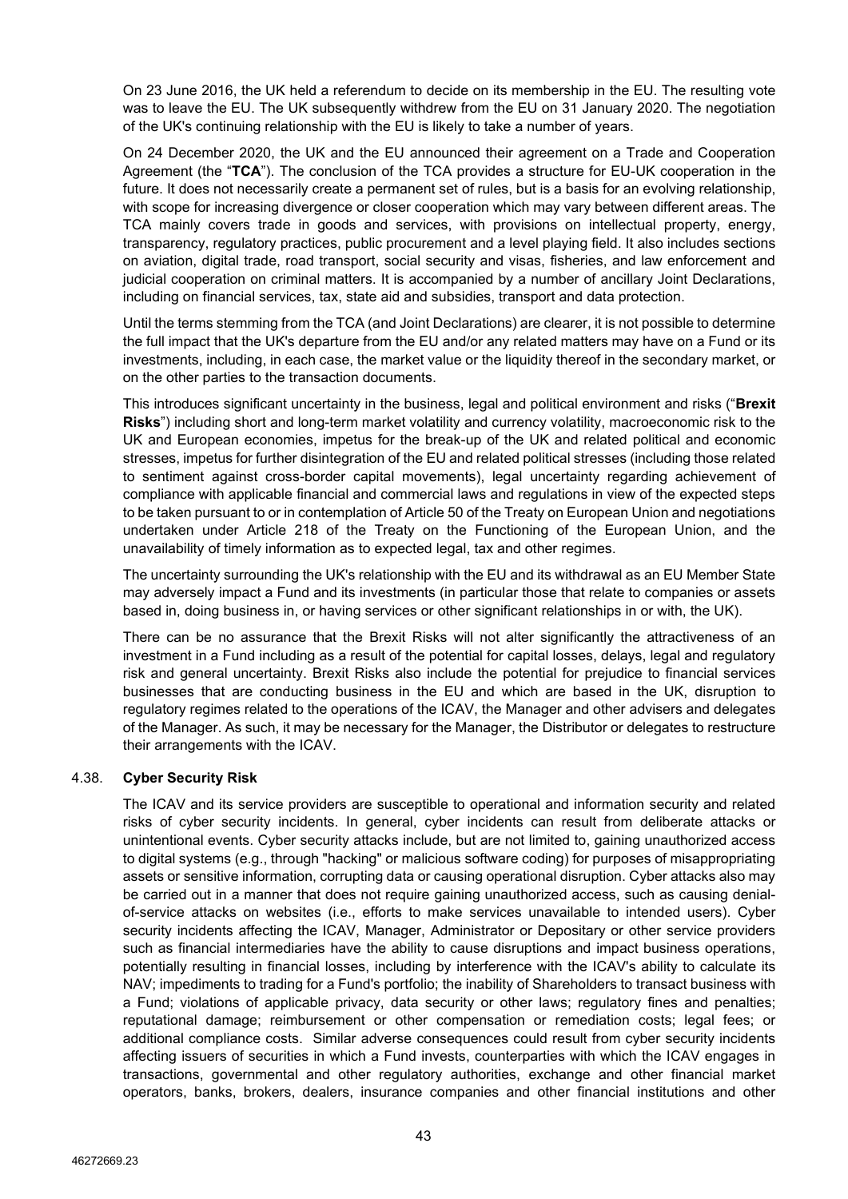On 23 June 2016, the UK held a referendum to decide on its membership in the EU. The resulting vote was to leave the EU. The UK subsequently withdrew from the EU on 31 January 2020. The negotiation of the UK's continuing relationship with the EU is likely to take a number of years.

On 24 December 2020, the UK and the EU announced their agreement on a Trade and Cooperation Agreement (the "**TCA**"). The conclusion of the TCA provides a structure for EU-UK cooperation in the future. It does not necessarily create a permanent set of rules, but is a basis for an evolving relationship, with scope for increasing divergence or closer cooperation which may vary between different areas. The TCA mainly covers trade in goods and services, with provisions on intellectual property, energy, transparency, regulatory practices, public procurement and a level playing field. It also includes sections on aviation, digital trade, road transport, social security and visas, fisheries, and law enforcement and judicial cooperation on criminal matters. It is accompanied by a number of ancillary Joint Declarations, including on financial services, tax, state aid and subsidies, transport and data protection.

Until the terms stemming from the TCA (and Joint Declarations) are clearer, it is not possible to determine the full impact that the UK's departure from the EU and/or any related matters may have on a Fund or its investments, including, in each case, the market value or the liquidity thereof in the secondary market, or on the other parties to the transaction documents.

This introduces significant uncertainty in the business, legal and political environment and risks ("**Brexit Risks**") including short and long-term market volatility and currency volatility, macroeconomic risk to the UK and European economies, impetus for the break-up of the UK and related political and economic stresses, impetus for further disintegration of the EU and related political stresses (including those related to sentiment against cross-border capital movements), legal uncertainty regarding achievement of compliance with applicable financial and commercial laws and regulations in view of the expected steps to be taken pursuant to or in contemplation of Article 50 of the Treaty on European Union and negotiations undertaken under Article 218 of the Treaty on the Functioning of the European Union, and the unavailability of timely information as to expected legal, tax and other regimes.

The uncertainty surrounding the UK's relationship with the EU and its withdrawal as an EU Member State may adversely impact a Fund and its investments (in particular those that relate to companies or assets based in, doing business in, or having services or other significant relationships in or with, the UK).

There can be no assurance that the Brexit Risks will not alter significantly the attractiveness of an investment in a Fund including as a result of the potential for capital losses, delays, legal and regulatory risk and general uncertainty. Brexit Risks also include the potential for prejudice to financial services businesses that are conducting business in the EU and which are based in the UK, disruption to regulatory regimes related to the operations of the ICAV, the Manager and other advisers and delegates of the Manager. As such, it may be necessary for the Manager, the Distributor or delegates to restructure their arrangements with the ICAV.

### 4.38. Cyber Security Risk

The ICAV and its service providers are susceptible to operational and information security and related risks of cyber security incidents. In general, cyber incidents can result from deliberate attacks or unintentional events. Cyber security attacks include, but are not limited to, gaining unauthorized access to digital systems (e.g., through "hacking" or malicious software coding) for purposes of misappropriating assets or sensitive information, corrupting data or causing operational disruption. Cyber attacks also may be carried out in a manner that does not require gaining unauthorized access, such as causing denial-of-service attacks on websites (i.e., efforts to make services unavailable to intended users). Cyber security incidents affecting the ICAV, Manager, Administrator or Depositary or other service providers such as financial intermediaries have the ability to cause disruptions and impact business operations, potentially resulting in financial losses, including by interference with the ICAV's ability to calculate its NAV; impediments to trading for a Fund's portfolio; the inability of Shareholders to transact business with a Fund; violations of applicable privacy, data security or other laws; regulatory fines and penalties; reputational damage; reimbursement or other compensation or remediation costs; legal fees; or additional compliance costs. Similar adverse consequences could result from cyber security incidents affecting issuers of securities in which a Fund invests, counterparties with which the ICAV engages in transactions, governmental and other regulatory authorities, exchange and other financial market operators, banks, brokers, dealers, insurance companies and other financial institutions and other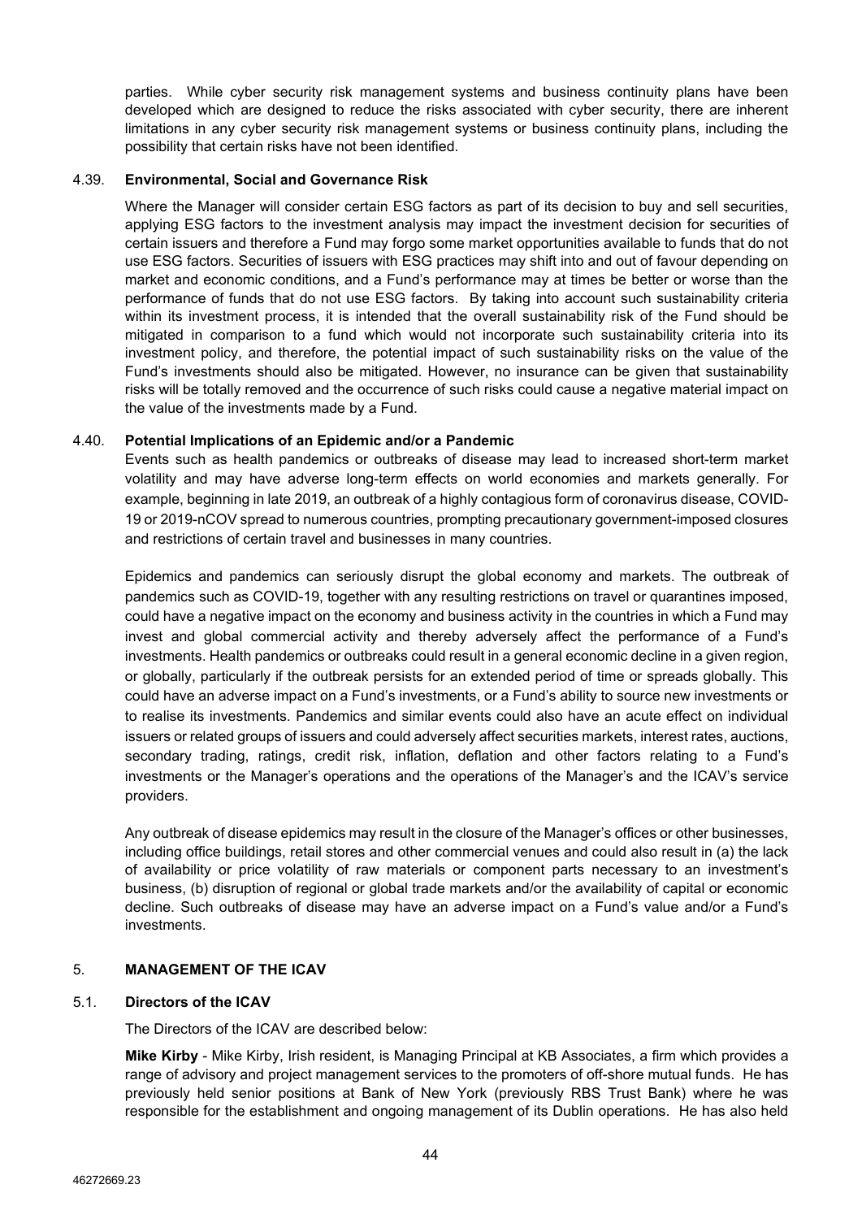parties. While cyber security risk management systems and business continuity plans have been developed which are designed to reduce the risks associated with cyber security, there are inherent limitations in any cyber security risk management systems or business continuity plans, including the possibility that certain risks have not been identified.

### 4.39. Environmental, Social and Governance Risk

Where the Manager will consider certain ESG factors as part of its decision to buy and sell securities, applying ESG factors to the investment analysis may impact the investment decision for securities of certain issuers and therefore a Fund may forgo some market opportunities available to funds that do not use ESG factors. Securities of issuers with ESG practices may shift into and out of favour depending on market and economic conditions, and a Fund's performance may at times be better or worse than the performance of funds that do not use ESG factors. By taking into account such sustainability criteria within its investment process, it is intended that the overall sustainability risk of the Fund should be mitigated in comparison to a fund which would not incorporate such sustainability criteria into its investment policy, and therefore, the potential impact of such sustainability risks on the value of the Fund's investments should also be mitigated. However, no insurance can be given that sustainability risks will be totally removed and the occurrence of such risks could cause a negative material impact on the value of the investments made by a Fund.

### 4.40. Potential Implications of an Epidemic and/or a Pandemic

Events such as health pandemics or outbreaks of disease may lead to increased short-term market volatility and may have adverse long-term effects on world economies and markets generally. For example, beginning in late 2019, an outbreak of a highly contagious form of coronavirus disease, COVID-19 or 2019-nCOV spread to numerous countries, prompting precautionary government-imposed closures and restrictions of certain travel and businesses in many countries.

Epidemics and pandemics can seriously disrupt the global economy and markets. The outbreak of pandemics such as COVID-19, together with any resulting restrictions on travel or quarantines imposed, could have a negative impact on the economy and business activity in the countries in which a Fund may invest and global commercial activity and thereby adversely affect the performance of a Fund's investments. Health pandemics or outbreaks could result in a general economic decline in a given region, or globally, particularly if the outbreak persists for an extended period of time or spreads globally. This could have an adverse impact on a Fund's investments, or a Fund's ability to source new investments or to realise its investments. Pandemics and similar events could also have an acute effect on individual issuers or related groups of issuers and could adversely affect securities markets, interest rates, auctions, secondary trading, ratings, credit risk, inflation, deflation and other factors relating to a Fund's investments or the Manager's operations and the operations of the Manager's and the ICAV's service providers.

Any outbreak of disease epidemics may result in the closure of the Manager's offices or other businesses, including office buildings, retail stores and other commercial venues and could also result in (a) the lack of availability or price volatility of raw materials or component parts necessary to an investment's business, (b) disruption of regional or global trade markets and/or the availability of capital or economic decline. Such outbreaks of disease may have an adverse impact on a Fund's value and/or a Fund's investments.

## 5. MANAGEMENT OF THE ICAV

### 5.1. Directors of the ICAV

The Directors of the ICAV are described below:

**Mike Kirby** - Mike Kirby, Irish resident, is Managing Principal at KB Associates, a firm which provides a range of advisory and project management services to the promoters of off-shore mutual funds. He has previously held senior positions at Bank of New York (previously RBS Trust Bank) where he was responsible for the establishment and ongoing management of its Dublin operations. He has also held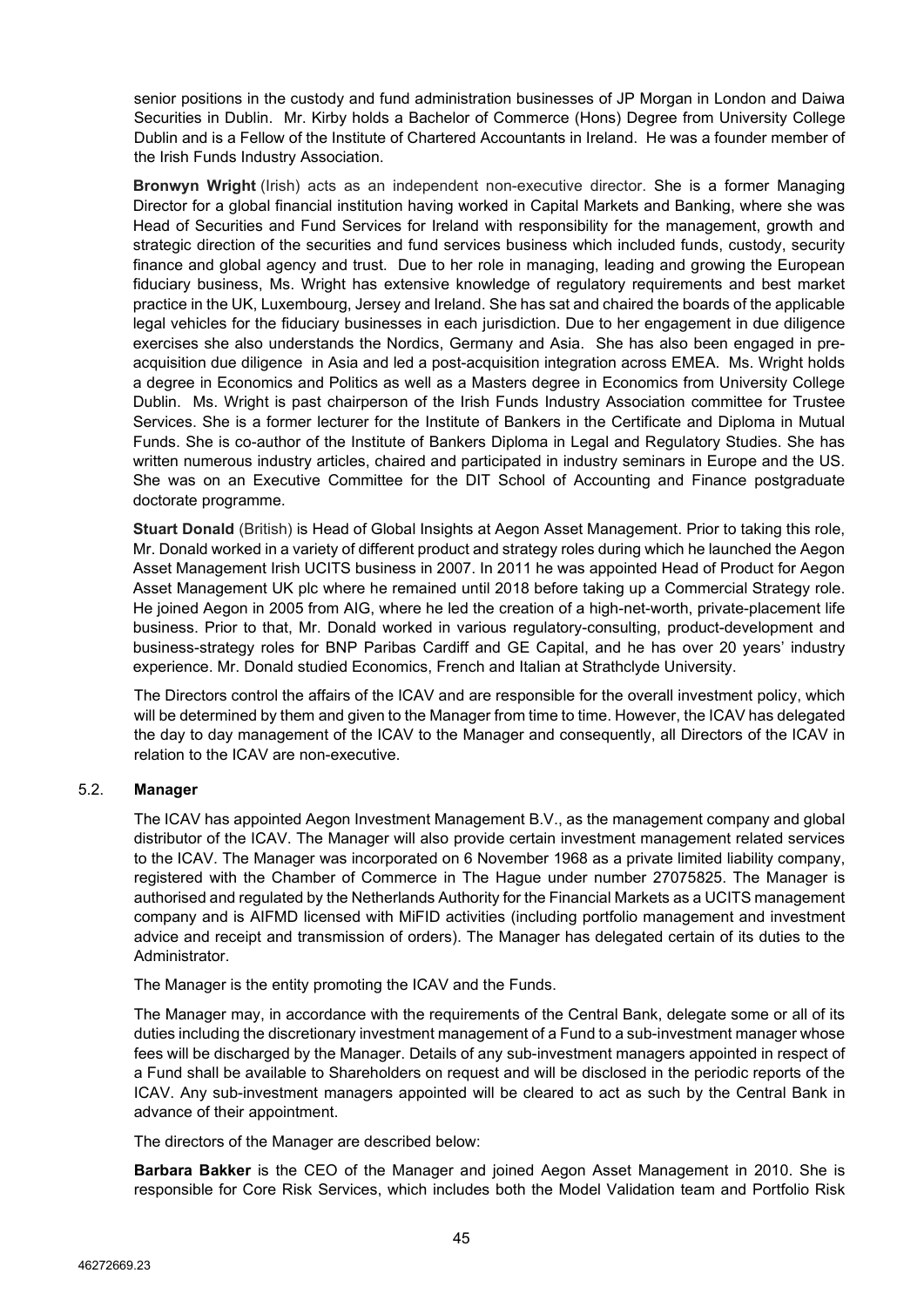senior positions in the custody and fund administration businesses of JP Morgan in London and Daiwa Securities in Dublin. Mr. Kirby holds a Bachelor of Commerce (Hons) Degree from University College Dublin and is a Fellow of the Institute of Chartered Accountants in Ireland. He was a founder member of the Irish Funds Industry Association.

**Bronwyn Wright** (Irish) acts as an independent non-executive director. She is a former Managing Director for a global financial institution having worked in Capital Markets and Banking, where she was Head of Securities and Fund Services for Ireland with responsibility for the management, growth and strategic direction of the securities and fund services business which included funds, custody, security finance and global agency and trust. Due to her role in managing, leading and growing the European fiduciary business, Ms. Wright has extensive knowledge of regulatory requirements and best market practice in the UK, Luxembourg, Jersey and Ireland. She has sat and chaired the boards of the applicable legal vehicles for the fiduciary businesses in each jurisdiction. Due to her engagement in due diligence exercises she also understands the Nordics, Germany and Asia. She has also been engaged in pre-acquisition due diligence in Asia and led a post-acquisition integration across EMEA. Ms. Wright holds a degree in Economics and Politics as well as a Masters degree in Economics from University College Dublin. Ms. Wright is past chairperson of the Irish Funds Industry Association committee for Trustee Services. She is a former lecturer for the Institute of Bankers in the Certificate and Diploma in Mutual Funds. She is co-author of the Institute of Bankers Diploma in Legal and Regulatory Studies. She has written numerous industry articles, chaired and participated in industry seminars in Europe and the US. She was on an Executive Committee for the DIT School of Accounting and Finance postgraduate doctorate programme.

**Stuart Donald** (British) is Head of Global Insights at Aegon Asset Management. Prior to taking this role, Mr. Donald worked in a variety of different product and strategy roles during which he launched the Aegon Asset Management Irish UCITS business in 2007. In 2011 he was appointed Head of Product for Aegon Asset Management UK plc where he remained until 2018 before taking up a Commercial Strategy role. He joined Aegon in 2005 from AIG, where he led the creation of a high-net-worth, private-placement life business. Prior to that, Mr. Donald worked in various regulatory-consulting, product-development and business-strategy roles for BNP Paribas Cardiff and GE Capital, and he has over 20 years' industry experience. Mr. Donald studied Economics, French and Italian at Strathclyde University.

The Directors control the affairs of the ICAV and are responsible for the overall investment policy, which will be determined by them and given to the Manager from time to time. However, the ICAV has delegated the day to day management of the ICAV to the Manager and consequently, all Directors of the ICAV in relation to the ICAV are non-executive.

### 5.2. Manager

The ICAV has appointed Aegon Investment Management B.V., as the management company and global distributor of the ICAV. The Manager will also provide certain investment management related services to the ICAV. The Manager was incorporated on 6 November 1968 as a private limited liability company, registered with the Chamber of Commerce in The Hague under number 27075825. The Manager is authorised and regulated by the Netherlands Authority for the Financial Markets as a UCITS management company and is AIFMD licensed with MiFID activities (including portfolio management and investment advice and receipt and transmission of orders). The Manager has delegated certain of its duties to the Administrator.

The Manager is the entity promoting the ICAV and the Funds.

The Manager may, in accordance with the requirements of the Central Bank, delegate some or all of its duties including the discretionary investment management of a Fund to a sub-investment manager whose fees will be discharged by the Manager. Details of any sub-investment managers appointed in respect of a Fund shall be available to Shareholders on request and will be disclosed in the periodic reports of the ICAV. Any sub-investment managers appointed will be cleared to act as such by the Central Bank in advance of their appointment.

The directors of the Manager are described below:

**Barbara Bakker** is the CEO of the Manager and joined Aegon Asset Management in 2010. She is responsible for Core Risk Services, which includes both the Model Validation team and Portfolio Risk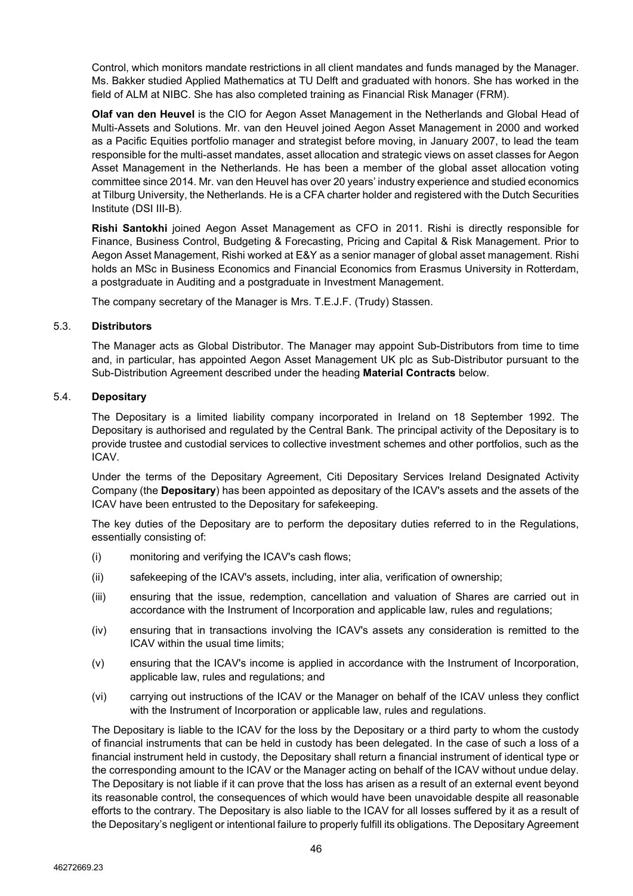Control, which monitors mandate restrictions in all client mandates and funds managed by the Manager. Ms. Bakker studied Applied Mathematics at TU Delft and graduated with honors. She has worked in the field of ALM at NIBC. She has also completed training as Financial Risk Manager (FRM).

**Olaf van den Heuvel** is the CIO for Aegon Asset Management in the Netherlands and Global Head of Multi-Assets and Solutions. Mr. van den Heuvel joined Aegon Asset Management in 2000 and worked as a Pacific Equities portfolio manager and strategist before moving, in January 2007, to lead the team responsible for the multi-asset mandates, asset allocation and strategic views on asset classes for Aegon Asset Management in the Netherlands. He has been a member of the global asset allocation voting committee since 2014. Mr. van den Heuvel has over 20 years' industry experience and studied economics at Tilburg University, the Netherlands. He is a CFA charter holder and registered with the Dutch Securities Institute (DSI III-B).

**Rishi Santokhi** joined Aegon Asset Management as CFO in 2011. Rishi is directly responsible for Finance, Business Control, Budgeting & Forecasting, Pricing and Capital & Risk Management. Prior to Aegon Asset Management, Rishi worked at E&Y as a senior manager of global asset management. Rishi holds an MSc in Business Economics and Financial Economics from Erasmus University in Rotterdam, a postgraduate in Auditing and a postgraduate in Investment Management.

The company secretary of the Manager is Mrs. T.E.J.F. (Trudy) Stassen.

### 5.3. Distributors

The Manager acts as Global Distributor. The Manager may appoint Sub-Distributors from time to time and, in particular, has appointed Aegon Asset Management UK plc as Sub-Distributor pursuant to the Sub-Distribution Agreement described under the heading **Material Contracts** below.

### 5.4. Depositary

The Depositary is a limited liability company incorporated in Ireland on 18 September 1992. The Depositary is authorised and regulated by the Central Bank. The principal activity of the Depositary is to provide trustee and custodial services to collective investment schemes and other portfolios, such as the ICAV.

Under the terms of the Depositary Agreement, Citi Depositary Services Ireland Designated Activity Company (the **Depositary**) has been appointed as depositary of the ICAV's assets and the assets of the ICAV have been entrusted to the Depositary for safekeeping.

The key duties of the Depositary are to perform the depositary duties referred to in the Regulations, essentially consisting of:

(i) monitoring and verifying the ICAV's cash flows;

(ii) safekeeping of the ICAV's assets, including, inter alia, verification of ownership;

(iii) ensuring that the issue, redemption, cancellation and valuation of Shares are carried out in accordance with the Instrument of Incorporation and applicable law, rules and regulations;

(iv) ensuring that in transactions involving the ICAV's assets any consideration is remitted to the ICAV within the usual time limits;

(v) ensuring that the ICAV's income is applied in accordance with the Instrument of Incorporation, applicable law, rules and regulations; and

(vi) carrying out instructions of the ICAV or the Manager on behalf of the ICAV unless they conflict with the Instrument of Incorporation or applicable law, rules and regulations.

The Depositary is liable to the ICAV for the loss by the Depositary or a third party to whom the custody of financial instruments that can be held in custody has been delegated. In the case of such a loss of a financial instrument held in custody, the Depositary shall return a financial instrument of identical type or the corresponding amount to the ICAV or the Manager acting on behalf of the ICAV without undue delay. The Depositary is not liable if it can prove that the loss has arisen as a result of an external event beyond its reasonable control, the consequences of which would have been unavoidable despite all reasonable efforts to the contrary. The Depositary is also liable to the ICAV for all losses suffered by it as a result of the Depositary's negligent or intentional failure to properly fulfill its obligations. The Depositary Agreement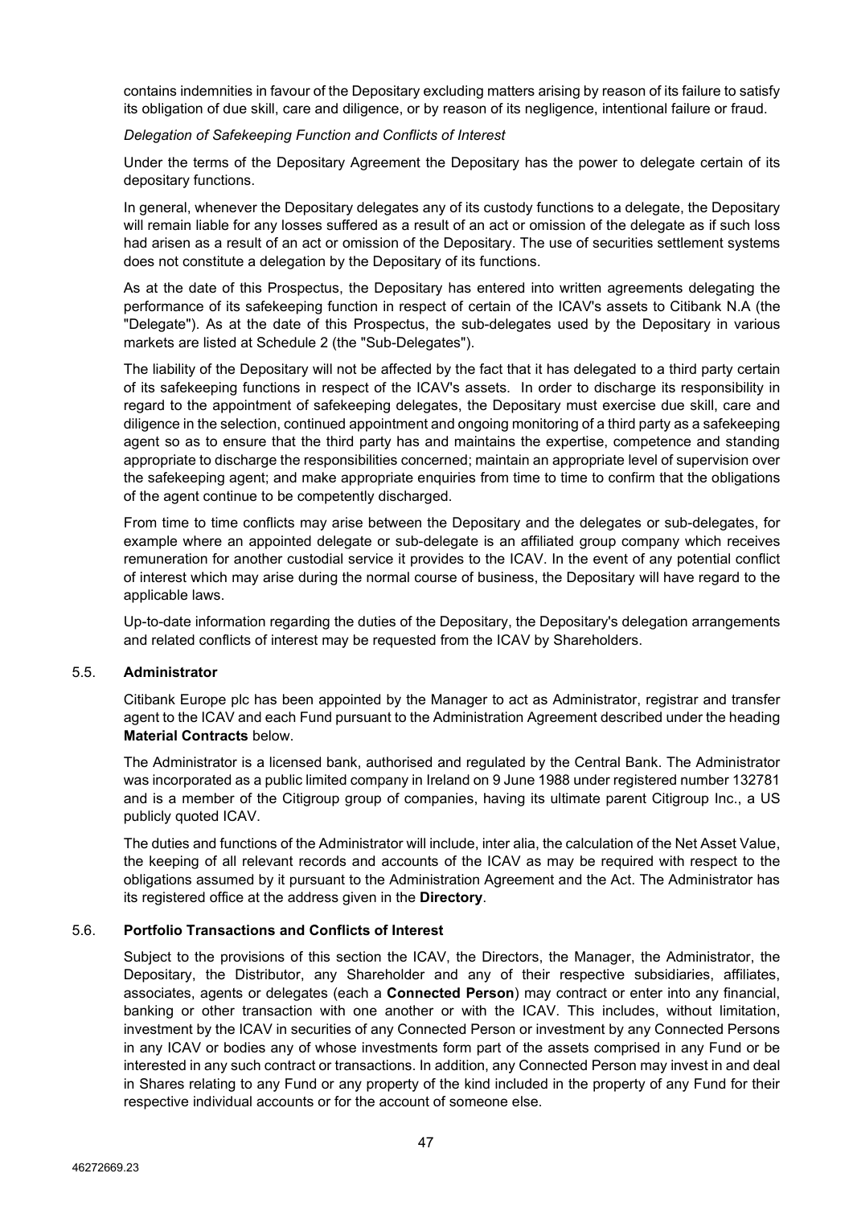contains indemnities in favour of the Depositary excluding matters arising by reason of its failure to satisfy its obligation of due skill, care and diligence, or by reason of its negligence, intentional failure or fraud.

*Delegation of Safekeeping Function and Conflicts of Interest*

Under the terms of the Depositary Agreement the Depositary has the power to delegate certain of its depositary functions.

In general, whenever the Depositary delegates any of its custody functions to a delegate, the Depositary will remain liable for any losses suffered as a result of an act or omission of the delegate as if such loss had arisen as a result of an act or omission of the Depositary. The use of securities settlement systems does not constitute a delegation by the Depositary of its functions.

As at the date of this Prospectus, the Depositary has entered into written agreements delegating the performance of its safekeeping function in respect of certain of the ICAV's assets to Citibank N.A (the "Delegate"). As at the date of this Prospectus, the sub-delegates used by the Depositary in various markets are listed at Schedule 2 (the "Sub-Delegates").

The liability of the Depositary will not be affected by the fact that it has delegated to a third party certain of its safekeeping functions in respect of the ICAV's assets. In order to discharge its responsibility in regard to the appointment of safekeeping delegates, the Depositary must exercise due skill, care and diligence in the selection, continued appointment and ongoing monitoring of a third party as a safekeeping agent so as to ensure that the third party has and maintains the expertise, competence and standing appropriate to discharge the responsibilities concerned; maintain an appropriate level of supervision over the safekeeping agent; and make appropriate enquiries from time to time to confirm that the obligations of the agent continue to be competently discharged.

From time to time conflicts may arise between the Depositary and the delegates or sub-delegates, for example where an appointed delegate or sub-delegate is an affiliated group company which receives remuneration for another custodial service it provides to the ICAV. In the event of any potential conflict of interest which may arise during the normal course of business, the Depositary will have regard to the applicable laws.

Up-to-date information regarding the duties of the Depositary, the Depositary's delegation arrangements and related conflicts of interest may be requested from the ICAV by Shareholders.

## 5.5. Administrator

Citibank Europe plc has been appointed by the Manager to act as Administrator, registrar and transfer agent to the ICAV and each Fund pursuant to the Administration Agreement described under the heading **Material Contracts** below.

The Administrator is a licensed bank, authorised and regulated by the Central Bank. The Administrator was incorporated as a public limited company in Ireland on 9 June 1988 under registered number 132781 and is a member of the Citigroup group of companies, having its ultimate parent Citigroup Inc., a US publicly quoted ICAV.

The duties and functions of the Administrator will include, inter alia, the calculation of the Net Asset Value, the keeping of all relevant records and accounts of the ICAV as may be required with respect to the obligations assumed by it pursuant to the Administration Agreement and the Act. The Administrator has its registered office at the address given in the **Directory**.

## 5.6. Portfolio Transactions and Conflicts of Interest

Subject to the provisions of this section the ICAV, the Directors, the Manager, the Administrator, the Depositary, the Distributor, any Shareholder and any of their respective subsidiaries, affiliates, associates, agents or delegates (each a **Connected Person**) may contract or enter into any financial, banking or other transaction with one another or with the ICAV. This includes, without limitation, investment by the ICAV in securities of any Connected Person or investment by any Connected Persons in any ICAV or bodies any of whose investments form part of the assets comprised in any Fund or be interested in any such contract or transactions. In addition, any Connected Person may invest in and deal in Shares relating to any Fund or any property of the kind included in the property of any Fund for their respective individual accounts or for the account of someone else.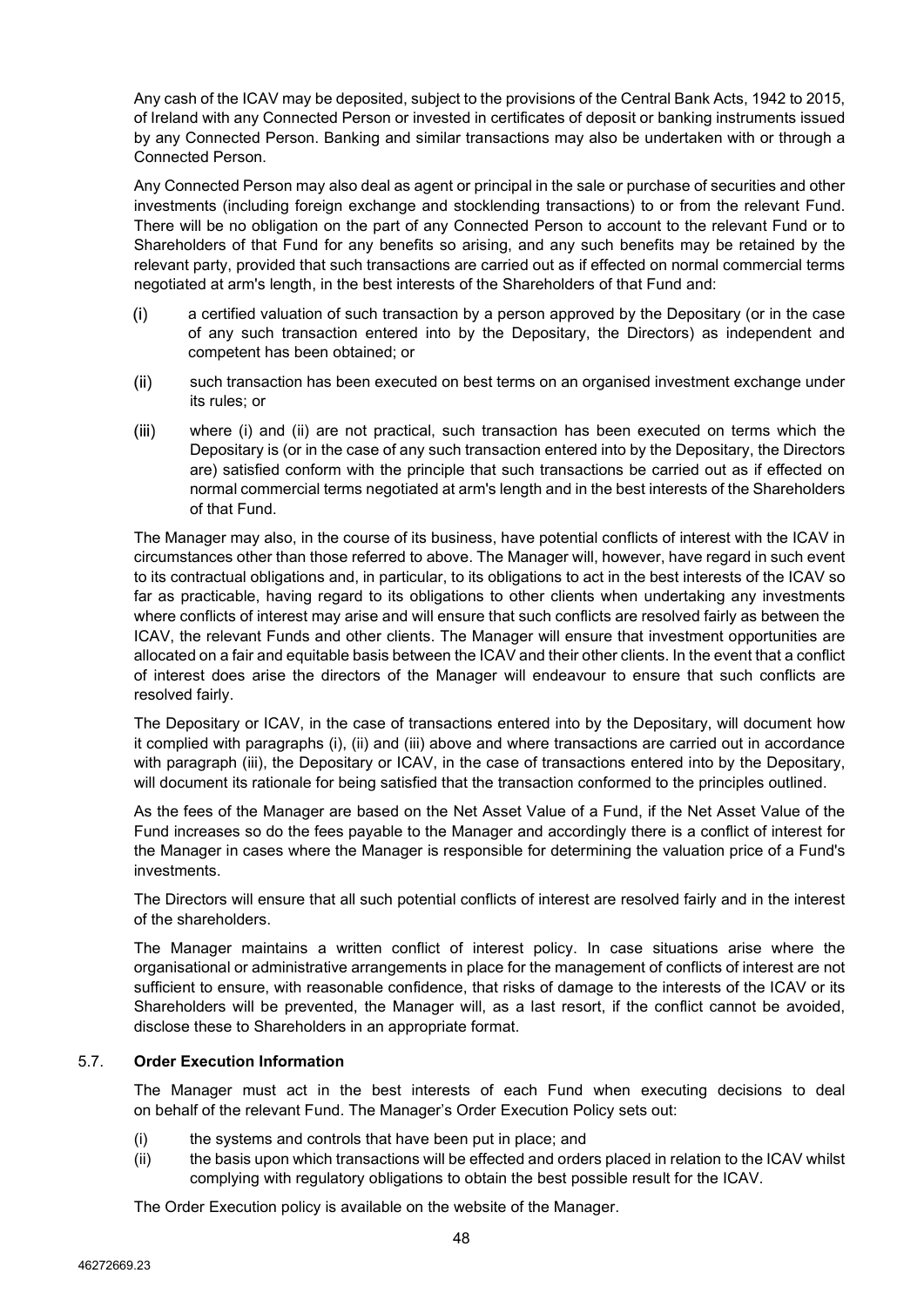Any cash of the ICAV may be deposited, subject to the provisions of the Central Bank Acts, 1942 to 2015, of Ireland with any Connected Person or invested in certificates of deposit or banking instruments issued by any Connected Person. Banking and similar transactions may also be undertaken with or through a Connected Person.

Any Connected Person may also deal as agent or principal in the sale or purchase of securities and other investments (including foreign exchange and stocklending transactions) to or from the relevant Fund. There will be no obligation on the part of any Connected Person to account to the relevant Fund or to Shareholders of that Fund for any benefits so arising, and any such benefits may be retained by the relevant party, provided that such transactions are carried out as if effected on normal commercial terms negotiated at arm's length, in the best interests of the Shareholders of that Fund and:

(i) a certified valuation of such transaction by a person approved by the Depositary (or in the case of any such transaction entered into by the Depositary, the Directors) as independent and competent has been obtained; or

(ii) such transaction has been executed on best terms on an organised investment exchange under its rules; or

(iii) where (i) and (ii) are not practical, such transaction has been executed on terms which the Depositary is (or in the case of any such transaction entered into by the Depositary, the Directors are) satisfied conform with the principle that such transactions be carried out as if effected on normal commercial terms negotiated at arm's length and in the best interests of the Shareholders of that Fund.

The Manager may also, in the course of its business, have potential conflicts of interest with the ICAV in circumstances other than those referred to above. The Manager will, however, have regard in such event to its contractual obligations and, in particular, to its obligations to act in the best interests of the ICAV so far as practicable, having regard to its obligations to other clients when undertaking any investments where conflicts of interest may arise and will ensure that such conflicts are resolved fairly as between the ICAV, the relevant Funds and other clients. The Manager will ensure that investment opportunities are allocated on a fair and equitable basis between the ICAV and their other clients. In the event that a conflict of interest does arise the directors of the Manager will endeavour to ensure that such conflicts are resolved fairly.

The Depositary or ICAV, in the case of transactions entered into by the Depositary, will document how it complied with paragraphs (i), (ii) and (iii) above and where transactions are carried out in accordance with paragraph (iii), the Depositary or ICAV, in the case of transactions entered into by the Depositary, will document its rationale for being satisfied that the transaction conformed to the principles outlined.

As the fees of the Manager are based on the Net Asset Value of a Fund, if the Net Asset Value of the Fund increases so do the fees payable to the Manager and accordingly there is a conflict of interest for the Manager in cases where the Manager is responsible for determining the valuation price of a Fund's investments.

The Directors will ensure that all such potential conflicts of interest are resolved fairly and in the interest of the shareholders.

The Manager maintains a written conflict of interest policy. In case situations arise where the organisational or administrative arrangements in place for the management of conflicts of interest are not sufficient to ensure, with reasonable confidence, that risks of damage to the interests of the ICAV or its Shareholders will be prevented, the Manager will, as a last resort, if the conflict cannot be avoided, disclose these to Shareholders in an appropriate format.

## 5.7. Order Execution Information

The Manager must act in the best interests of each Fund when executing decisions to deal on behalf of the relevant Fund. The Manager's Order Execution Policy sets out:

(i) the systems and controls that have been put in place; and

(ii) the basis upon which transactions will be effected and orders placed in relation to the ICAV whilst complying with regulatory obligations to obtain the best possible result for the ICAV.

The Order Execution policy is available on the website of the Manager.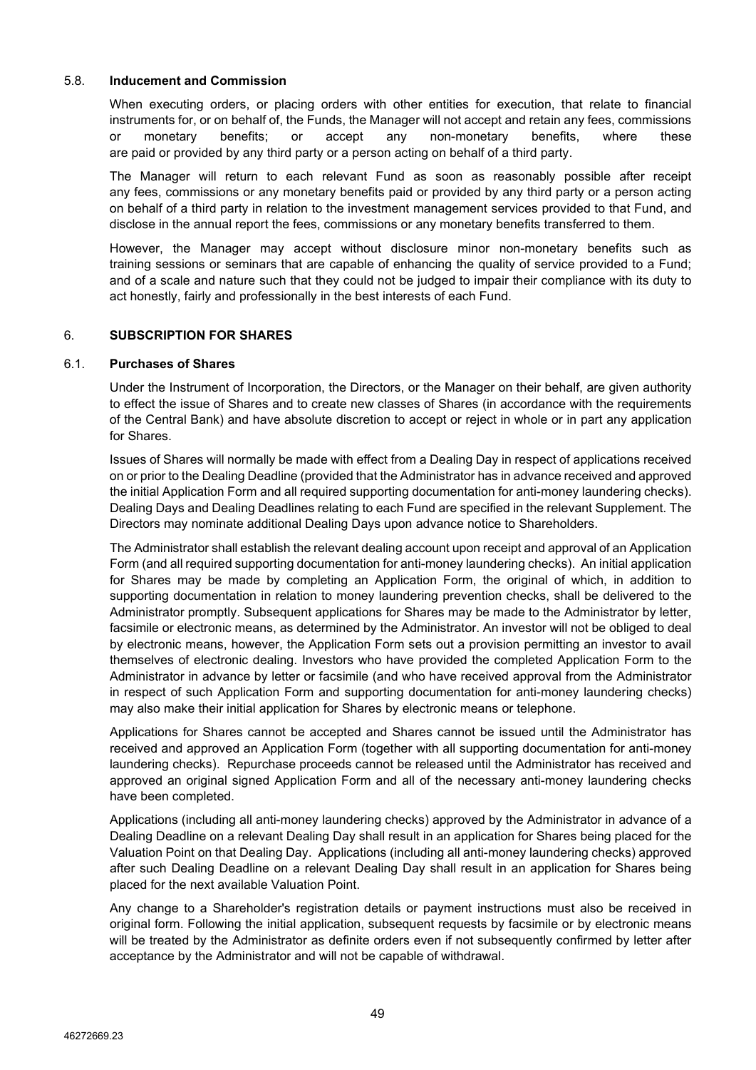### 5.8. Inducement and Commission

When executing orders, or placing orders with other entities for execution, that relate to financial instruments for, or on behalf of, the Funds, the Manager will not accept and retain any fees, commissions or monetary benefits; or accept any non-monetary benefits, where these are paid or provided by any third party or a person acting on behalf of a third party.

The Manager will return to each relevant Fund as soon as reasonably possible after receipt any fees, commissions or any monetary benefits paid or provided by any third party or a person acting on behalf of a third party in relation to the investment management services provided to that Fund, and disclose in the annual report the fees, commissions or any monetary benefits transferred to them.

However, the Manager may accept without disclosure minor non-monetary benefits such as training sessions or seminars that are capable of enhancing the quality of service provided to a Fund; and of a scale and nature such that they could not be judged to impair their compliance with its duty to act honestly, fairly and professionally in the best interests of each Fund.

## 6. SUBSCRIPTION FOR SHARES

### 6.1. Purchases of Shares

Under the Instrument of Incorporation, the Directors, or the Manager on their behalf, are given authority to effect the issue of Shares and to create new classes of Shares (in accordance with the requirements of the Central Bank) and have absolute discretion to accept or reject in whole or in part any application for Shares.

Issues of Shares will normally be made with effect from a Dealing Day in respect of applications received on or prior to the Dealing Deadline (provided that the Administrator has in advance received and approved the initial Application Form and all required supporting documentation for anti-money laundering checks). Dealing Days and Dealing Deadlines relating to each Fund are specified in the relevant Supplement. The Directors may nominate additional Dealing Days upon advance notice to Shareholders.

The Administrator shall establish the relevant dealing account upon receipt and approval of an Application Form (and all required supporting documentation for anti-money laundering checks). An initial application for Shares may be made by completing an Application Form, the original of which, in addition to supporting documentation in relation to money laundering prevention checks, shall be delivered to the Administrator promptly. Subsequent applications for Shares may be made to the Administrator by letter, facsimile or electronic means, as determined by the Administrator. An investor will not be obliged to deal by electronic means, however, the Application Form sets out a provision permitting an investor to avail themselves of electronic dealing. Investors who have provided the completed Application Form to the Administrator in advance by letter or facsimile (and who have received approval from the Administrator in respect of such Application Form and supporting documentation for anti-money laundering checks) may also make their initial application for Shares by electronic means or telephone.

Applications for Shares cannot be accepted and Shares cannot be issued until the Administrator has received and approved an Application Form (together with all supporting documentation for anti-money laundering checks). Repurchase proceeds cannot be released until the Administrator has received and approved an original signed Application Form and all of the necessary anti-money laundering checks have been completed.

Applications (including all anti-money laundering checks) approved by the Administrator in advance of a Dealing Deadline on a relevant Dealing Day shall result in an application for Shares being placed for the Valuation Point on that Dealing Day. Applications (including all anti-money laundering checks) approved after such Dealing Deadline on a relevant Dealing Day shall result in an application for Shares being placed for the next available Valuation Point.

Any change to a Shareholder's registration details or payment instructions must also be received in original form. Following the initial application, subsequent requests by facsimile or by electronic means will be treated by the Administrator as definite orders even if not subsequently confirmed by letter after acceptance by the Administrator and will not be capable of withdrawal.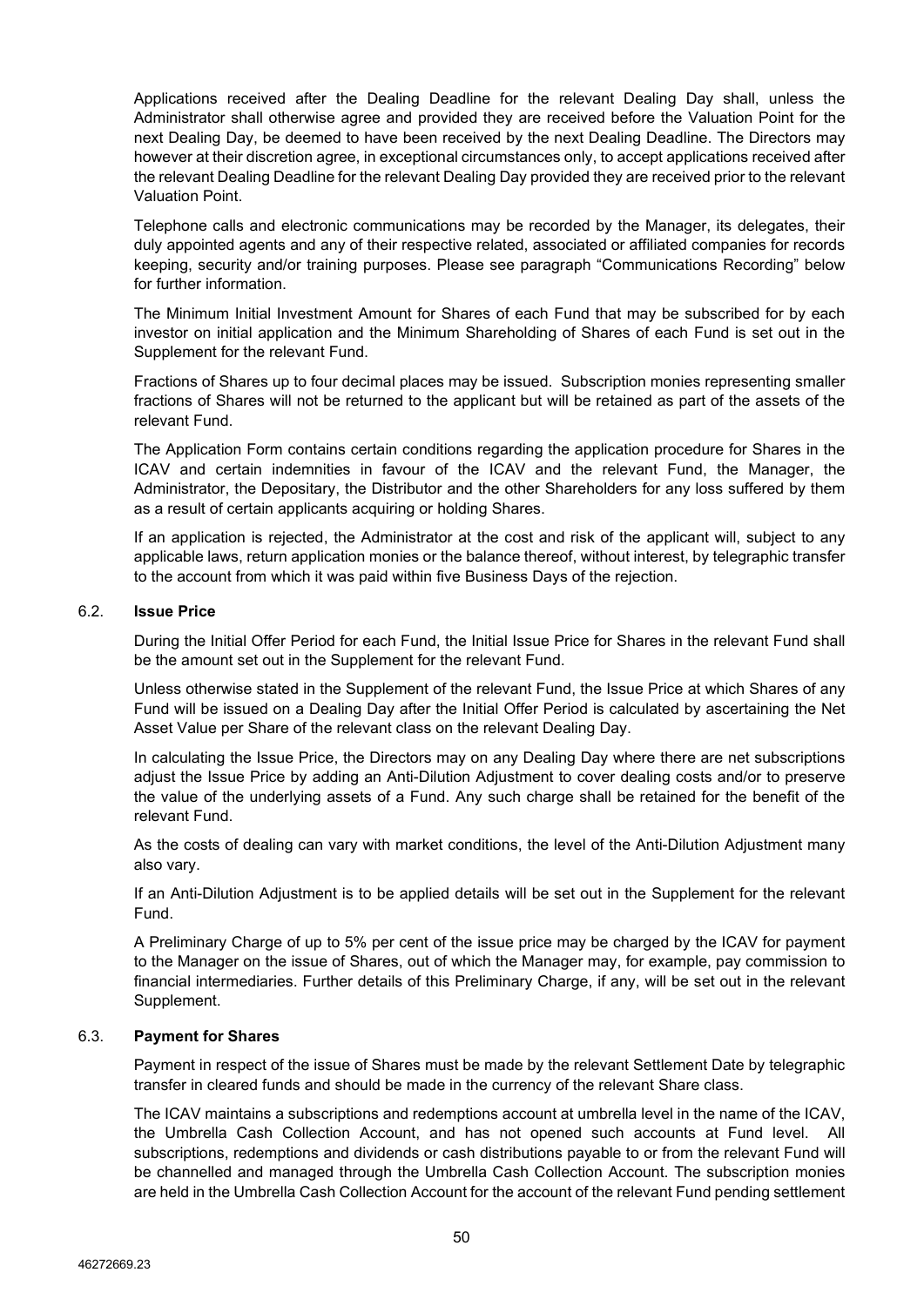Applications received after the Dealing Deadline for the relevant Dealing Day shall, unless the Administrator shall otherwise agree and provided they are received before the Valuation Point for the next Dealing Day, be deemed to have been received by the next Dealing Deadline. The Directors may however at their discretion agree, in exceptional circumstances only, to accept applications received after the relevant Dealing Deadline for the relevant Dealing Day provided they are received prior to the relevant Valuation Point.

Telephone calls and electronic communications may be recorded by the Manager, its delegates, their duly appointed agents and any of their respective related, associated or affiliated companies for records keeping, security and/or training purposes. Please see paragraph "Communications Recording" below for further information.

The Minimum Initial Investment Amount for Shares of each Fund that may be subscribed for by each investor on initial application and the Minimum Shareholding of Shares of each Fund is set out in the Supplement for the relevant Fund.

Fractions of Shares up to four decimal places may be issued. Subscription monies representing smaller fractions of Shares will not be returned to the applicant but will be retained as part of the assets of the relevant Fund.

The Application Form contains certain conditions regarding the application procedure for Shares in the ICAV and certain indemnities in favour of the ICAV and the relevant Fund, the Manager, the Administrator, the Depositary, the Distributor and the other Shareholders for any loss suffered by them as a result of certain applicants acquiring or holding Shares.

If an application is rejected, the Administrator at the cost and risk of the applicant will, subject to any applicable laws, return application monies or the balance thereof, without interest, by telegraphic transfer to the account from which it was paid within five Business Days of the rejection.

### 6.2. Issue Price

During the Initial Offer Period for each Fund, the Initial Issue Price for Shares in the relevant Fund shall be the amount set out in the Supplement for the relevant Fund.

Unless otherwise stated in the Supplement of the relevant Fund, the Issue Price at which Shares of any Fund will be issued on a Dealing Day after the Initial Offer Period is calculated by ascertaining the Net Asset Value per Share of the relevant class on the relevant Dealing Day.

In calculating the Issue Price, the Directors may on any Dealing Day where there are net subscriptions adjust the Issue Price by adding an Anti-Dilution Adjustment to cover dealing costs and/or to preserve the value of the underlying assets of a Fund. Any such charge shall be retained for the benefit of the relevant Fund.

As the costs of dealing can vary with market conditions, the level of the Anti-Dilution Adjustment many also vary.

If an Anti-Dilution Adjustment is to be applied details will be set out in the Supplement for the relevant Fund.

A Preliminary Charge of up to 5% per cent of the issue price may be charged by the ICAV for payment to the Manager on the issue of Shares, out of which the Manager may, for example, pay commission to financial intermediaries. Further details of this Preliminary Charge, if any, will be set out in the relevant Supplement.

### 6.3. Payment for Shares

Payment in respect of the issue of Shares must be made by the relevant Settlement Date by telegraphic transfer in cleared funds and should be made in the currency of the relevant Share class.

The ICAV maintains a subscriptions and redemptions account at umbrella level in the name of the ICAV, the Umbrella Cash Collection Account, and has not opened such accounts at Fund level. All subscriptions, redemptions and dividends or cash distributions payable to or from the relevant Fund will be channelled and managed through the Umbrella Cash Collection Account. The subscription monies are held in the Umbrella Cash Collection Account for the account of the relevant Fund pending settlement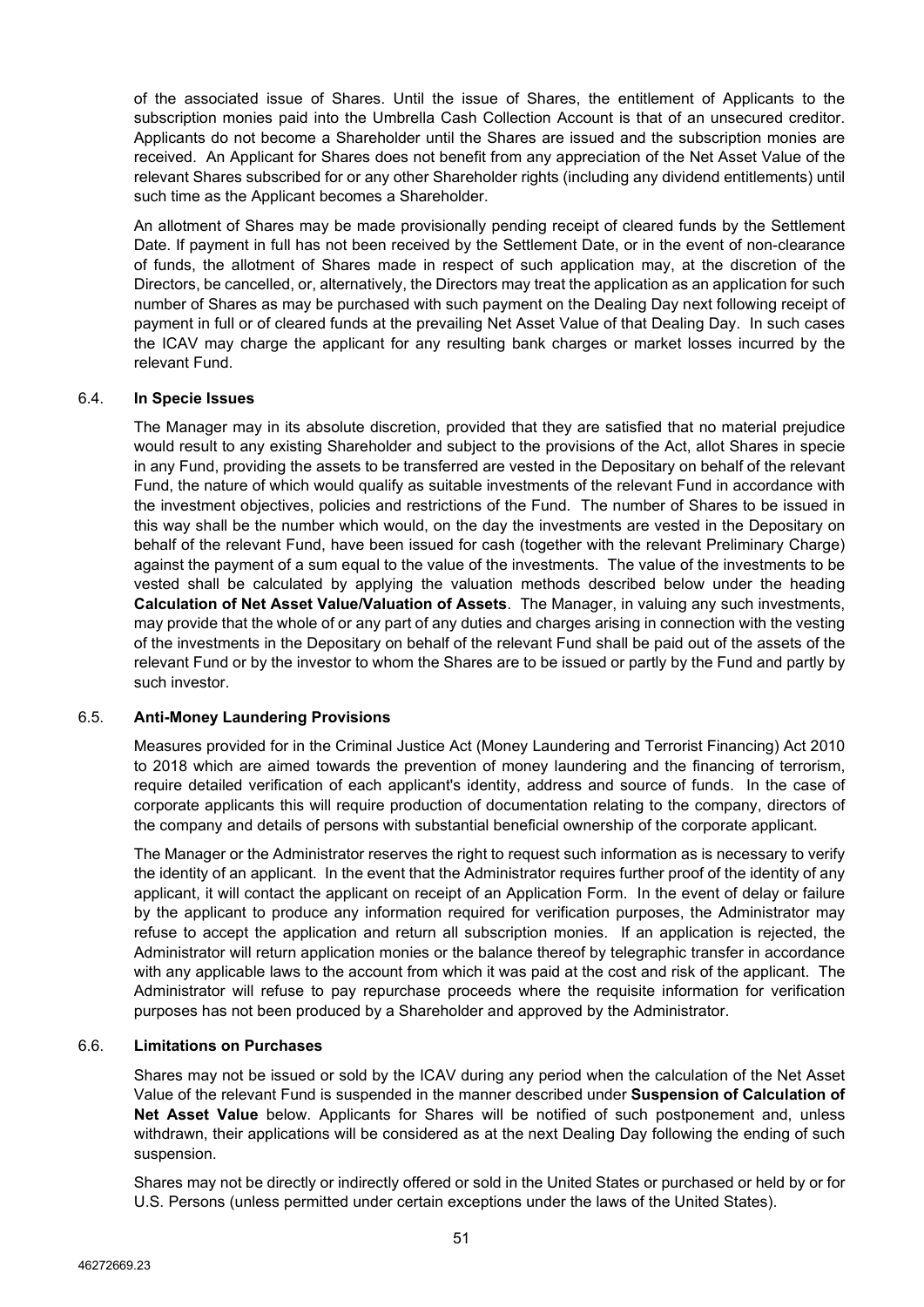of the associated issue of Shares. Until the issue of Shares, the entitlement of Applicants to the subscription monies paid into the Umbrella Cash Collection Account is that of an unsecured creditor. Applicants do not become a Shareholder until the Shares are issued and the subscription monies are received. An Applicant for Shares does not benefit from any appreciation of the Net Asset Value of the relevant Shares subscribed for or any other Shareholder rights (including any dividend entitlements) until such time as the Applicant becomes a Shareholder.

An allotment of Shares may be made provisionally pending receipt of cleared funds by the Settlement Date. If payment in full has not been received by the Settlement Date, or in the event of non-clearance of funds, the allotment of Shares made in respect of such application may, at the discretion of the Directors, be cancelled, or, alternatively, the Directors may treat the application as an application for such number of Shares as may be purchased with such payment on the Dealing Day next following receipt of payment in full or of cleared funds at the prevailing Net Asset Value of that Dealing Day. In such cases the ICAV may charge the applicant for any resulting bank charges or market losses incurred by the relevant Fund.

### 6.4. In Specie Issues

The Manager may in its absolute discretion, provided that they are satisfied that no material prejudice would result to any existing Shareholder and subject to the provisions of the Act, allot Shares in specie in any Fund, providing the assets to be transferred are vested in the Depositary on behalf of the relevant Fund, the nature of which would qualify as suitable investments of the relevant Fund in accordance with the investment objectives, policies and restrictions of the Fund. The number of Shares to be issued in this way shall be the number which would, on the day the investments are vested in the Depositary on behalf of the relevant Fund, have been issued for cash (together with the relevant Preliminary Charge) against the payment of a sum equal to the value of the investments. The value of the investments to be vested shall be calculated by applying the valuation methods described below under the heading **Calculation of Net Asset Value/Valuation of Assets**. The Manager, in valuing any such investments, may provide that the whole of or any part of any duties and charges arising in connection with the vesting of the investments in the Depositary on behalf of the relevant Fund shall be paid out of the assets of the relevant Fund or by the investor to whom the Shares are to be issued or partly by the Fund and partly by such investor.

### 6.5. Anti-Money Laundering Provisions

Measures provided for in the Criminal Justice Act (Money Laundering and Terrorist Financing) Act 2010 to 2018 which are aimed towards the prevention of money laundering and the financing of terrorism, require detailed verification of each applicant's identity, address and source of funds. In the case of corporate applicants this will require production of documentation relating to the company, directors of the company and details of persons with substantial beneficial ownership of the corporate applicant.

The Manager or the Administrator reserves the right to request such information as is necessary to verify the identity of an applicant. In the event that the Administrator requires further proof of the identity of any applicant, it will contact the applicant on receipt of an Application Form. In the event of delay or failure by the applicant to produce any information required for verification purposes, the Administrator may refuse to accept the application and return all subscription monies. If an application is rejected, the Administrator will return application monies or the balance thereof by telegraphic transfer in accordance with any applicable laws to the account from which it was paid at the cost and risk of the applicant. The Administrator will refuse to pay repurchase proceeds where the requisite information for verification purposes has not been produced by a Shareholder and approved by the Administrator.

### 6.6. Limitations on Purchases

Shares may not be issued or sold by the ICAV during any period when the calculation of the Net Asset Value of the relevant Fund is suspended in the manner described under **Suspension of Calculation of Net Asset Value** below. Applicants for Shares will be notified of such postponement and, unless withdrawn, their applications will be considered as at the next Dealing Day following the ending of such suspension.

Shares may not be directly or indirectly offered or sold in the United States or purchased or held by or for U.S. Persons (unless permitted under certain exceptions under the laws of the United States).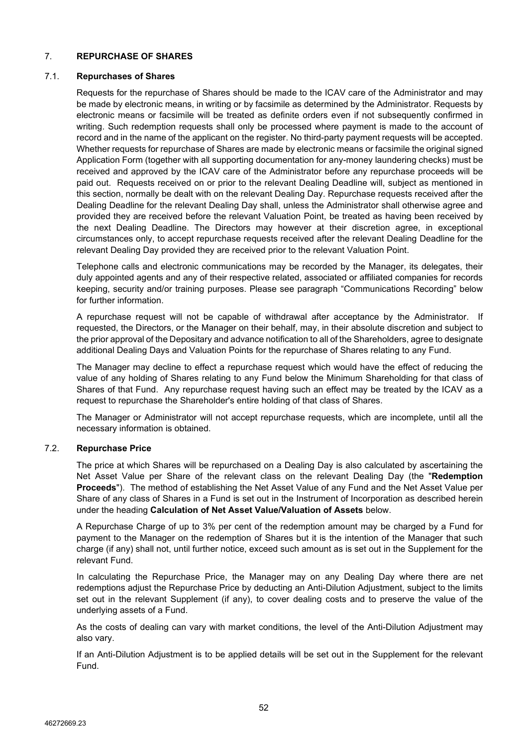## 7. REPURCHASE OF SHARES

### 7.1. Repurchases of Shares

Requests for the repurchase of Shares should be made to the ICAV care of the Administrator and may be made by electronic means, in writing or by facsimile as determined by the Administrator. Requests by electronic means or facsimile will be treated as definite orders even if not subsequently confirmed in writing. Such redemption requests shall only be processed where payment is made to the account of record and in the name of the applicant on the register. No third-party payment requests will be accepted. Whether requests for repurchase of Shares are made by electronic means or facsimile the original signed Application Form (together with all supporting documentation for any-money laundering checks) must be received and approved by the ICAV care of the Administrator before any repurchase proceeds will be paid out. Requests received on or prior to the relevant Dealing Deadline will, subject as mentioned in this section, normally be dealt with on the relevant Dealing Day. Repurchase requests received after the Dealing Deadline for the relevant Dealing Day shall, unless the Administrator shall otherwise agree and provided they are received before the relevant Valuation Point, be treated as having been received by the next Dealing Deadline. The Directors may however at their discretion agree, in exceptional circumstances only, to accept repurchase requests received after the relevant Dealing Deadline for the relevant Dealing Day provided they are received prior to the relevant Valuation Point.

Telephone calls and electronic communications may be recorded by the Manager, its delegates, their duly appointed agents and any of their respective related, associated or affiliated companies for records keeping, security and/or training purposes. Please see paragraph "Communications Recording" below for further information.

A repurchase request will not be capable of withdrawal after acceptance by the Administrator. If requested, the Directors, or the Manager on their behalf, may, in their absolute discretion and subject to the prior approval of the Depositary and advance notification to all of the Shareholders, agree to designate additional Dealing Days and Valuation Points for the repurchase of Shares relating to any Fund.

The Manager may decline to effect a repurchase request which would have the effect of reducing the value of any holding of Shares relating to any Fund below the Minimum Shareholding for that class of Shares of that Fund. Any repurchase request having such an effect may be treated by the ICAV as a request to repurchase the Shareholder's entire holding of that class of Shares.

The Manager or Administrator will not accept repurchase requests, which are incomplete, until all the necessary information is obtained.

### 7.2. Repurchase Price

The price at which Shares will be repurchased on a Dealing Day is also calculated by ascertaining the Net Asset Value per Share of the relevant class on the relevant Dealing Day (the "**Redemption Proceeds**"). The method of establishing the Net Asset Value of any Fund and the Net Asset Value per Share of any class of Shares in a Fund is set out in the Instrument of Incorporation as described herein under the heading **Calculation of Net Asset Value/Valuation of Assets** below.

A Repurchase Charge of up to 3% per cent of the redemption amount may be charged by a Fund for payment to the Manager on the redemption of Shares but it is the intention of the Manager that such charge (if any) shall not, until further notice, exceed such amount as is set out in the Supplement for the relevant Fund.

In calculating the Repurchase Price, the Manager may on any Dealing Day where there are net redemptions adjust the Repurchase Price by deducting an Anti-Dilution Adjustment, subject to the limits set out in the relevant Supplement (if any), to cover dealing costs and to preserve the value of the underlying assets of a Fund.

As the costs of dealing can vary with market conditions, the level of the Anti-Dilution Adjustment may also vary.

If an Anti-Dilution Adjustment is to be applied details will be set out in the Supplement for the relevant Fund.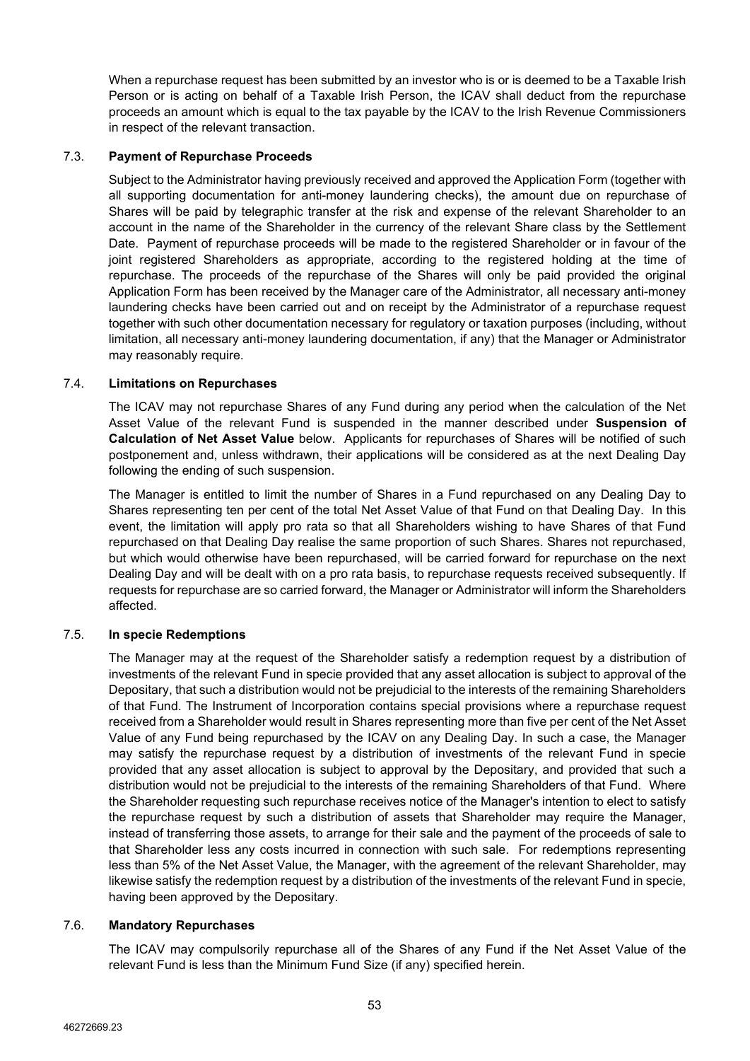When a repurchase request has been submitted by an investor who is or is deemed to be a Taxable Irish Person or is acting on behalf of a Taxable Irish Person, the ICAV shall deduct from the repurchase proceeds an amount which is equal to the tax payable by the ICAV to the Irish Revenue Commissioners in respect of the relevant transaction.

### 7.3. Payment of Repurchase Proceeds

Subject to the Administrator having previously received and approved the Application Form (together with all supporting documentation for anti-money laundering checks), the amount due on repurchase of Shares will be paid by telegraphic transfer at the risk and expense of the relevant Shareholder to an account in the name of the Shareholder in the currency of the relevant Share class by the Settlement Date. Payment of repurchase proceeds will be made to the registered Shareholder or in favour of the joint registered Shareholders as appropriate, according to the registered holding at the time of repurchase. The proceeds of the repurchase of the Shares will only be paid provided the original Application Form has been received by the Manager care of the Administrator, all necessary anti-money laundering checks have been carried out and on receipt by the Administrator of a repurchase request together with such other documentation necessary for regulatory or taxation purposes (including, without limitation, all necessary anti-money laundering documentation, if any) that the Manager or Administrator may reasonably require.

### 7.4. Limitations on Repurchases

The ICAV may not repurchase Shares of any Fund during any period when the calculation of the Net Asset Value of the relevant Fund is suspended in the manner described under **Suspension of Calculation of Net Asset Value** below. Applicants for repurchases of Shares will be notified of such postponement and, unless withdrawn, their applications will be considered as at the next Dealing Day following the ending of such suspension.

The Manager is entitled to limit the number of Shares in a Fund repurchased on any Dealing Day to Shares representing ten per cent of the total Net Asset Value of that Fund on that Dealing Day. In this event, the limitation will apply pro rata so that all Shareholders wishing to have Shares of that Fund repurchased on that Dealing Day realise the same proportion of such Shares. Shares not repurchased, but which would otherwise have been repurchased, will be carried forward for repurchase on the next Dealing Day and will be dealt with on a pro rata basis, to repurchase requests received subsequently. If requests for repurchase are so carried forward, the Manager or Administrator will inform the Shareholders affected.

### 7.5. In specie Redemptions

The Manager may at the request of the Shareholder satisfy a redemption request by a distribution of investments of the relevant Fund in specie provided that any asset allocation is subject to approval of the Depositary, that such a distribution would not be prejudicial to the interests of the remaining Shareholders of that Fund. The Instrument of Incorporation contains special provisions where a repurchase request received from a Shareholder would result in Shares representing more than five per cent of the Net Asset Value of any Fund being repurchased by the ICAV on any Dealing Day. In such a case, the Manager may satisfy the repurchase request by a distribution of investments of the relevant Fund in specie provided that any asset allocation is subject to approval by the Depositary, and provided that such a distribution would not be prejudicial to the interests of the remaining Shareholders of that Fund. Where the Shareholder requesting such repurchase receives notice of the Manager's intention to elect to satisfy the repurchase request by such a distribution of assets that Shareholder may require the Manager, instead of transferring those assets, to arrange for their sale and the payment of the proceeds of sale to that Shareholder less any costs incurred in connection with such sale. For redemptions representing less than 5% of the Net Asset Value, the Manager, with the agreement of the relevant Shareholder, may likewise satisfy the redemption request by a distribution of the investments of the relevant Fund in specie, having been approved by the Depositary.

### 7.6. Mandatory Repurchases

The ICAV may compulsorily repurchase all of the Shares of any Fund if the Net Asset Value of the relevant Fund is less than the Minimum Fund Size (if any) specified herein.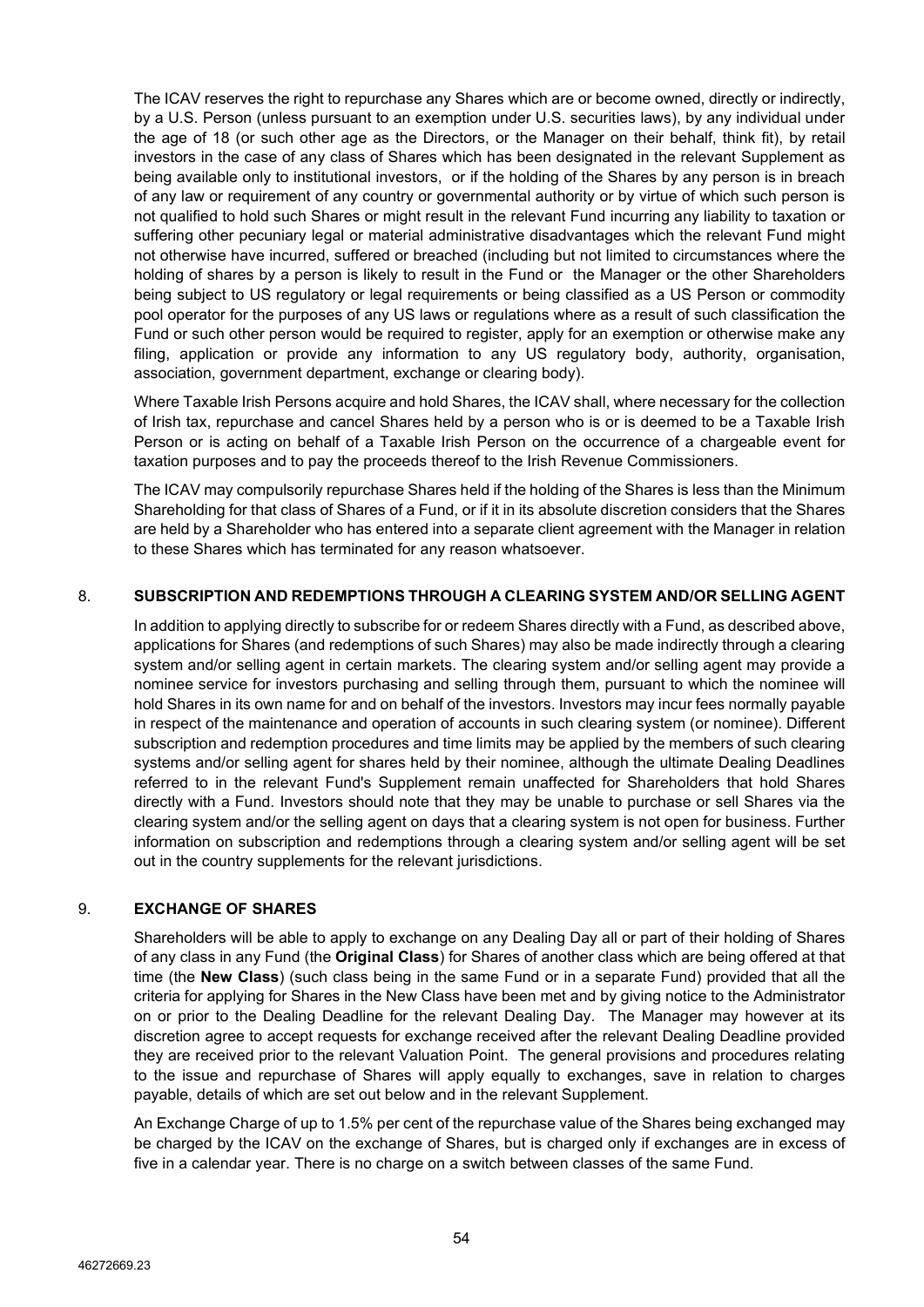The ICAV reserves the right to repurchase any Shares which are or become owned, directly or indirectly, by a U.S. Person (unless pursuant to an exemption under U.S. securities laws), by any individual under the age of 18 (or such other age as the Directors, or the Manager on their behalf, think fit), by retail investors in the case of any class of Shares which has been designated in the relevant Supplement as being available only to institutional investors, or if the holding of the Shares by any person is in breach of any law or requirement of any country or governmental authority or by virtue of which such person is not qualified to hold such Shares or might result in the relevant Fund incurring any liability to taxation or suffering other pecuniary legal or material administrative disadvantages which the relevant Fund might not otherwise have incurred, suffered or breached (including but not limited to circumstances where the holding of shares by a person is likely to result in the Fund or the Manager or the other Shareholders being subject to US regulatory or legal requirements or being classified as a US Person or commodity pool operator for the purposes of any US laws or regulations where as a result of such classification the Fund or such other person would be required to register, apply for an exemption or otherwise make any filing, application or provide any information to any US regulatory body, authority, organisation, association, government department, exchange or clearing body).

Where Taxable Irish Persons acquire and hold Shares, the ICAV shall, where necessary for the collection of Irish tax, repurchase and cancel Shares held by a person who is or is deemed to be a Taxable Irish Person or is acting on behalf of a Taxable Irish Person on the occurrence of a chargeable event for taxation purposes and to pay the proceeds thereof to the Irish Revenue Commissioners.

The ICAV may compulsorily repurchase Shares held if the holding of the Shares is less than the Minimum Shareholding for that class of Shares of a Fund, or if it in its absolute discretion considers that the Shares are held by a Shareholder who has entered into a separate client agreement with the Manager in relation to these Shares which has terminated for any reason whatsoever.

## 8. SUBSCRIPTION AND REDEMPTIONS THROUGH A CLEARING SYSTEM AND/OR SELLING AGENT

In addition to applying directly to subscribe for or redeem Shares directly with a Fund, as described above, applications for Shares (and redemptions of such Shares) may also be made indirectly through a clearing system and/or selling agent in certain markets. The clearing system and/or selling agent may provide a nominee service for investors purchasing and selling through them, pursuant to which the nominee will hold Shares in its own name for and on behalf of the investors. Investors may incur fees normally payable in respect of the maintenance and operation of accounts in such clearing system (or nominee). Different subscription and redemption procedures and time limits may be applied by the members of such clearing systems and/or selling agent for shares held by their nominee, although the ultimate Dealing Deadlines referred to in the relevant Fund's Supplement remain unaffected for Shareholders that hold Shares directly with a Fund. Investors should note that they may be unable to purchase or sell Shares via the clearing system and/or the selling agent on days that a clearing system is not open for business. Further information on subscription and redemptions through a clearing system and/or selling agent will be set out in the country supplements for the relevant jurisdictions.

## 9. EXCHANGE OF SHARES

Shareholders will be able to apply to exchange on any Dealing Day all or part of their holding of Shares of any class in any Fund (the **Original Class**) for Shares of another class which are being offered at that time (the **New Class**) (such class being in the same Fund or in a separate Fund) provided that all the criteria for applying for Shares in the New Class have been met and by giving notice to the Administrator on or prior to the Dealing Deadline for the relevant Dealing Day. The Manager may however at its discretion agree to accept requests for exchange received after the relevant Dealing Deadline provided they are received prior to the relevant Valuation Point. The general provisions and procedures relating to the issue and repurchase of Shares will apply equally to exchanges, save in relation to charges payable, details of which are set out below and in the relevant Supplement.

An Exchange Charge of up to 1.5% per cent of the repurchase value of the Shares being exchanged may be charged by the ICAV on the exchange of Shares, but is charged only if exchanges are in excess of five in a calendar year. There is no charge on a switch between classes of the same Fund.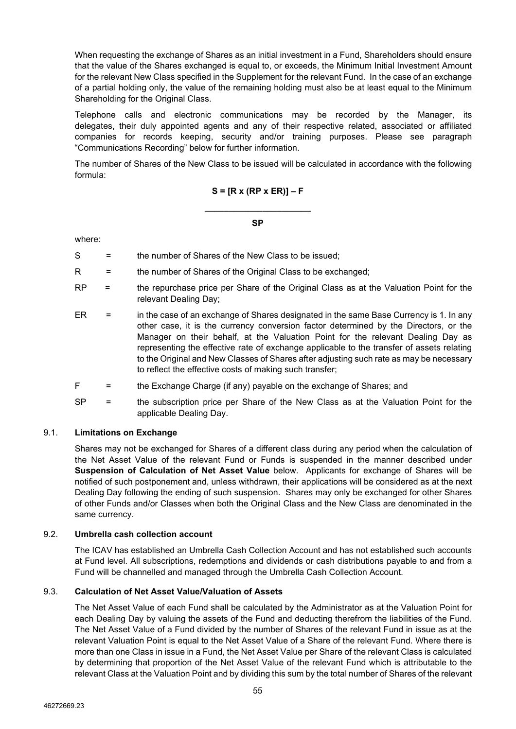When requesting the exchange of Shares as an initial investment in a Fund, Shareholders should ensure that the value of the Shares exchanged is equal to, or exceeds, the Minimum Initial Investment Amount for the relevant New Class specified in the Supplement for the relevant Fund. In the case of an exchange of a partial holding only, the value of the remaining holding must also be at least equal to the Minimum Shareholding for the Original Class.

Telephone calls and electronic communications may be recorded by the Manager, its delegates, their duly appointed agents and any of their respective related, associated or affiliated companies for records keeping, security and/or training purposes. Please see paragraph "Communications Recording" below for further information.

The number of Shares of the New Class to be issued will be calculated in accordance with the following formula:

$$S = \frac{[R \times (RP \times ER)] - F}{SP}$$

where:

S = the number of Shares of the New Class to be issued;

R = the number of Shares of the Original Class to be exchanged;

RP = the repurchase price per Share of the Original Class as at the Valuation Point for the relevant Dealing Day;

ER = in the case of an exchange of Shares designated in the same Base Currency is 1. In any other case, it is the currency conversion factor determined by the Directors, or the Manager on their behalf, at the Valuation Point for the relevant Dealing Day as representing the effective rate of exchange applicable to the transfer of assets relating to the Original and New Classes of Shares after adjusting such rate as may be necessary to reflect the effective costs of making such transfer;

F = the Exchange Charge (if any) payable on the exchange of Shares; and

SP = the subscription price per Share of the New Class as at the Valuation Point for the applicable Dealing Day.

### 9.1. Limitations on Exchange

Shares may not be exchanged for Shares of a different class during any period when the calculation of the Net Asset Value of the relevant Fund or Funds is suspended in the manner described under **Suspension of Calculation of Net Asset Value** below. Applicants for exchange of Shares will be notified of such postponement and, unless withdrawn, their applications will be considered as at the next Dealing Day following the ending of such suspension. Shares may only be exchanged for other Shares of other Funds and/or Classes when both the Original Class and the New Class are denominated in the same currency.

### 9.2. Umbrella cash collection account

The ICAV has established an Umbrella Cash Collection Account and has not established such accounts at Fund level. All subscriptions, redemptions and dividends or cash distributions payable to and from a Fund will be channelled and managed through the Umbrella Cash Collection Account.

### 9.3. Calculation of Net Asset Value/Valuation of Assets

The Net Asset Value of each Fund shall be calculated by the Administrator as at the Valuation Point for each Dealing Day by valuing the assets of the Fund and deducting therefrom the liabilities of the Fund. The Net Asset Value of a Fund divided by the number of Shares of the relevant Fund in issue as at the relevant Valuation Point is equal to the Net Asset Value of a Share of the relevant Fund. Where there is more than one Class in issue in a Fund, the Net Asset Value per Share of the relevant Class is calculated by determining that proportion of the Net Asset Value of the relevant Fund which is attributable to the relevant Class at the Valuation Point and by dividing this sum by the total number of Shares of the relevant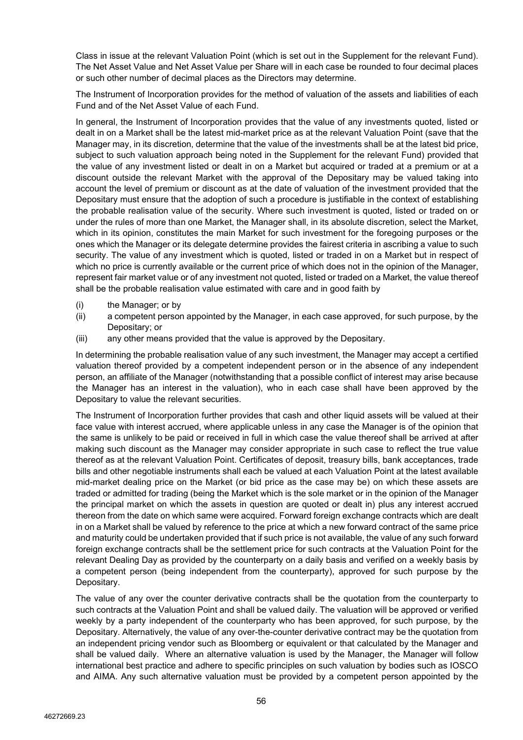Class in issue at the relevant Valuation Point (which is set out in the Supplement for the relevant Fund). The Net Asset Value and Net Asset Value per Share will in each case be rounded to four decimal places or such other number of decimal places as the Directors may determine.

The Instrument of Incorporation provides for the method of valuation of the assets and liabilities of each Fund and of the Net Asset Value of each Fund.

In general, the Instrument of Incorporation provides that the value of any investments quoted, listed or dealt in on a Market shall be the latest mid-market price as at the relevant Valuation Point (save that the Manager may, in its discretion, determine that the value of the investments shall be at the latest bid price, subject to such valuation approach being noted in the Supplement for the relevant Fund) provided that the value of any investment listed or dealt in on a Market but acquired or traded at a premium or at a discount outside the relevant Market with the approval of the Depositary may be valued taking into account the level of premium or discount as at the date of valuation of the investment provided that the Depositary must ensure that the adoption of such a procedure is justifiable in the context of establishing the probable realisation value of the security. Where such investment is quoted, listed or traded on or under the rules of more than one Market, the Manager shall, in its absolute discretion, select the Market, which in its opinion, constitutes the main Market for such investment for the foregoing purposes or the ones which the Manager or its delegate determine provides the fairest criteria in ascribing a value to such security. The value of any investment which is quoted, listed or traded in on a Market but in respect of which no price is currently available or the current price of which does not in the opinion of the Manager, represent fair market value or of any investment not quoted, listed or traded on a Market, the value thereof shall be the probable realisation value estimated with care and in good faith by

(i) the Manager; or by
(ii) a competent person appointed by the Manager, in each case approved, for such purpose, by the Depositary; or
(iii) any other means provided that the value is approved by the Depositary.

In determining the probable realisation value of any such investment, the Manager may accept a certified valuation thereof provided by a competent independent person or in the absence of any independent person, an affiliate of the Manager (notwithstanding that a possible conflict of interest may arise because the Manager has an interest in the valuation), who in each case shall have been approved by the Depositary to value the relevant securities.

The Instrument of Incorporation further provides that cash and other liquid assets will be valued at their face value with interest accrued, where applicable unless in any case the Manager is of the opinion that the same is unlikely to be paid or received in full in which case the value thereof shall be arrived at after making such discount as the Manager may consider appropriate in such case to reflect the true value thereof as at the relevant Valuation Point. Certificates of deposit, treasury bills, bank acceptances, trade bills and other negotiable instruments shall each be valued at each Valuation Point at the latest available mid-market dealing price on the Market (or bid price as the case may be) on which these assets are traded or admitted for trading (being the Market which is the sole market or in the opinion of the Manager the principal market on which the assets in question are quoted or dealt in) plus any interest accrued thereon from the date on which same were acquired. Forward foreign exchange contracts which are dealt in on a Market shall be valued by reference to the price at which a new forward contract of the same price and maturity could be undertaken provided that if such price is not available, the value of any such forward foreign exchange contracts shall be the settlement price for such contracts at the Valuation Point for the relevant Dealing Day as provided by the counterparty on a daily basis and verified on a weekly basis by a competent person (being independent from the counterparty), approved for such purpose by the Depositary.

The value of any over the counter derivative contracts shall be the quotation from the counterparty to such contracts at the Valuation Point and shall be valued daily. The valuation will be approved or verified weekly by a party independent of the counterparty who has been approved, for such purpose, by the Depositary. Alternatively, the value of any over-the-counter derivative contract may be the quotation from an independent pricing vendor such as Bloomberg or equivalent or that calculated by the Manager and shall be valued daily. Where an alternative valuation is used by the Manager, the Manager will follow international best practice and adhere to specific principles on such valuation by bodies such as IOSCO and AIMA. Any such alternative valuation must be provided by a competent person appointed by the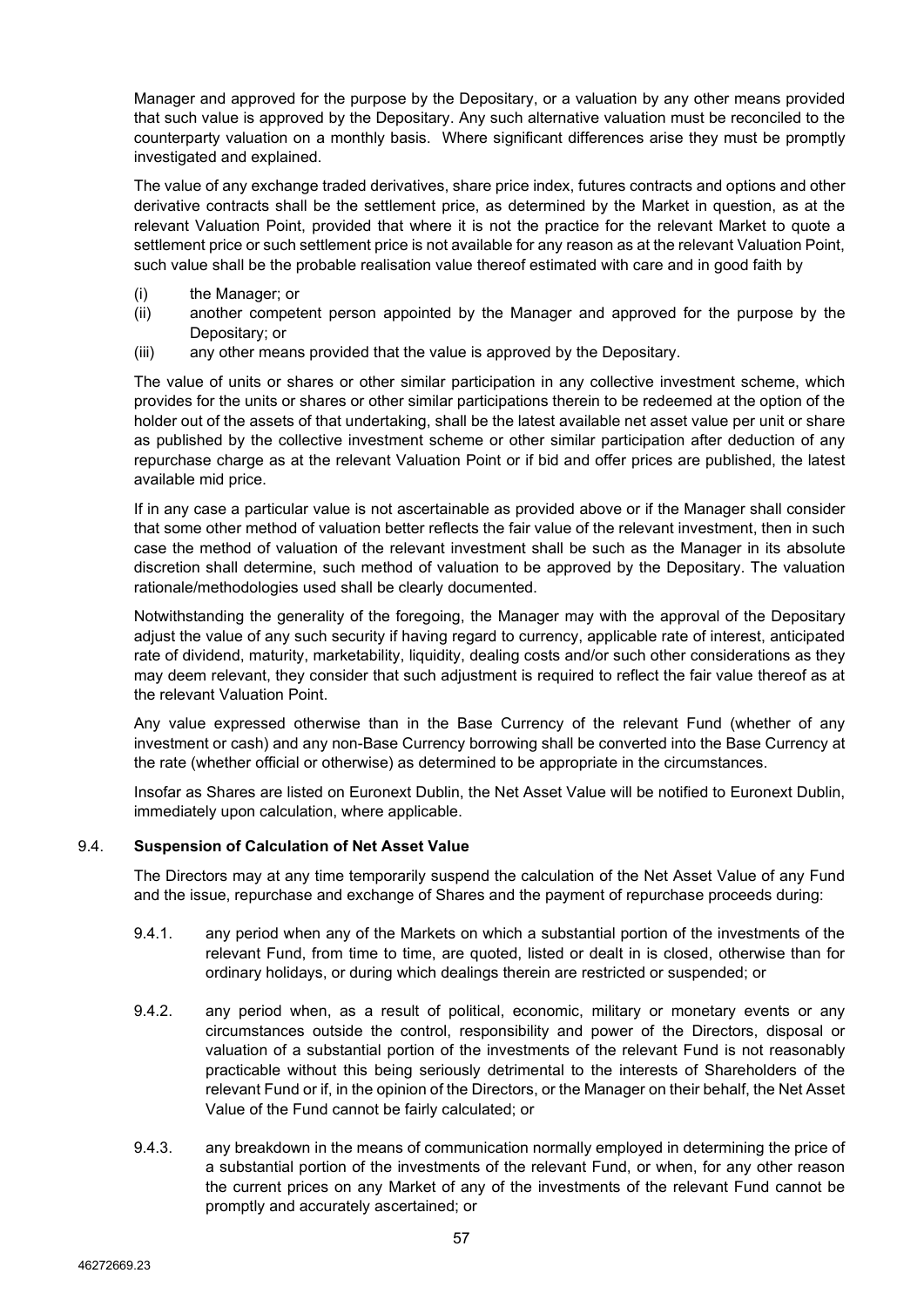Manager and approved for the purpose by the Depositary, or a valuation by any other means provided that such value is approved by the Depositary. Any such alternative valuation must be reconciled to the counterparty valuation on a monthly basis. Where significant differences arise they must be promptly investigated and explained.

The value of any exchange traded derivatives, share price index, futures contracts and options and other derivative contracts shall be the settlement price, as determined by the Market in question, as at the relevant Valuation Point, provided that where it is not the practice for the relevant Market to quote a settlement price or such settlement price is not available for any reason as at the relevant Valuation Point, such value shall be the probable realisation value thereof estimated with care and in good faith by

(i) the Manager; or
(ii) another competent person appointed by the Manager and approved for the purpose by the Depositary; or
(iii) any other means provided that the value is approved by the Depositary.

The value of units or shares or other similar participation in any collective investment scheme, which provides for the units or shares or other similar participations therein to be redeemed at the option of the holder out of the assets of that undertaking, shall be the latest available net asset value per unit or share as published by the collective investment scheme or other similar participation after deduction of any repurchase charge as at the relevant Valuation Point or if bid and offer prices are published, the latest available mid price.

If in any case a particular value is not ascertainable as provided above or if the Manager shall consider that some other method of valuation better reflects the fair value of the relevant investment, then in such case the method of valuation of the relevant investment shall be such as the Manager in its absolute discretion shall determine, such method of valuation to be approved by the Depositary. The valuation rationale/methodologies used shall be clearly documented.

Notwithstanding the generality of the foregoing, the Manager may with the approval of the Depositary adjust the value of any such security if having regard to currency, applicable rate of interest, anticipated rate of dividend, maturity, marketability, liquidity, dealing costs and/or such other considerations as they may deem relevant, they consider that such adjustment is required to reflect the fair value thereof as at the relevant Valuation Point.

Any value expressed otherwise than in the Base Currency of the relevant Fund (whether of any investment or cash) and any non-Base Currency borrowing shall be converted into the Base Currency at the rate (whether official or otherwise) as determined to be appropriate in the circumstances.

Insofar as Shares are listed on Euronext Dublin, the Net Asset Value will be notified to Euronext Dublin, immediately upon calculation, where applicable.

### 9.4. Suspension of Calculation of Net Asset Value

The Directors may at any time temporarily suspend the calculation of the Net Asset Value of any Fund and the issue, repurchase and exchange of Shares and the payment of repurchase proceeds during:

9.4.1. any period when any of the Markets on which a substantial portion of the investments of the relevant Fund, from time to time, are quoted, listed or dealt in is closed, otherwise than for ordinary holidays, or during which dealings therein are restricted or suspended; or

9.4.2. any period when, as a result of political, economic, military or monetary events or any circumstances outside the control, responsibility and power of the Directors, disposal or valuation of a substantial portion of the investments of the relevant Fund is not reasonably practicable without this being seriously detrimental to the interests of Shareholders of the relevant Fund or if, in the opinion of the Directors, or the Manager on their behalf, the Net Asset Value of the Fund cannot be fairly calculated; or

9.4.3. any breakdown in the means of communication normally employed in determining the price of a substantial portion of the investments of the relevant Fund, or when, for any other reason the current prices on any Market of any of the investments of the relevant Fund cannot be promptly and accurately ascertained; or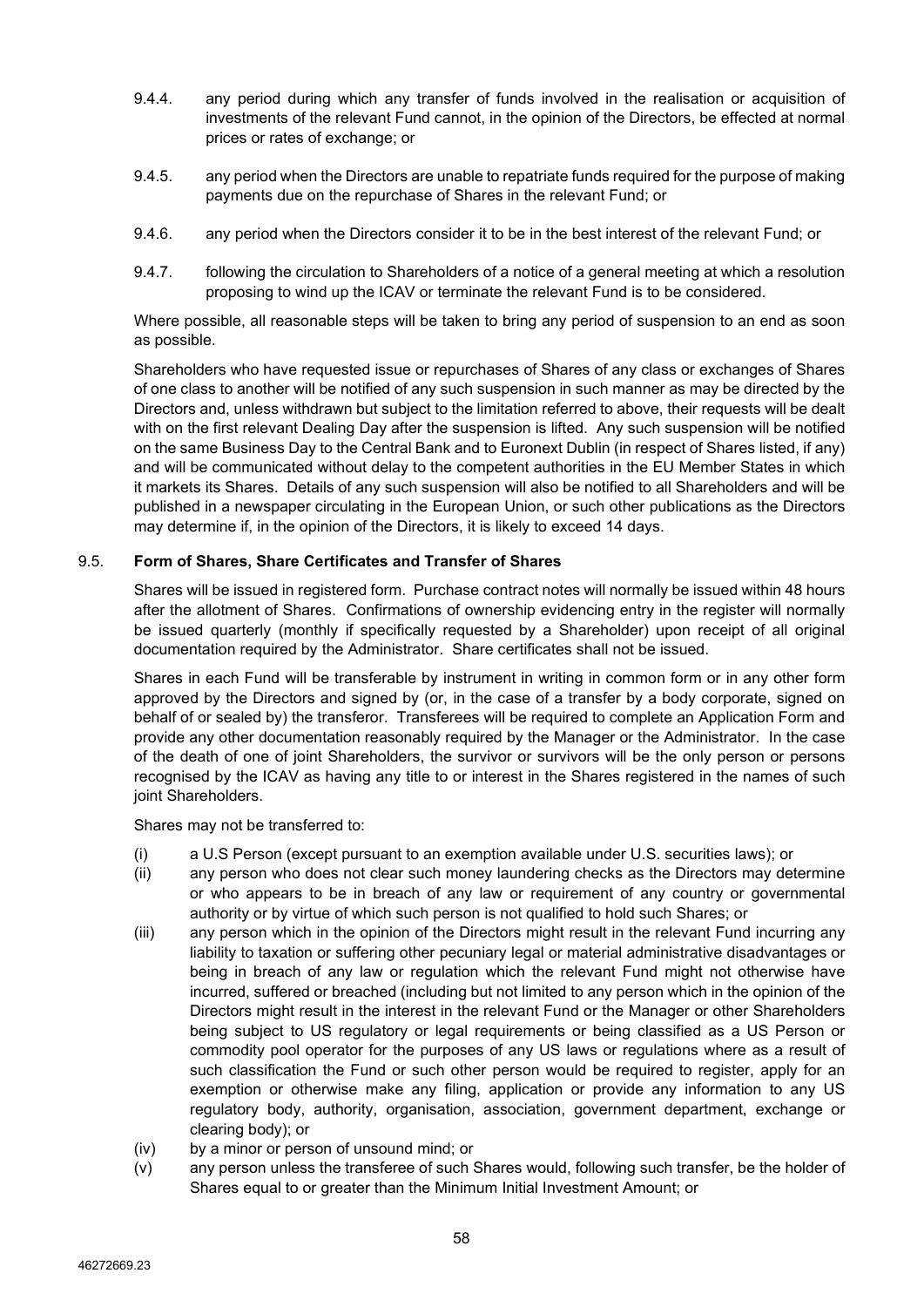9.4.4. any period during which any transfer of funds involved in the realisation or acquisition of investments of the relevant Fund cannot, in the opinion of the Directors, be effected at normal prices or rates of exchange; or

9.4.5. any period when the Directors are unable to repatriate funds required for the purpose of making payments due on the repurchase of Shares in the relevant Fund; or

9.4.6. any period when the Directors consider it to be in the best interest of the relevant Fund; or

9.4.7. following the circulation to Shareholders of a notice of a general meeting at which a resolution proposing to wind up the ICAV or terminate the relevant Fund is to be considered.

Where possible, all reasonable steps will be taken to bring any period of suspension to an end as soon as possible.

Shareholders who have requested issue or repurchases of Shares of any class or exchanges of Shares of one class to another will be notified of any such suspension in such manner as may be directed by the Directors and, unless withdrawn but subject to the limitation referred to above, their requests will be dealt with on the first relevant Dealing Day after the suspension is lifted. Any such suspension will be notified on the same Business Day to the Central Bank and to Euronext Dublin (in respect of Shares listed, if any) and will be communicated without delay to the competent authorities in the EU Member States in which it markets its Shares. Details of any such suspension will also be notified to all Shareholders and will be published in a newspaper circulating in the European Union, or such other publications as the Directors may determine if, in the opinion of the Directors, it is likely to exceed 14 days.

### 9.5. Form of Shares, Share Certificates and Transfer of Shares

Shares will be issued in registered form. Purchase contract notes will normally be issued within 48 hours after the allotment of Shares. Confirmations of ownership evidencing entry in the register will normally be issued quarterly (monthly if specifically requested by a Shareholder) upon receipt of all original documentation required by the Administrator. Share certificates shall not be issued.

Shares in each Fund will be transferable by instrument in writing in common form or in any other form approved by the Directors and signed by (or, in the case of a transfer by a body corporate, signed on behalf of or sealed by) the transferor. Transferees will be required to complete an Application Form and provide any other documentation reasonably required by the Manager or the Administrator. In the case of the death of one of joint Shareholders, the survivor or survivors will be the only person or persons recognised by the ICAV as having any title to or interest in the Shares registered in the names of such joint Shareholders.

Shares may not be transferred to:

(i) a U.S Person (except pursuant to an exemption available under U.S. securities laws); or

(ii) any person who does not clear such money laundering checks as the Directors may determine or who appears to be in breach of any law or requirement of any country or governmental authority or by virtue of which such person is not qualified to hold such Shares; or

(iii) any person which in the opinion of the Directors might result in the relevant Fund incurring any liability to taxation or suffering other pecuniary legal or material administrative disadvantages or being in breach of any law or regulation which the relevant Fund might not otherwise have incurred, suffered or breached (including but not limited to any person which in the opinion of the Directors might result in the interest in the relevant Fund or the Manager or other Shareholders being subject to US regulatory or legal requirements or being classified as a US Person or commodity pool operator for the purposes of any US laws or regulations where as a result of such classification the Fund or such other person would be required to register, apply for an exemption or otherwise make any filing, application or provide any information to any US regulatory body, authority, organisation, association, government department, exchange or clearing body); or

(iv) by a minor or person of unsound mind; or

(v) any person unless the transferee of such Shares would, following such transfer, be the holder of Shares equal to or greater than the Minimum Initial Investment Amount; or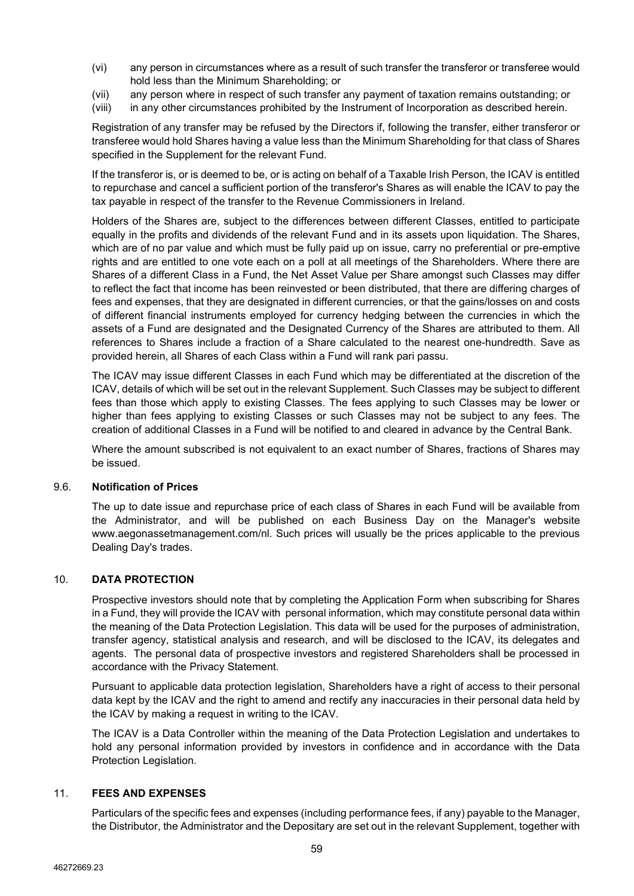(vi) any person in circumstances where as a result of such transfer the transferor or transferee would hold less than the Minimum Shareholding; or

(vii) any person where in respect of such transfer any payment of taxation remains outstanding; or

(viii) in any other circumstances prohibited by the Instrument of Incorporation as described herein.

Registration of any transfer may be refused by the Directors if, following the transfer, either transferor or transferee would hold Shares having a value less than the Minimum Shareholding for that class of Shares specified in the Supplement for the relevant Fund.

If the transferor is, or is deemed to be, or is acting on behalf of a Taxable Irish Person, the ICAV is entitled to repurchase and cancel a sufficient portion of the transferor's Shares as will enable the ICAV to pay the tax payable in respect of the transfer to the Revenue Commissioners in Ireland.

Holders of the Shares are, subject to the differences between different Classes, entitled to participate equally in the profits and dividends of the relevant Fund and in its assets upon liquidation. The Shares, which are of no par value and which must be fully paid up on issue, carry no preferential or pre-emptive rights and are entitled to one vote each on a poll at all meetings of the Shareholders. Where there are Shares of a different Class in a Fund, the Net Asset Value per Share amongst such Classes may differ to reflect the fact that income has been reinvested or been distributed, that there are differing charges of fees and expenses, that they are designated in different currencies, or that the gains/losses on and costs of different financial instruments employed for currency hedging between the currencies in which the assets of a Fund are designated and the Designated Currency of the Shares are attributed to them. All references to Shares include a fraction of a Share calculated to the nearest one-hundredth. Save as provided herein, all Shares of each Class within a Fund will rank pari passu.

The ICAV may issue different Classes in each Fund which may be differentiated at the discretion of the ICAV, details of which will be set out in the relevant Supplement. Such Classes may be subject to different fees than those which apply to existing Classes. The fees applying to such Classes may be lower or higher than fees applying to existing Classes or such Classes may not be subject to any fees. The creation of additional Classes in a Fund will be notified to and cleared in advance by the Central Bank.

Where the amount subscribed is not equivalent to an exact number of Shares, fractions of Shares may be issued.

### 9.6. Notification of Prices

The up to date issue and repurchase price of each class of Shares in each Fund will be available from the Administrator, and will be published on each Business Day on the Manager's website www.aegonassetmanagement.com/nl. Such prices will usually be the prices applicable to the previous Dealing Day's trades.

## 10. DATA PROTECTION

Prospective investors should note that by completing the Application Form when subscribing for Shares in a Fund, they will provide the ICAV with personal information, which may constitute personal data within the meaning of the Data Protection Legislation. This data will be used for the purposes of administration, transfer agency, statistical analysis and research, and will be disclosed to the ICAV, its delegates and agents. The personal data of prospective investors and registered Shareholders shall be processed in accordance with the Privacy Statement.

Pursuant to applicable data protection legislation, Shareholders have a right of access to their personal data kept by the ICAV and the right to amend and rectify any inaccuracies in their personal data held by the ICAV by making a request in writing to the ICAV.

The ICAV is a Data Controller within the meaning of the Data Protection Legislation and undertakes to hold any personal information provided by investors in confidence and in accordance with the Data Protection Legislation.

## 11. FEES AND EXPENSES

Particulars of the specific fees and expenses (including performance fees, if any) payable to the Manager, the Distributor, the Administrator and the Depositary are set out in the relevant Supplement, together with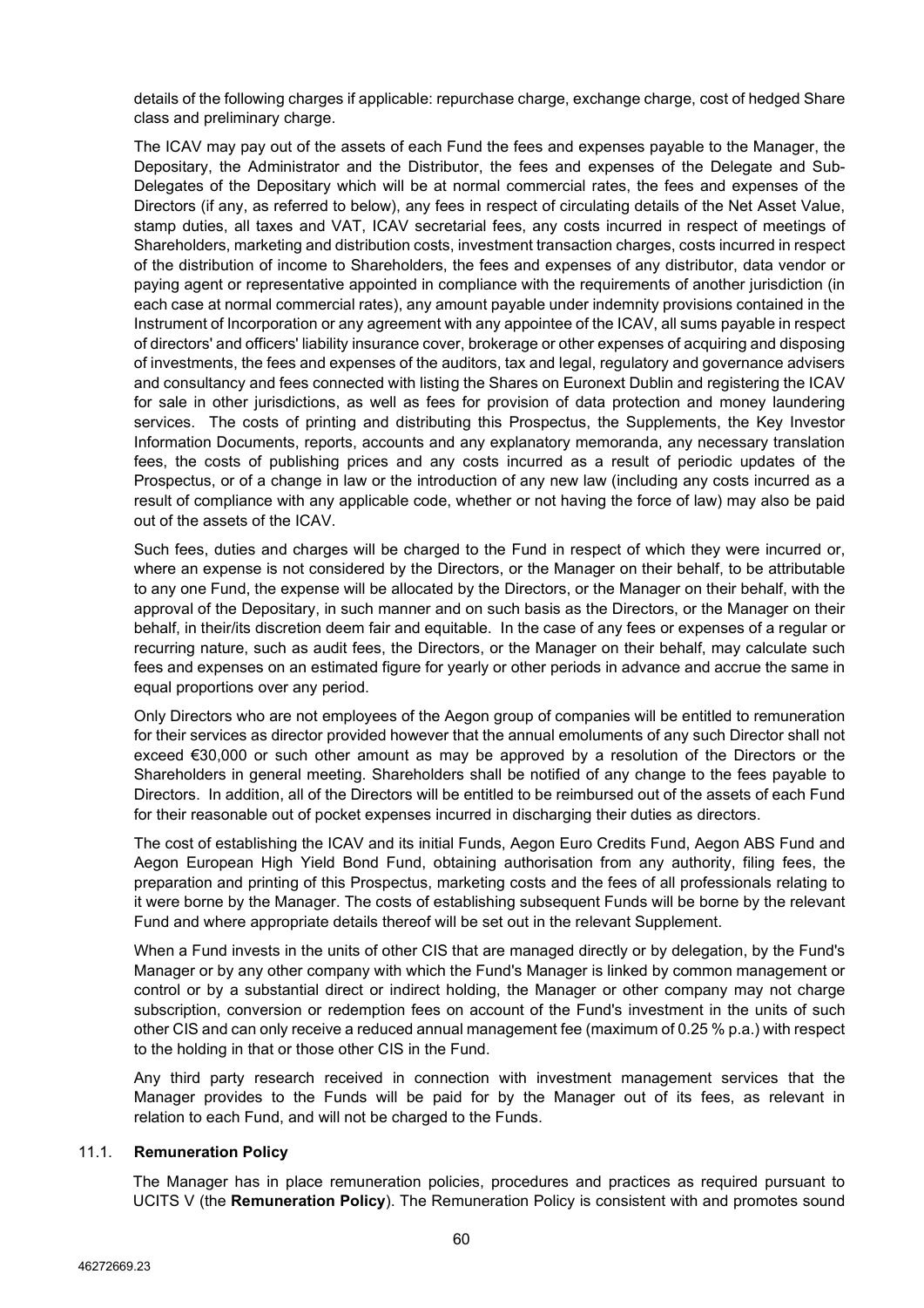details of the following charges if applicable: repurchase charge, exchange charge, cost of hedged Share class and preliminary charge.

The ICAV may pay out of the assets of each Fund the fees and expenses payable to the Manager, the Depositary, the Administrator and the Distributor, the fees and expenses of the Delegate and Sub-Delegates of the Depositary which will be at normal commercial rates, the fees and expenses of the Directors (if any, as referred to below), any fees in respect of circulating details of the Net Asset Value, stamp duties, all taxes and VAT, ICAV secretarial fees, any costs incurred in respect of meetings of Shareholders, marketing and distribution costs, investment transaction charges, costs incurred in respect of the distribution of income to Shareholders, the fees and expenses of any distributor, data vendor or paying agent or representative appointed in compliance with the requirements of another jurisdiction (in each case at normal commercial rates), any amount payable under indemnity provisions contained in the Instrument of Incorporation or any agreement with any appointee of the ICAV, all sums payable in respect of directors' and officers' liability insurance cover, brokerage or other expenses of acquiring and disposing of investments, the fees and expenses of the auditors, tax and legal, regulatory and governance advisers and consultancy and fees connected with listing the Shares on Euronext Dublin and registering the ICAV for sale in other jurisdictions, as well as fees for provision of data protection and money laundering services. The costs of printing and distributing this Prospectus, the Supplements, the Key Investor Information Documents, reports, accounts and any explanatory memoranda, any necessary translation fees, the costs of publishing prices and any costs incurred as a result of periodic updates of the Prospectus, or of a change in law or the introduction of any new law (including any costs incurred as a result of compliance with any applicable code, whether or not having the force of law) may also be paid out of the assets of the ICAV.

Such fees, duties and charges will be charged to the Fund in respect of which they were incurred or, where an expense is not considered by the Directors, or the Manager on their behalf, to be attributable to any one Fund, the expense will be allocated by the Directors, or the Manager on their behalf, with the approval of the Depositary, in such manner and on such basis as the Directors, or the Manager on their behalf, in their/its discretion deem fair and equitable. In the case of any fees or expenses of a regular or recurring nature, such as audit fees, the Directors, or the Manager on their behalf, may calculate such fees and expenses on an estimated figure for yearly or other periods in advance and accrue the same in equal proportions over any period.

Only Directors who are not employees of the Aegon group of companies will be entitled to remuneration for their services as director provided however that the annual emoluments of any such Director shall not exceed €30,000 or such other amount as may be approved by a resolution of the Directors or the Shareholders in general meeting. Shareholders shall be notified of any change to the fees payable to Directors. In addition, all of the Directors will be entitled to be reimbursed out of the assets of each Fund for their reasonable out of pocket expenses incurred in discharging their duties as directors.

The cost of establishing the ICAV and its initial Funds, Aegon Euro Credits Fund, Aegon ABS Fund and Aegon European High Yield Bond Fund, obtaining authorisation from any authority, filing fees, the preparation and printing of this Prospectus, marketing costs and the fees of all professionals relating to it were borne by the Manager. The costs of establishing subsequent Funds will be borne by the relevant Fund and where appropriate details thereof will be set out in the relevant Supplement.

When a Fund invests in the units of other CIS that are managed directly or by delegation, by the Fund's Manager or by any other company with which the Fund's Manager is linked by common management or control or by a substantial direct or indirect holding, the Manager or other company may not charge subscription, conversion or redemption fees on account of the Fund's investment in the units of such other CIS and can only receive a reduced annual management fee (maximum of 0.25 % p.a.) with respect to the holding in that or those other CIS in the Fund.

Any third party research received in connection with investment management services that the Manager provides to the Funds will be paid for by the Manager out of its fees, as relevant in relation to each Fund, and will not be charged to the Funds.

### 11.1. Remuneration Policy

The Manager has in place remuneration policies, procedures and practices as required pursuant to UCITS V (the **Remuneration Policy**). The Remuneration Policy is consistent with and promotes sound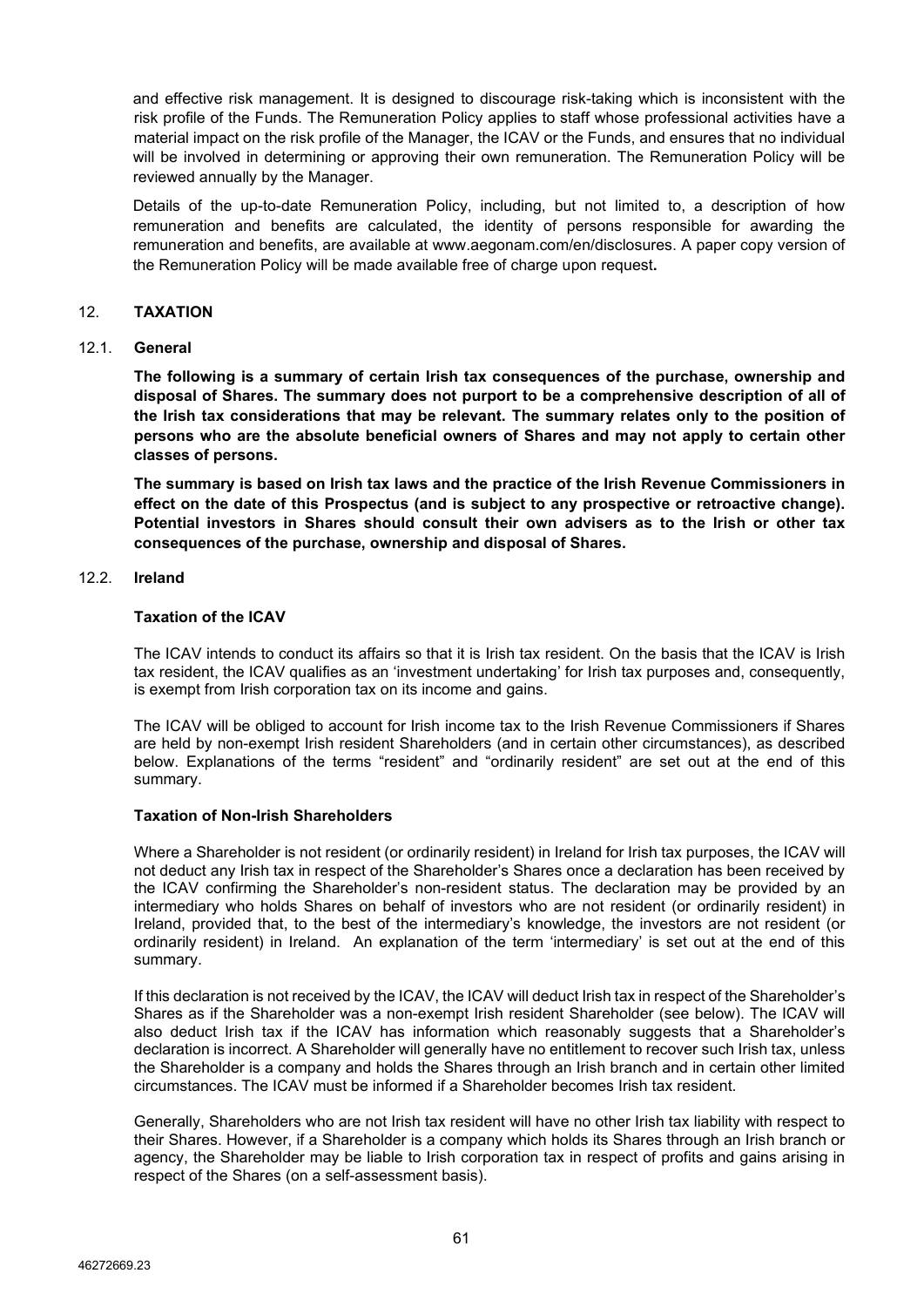and effective risk management. It is designed to discourage risk-taking which is inconsistent with the risk profile of the Funds. The Remuneration Policy applies to staff whose professional activities have a material impact on the risk profile of the Manager, the ICAV or the Funds, and ensures that no individual will be involved in determining or approving their own remuneration. The Remuneration Policy will be reviewed annually by the Manager.

Details of the up-to-date Remuneration Policy, including, but not limited to, a description of how remuneration and benefits are calculated, the identity of persons responsible for awarding the remuneration and benefits, are available at www.aegonam.com/en/disclosures. A paper copy version of the Remuneration Policy will be made available free of charge upon request**.**

## 12. TAXATION

### 12.1. General

**The following is a summary of certain Irish tax consequences of the purchase, ownership and disposal of Shares. The summary does not purport to be a comprehensive description of all of the Irish tax considerations that may be relevant. The summary relates only to the position of persons who are the absolute beneficial owners of Shares and may not apply to certain other classes of persons.**

**The summary is based on Irish tax laws and the practice of the Irish Revenue Commissioners in effect on the date of this Prospectus (and is subject to any prospective or retroactive change). Potential investors in Shares should consult their own advisers as to the Irish or other tax consequences of the purchase, ownership and disposal of Shares.**

### 12.2. Ireland

**Taxation of the ICAV**

The ICAV intends to conduct its affairs so that it is Irish tax resident. On the basis that the ICAV is Irish tax resident, the ICAV qualifies as an 'investment undertaking' for Irish tax purposes and, consequently, is exempt from Irish corporation tax on its income and gains.

The ICAV will be obliged to account for Irish income tax to the Irish Revenue Commissioners if Shares are held by non-exempt Irish resident Shareholders (and in certain other circumstances), as described below. Explanations of the terms "resident" and "ordinarily resident" are set out at the end of this summary.

**Taxation of Non-Irish Shareholders**

Where a Shareholder is not resident (or ordinarily resident) in Ireland for Irish tax purposes, the ICAV will not deduct any Irish tax in respect of the Shareholder's Shares once a declaration has been received by the ICAV confirming the Shareholder's non-resident status. The declaration may be provided by an intermediary who holds Shares on behalf of investors who are not resident (or ordinarily resident) in Ireland, provided that, to the best of the intermediary's knowledge, the investors are not resident (or ordinarily resident) in Ireland. An explanation of the term 'intermediary' is set out at the end of this summary.

If this declaration is not received by the ICAV, the ICAV will deduct Irish tax in respect of the Shareholder's Shares as if the Shareholder was a non-exempt Irish resident Shareholder (see below). The ICAV will also deduct Irish tax if the ICAV has information which reasonably suggests that a Shareholder's declaration is incorrect. A Shareholder will generally have no entitlement to recover such Irish tax, unless the Shareholder is a company and holds the Shares through an Irish branch and in certain other limited circumstances. The ICAV must be informed if a Shareholder becomes Irish tax resident.

Generally, Shareholders who are not Irish tax resident will have no other Irish tax liability with respect to their Shares. However, if a Shareholder is a company which holds its Shares through an Irish branch or agency, the Shareholder may be liable to Irish corporation tax in respect of profits and gains arising in respect of the Shares (on a self-assessment basis).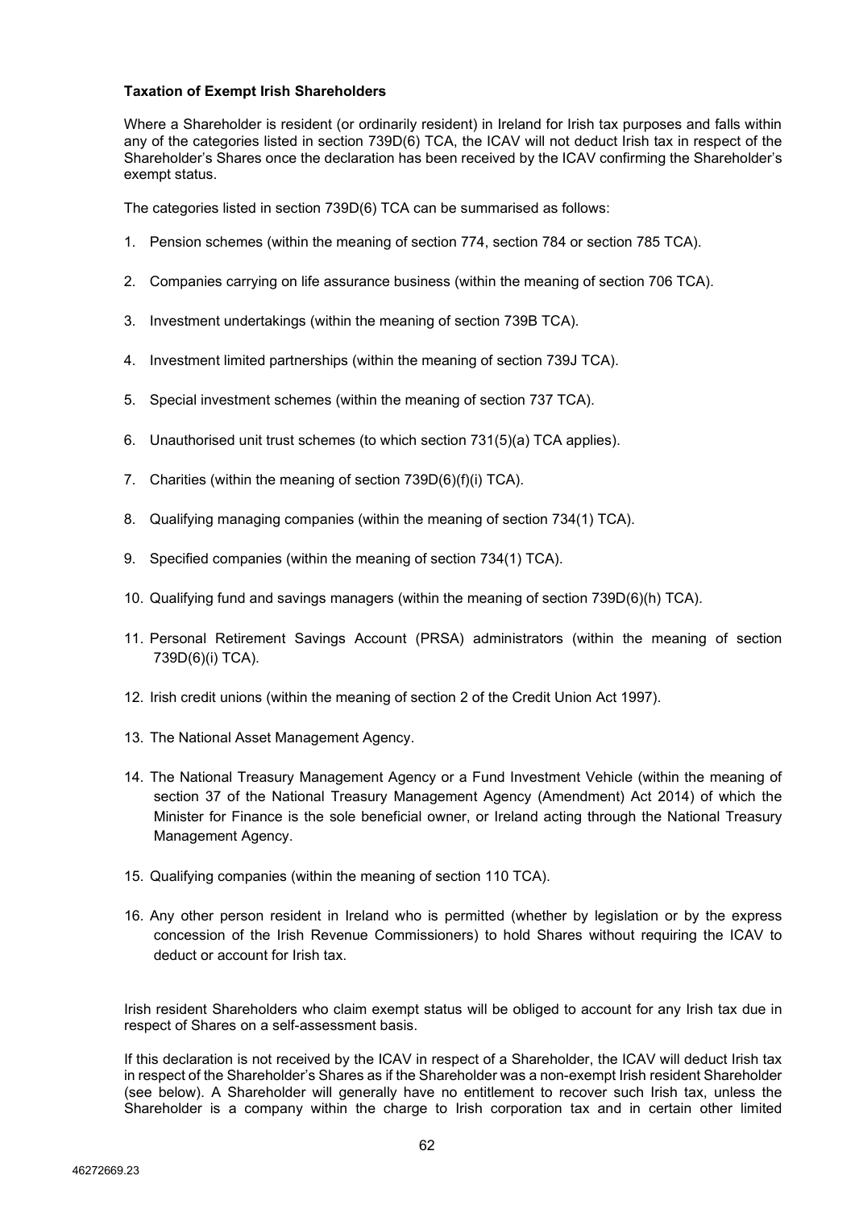**Taxation of Exempt Irish Shareholders**

Where a Shareholder is resident (or ordinarily resident) in Ireland for Irish tax purposes and falls within any of the categories listed in section 739D(6) TCA, the ICAV will not deduct Irish tax in respect of the Shareholder's Shares once the declaration has been received by the ICAV confirming the Shareholder's exempt status.

The categories listed in section 739D(6) TCA can be summarised as follows:

1. Pension schemes (within the meaning of section 774, section 784 or section 785 TCA).

2. Companies carrying on life assurance business (within the meaning of section 706 TCA).

3. Investment undertakings (within the meaning of section 739B TCA).

4. Investment limited partnerships (within the meaning of section 739J TCA).

5. Special investment schemes (within the meaning of section 737 TCA).

6. Unauthorised unit trust schemes (to which section 731(5)(a) TCA applies).

7. Charities (within the meaning of section 739D(6)(f)(i) TCA).

8. Qualifying managing companies (within the meaning of section 734(1) TCA).

9. Specified companies (within the meaning of section 734(1) TCA).

10. Qualifying fund and savings managers (within the meaning of section 739D(6)(h) TCA).

11. Personal Retirement Savings Account (PRSA) administrators (within the meaning of section 739D(6)(i) TCA).

12. Irish credit unions (within the meaning of section 2 of the Credit Union Act 1997).

13. The National Asset Management Agency.

14. The National Treasury Management Agency or a Fund Investment Vehicle (within the meaning of section 37 of the National Treasury Management Agency (Amendment) Act 2014) of which the Minister for Finance is the sole beneficial owner, or Ireland acting through the National Treasury Management Agency.

15. Qualifying companies (within the meaning of section 110 TCA).

16. Any other person resident in Ireland who is permitted (whether by legislation or by the express concession of the Irish Revenue Commissioners) to hold Shares without requiring the ICAV to deduct or account for Irish tax.

Irish resident Shareholders who claim exempt status will be obliged to account for any Irish tax due in respect of Shares on a self-assessment basis.

If this declaration is not received by the ICAV in respect of a Shareholder, the ICAV will deduct Irish tax in respect of the Shareholder's Shares as if the Shareholder was a non-exempt Irish resident Shareholder (see below). A Shareholder will generally have no entitlement to recover such Irish tax, unless the Shareholder is a company within the charge to Irish corporation tax and in certain other limited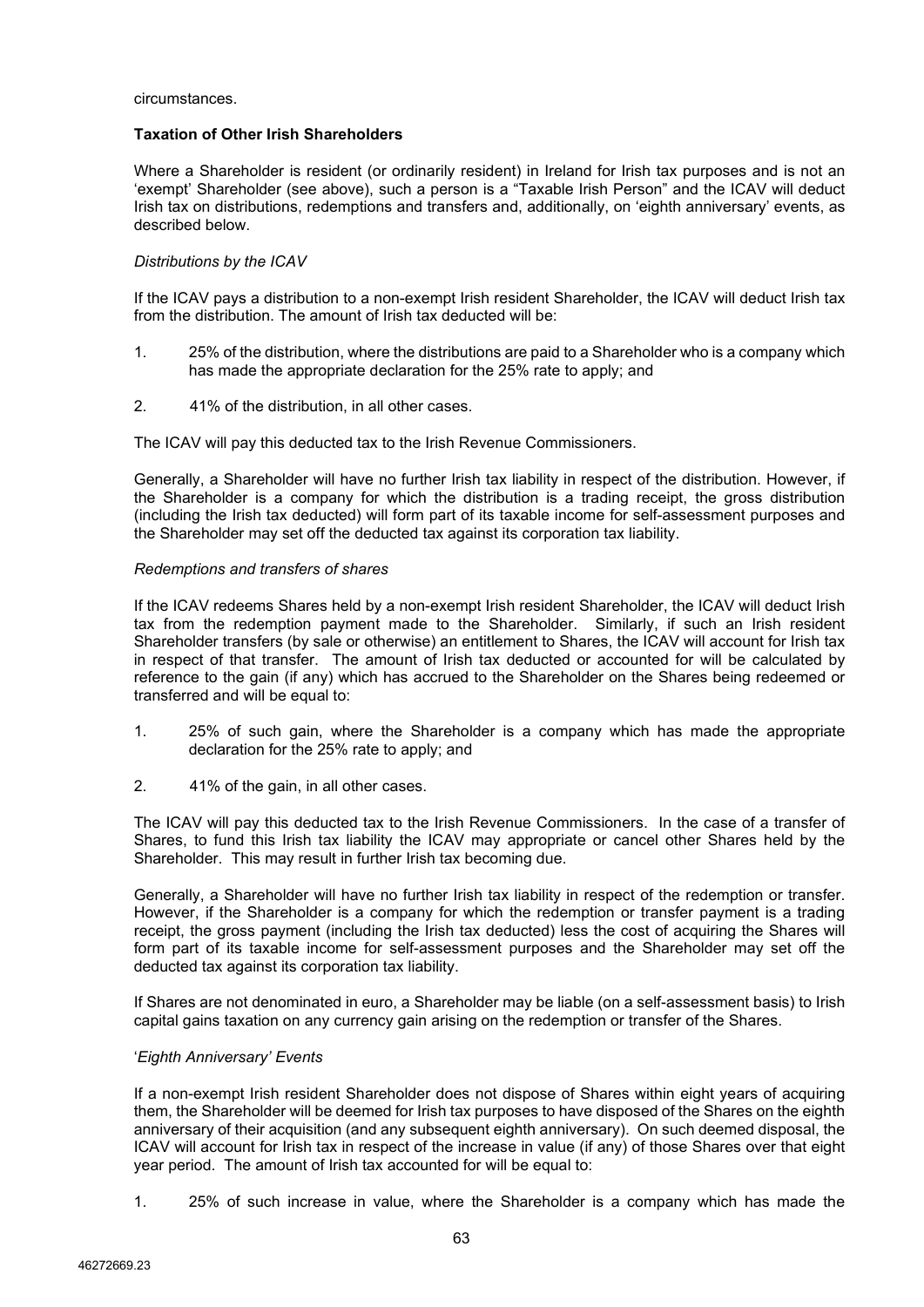circumstances.

**Taxation of Other Irish Shareholders**

Where a Shareholder is resident (or ordinarily resident) in Ireland for Irish tax purposes and is not an 'exempt' Shareholder (see above), such a person is a "Taxable Irish Person" and the ICAV will deduct Irish tax on distributions, redemptions and transfers and, additionally, on 'eighth anniversary' events, as described below.

*Distributions by the ICAV*

If the ICAV pays a distribution to a non-exempt Irish resident Shareholder, the ICAV will deduct Irish tax from the distribution. The amount of Irish tax deducted will be:

1. 25% of the distribution, where the distributions are paid to a Shareholder who is a company which has made the appropriate declaration for the 25% rate to apply; and

2. 41% of the distribution, in all other cases.

The ICAV will pay this deducted tax to the Irish Revenue Commissioners.

Generally, a Shareholder will have no further Irish tax liability in respect of the distribution. However, if the Shareholder is a company for which the distribution is a trading receipt, the gross distribution (including the Irish tax deducted) will form part of its taxable income for self-assessment purposes and the Shareholder may set off the deducted tax against its corporation tax liability.

*Redemptions and transfers of shares*

If the ICAV redeems Shares held by a non-exempt Irish resident Shareholder, the ICAV will deduct Irish tax from the redemption payment made to the Shareholder. Similarly, if such an Irish resident Shareholder transfers (by sale or otherwise) an entitlement to Shares, the ICAV will account for Irish tax in respect of that transfer. The amount of Irish tax deducted or accounted for will be calculated by reference to the gain (if any) which has accrued to the Shareholder on the Shares being redeemed or transferred and will be equal to:

1. 25% of such gain, where the Shareholder is a company which has made the appropriate declaration for the 25% rate to apply; and

2. 41% of the gain, in all other cases.

The ICAV will pay this deducted tax to the Irish Revenue Commissioners. In the case of a transfer of Shares, to fund this Irish tax liability the ICAV may appropriate or cancel other Shares held by the Shareholder. This may result in further Irish tax becoming due.

Generally, a Shareholder will have no further Irish tax liability in respect of the redemption or transfer. However, if the Shareholder is a company for which the redemption or transfer payment is a trading receipt, the gross payment (including the Irish tax deducted) less the cost of acquiring the Shares will form part of its taxable income for self-assessment purposes and the Shareholder may set off the deducted tax against its corporation tax liability.

If Shares are not denominated in euro, a Shareholder may be liable (on a self-assessment basis) to Irish capital gains taxation on any currency gain arising on the redemption or transfer of the Shares.

'*Eighth Anniversary' Events*

If a non-exempt Irish resident Shareholder does not dispose of Shares within eight years of acquiring them, the Shareholder will be deemed for Irish tax purposes to have disposed of the Shares on the eighth anniversary of their acquisition (and any subsequent eighth anniversary). On such deemed disposal, the ICAV will account for Irish tax in respect of the increase in value (if any) of those Shares over that eight year period. The amount of Irish tax accounted for will be equal to:

1. 25% of such increase in value, where the Shareholder is a company which has made the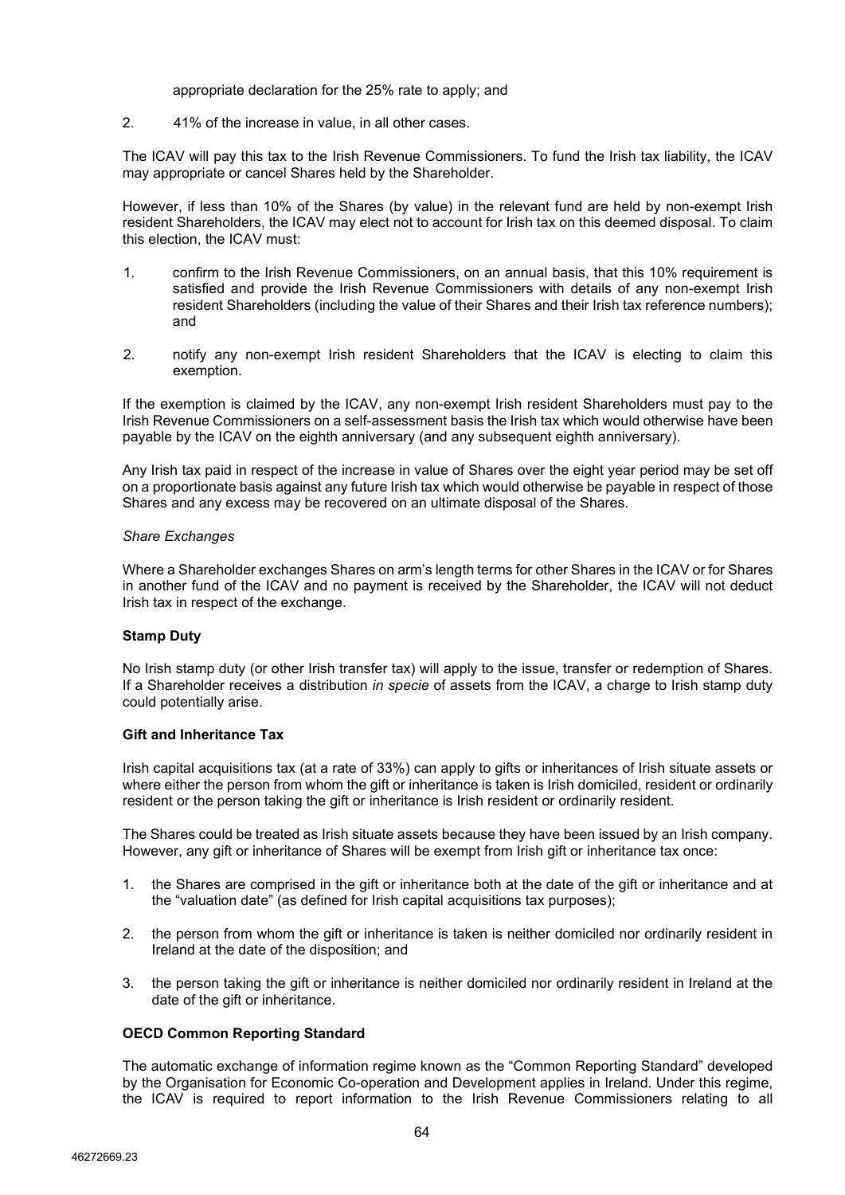appropriate declaration for the 25% rate to apply; and

2. 41% of the increase in value, in all other cases.

The ICAV will pay this tax to the Irish Revenue Commissioners. To fund the Irish tax liability, the ICAV may appropriate or cancel Shares held by the Shareholder.

However, if less than 10% of the Shares (by value) in the relevant fund are held by non-exempt Irish resident Shareholders, the ICAV may elect not to account for Irish tax on this deemed disposal. To claim this election, the ICAV must:

1. confirm to the Irish Revenue Commissioners, on an annual basis, that this 10% requirement is satisfied and provide the Irish Revenue Commissioners with details of any non-exempt Irish resident Shareholders (including the value of their Shares and their Irish tax reference numbers); and

2. notify any non-exempt Irish resident Shareholders that the ICAV is electing to claim this exemption.

If the exemption is claimed by the ICAV, any non-exempt Irish resident Shareholders must pay to the Irish Revenue Commissioners on a self-assessment basis the Irish tax which would otherwise have been payable by the ICAV on the eighth anniversary (and any subsequent eighth anniversary).

Any Irish tax paid in respect of the increase in value of Shares over the eight year period may be set off on a proportionate basis against any future Irish tax which would otherwise be payable in respect of those Shares and any excess may be recovered on an ultimate disposal of the Shares.

*Share Exchanges*

Where a Shareholder exchanges Shares on arm's length terms for other Shares in the ICAV or for Shares in another fund of the ICAV and no payment is received by the Shareholder, the ICAV will not deduct Irish tax in respect of the exchange.

**Stamp Duty**

No Irish stamp duty (or other Irish transfer tax) will apply to the issue, transfer or redemption of Shares. If a Shareholder receives a distribution *in specie* of assets from the ICAV, a charge to Irish stamp duty could potentially arise.

**Gift and Inheritance Tax**

Irish capital acquisitions tax (at a rate of 33%) can apply to gifts or inheritances of Irish situate assets or where either the person from whom the gift or inheritance is taken is Irish domiciled, resident or ordinarily resident or the person taking the gift or inheritance is Irish resident or ordinarily resident.

The Shares could be treated as Irish situate assets because they have been issued by an Irish company. However, any gift or inheritance of Shares will be exempt from Irish gift or inheritance tax once:

1. the Shares are comprised in the gift or inheritance both at the date of the gift or inheritance and at the "valuation date" (as defined for Irish capital acquisitions tax purposes);

2. the person from whom the gift or inheritance is taken is neither domiciled nor ordinarily resident in Ireland at the date of the disposition; and

3. the person taking the gift or inheritance is neither domiciled nor ordinarily resident in Ireland at the date of the gift or inheritance.

**OECD Common Reporting Standard**

The automatic exchange of information regime known as the "Common Reporting Standard" developed by the Organisation for Economic Co-operation and Development applies in Ireland. Under this regime, the ICAV is required to report information to the Irish Revenue Commissioners relating to all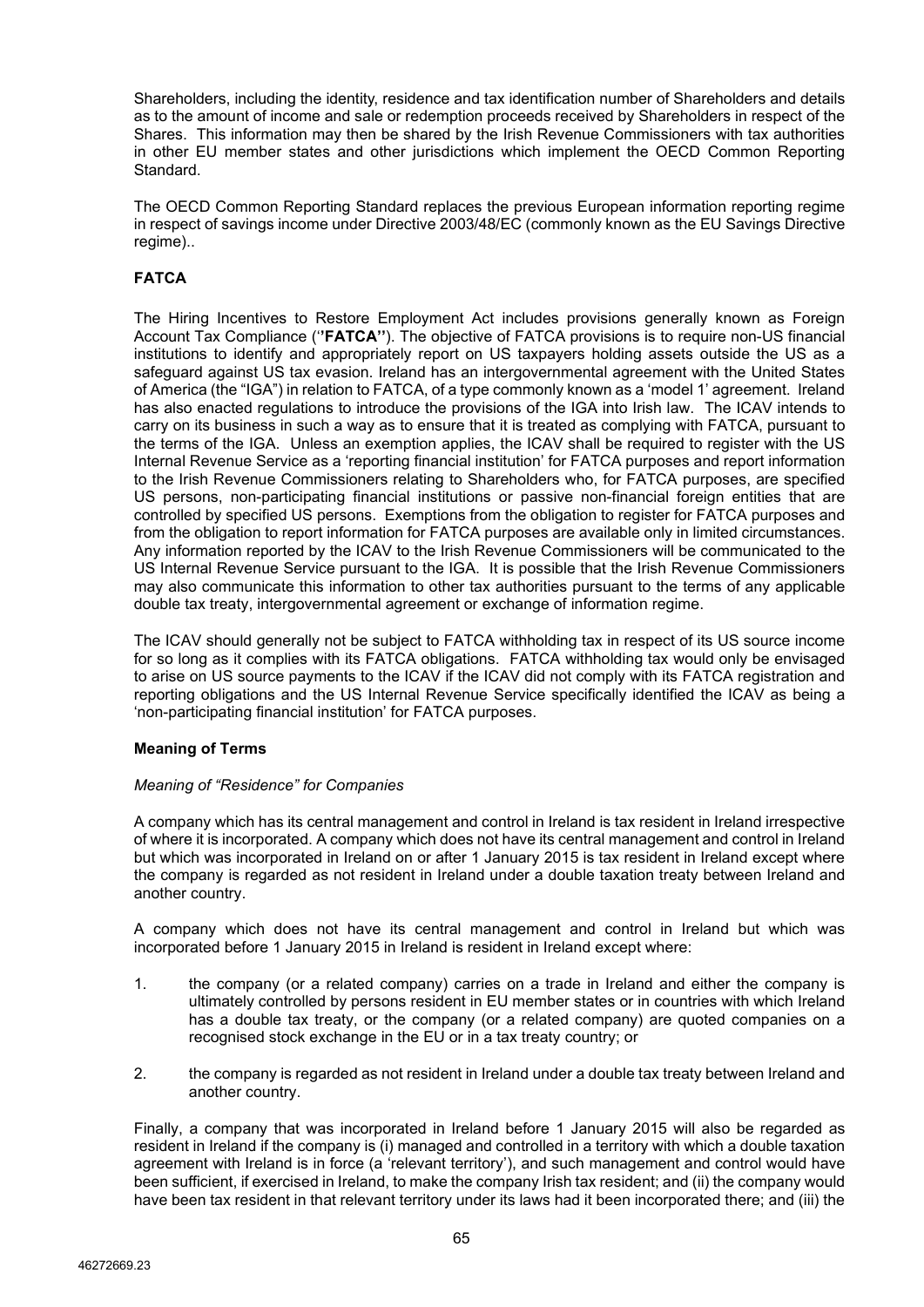Shareholders, including the identity, residence and tax identification number of Shareholders and details as to the amount of income and sale or redemption proceeds received by Shareholders in respect of the Shares. This information may then be shared by the Irish Revenue Commissioners with tax authorities in other EU member states and other jurisdictions which implement the OECD Common Reporting Standard.

The OECD Common Reporting Standard replaces the previous European information reporting regime in respect of savings income under Directive 2003/48/EC (commonly known as the EU Savings Directive regime)..

## FATCA

The Hiring Incentives to Restore Employment Act includes provisions generally known as Foreign Account Tax Compliance (''**FATCA**''). The objective of FATCA provisions is to require non-US financial institutions to identify and appropriately report on US taxpayers holding assets outside the US as a safeguard against US tax evasion. Ireland has an intergovernmental agreement with the United States of America (the "IGA") in relation to FATCA, of a type commonly known as a 'model 1' agreement. Ireland has also enacted regulations to introduce the provisions of the IGA into Irish law. The ICAV intends to carry on its business in such a way as to ensure that it is treated as complying with FATCA, pursuant to the terms of the IGA. Unless an exemption applies, the ICAV shall be required to register with the US Internal Revenue Service as a 'reporting financial institution' for FATCA purposes and report information to the Irish Revenue Commissioners relating to Shareholders who, for FATCA purposes, are specified US persons, non-participating financial institutions or passive non-financial foreign entities that are controlled by specified US persons. Exemptions from the obligation to register for FATCA purposes and from the obligation to report information for FATCA purposes are available only in limited circumstances. Any information reported by the ICAV to the Irish Revenue Commissioners will be communicated to the US Internal Revenue Service pursuant to the IGA. It is possible that the Irish Revenue Commissioners may also communicate this information to other tax authorities pursuant to the terms of any applicable double tax treaty, intergovernmental agreement or exchange of information regime.

The ICAV should generally not be subject to FATCA withholding tax in respect of its US source income for so long as it complies with its FATCA obligations. FATCA withholding tax would only be envisaged to arise on US source payments to the ICAV if the ICAV did not comply with its FATCA registration and reporting obligations and the US Internal Revenue Service specifically identified the ICAV as being a 'non-participating financial institution' for FATCA purposes.

### Meaning of Terms

*Meaning of "Residence" for Companies*

A company which has its central management and control in Ireland is tax resident in Ireland irrespective of where it is incorporated. A company which does not have its central management and control in Ireland but which was incorporated in Ireland on or after 1 January 2015 is tax resident in Ireland except where the company is regarded as not resident in Ireland under a double taxation treaty between Ireland and another country.

A company which does not have its central management and control in Ireland but which was incorporated before 1 January 2015 in Ireland is resident in Ireland except where:

1. the company (or a related company) carries on a trade in Ireland and either the company is ultimately controlled by persons resident in EU member states or in countries with which Ireland has a double tax treaty, or the company (or a related company) are quoted companies on a recognised stock exchange in the EU or in a tax treaty country; or

2. the company is regarded as not resident in Ireland under a double tax treaty between Ireland and another country.

Finally, a company that was incorporated in Ireland before 1 January 2015 will also be regarded as resident in Ireland if the company is (i) managed and controlled in a territory with which a double taxation agreement with Ireland is in force (a 'relevant territory'), and such management and control would have been sufficient, if exercised in Ireland, to make the company Irish tax resident; and (ii) the company would have been tax resident in that relevant territory under its laws had it been incorporated there; and (iii) the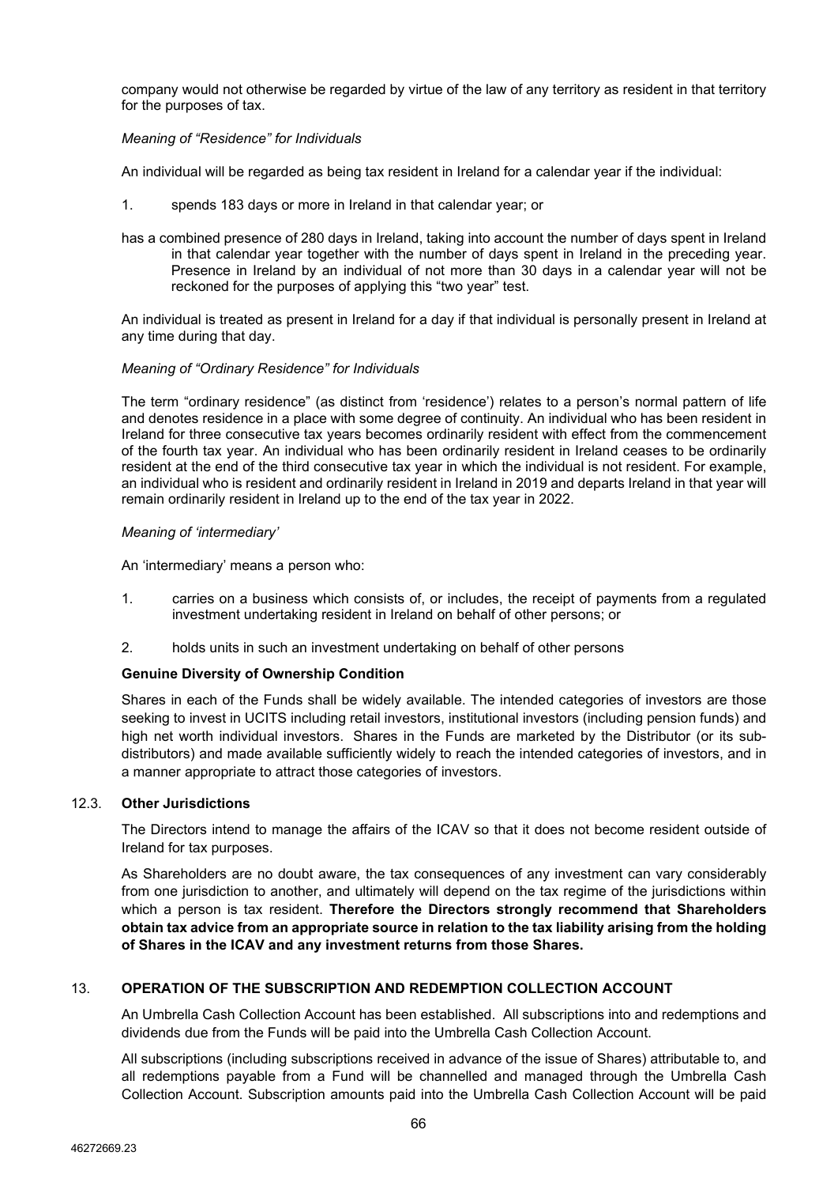company would not otherwise be regarded by virtue of the law of any territory as resident in that territory for the purposes of tax.

*Meaning of "Residence" for Individuals*

An individual will be regarded as being tax resident in Ireland for a calendar year if the individual:

1. spends 183 days or more in Ireland in that calendar year; or

has a combined presence of 280 days in Ireland, taking into account the number of days spent in Ireland in that calendar year together with the number of days spent in Ireland in the preceding year. Presence in Ireland by an individual of not more than 30 days in a calendar year will not be reckoned for the purposes of applying this "two year" test.

An individual is treated as present in Ireland for a day if that individual is personally present in Ireland at any time during that day.

*Meaning of "Ordinary Residence" for Individuals*

The term "ordinary residence" (as distinct from 'residence') relates to a person's normal pattern of life and denotes residence in a place with some degree of continuity. An individual who has been resident in Ireland for three consecutive tax years becomes ordinarily resident with effect from the commencement of the fourth tax year. An individual who has been ordinarily resident in Ireland ceases to be ordinarily resident at the end of the third consecutive tax year in which the individual is not resident. For example, an individual who is resident and ordinarily resident in Ireland in 2019 and departs Ireland in that year will remain ordinarily resident in Ireland up to the end of the tax year in 2022.

*Meaning of 'intermediary'*

An 'intermediary' means a person who:

1. carries on a business which consists of, or includes, the receipt of payments from a regulated investment undertaking resident in Ireland on behalf of other persons; or
2. holds units in such an investment undertaking on behalf of other persons

**Genuine Diversity of Ownership Condition**

Shares in each of the Funds shall be widely available. The intended categories of investors are those seeking to invest in UCITS including retail investors, institutional investors (including pension funds) and high net worth individual investors. Shares in the Funds are marketed by the Distributor (or its sub-distributors) and made available sufficiently widely to reach the intended categories of investors, and in a manner appropriate to attract those categories of investors.

## 12.3. Other Jurisdictions

The Directors intend to manage the affairs of the ICAV so that it does not become resident outside of Ireland for tax purposes.

As Shareholders are no doubt aware, the tax consequences of any investment can vary considerably from one jurisdiction to another, and ultimately will depend on the tax regime of the jurisdictions within which a person is tax resident. **Therefore the Directors strongly recommend that Shareholders obtain tax advice from an appropriate source in relation to the tax liability arising from the holding of Shares in the ICAV and any investment returns from those Shares.**

## 13. OPERATION OF THE SUBSCRIPTION AND REDEMPTION COLLECTION ACCOUNT

An Umbrella Cash Collection Account has been established. All subscriptions into and redemptions and dividends due from the Funds will be paid into the Umbrella Cash Collection Account.

All subscriptions (including subscriptions received in advance of the issue of Shares) attributable to, and all redemptions payable from a Fund will be channelled and managed through the Umbrella Cash Collection Account. Subscription amounts paid into the Umbrella Cash Collection Account will be paid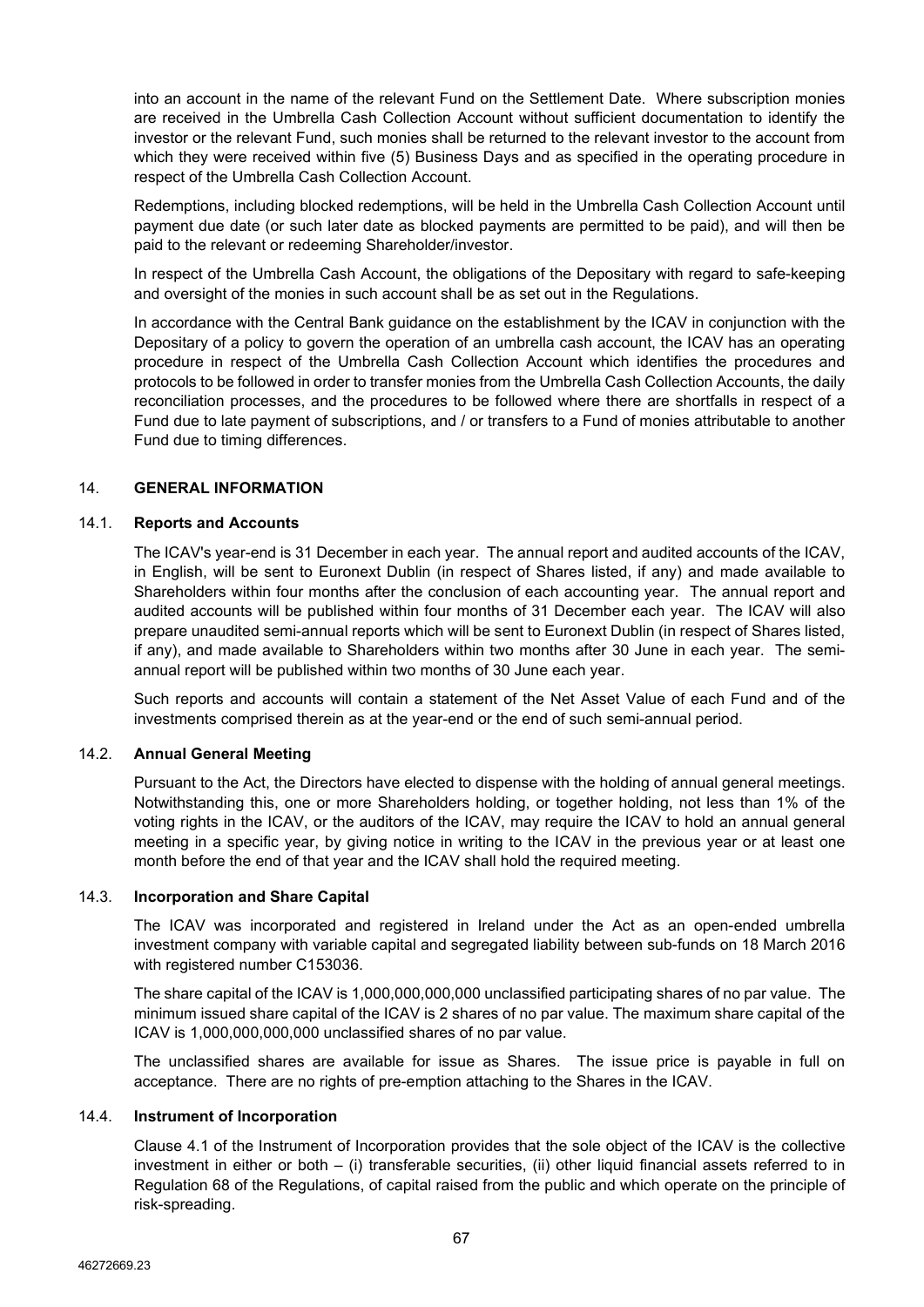into an account in the name of the relevant Fund on the Settlement Date. Where subscription monies are received in the Umbrella Cash Collection Account without sufficient documentation to identify the investor or the relevant Fund, such monies shall be returned to the relevant investor to the account from which they were received within five (5) Business Days and as specified in the operating procedure in respect of the Umbrella Cash Collection Account.

Redemptions, including blocked redemptions, will be held in the Umbrella Cash Collection Account until payment due date (or such later date as blocked payments are permitted to be paid), and will then be paid to the relevant or redeeming Shareholder/investor.

In respect of the Umbrella Cash Account, the obligations of the Depositary with regard to safe-keeping and oversight of the monies in such account shall be as set out in the Regulations.

In accordance with the Central Bank guidance on the establishment by the ICAV in conjunction with the Depositary of a policy to govern the operation of an umbrella cash account, the ICAV has an operating procedure in respect of the Umbrella Cash Collection Account which identifies the procedures and protocols to be followed in order to transfer monies from the Umbrella Cash Collection Accounts, the daily reconciliation processes, and the procedures to be followed where there are shortfalls in respect of a Fund due to late payment of subscriptions, and / or transfers to a Fund of monies attributable to another Fund due to timing differences.

## 14. GENERAL INFORMATION

### 14.1. Reports and Accounts

The ICAV's year-end is 31 December in each year. The annual report and audited accounts of the ICAV, in English, will be sent to Euronext Dublin (in respect of Shares listed, if any) and made available to Shareholders within four months after the conclusion of each accounting year. The annual report and audited accounts will be published within four months of 31 December each year. The ICAV will also prepare unaudited semi-annual reports which will be sent to Euronext Dublin (in respect of Shares listed, if any), and made available to Shareholders within two months after 30 June in each year. The semi-annual report will be published within two months of 30 June each year.

Such reports and accounts will contain a statement of the Net Asset Value of each Fund and of the investments comprised therein as at the year-end or the end of such semi-annual period.

### 14.2. Annual General Meeting

Pursuant to the Act, the Directors have elected to dispense with the holding of annual general meetings. Notwithstanding this, one or more Shareholders holding, or together holding, not less than 1% of the voting rights in the ICAV, or the auditors of the ICAV, may require the ICAV to hold an annual general meeting in a specific year, by giving notice in writing to the ICAV in the previous year or at least one month before the end of that year and the ICAV shall hold the required meeting.

### 14.3. Incorporation and Share Capital

The ICAV was incorporated and registered in Ireland under the Act as an open-ended umbrella investment company with variable capital and segregated liability between sub-funds on 18 March 2016 with registered number C153036.

The share capital of the ICAV is 1,000,000,000,000 unclassified participating shares of no par value. The minimum issued share capital of the ICAV is 2 shares of no par value. The maximum share capital of the ICAV is 1,000,000,000,000 unclassified shares of no par value.

The unclassified shares are available for issue as Shares. The issue price is payable in full on acceptance. There are no rights of pre-emption attaching to the Shares in the ICAV.

### 14.4. Instrument of Incorporation

Clause 4.1 of the Instrument of Incorporation provides that the sole object of the ICAV is the collective investment in either or both – (i) transferable securities, (ii) other liquid financial assets referred to in Regulation 68 of the Regulations, of capital raised from the public and which operate on the principle of risk-spreading.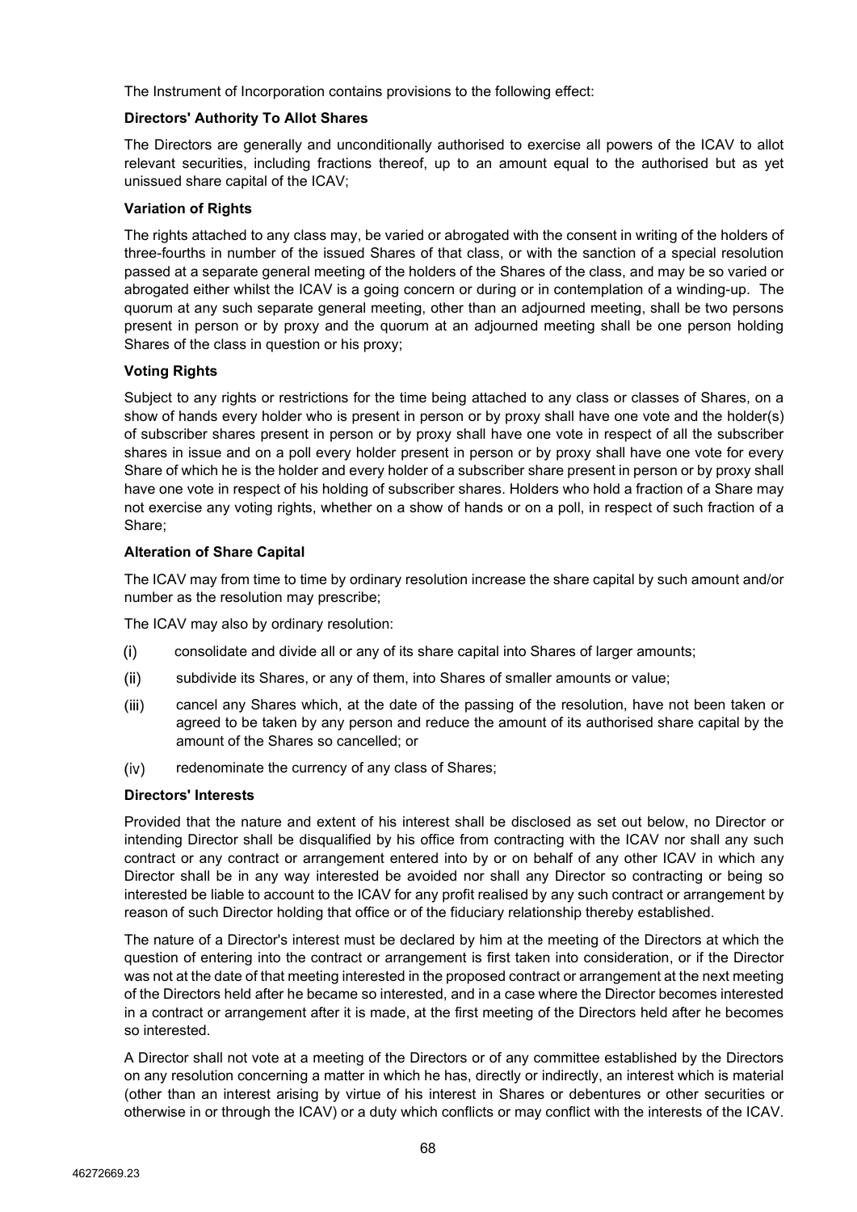The Instrument of Incorporation contains provisions to the following effect:

**Directors' Authority To Allot Shares**

The Directors are generally and unconditionally authorised to exercise all powers of the ICAV to allot relevant securities, including fractions thereof, up to an amount equal to the authorised but as yet unissued share capital of the ICAV;

**Variation of Rights**

The rights attached to any class may, be varied or abrogated with the consent in writing of the holders of three-fourths in number of the issued Shares of that class, or with the sanction of a special resolution passed at a separate general meeting of the holders of the Shares of the class, and may be so varied or abrogated either whilst the ICAV is a going concern or during or in contemplation of a winding-up. The quorum at any such separate general meeting, other than an adjourned meeting, shall be two persons present in person or by proxy and the quorum at an adjourned meeting shall be one person holding Shares of the class in question or his proxy;

**Voting Rights**

Subject to any rights or restrictions for the time being attached to any class or classes of Shares, on a show of hands every holder who is present in person or by proxy shall have one vote and the holder(s) of subscriber shares present in person or by proxy shall have one vote in respect of all the subscriber shares in issue and on a poll every holder present in person or by proxy shall have one vote for every Share of which he is the holder and every holder of a subscriber share present in person or by proxy shall have one vote in respect of his holding of subscriber shares. Holders who hold a fraction of a Share may not exercise any voting rights, whether on a show of hands or on a poll, in respect of such fraction of a Share;

**Alteration of Share Capital**

The ICAV may from time to time by ordinary resolution increase the share capital by such amount and/or number as the resolution may prescribe;

The ICAV may also by ordinary resolution:

(i) consolidate and divide all or any of its share capital into Shares of larger amounts;

(ii) subdivide its Shares, or any of them, into Shares of smaller amounts or value;

(iii) cancel any Shares which, at the date of the passing of the resolution, have not been taken or agreed to be taken by any person and reduce the amount of its authorised share capital by the amount of the Shares so cancelled; or

(iv) redenominate the currency of any class of Shares;

**Directors' Interests**

Provided that the nature and extent of his interest shall be disclosed as set out below, no Director or intending Director shall be disqualified by his office from contracting with the ICAV nor shall any such contract or any contract or arrangement entered into by or on behalf of any other ICAV in which any Director shall be in any way interested be avoided nor shall any Director so contracting or being so interested be liable to account to the ICAV for any profit realised by any such contract or arrangement by reason of such Director holding that office or of the fiduciary relationship thereby established.

The nature of a Director's interest must be declared by him at the meeting of the Directors at which the question of entering into the contract or arrangement is first taken into consideration, or if the Director was not at the date of that meeting interested in the proposed contract or arrangement at the next meeting of the Directors held after he became so interested, and in a case where the Director becomes interested in a contract or arrangement after it is made, at the first meeting of the Directors held after he becomes so interested.

A Director shall not vote at a meeting of the Directors or of any committee established by the Directors on any resolution concerning a matter in which he has, directly or indirectly, an interest which is material (other than an interest arising by virtue of his interest in Shares or debentures or other securities or otherwise in or through the ICAV) or a duty which conflicts or may conflict with the interests of the ICAV.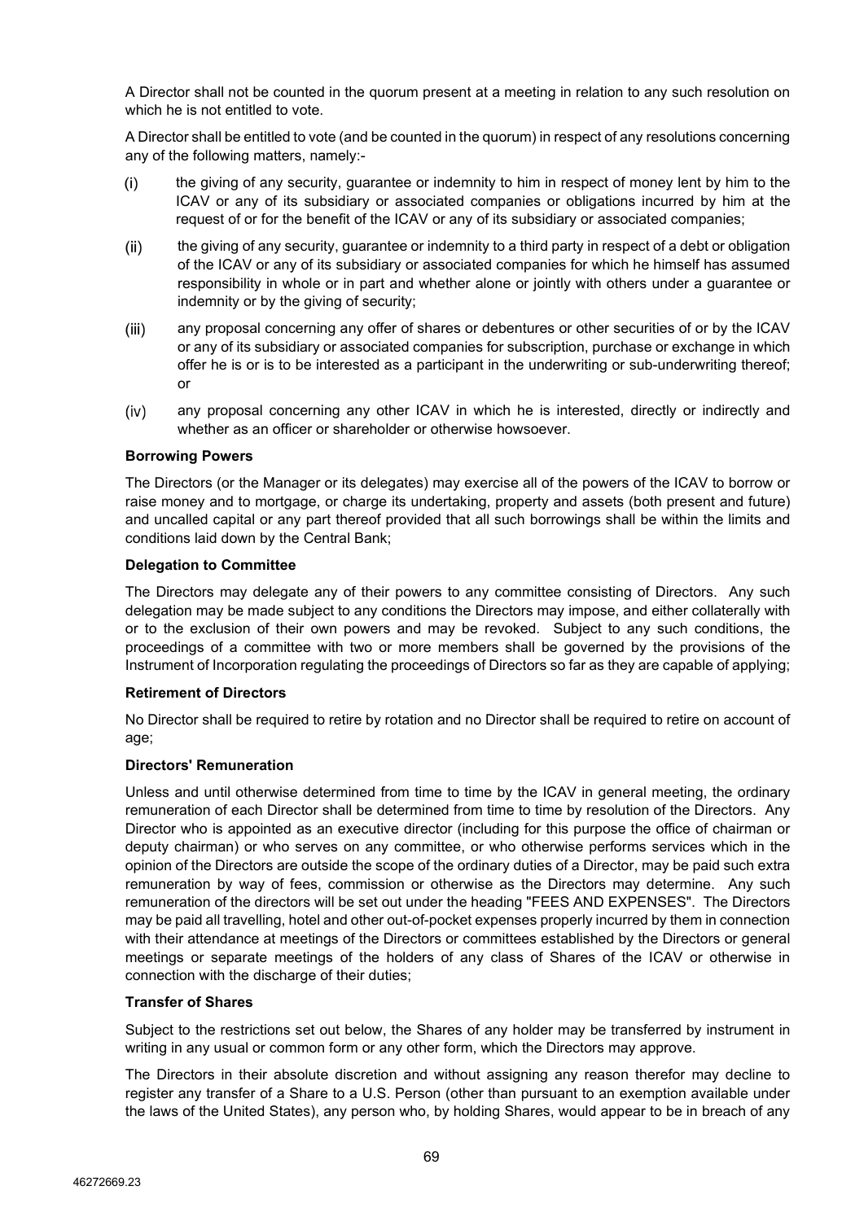A Director shall not be counted in the quorum present at a meeting in relation to any such resolution on which he is not entitled to vote.

A Director shall be entitled to vote (and be counted in the quorum) in respect of any resolutions concerning any of the following matters, namely:-

(i) the giving of any security, guarantee or indemnity to him in respect of money lent by him to the ICAV or any of its subsidiary or associated companies or obligations incurred by him at the request of or for the benefit of the ICAV or any of its subsidiary or associated companies;

(ii) the giving of any security, guarantee or indemnity to a third party in respect of a debt or obligation of the ICAV or any of its subsidiary or associated companies for which he himself has assumed responsibility in whole or in part and whether alone or jointly with others under a guarantee or indemnity or by the giving of security;

(iii) any proposal concerning any offer of shares or debentures or other securities of or by the ICAV or any of its subsidiary or associated companies for subscription, purchase or exchange in which offer he is or is to be interested as a participant in the underwriting or sub-underwriting thereof; or

(iv) any proposal concerning any other ICAV in which he is interested, directly or indirectly and whether as an officer or shareholder or otherwise howsoever.

**Borrowing Powers**

The Directors (or the Manager or its delegates) may exercise all of the powers of the ICAV to borrow or raise money and to mortgage, or charge its undertaking, property and assets (both present and future) and uncalled capital or any part thereof provided that all such borrowings shall be within the limits and conditions laid down by the Central Bank;

**Delegation to Committee**

The Directors may delegate any of their powers to any committee consisting of Directors. Any such delegation may be made subject to any conditions the Directors may impose, and either collaterally with or to the exclusion of their own powers and may be revoked. Subject to any such conditions, the proceedings of a committee with two or more members shall be governed by the provisions of the Instrument of Incorporation regulating the proceedings of Directors so far as they are capable of applying;

**Retirement of Directors**

No Director shall be required to retire by rotation and no Director shall be required to retire on account of age;

**Directors' Remuneration**

Unless and until otherwise determined from time to time by the ICAV in general meeting, the ordinary remuneration of each Director shall be determined from time to time by resolution of the Directors. Any Director who is appointed as an executive director (including for this purpose the office of chairman or deputy chairman) or who serves on any committee, or who otherwise performs services which in the opinion of the Directors are outside the scope of the ordinary duties of a Director, may be paid such extra remuneration by way of fees, commission or otherwise as the Directors may determine. Any such remuneration of the directors will be set out under the heading "FEES AND EXPENSES". The Directors may be paid all travelling, hotel and other out-of-pocket expenses properly incurred by them in connection with their attendance at meetings of the Directors or committees established by the Directors or general meetings or separate meetings of the holders of any class of Shares of the ICAV or otherwise in connection with the discharge of their duties;

**Transfer of Shares**

Subject to the restrictions set out below, the Shares of any holder may be transferred by instrument in writing in any usual or common form or any other form, which the Directors may approve.

The Directors in their absolute discretion and without assigning any reason therefor may decline to register any transfer of a Share to a U.S. Person (other than pursuant to an exemption available under the laws of the United States), any person who, by holding Shares, would appear to be in breach of any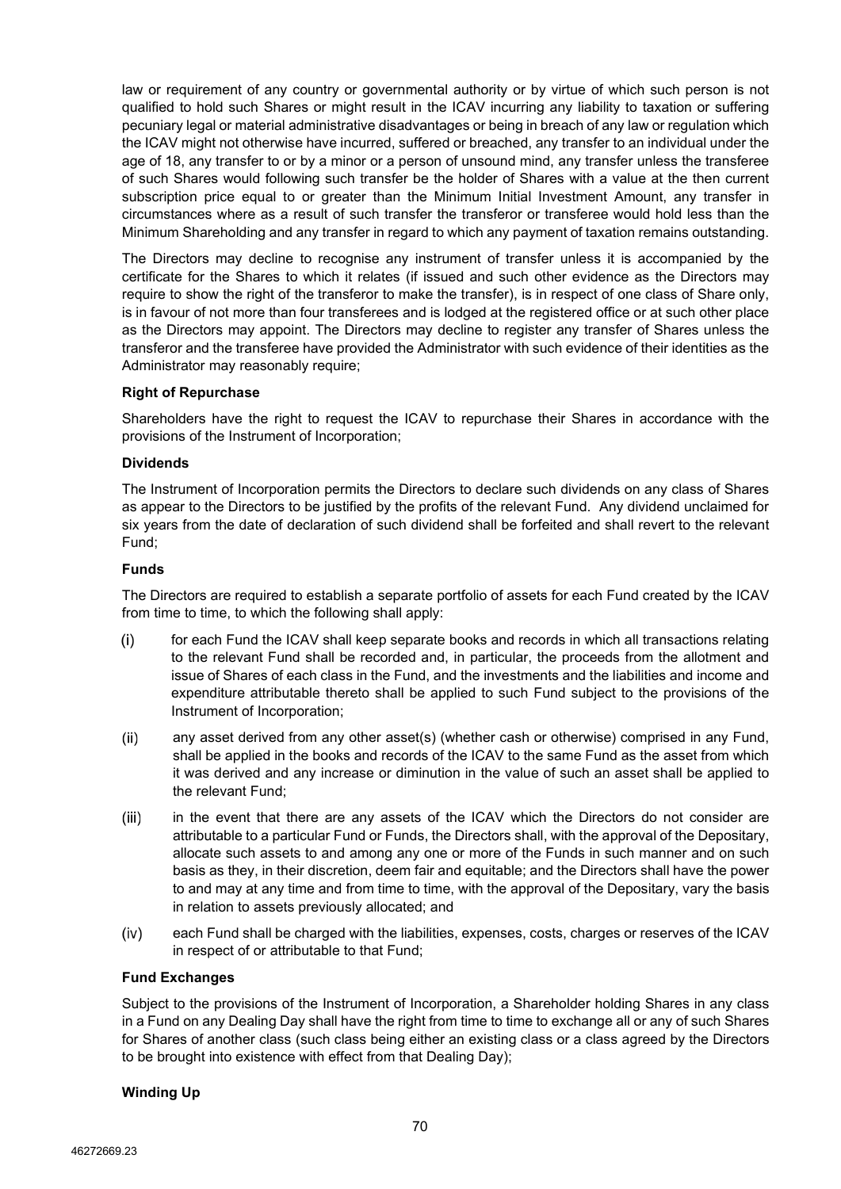law or requirement of any country or governmental authority or by virtue of which such person is not qualified to hold such Shares or might result in the ICAV incurring any liability to taxation or suffering pecuniary legal or material administrative disadvantages or being in breach of any law or regulation which the ICAV might not otherwise have incurred, suffered or breached, any transfer to an individual under the age of 18, any transfer to or by a minor or a person of unsound mind, any transfer unless the transferee of such Shares would following such transfer be the holder of Shares with a value at the then current subscription price equal to or greater than the Minimum Initial Investment Amount, any transfer in circumstances where as a result of such transfer the transferor or transferee would hold less than the Minimum Shareholding and any transfer in regard to which any payment of taxation remains outstanding.

The Directors may decline to recognise any instrument of transfer unless it is accompanied by the certificate for the Shares to which it relates (if issued and such other evidence as the Directors may require to show the right of the transferor to make the transfer), is in respect of one class of Share only, is in favour of not more than four transferees and is lodged at the registered office or at such other place as the Directors may appoint. The Directors may decline to register any transfer of Shares unless the transferor and the transferee have provided the Administrator with such evidence of their identities as the Administrator may reasonably require;

**Right of Repurchase**

Shareholders have the right to request the ICAV to repurchase their Shares in accordance with the provisions of the Instrument of Incorporation;

**Dividends**

The Instrument of Incorporation permits the Directors to declare such dividends on any class of Shares as appear to the Directors to be justified by the profits of the relevant Fund. Any dividend unclaimed for six years from the date of declaration of such dividend shall be forfeited and shall revert to the relevant Fund;

**Funds**

The Directors are required to establish a separate portfolio of assets for each Fund created by the ICAV from time to time, to which the following shall apply:

(i) for each Fund the ICAV shall keep separate books and records in which all transactions relating to the relevant Fund shall be recorded and, in particular, the proceeds from the allotment and issue of Shares of each class in the Fund, and the investments and the liabilities and income and expenditure attributable thereto shall be applied to such Fund subject to the provisions of the Instrument of Incorporation;

(ii) any asset derived from any other asset(s) (whether cash or otherwise) comprised in any Fund, shall be applied in the books and records of the ICAV to the same Fund as the asset from which it was derived and any increase or diminution in the value of such an asset shall be applied to the relevant Fund;

(iii) in the event that there are any assets of the ICAV which the Directors do not consider are attributable to a particular Fund or Funds, the Directors shall, with the approval of the Depositary, allocate such assets to and among any one or more of the Funds in such manner and on such basis as they, in their discretion, deem fair and equitable; and the Directors shall have the power to and may at any time and from time to time, with the approval of the Depositary, vary the basis in relation to assets previously allocated; and

(iv) each Fund shall be charged with the liabilities, expenses, costs, charges or reserves of the ICAV in respect of or attributable to that Fund;

**Fund Exchanges**

Subject to the provisions of the Instrument of Incorporation, a Shareholder holding Shares in any class in a Fund on any Dealing Day shall have the right from time to time to exchange all or any of such Shares for Shares of another class (such class being either an existing class or a class agreed by the Directors to be brought into existence with effect from that Dealing Day);

**Winding Up**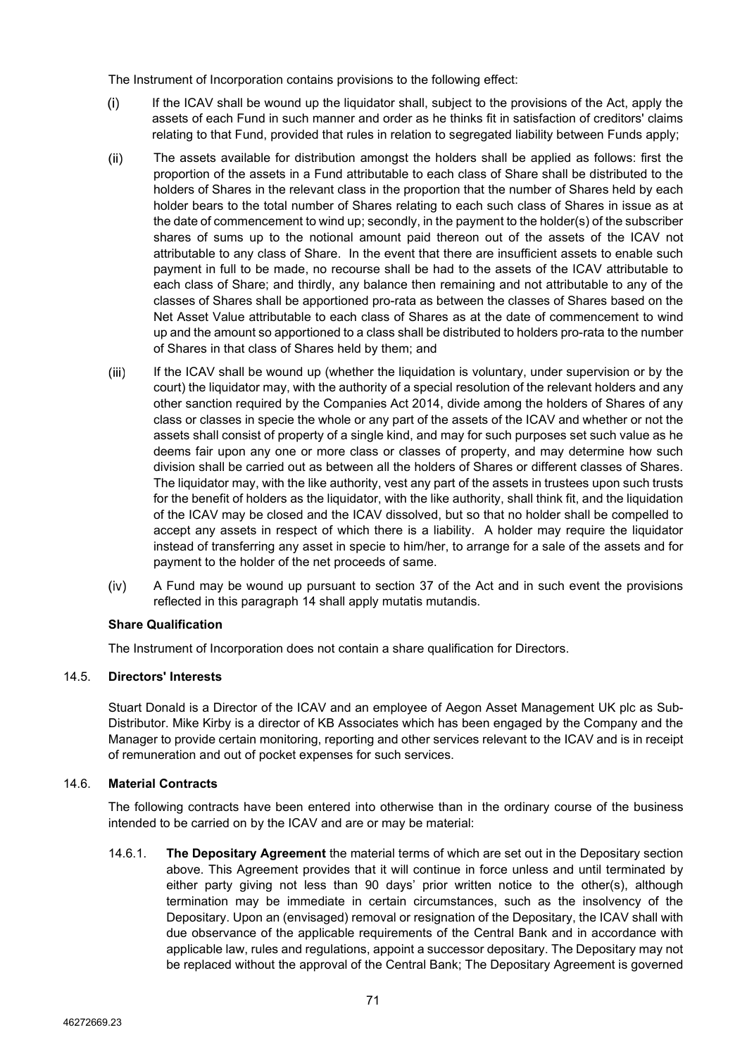The Instrument of Incorporation contains provisions to the following effect:

(i) If the ICAV shall be wound up the liquidator shall, subject to the provisions of the Act, apply the assets of each Fund in such manner and order as he thinks fit in satisfaction of creditors' claims relating to that Fund, provided that rules in relation to segregated liability between Funds apply;

(ii) The assets available for distribution amongst the holders shall be applied as follows: first the proportion of the assets in a Fund attributable to each class of Share shall be distributed to the holders of Shares in the relevant class in the proportion that the number of Shares held by each holder bears to the total number of Shares relating to each such class of Shares in issue as at the date of commencement to wind up; secondly, in the payment to the holder(s) of the subscriber shares of sums up to the notional amount paid thereon out of the assets of the ICAV not attributable to any class of Share. In the event that there are insufficient assets to enable such payment in full to be made, no recourse shall be had to the assets of the ICAV attributable to each class of Share; and thirdly, any balance then remaining and not attributable to any of the classes of Shares shall be apportioned pro-rata as between the classes of Shares based on the Net Asset Value attributable to each class of Shares as at the date of commencement to wind up and the amount so apportioned to a class shall be distributed to holders pro-rata to the number of Shares in that class of Shares held by them; and

(iii) If the ICAV shall be wound up (whether the liquidation is voluntary, under supervision or by the court) the liquidator may, with the authority of a special resolution of the relevant holders and any other sanction required by the Companies Act 2014, divide among the holders of Shares of any class or classes in specie the whole or any part of the assets of the ICAV and whether or not the assets shall consist of property of a single kind, and may for such purposes set such value as he deems fair upon any one or more class or classes of property, and may determine how such division shall be carried out as between all the holders of Shares or different classes of Shares. The liquidator may, with the like authority, vest any part of the assets in trustees upon such trusts for the benefit of holders as the liquidator, with the like authority, shall think fit, and the liquidation of the ICAV may be closed and the ICAV dissolved, but so that no holder shall be compelled to accept any assets in respect of which there is a liability. A holder may require the liquidator instead of transferring any asset in specie to him/her, to arrange for a sale of the assets and for payment to the holder of the net proceeds of same.

(iv) A Fund may be wound up pursuant to section 37 of the Act and in such event the provisions reflected in this paragraph 14 shall apply mutatis mutandis.

**Share Qualification**

The Instrument of Incorporation does not contain a share qualification for Directors.

### 14.5. Directors' Interests

Stuart Donald is a Director of the ICAV and an employee of Aegon Asset Management UK plc as Sub-Distributor. Mike Kirby is a director of KB Associates which has been engaged by the Company and the Manager to provide certain monitoring, reporting and other services relevant to the ICAV and is in receipt of remuneration and out of pocket expenses for such services.

### 14.6. Material Contracts

The following contracts have been entered into otherwise than in the ordinary course of the business intended to be carried on by the ICAV and are or may be material:

14.6.1. **The Depositary Agreement** the material terms of which are set out in the Depositary section above. This Agreement provides that it will continue in force unless and until terminated by either party giving not less than 90 days' prior written notice to the other(s), although termination may be immediate in certain circumstances, such as the insolvency of the Depositary. Upon an (envisaged) removal or resignation of the Depositary, the ICAV shall with due observance of the applicable requirements of the Central Bank and in accordance with applicable law, rules and regulations, appoint a successor depositary. The Depositary may not be replaced without the approval of the Central Bank; The Depositary Agreement is governed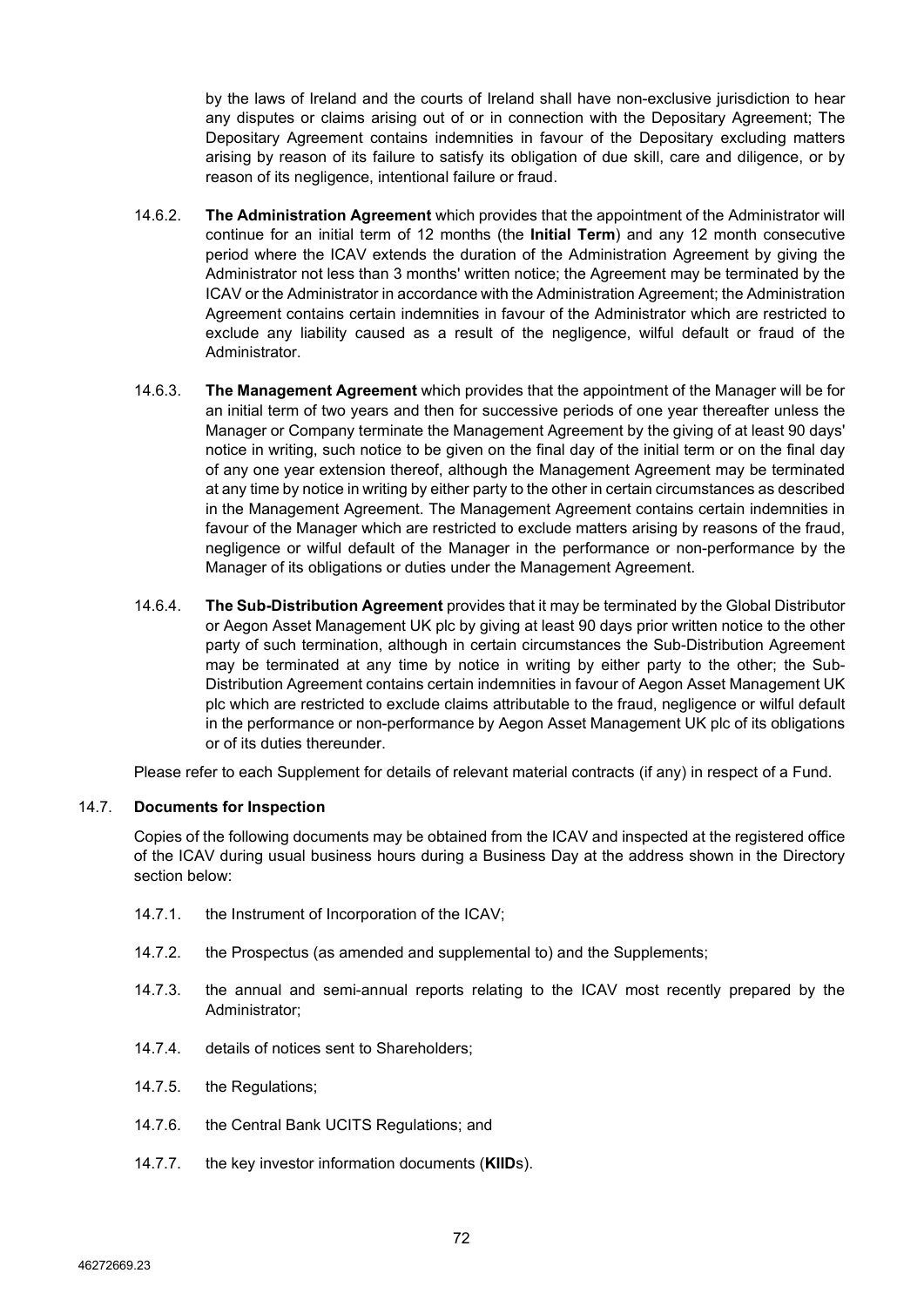by the laws of Ireland and the courts of Ireland shall have non-exclusive jurisdiction to hear any disputes or claims arising out of or in connection with the Depositary Agreement; The Depositary Agreement contains indemnities in favour of the Depositary excluding matters arising by reason of its failure to satisfy its obligation of due skill, care and diligence, or by reason of its negligence, intentional failure or fraud.

14.6.2. **The Administration Agreement** which provides that the appointment of the Administrator will continue for an initial term of 12 months (the **Initial Term**) and any 12 month consecutive period where the ICAV extends the duration of the Administration Agreement by giving the Administrator not less than 3 months' written notice; the Agreement may be terminated by the ICAV or the Administrator in accordance with the Administration Agreement; the Administration Agreement contains certain indemnities in favour of the Administrator which are restricted to exclude any liability caused as a result of the negligence, wilful default or fraud of the Administrator.

14.6.3. **The Management Agreement** which provides that the appointment of the Manager will be for an initial term of two years and then for successive periods of one year thereafter unless the Manager or Company terminate the Management Agreement by the giving of at least 90 days' notice in writing, such notice to be given on the final day of the initial term or on the final day of any one year extension thereof, although the Management Agreement may be terminated at any time by notice in writing by either party to the other in certain circumstances as described in the Management Agreement. The Management Agreement contains certain indemnities in favour of the Manager which are restricted to exclude matters arising by reasons of the fraud, negligence or wilful default of the Manager in the performance or non-performance by the Manager of its obligations or duties under the Management Agreement.

14.6.4. **The Sub-Distribution Agreement** provides that it may be terminated by the Global Distributor or Aegon Asset Management UK plc by giving at least 90 days prior written notice to the other party of such termination, although in certain circumstances the Sub-Distribution Agreement may be terminated at any time by notice in writing by either party to the other; the Sub-Distribution Agreement contains certain indemnities in favour of Aegon Asset Management UK plc which are restricted to exclude claims attributable to the fraud, negligence or wilful default in the performance or non-performance by Aegon Asset Management UK plc of its obligations or of its duties thereunder.

Please refer to each Supplement for details of relevant material contracts (if any) in respect of a Fund.

### 14.7. Documents for Inspection

Copies of the following documents may be obtained from the ICAV and inspected at the registered office of the ICAV during usual business hours during a Business Day at the address shown in the Directory section below:

14.7.1. the Instrument of Incorporation of the ICAV;

14.7.2. the Prospectus (as amended and supplemental to) and the Supplements;

14.7.3. the annual and semi-annual reports relating to the ICAV most recently prepared by the Administrator;

14.7.4. details of notices sent to Shareholders;

14.7.5. the Regulations;

14.7.6. the Central Bank UCITS Regulations; and

14.7.7. the key investor information documents (**KIID**s).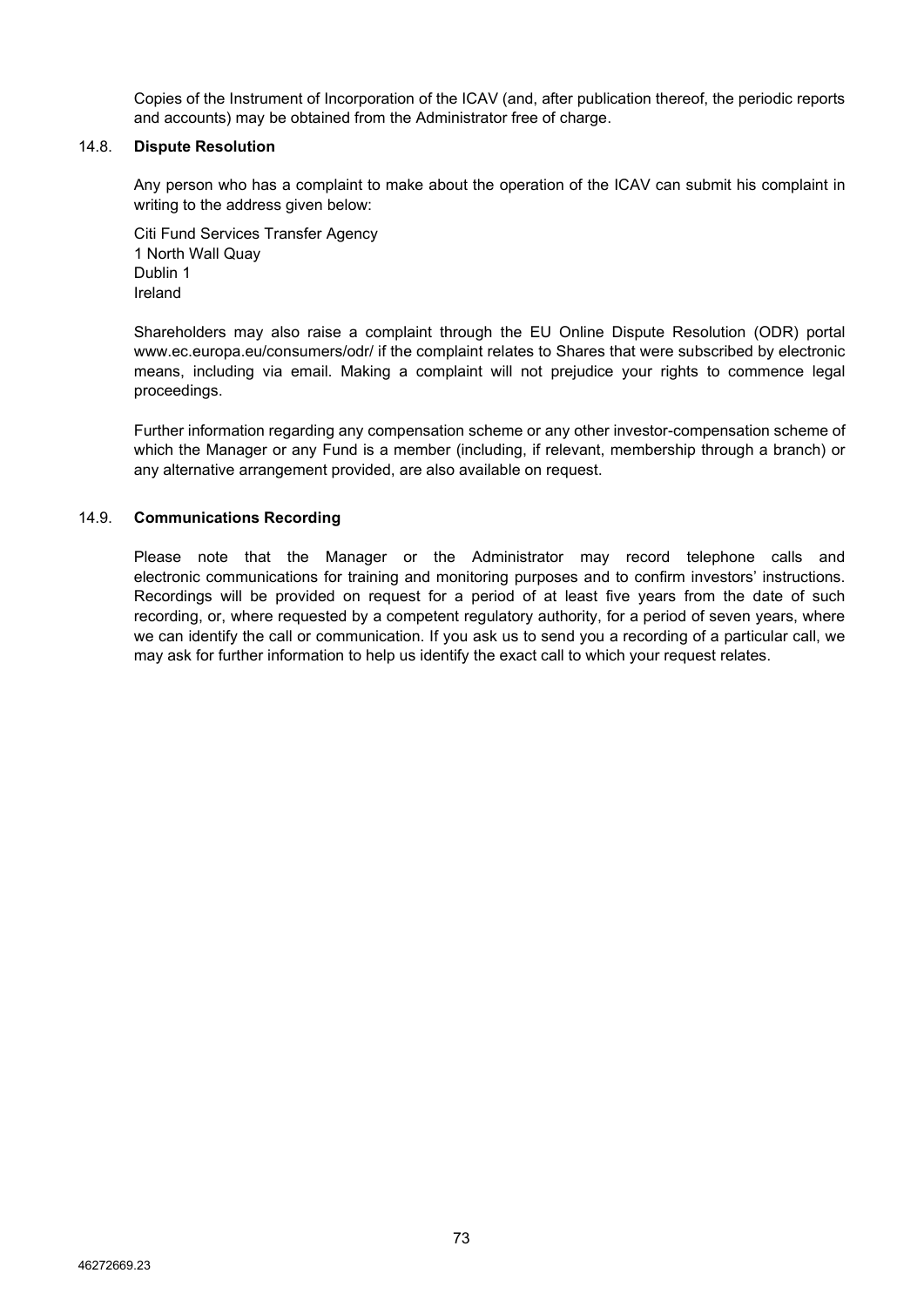Copies of the Instrument of Incorporation of the ICAV (and, after publication thereof, the periodic reports and accounts) may be obtained from the Administrator free of charge.

### 14.8. Dispute Resolution

Any person who has a complaint to make about the operation of the ICAV can submit his complaint in writing to the address given below:

Citi Fund Services Transfer Agency
1 North Wall Quay
Dublin 1
Ireland

Shareholders may also raise a complaint through the EU Online Dispute Resolution (ODR) portal www.ec.europa.eu/consumers/odr/ if the complaint relates to Shares that were subscribed by electronic means, including via email. Making a complaint will not prejudice your rights to commence legal proceedings.

Further information regarding any compensation scheme or any other investor-compensation scheme of which the Manager or any Fund is a member (including, if relevant, membership through a branch) or any alternative arrangement provided, are also available on request.

### 14.9. Communications Recording

Please note that the Manager or the Administrator may record telephone calls and electronic communications for training and monitoring purposes and to confirm investors' instructions. Recordings will be provided on request for a period of at least five years from the date of such recording, or, where requested by a competent regulatory authority, for a period of seven years, where we can identify the call or communication. If you ask us to send you a recording of a particular call, we may ask for further information to help us identify the exact call to which your request relates.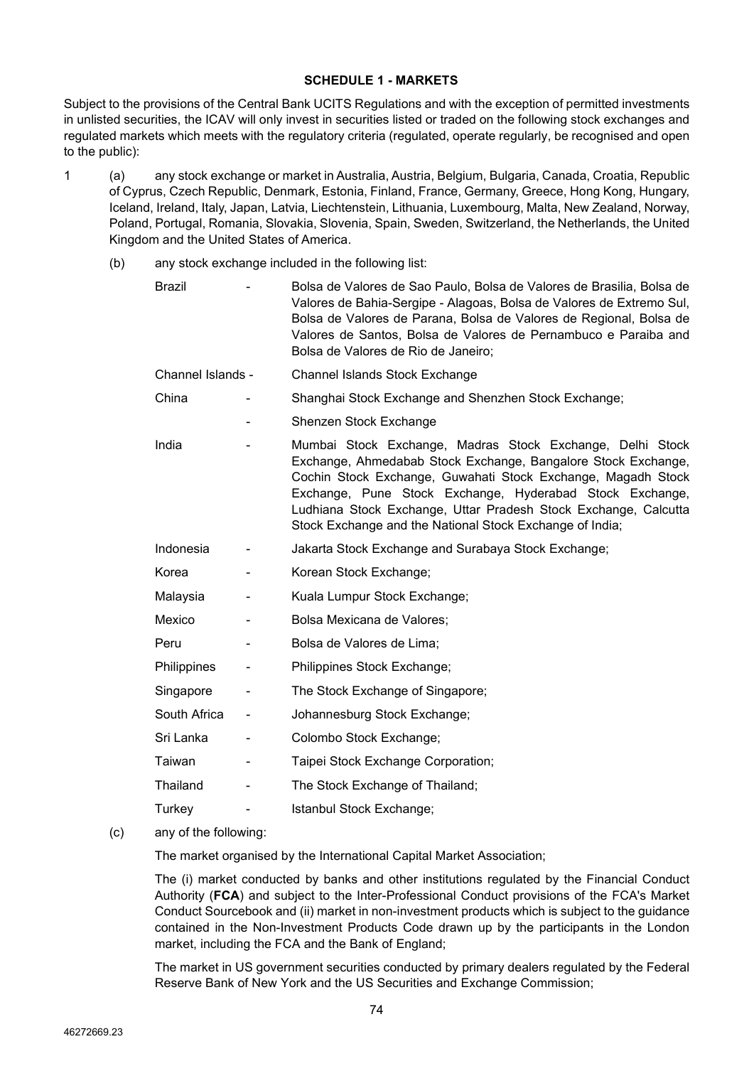**SCHEDULE 1 - MARKETS**

Subject to the provisions of the Central Bank UCITS Regulations and with the exception of permitted investments in unlisted securities, the ICAV will only invest in securities listed or traded on the following stock exchanges and regulated markets which meets with the regulatory criteria (regulated, operate regularly, be recognised and open to the public):

1 (a) any stock exchange or market in Australia, Austria, Belgium, Bulgaria, Canada, Croatia, Republic of Cyprus, Czech Republic, Denmark, Estonia, Finland, France, Germany, Greece, Hong Kong, Hungary, Iceland, Ireland, Italy, Japan, Latvia, Liechtenstein, Lithuania, Luxembourg, Malta, New Zealand, Norway, Poland, Portugal, Romania, Slovakia, Slovenia, Spain, Sweden, Switzerland, the Netherlands, the United Kingdom and the United States of America.

(b) any stock exchange included in the following list:

| | | |
|---|---|---|
| Brazil | - | Bolsa de Valores de Sao Paulo, Bolsa de Valores de Brasilia, Bolsa de Valores de Bahia-Sergipe - Alagoas, Bolsa de Valores de Extremo Sul, Bolsa de Valores de Parana, Bolsa de Valores de Regional, Bolsa de Valores de Santos, Bolsa de Valores de Pernambuco e Paraiba and Bolsa de Valores de Rio de Janeiro; |
| Channel Islands | - | Channel Islands Stock Exchange |
| China | - | Shanghai Stock Exchange and Shenzhen Stock Exchange; |
| | - | Shenzen Stock Exchange |
| India | - | Mumbai Stock Exchange, Madras Stock Exchange, Delhi Stock Exchange, Ahmedabab Stock Exchange, Bangalore Stock Exchange, Cochin Stock Exchange, Guwahati Stock Exchange, Magadh Stock Exchange, Pune Stock Exchange, Hyderabad Stock Exchange, Ludhiana Stock Exchange, Uttar Pradesh Stock Exchange, Calcutta Stock Exchange and the National Stock Exchange of India; |
| Indonesia | - | Jakarta Stock Exchange and Surabaya Stock Exchange; |
| Korea | - | Korean Stock Exchange; |
| Malaysia | - | Kuala Lumpur Stock Exchange; |
| Mexico | - | Bolsa Mexicana de Valores; |
| Peru | - | Bolsa de Valores de Lima; |
| Philippines | - | Philippines Stock Exchange; |
| Singapore | - | The Stock Exchange of Singapore; |
| South Africa | - | Johannesburg Stock Exchange; |
| Sri Lanka | - | Colombo Stock Exchange; |
| Taiwan | - | Taipei Stock Exchange Corporation; |
| Thailand | - | The Stock Exchange of Thailand; |
| Turkey | - | Istanbul Stock Exchange; |

(c) any of the following:

The market organised by the International Capital Market Association;

The (i) market conducted by banks and other institutions regulated by the Financial Conduct Authority (**FCA**) and subject to the Inter-Professional Conduct provisions of the FCA's Market Conduct Sourcebook and (ii) market in non-investment products which is subject to the guidance contained in the Non-Investment Products Code drawn up by the participants in the London market, including the FCA and the Bank of England;

The market in US government securities conducted by primary dealers regulated by the Federal Reserve Bank of New York and the US Securities and Exchange Commission;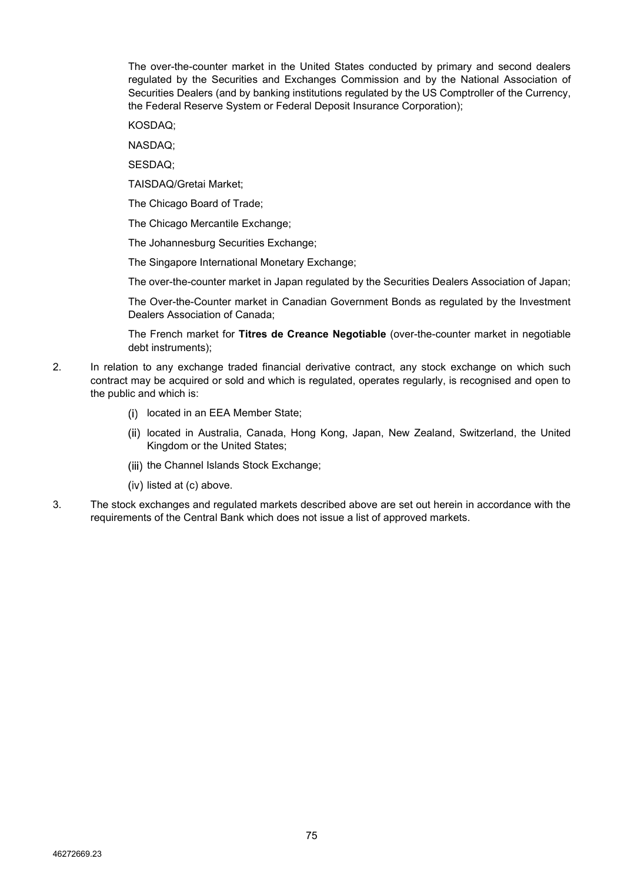The over-the-counter market in the United States conducted by primary and second dealers regulated by the Securities and Exchanges Commission and by the National Association of Securities Dealers (and by banking institutions regulated by the US Comptroller of the Currency, the Federal Reserve System or Federal Deposit Insurance Corporation);

KOSDAQ;

NASDAQ;

SESDAQ;

TAISDAQ/Gretai Market;

The Chicago Board of Trade;

The Chicago Mercantile Exchange;

The Johannesburg Securities Exchange;

The Singapore International Monetary Exchange;

The over-the-counter market in Japan regulated by the Securities Dealers Association of Japan;

The Over-the-Counter market in Canadian Government Bonds as regulated by the Investment Dealers Association of Canada;

The French market for **Titres de Creance Negotiable** (over-the-counter market in negotiable debt instruments);

2. In relation to any exchange traded financial derivative contract, any stock exchange on which such contract may be acquired or sold and which is regulated, operates regularly, is recognised and open to the public and which is:

   (i) located in an EEA Member State;

   (ii) located in Australia, Canada, Hong Kong, Japan, New Zealand, Switzerland, the United Kingdom or the United States;

   (iii) the Channel Islands Stock Exchange;

   (iv) listed at (c) above.

3. The stock exchanges and regulated markets described above are set out herein in accordance with the requirements of the Central Bank which does not issue a list of approved markets.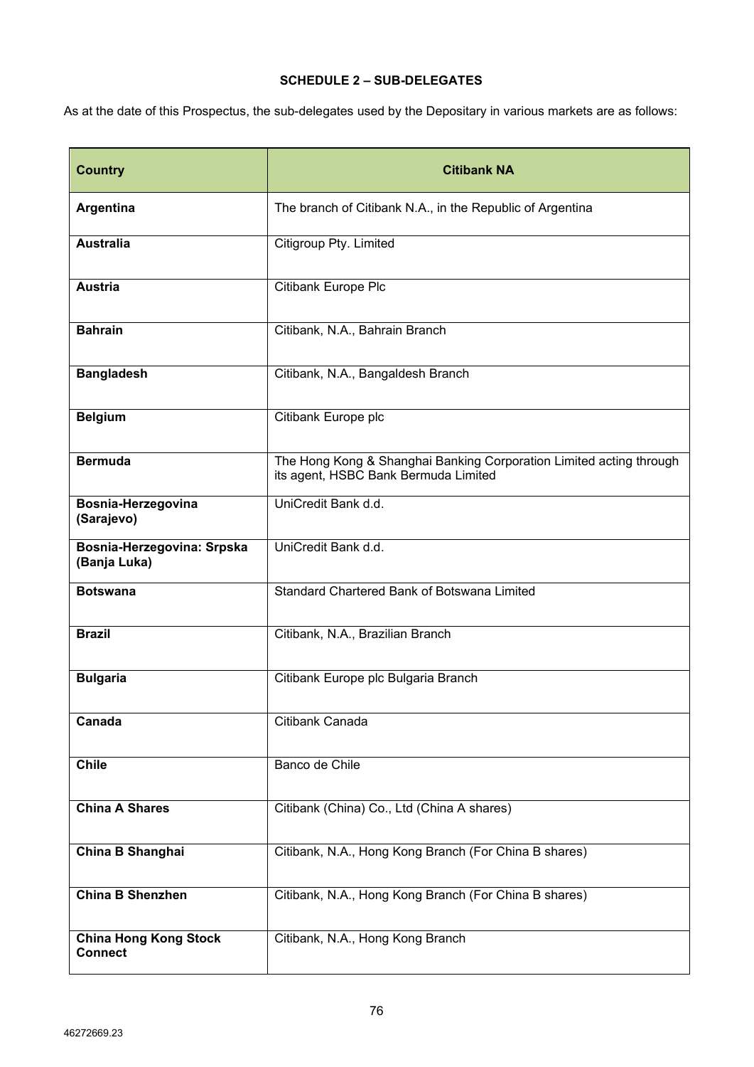**SCHEDULE 2 – SUB-DELEGATES**

As at the date of this Prospectus, the sub-delegates used by the Depositary in various markets are as follows:

| Country | Citibank NA |
|---|---|
| **Argentina** | The branch of Citibank N.A., in the Republic of Argentina |
| **Australia** | Citigroup Pty. Limited |
| **Austria** | Citibank Europe Plc |
| **Bahrain** | Citibank, N.A., Bahrain Branch |
| **Bangladesh** | Citibank, N.A., Bangaldesh Branch |
| **Belgium** | Citibank Europe plc |
| **Bermuda** | The Hong Kong & Shanghai Banking Corporation Limited acting through its agent, HSBC Bank Bermuda Limited |
| **Bosnia-Herzegovina (Sarajevo)** | UniCredit Bank d.d. |
| **Bosnia-Herzegovina: Srpska (Banja Luka)** | UniCredit Bank d.d. |
| **Botswana** | Standard Chartered Bank of Botswana Limited |
| **Brazil** | Citibank, N.A., Brazilian Branch |
| **Bulgaria** | Citibank Europe plc Bulgaria Branch |
| **Canada** | Citibank Canada |
| **Chile** | Banco de Chile |
| **China A Shares** | Citibank (China) Co., Ltd (China A shares) |
| **China B Shanghai** | Citibank, N.A., Hong Kong Branch (For China B shares) |
| **China B Shenzhen** | Citibank, N.A., Hong Kong Branch (For China B shares) |
| **China Hong Kong Stock Connect** | Citibank, N.A., Hong Kong Branch |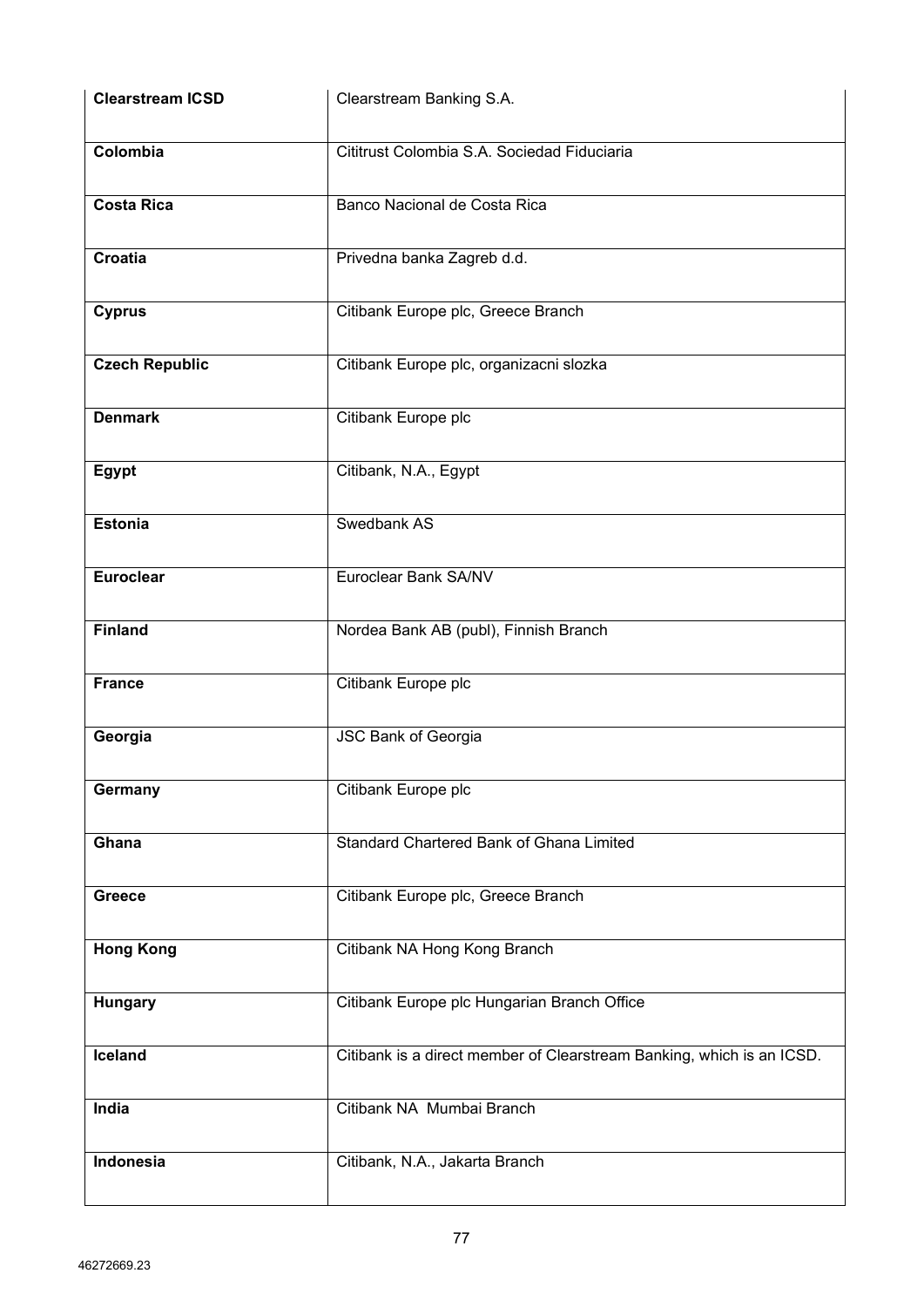| | |
|---|---|
| **Clearstream ICSD** | Clearstream Banking S.A. |
| **Colombia** | Cititrust Colombia S.A. Sociedad Fiduciaria |
| **Costa Rica** | Banco Nacional de Costa Rica |
| **Croatia** | Privedna banka Zagreb d.d. |
| **Cyprus** | Citibank Europe plc, Greece Branch |
| **Czech Republic** | Citibank Europe plc, organizacni slozka |
| **Denmark** | Citibank Europe plc |
| **Egypt** | Citibank, N.A., Egypt |
| **Estonia** | Swedbank AS |
| **Euroclear** | Euroclear Bank SA/NV |
| **Finland** | Nordea Bank AB (publ), Finnish Branch |
| **France** | Citibank Europe plc |
| **Georgia** | JSC Bank of Georgia |
| **Germany** | Citibank Europe plc |
| **Ghana** | Standard Chartered Bank of Ghana Limited |
| **Greece** | Citibank Europe plc, Greece Branch |
| **Hong Kong** | Citibank NA Hong Kong Branch |
| **Hungary** | Citibank Europe plc Hungarian Branch Office |
| **Iceland** | Citibank is a direct member of Clearstream Banking, which is an ICSD. |
| **India** | Citibank NA Mumbai Branch |
| **Indonesia** | Citibank, N.A., Jakarta Branch |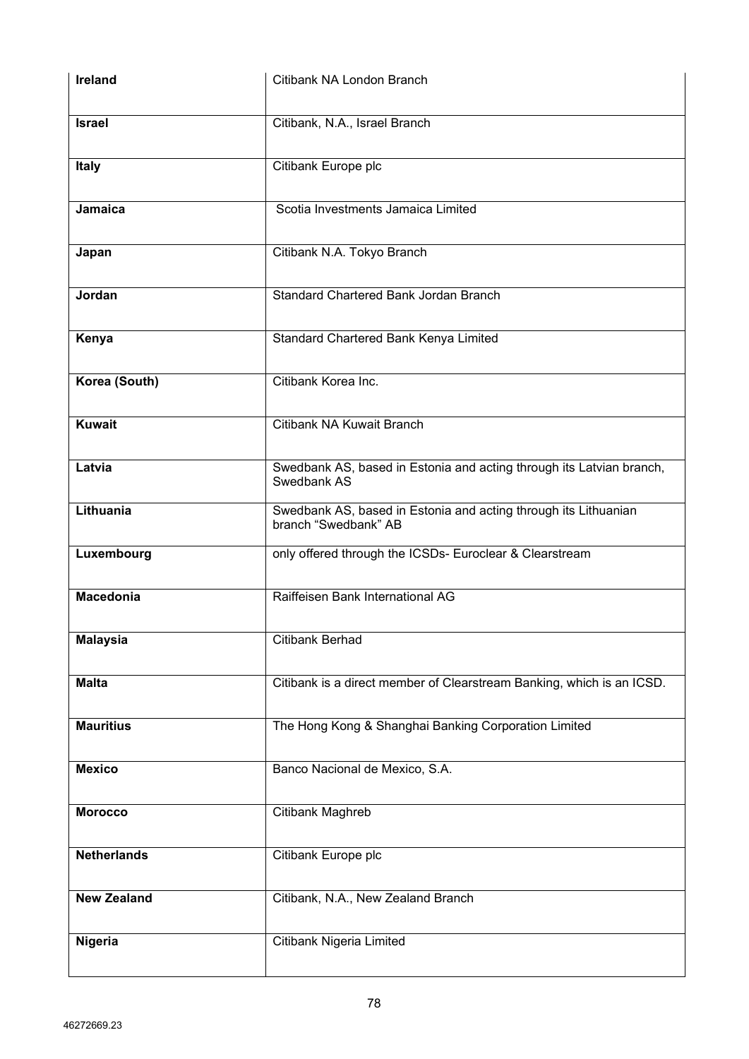| | |
|---|---|
| **Ireland** | Citibank NA London Branch |
| **Israel** | Citibank, N.A., Israel Branch |
| **Italy** | Citibank Europe plc |
| **Jamaica** | Scotia Investments Jamaica Limited |
| **Japan** | Citibank N.A. Tokyo Branch |
| **Jordan** | Standard Chartered Bank Jordan Branch |
| **Kenya** | Standard Chartered Bank Kenya Limited |
| **Korea (South)** | Citibank Korea Inc. |
| **Kuwait** | Citibank NA Kuwait Branch |
| **Latvia** | Swedbank AS, based in Estonia and acting through its Latvian branch, Swedbank AS |
| **Lithuania** | Swedbank AS, based in Estonia and acting through its Lithuanian branch "Swedbank" AB |
| **Luxembourg** | only offered through the ICSDs- Euroclear & Clearstream |
| **Macedonia** | Raiffeisen Bank International AG |
| **Malaysia** | Citibank Berhad |
| **Malta** | Citibank is a direct member of Clearstream Banking, which is an ICSD. |
| **Mauritius** | The Hong Kong & Shanghai Banking Corporation Limited |
| **Mexico** | Banco Nacional de Mexico, S.A. |
| **Morocco** | Citibank Maghreb |
| **Netherlands** | Citibank Europe plc |
| **New Zealand** | Citibank, N.A., New Zealand Branch |
| **Nigeria** | Citibank Nigeria Limited |

46272669.23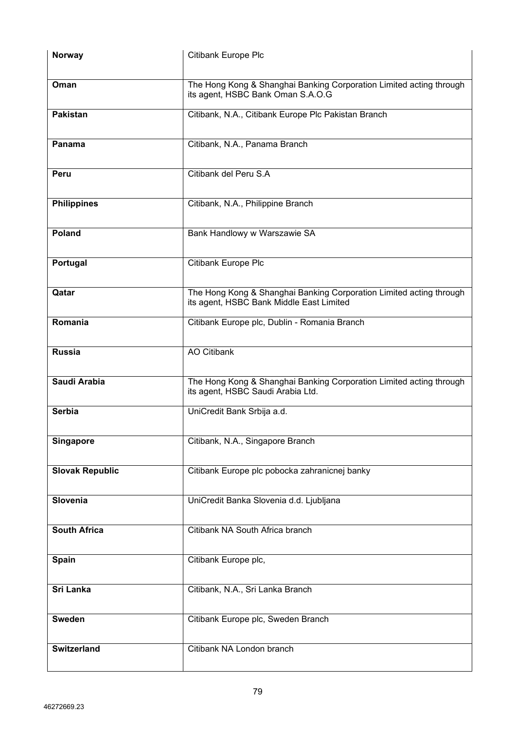| **Norway** | Citibank Europe Plc |
|---|---|
| **Oman** | The Hong Kong & Shanghai Banking Corporation Limited acting through its agent, HSBC Bank Oman S.A.O.G |
| **Pakistan** | Citibank, N.A., Citibank Europe Plc Pakistan Branch |
| **Panama** | Citibank, N.A., Panama Branch |
| **Peru** | Citibank del Peru S.A |
| **Philippines** | Citibank, N.A., Philippine Branch |
| **Poland** | Bank Handlowy w Warszawie SA |
| **Portugal** | Citibank Europe Plc |
| **Qatar** | The Hong Kong & Shanghai Banking Corporation Limited acting through its agent, HSBC Bank Middle East Limited |
| **Romania** | Citibank Europe plc, Dublin - Romania Branch |
| **Russia** | AO Citibank |
| **Saudi Arabia** | The Hong Kong & Shanghai Banking Corporation Limited acting through its agent, HSBC Saudi Arabia Ltd. |
| **Serbia** | UniCredit Bank Srbija a.d. |
| **Singapore** | Citibank, N.A., Singapore Branch |
| **Slovak Republic** | Citibank Europe plc pobocka zahranicnej banky |
| **Slovenia** | UniCredit Banka Slovenia d.d. Ljubljana |
| **South Africa** | Citibank NA South Africa branch |
| **Spain** | Citibank Europe plc, |
| **Sri Lanka** | Citibank, N.A., Sri Lanka Branch |
| **Sweden** | Citibank Europe plc, Sweden Branch |
| **Switzerland** | Citibank NA London branch |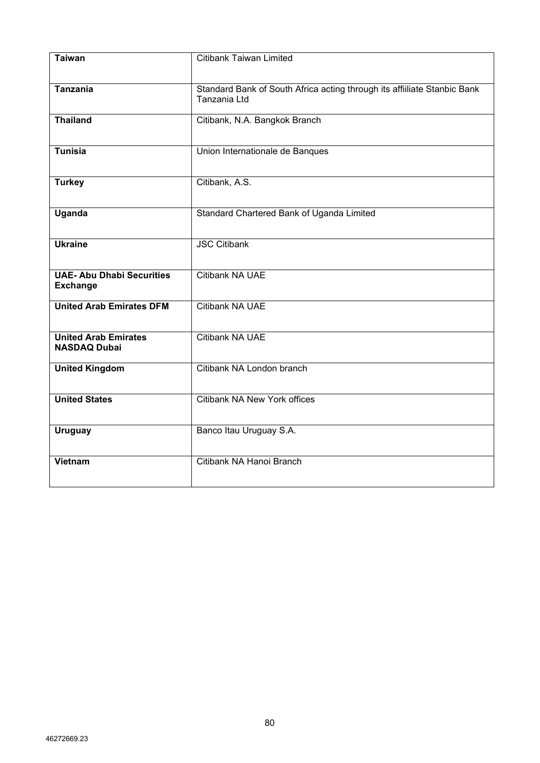| | |
|---|---|
| **Taiwan** | Citibank Taiwan Limited |
| **Tanzania** | Standard Bank of South Africa acting through its affiiliate Stanbic Bank Tanzania Ltd |
| **Thailand** | Citibank, N.A. Bangkok Branch |
| **Tunisia** | Union Internationale de Banques |
| **Turkey** | Citibank, A.S. |
| **Uganda** | Standard Chartered Bank of Uganda Limited |
| **Ukraine** | JSC Citibank |
| **UAE- Abu Dhabi Securities Exchange** | Citibank NA UAE |
| **United Arab Emirates DFM** | Citibank NA UAE |
| **United Arab Emirates NASDAQ Dubai** | Citibank NA UAE |
| **United Kingdom** | Citibank NA London branch |
| **United States** | Citibank NA New York offices |
| **Uruguay** | Banco Itau Uruguay S.A. |
| **Vietnam** | Citibank NA Hanoi Branch |

46272669.23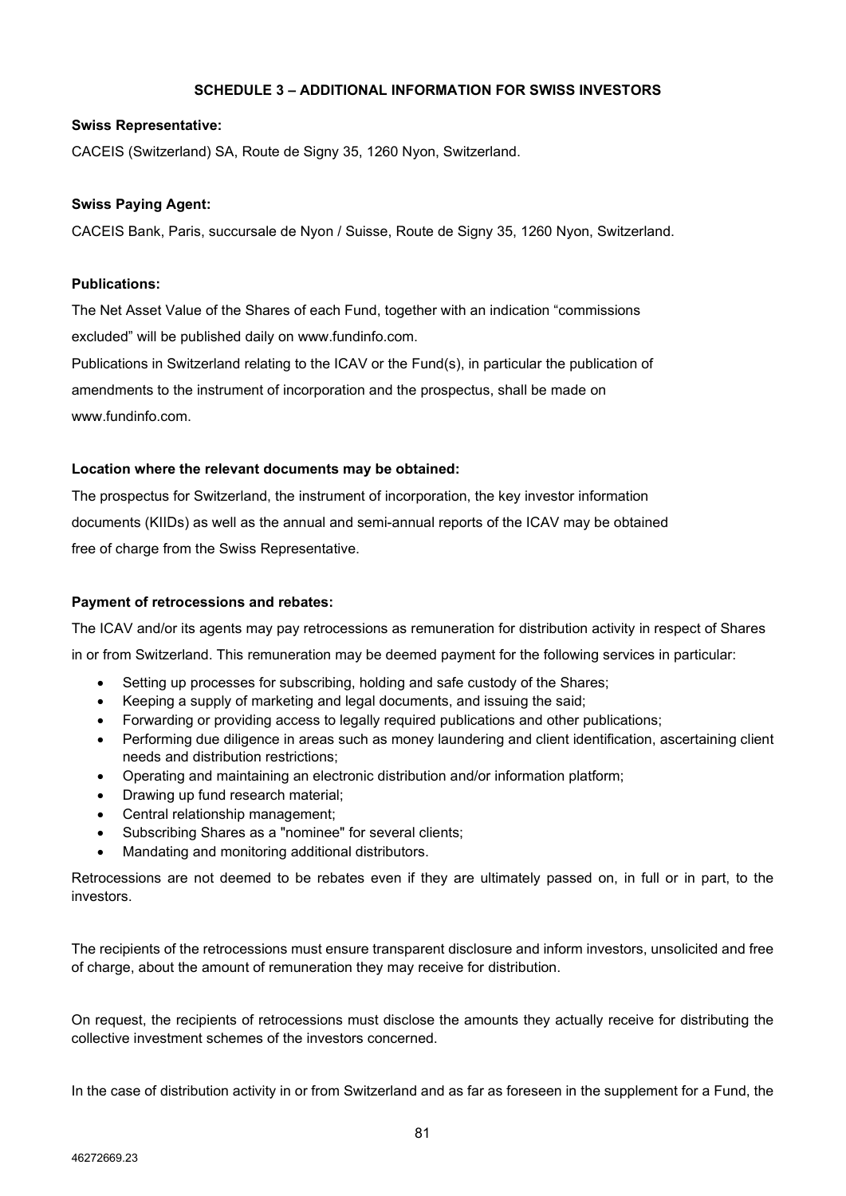## SCHEDULE 3 – ADDITIONAL INFORMATION FOR SWISS INVESTORS

**Swiss Representative:**

CACEIS (Switzerland) SA, Route de Signy 35, 1260 Nyon, Switzerland.

**Swiss Paying Agent:**

CACEIS Bank, Paris, succursale de Nyon / Suisse, Route de Signy 35, 1260 Nyon, Switzerland.

**Publications:**

The Net Asset Value of the Shares of each Fund, together with an indication "commissions excluded" will be published daily on www.fundinfo.com.

Publications in Switzerland relating to the ICAV or the Fund(s), in particular the publication of amendments to the instrument of incorporation and the prospectus, shall be made on www.fundinfo.com.

**Location where the relevant documents may be obtained:**

The prospectus for Switzerland, the instrument of incorporation, the key investor information documents (KIIDs) as well as the annual and semi-annual reports of the ICAV may be obtained free of charge from the Swiss Representative.

**Payment of retrocessions and rebates:**

The ICAV and/or its agents may pay retrocessions as remuneration for distribution activity in respect of Shares in or from Switzerland. This remuneration may be deemed payment for the following services in particular:

- Setting up processes for subscribing, holding and safe custody of the Shares;
- Keeping a supply of marketing and legal documents, and issuing the said;
- Forwarding or providing access to legally required publications and other publications;
- Performing due diligence in areas such as money laundering and client identification, ascertaining client needs and distribution restrictions;
- Operating and maintaining an electronic distribution and/or information platform;
- Drawing up fund research material;
- Central relationship management;
- Subscribing Shares as a "nominee" for several clients;
- Mandating and monitoring additional distributors.

Retrocessions are not deemed to be rebates even if they are ultimately passed on, in full or in part, to the investors.

The recipients of the retrocessions must ensure transparent disclosure and inform investors, unsolicited and free of charge, about the amount of remuneration they may receive for distribution.

On request, the recipients of retrocessions must disclose the amounts they actually receive for distributing the collective investment schemes of the investors concerned.

In the case of distribution activity in or from Switzerland and as far as foreseen in the supplement for a Fund, the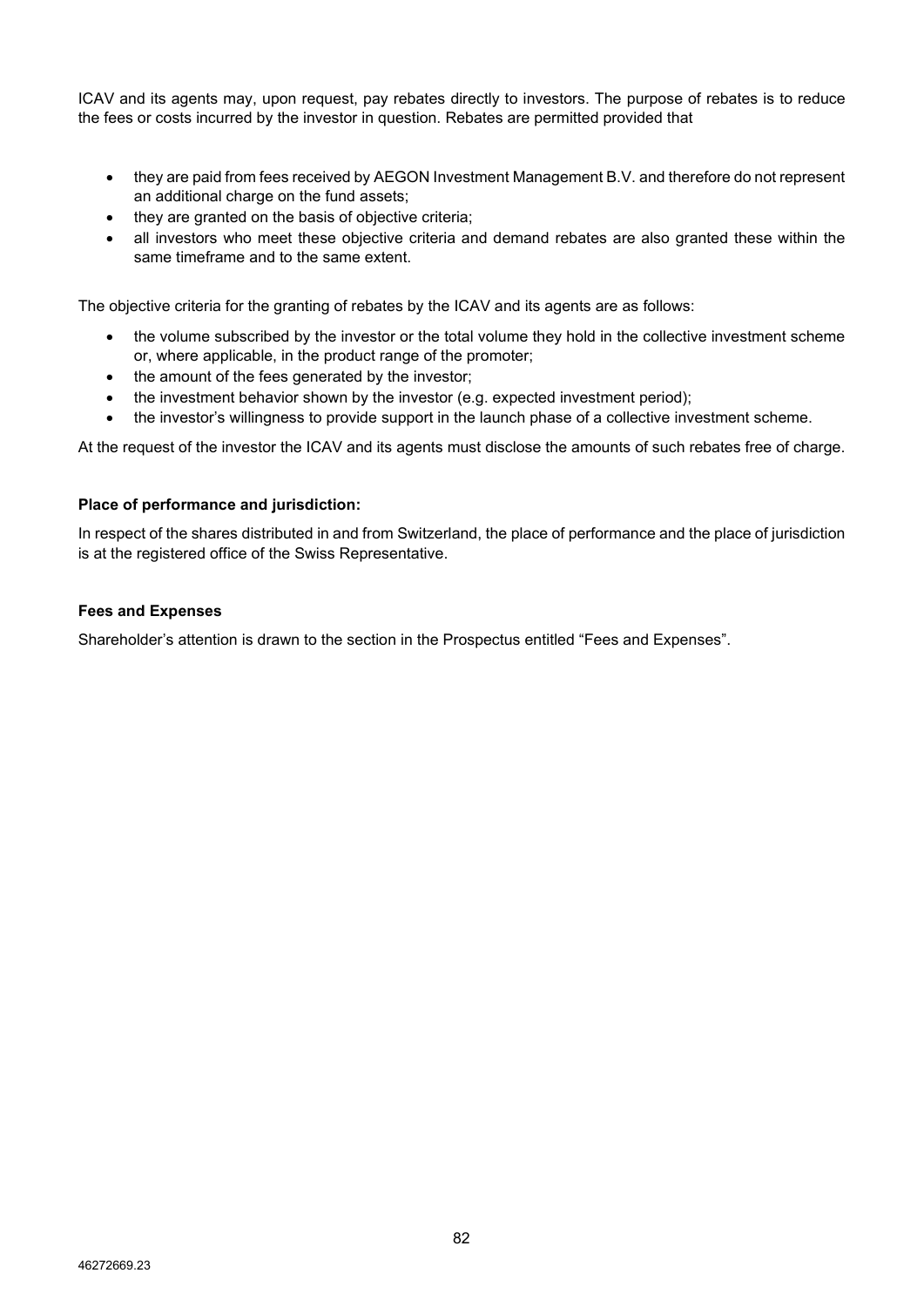ICAV and its agents may, upon request, pay rebates directly to investors. The purpose of rebates is to reduce the fees or costs incurred by the investor in question. Rebates are permitted provided that

- they are paid from fees received by AEGON Investment Management B.V. and therefore do not represent an additional charge on the fund assets;
- they are granted on the basis of objective criteria;
- all investors who meet these objective criteria and demand rebates are also granted these within the same timeframe and to the same extent.

The objective criteria for the granting of rebates by the ICAV and its agents are as follows:

- the volume subscribed by the investor or the total volume they hold in the collective investment scheme or, where applicable, in the product range of the promoter;
- the amount of the fees generated by the investor;
- the investment behavior shown by the investor (e.g. expected investment period);
- the investor's willingness to provide support in the launch phase of a collective investment scheme.

At the request of the investor the ICAV and its agents must disclose the amounts of such rebates free of charge.

**Place of performance and jurisdiction:**

In respect of the shares distributed in and from Switzerland, the place of performance and the place of jurisdiction is at the registered office of the Swiss Representative.

**Fees and Expenses**

Shareholder's attention is drawn to the section in the Prospectus entitled "Fees and Expenses".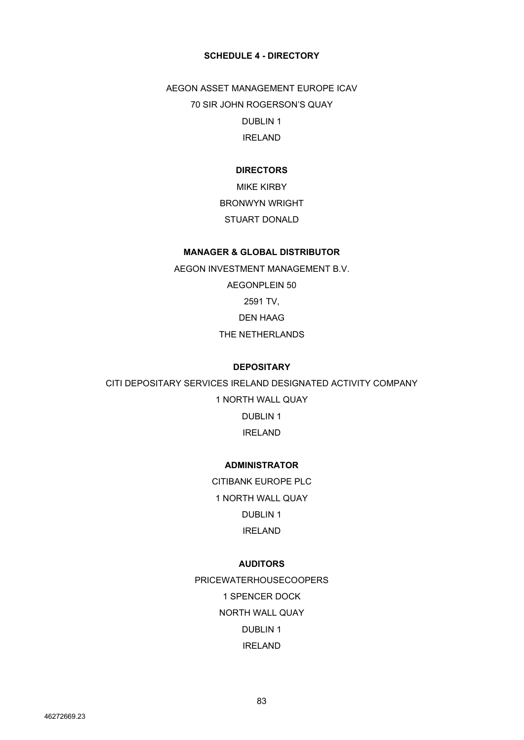## SCHEDULE 4 - DIRECTORY

AEGON ASSET MANAGEMENT EUROPE ICAV
70 SIR JOHN ROGERSON'S QUAY
DUBLIN 1
IRELAND

**DIRECTORS**

MIKE KIRBY
BRONWYN WRIGHT
STUART DONALD

**MANAGER & GLOBAL DISTRIBUTOR**

AEGON INVESTMENT MANAGEMENT B.V.
AEGONPLEIN 50
2591 TV,
DEN HAAG
THE NETHERLANDS

**DEPOSITARY**

CITI DEPOSITARY SERVICES IRELAND DESIGNATED ACTIVITY COMPANY
1 NORTH WALL QUAY
DUBLIN 1
IRELAND

**ADMINISTRATOR**

CITIBANK EUROPE PLC
1 NORTH WALL QUAY
DUBLIN 1
IRELAND

**AUDITORS**

PRICEWATERHOUSECOOPERS
1 SPENCER DOCK
NORTH WALL QUAY
DUBLIN 1
IRELAND

46272669.23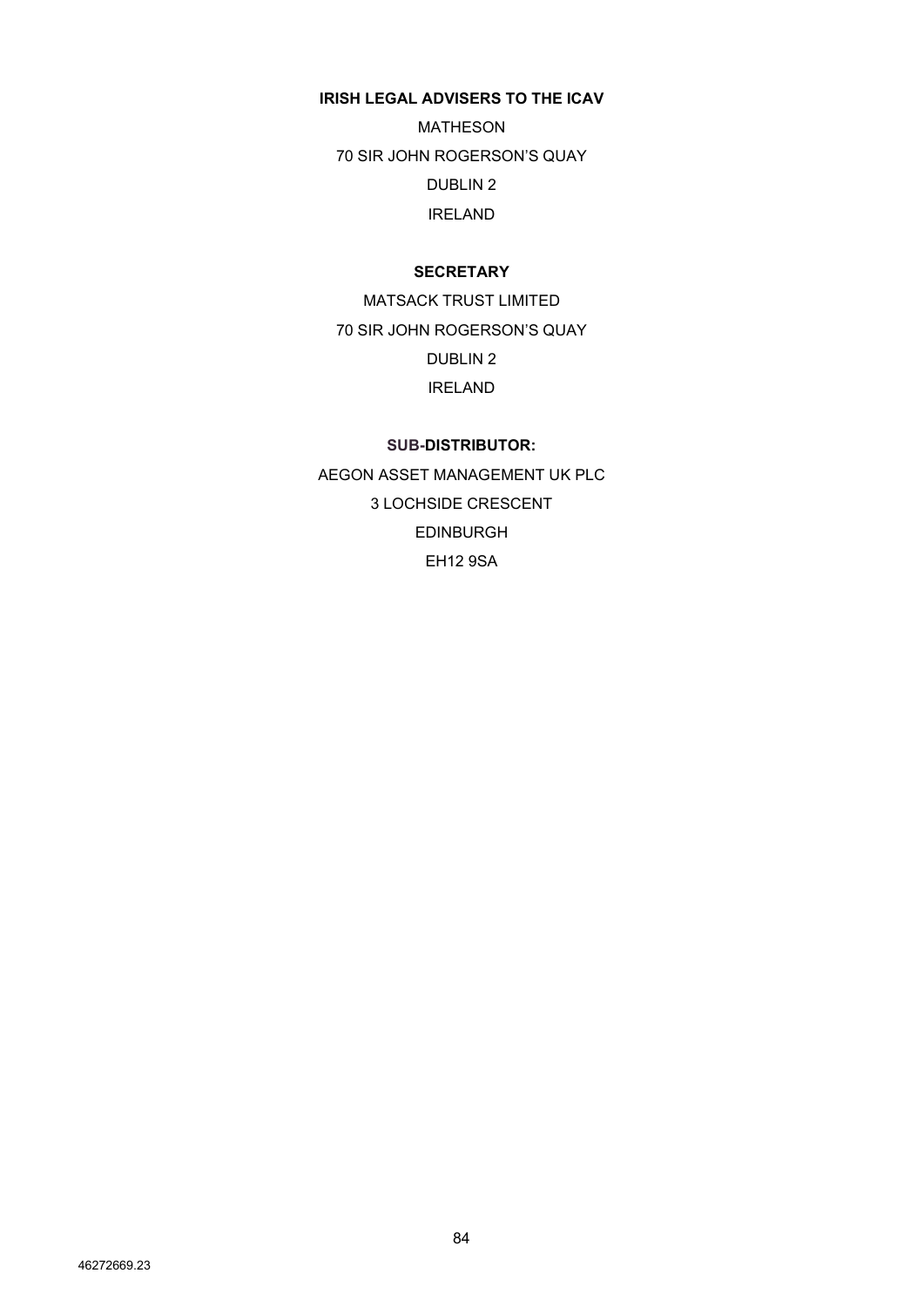**IRISH LEGAL ADVISERS TO THE ICAV**

MATHESON
70 SIR JOHN ROGERSON'S QUAY
DUBLIN 2
IRELAND

**SECRETARY**

MATSACK TRUST LIMITED
70 SIR JOHN ROGERSON'S QUAY
DUBLIN 2
IRELAND

**SUB-DISTRIBUTOR:**

AEGON ASSET MANAGEMENT UK PLC
3 LOCHSIDE CRESCENT
EDINBURGH
EH12 9SA

46272669.23